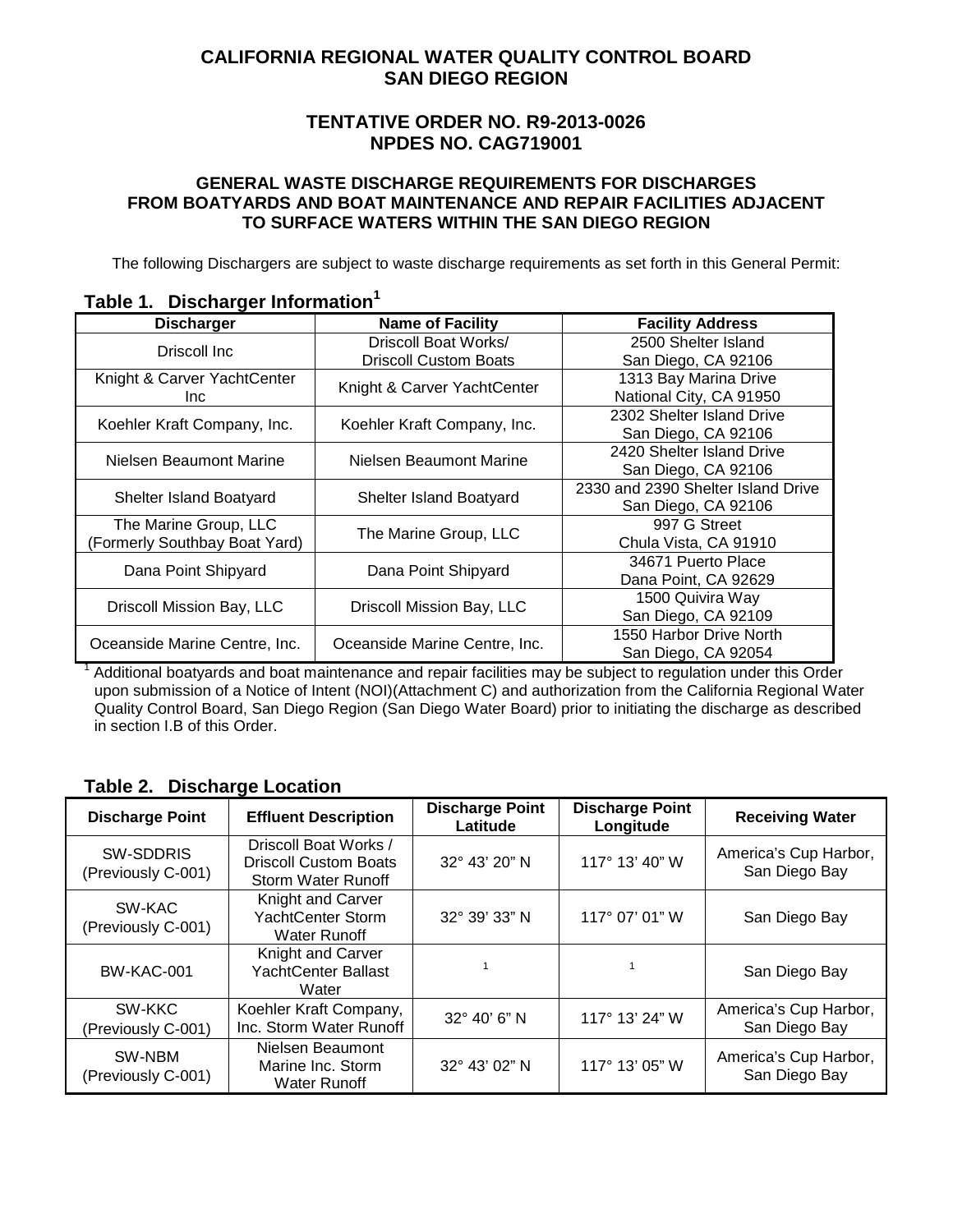# CALIFORNIA REGIONAL WATER QUALITY CONTROL BOARD
# SAN DIEGO REGION

## TENTATIVE ORDER NO. R9-2013-0026
## NPDES NO. CAG719001

### GENERAL WASTE DISCHARGE REQUIREMENTS FOR DISCHARGES FROM BOATYARDS AND BOAT MAINTENANCE AND REPAIR FACILITIES ADJACENT TO SURFACE WATERS WITHIN THE SAN DIEGO REGION

The following Dischargers are subject to waste discharge requirements as set forth in this General Permit:

**Table 1. Discharger Information[1]**

| Discharger | Name of Facility | Facility Address |
|---|---|---|
| Driscoll Inc | Driscoll Boat Works/ Driscoll Custom Boats | 2500 Shelter Island San Diego, CA 92106 |
| Knight & Carver YachtCenter Inc | Knight & Carver YachtCenter | 1313 Bay Marina Drive National City, CA 91950 |
| Koehler Kraft Company, Inc. | Koehler Kraft Company, Inc. | 2302 Shelter Island Drive San Diego, CA 92106 |
| Nielsen Beaumont Marine | Nielsen Beaumont Marine | 2420 Shelter Island Drive San Diego, CA 92106 |
| Shelter Island Boatyard | Shelter Island Boatyard | 2330 and 2390 Shelter Island Drive San Diego, CA 92106 |
| The Marine Group, LLC (Formerly Southbay Boat Yard) | The Marine Group, LLC | 997 G Street Chula Vista, CA 91910 |
| Dana Point Shipyard | Dana Point Shipyard | 34671 Puerto Place Dana Point, CA 92629 |
| Driscoll Mission Bay, LLC | Driscoll Mission Bay, LLC | 1500 Quivira Way San Diego, CA 92109 |
| Oceanside Marine Centre, Inc. | Oceanside Marine Centre, Inc. | 1550 Harbor Drive North San Diego, CA 92054 |

[1] Additional boatyards and boat maintenance and repair facilities may be subject to regulation under this Order upon submission of a Notice of Intent (NOI)(Attachment C) and authorization from the California Regional Water Quality Control Board, San Diego Region (San Diego Water Board) prior to initiating the discharge as described in section I.B of this Order.

**Table 2. Discharge Location**

| Discharge Point | Effluent Description | Discharge Point Latitude | Discharge Point Longitude | Receiving Water |
|---|---|---|---|---|
| SW-SDDRIS (Previously C-001) | Driscoll Boat Works / Driscoll Custom Boats Storm Water Runoff | 32° 43' 20" N | 117° 13' 40" W | America's Cup Harbor, San Diego Bay |
| SW-KAC (Previously C-001) | Knight and Carver YachtCenter Storm Water Runoff | 32° 39' 33" N | 117° 07' 01" W | San Diego Bay |
| BW-KAC-001 | Knight and Carver YachtCenter Ballast Water | [1] | [1] | San Diego Bay |
| SW-KKC (Previously C-001) | Koehler Kraft Company, Inc. Storm Water Runoff | 32° 40' 6" N | 117° 13' 24" W | America's Cup Harbor, San Diego Bay |
| SW-NBM (Previously C-001) | Nielsen Beaumont Marine Inc. Storm Water Runoff | 32° 43' 02" N | 117° 13' 05" W | America's Cup Harbor, San Diego Bay |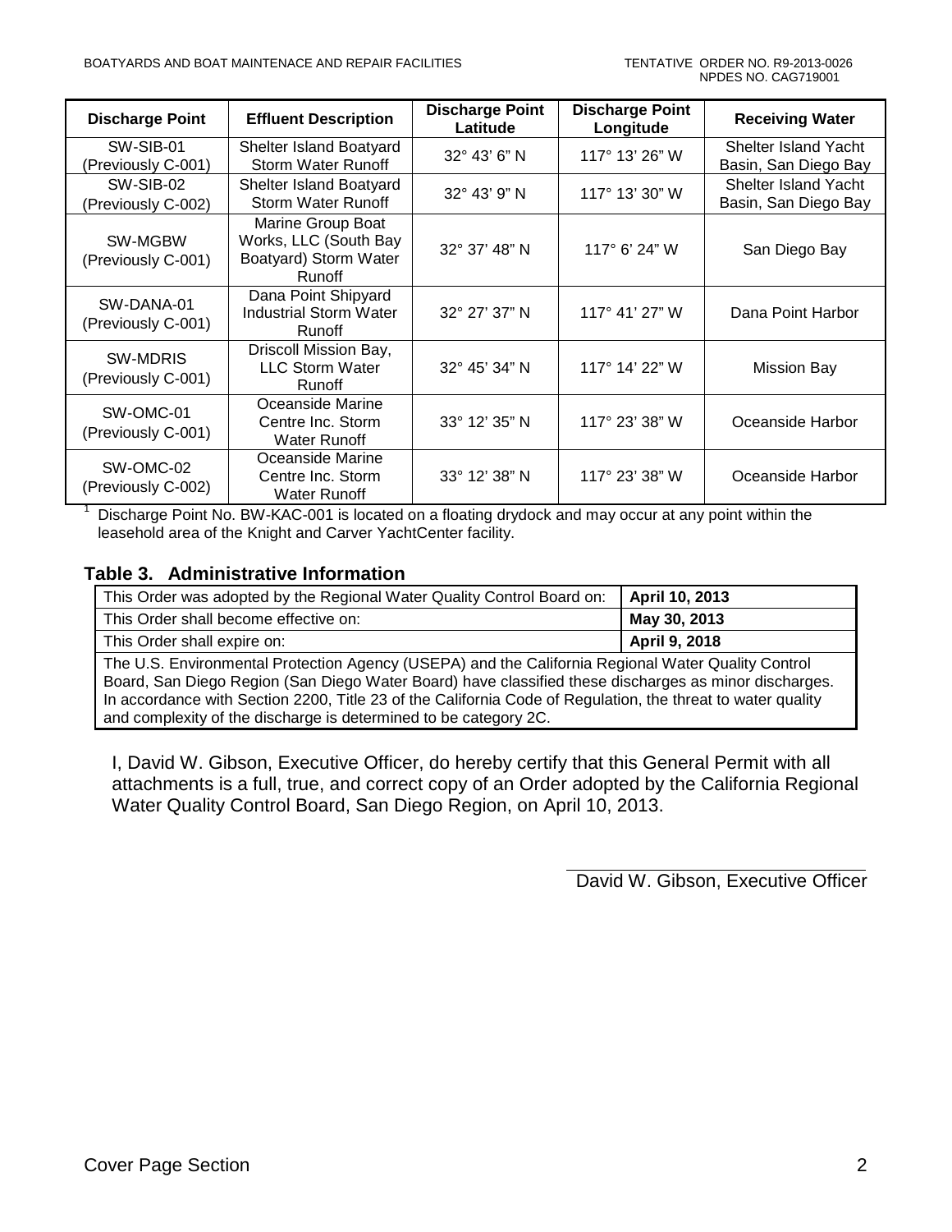| Discharge Point | Effluent Description | Discharge Point Latitude | Discharge Point Longitude | Receiving Water |
|---|---|---|---|---|
| SW-SIB-01 (Previously C-001) | Shelter Island Boatyard Storm Water Runoff | 32° 43' 6" N | 117° 13' 26" W | Shelter Island Yacht Basin, San Diego Bay |
| SW-SIB-02 (Previously C-002) | Shelter Island Boatyard Storm Water Runoff | 32° 43' 9" N | 117° 13' 30" W | Shelter Island Yacht Basin, San Diego Bay |
| SW-MGBW (Previously C-001) | Marine Group Boat Works, LLC (South Bay Boatyard) Storm Water Runoff | 32° 37' 48" N | 117° 6' 24" W | San Diego Bay |
| SW-DANA-01 (Previously C-001) | Dana Point Shipyard Industrial Storm Water Runoff | 32° 27' 37" N | 117° 41' 27" W | Dana Point Harbor |
| SW-MDRIS (Previously C-001) | Driscoll Mission Bay, LLC Storm Water Runoff | 32° 45' 34" N | 117° 14' 22" W | Mission Bay |
| SW-OMC-01 (Previously C-001) | Oceanside Marine Centre Inc. Storm Water Runoff | 33° 12' 35" N | 117° 23' 38" W | Oceanside Harbor |
| SW-OMC-02 (Previously C-002) | Oceanside Marine Centre Inc. Storm Water Runoff | 33° 12' 38" N | 117° 23' 38" W | Oceanside Harbor |

[1] Discharge Point No. BW-KAC-001 is located on a floating drydock and may occur at any point within the leasehold area of the Knight and Carver YachtCenter facility.

### Table 3. Administrative Information

| | |
|---|---|
| This Order was adopted by the Regional Water Quality Control Board on: | **April 10, 2013** |
| This Order shall become effective on: | **May 30, 2013** |
| This Order shall expire on: | **April 9, 2018** |
| The U.S. Environmental Protection Agency (USEPA) and the California Regional Water Quality Control Board, San Diego Region (San Diego Water Board) have classified these discharges as minor discharges. In accordance with Section 2200, Title 23 of the California Code of Regulation, the threat to water quality and complexity of the discharge is determined to be category 2C. | |

I, David W. Gibson, Executive Officer, do hereby certify that this General Permit with all attachments is a full, true, and correct copy of an Order adopted by the California Regional Water Quality Control Board, San Diego Region, on April 10, 2013.

David W. Gibson, Executive Officer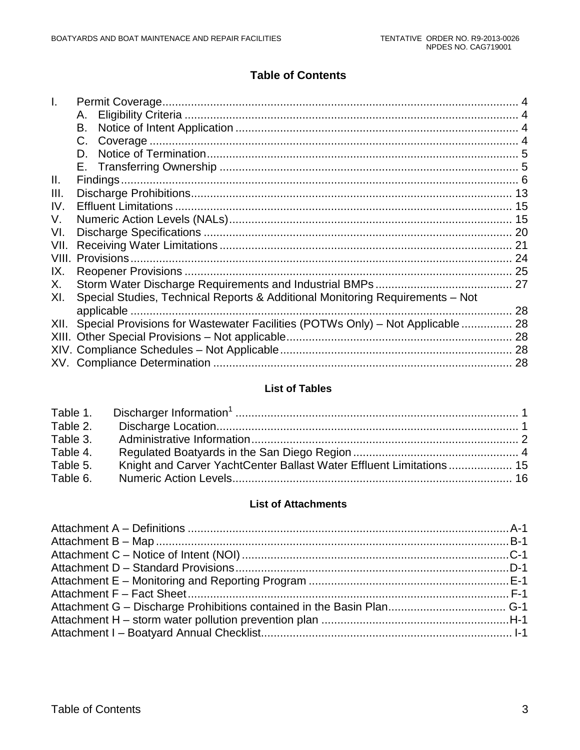# Table of Contents

I. Permit Coverage ... 4
  A. Eligibility Criteria ... 4
  B. Notice of Intent Application ... 4
  C. Coverage ... 4
  D. Notice of Termination ... 5
  E. Transferring Ownership ... 5
II. Findings ... 6
III. Discharge Prohibitions ... 13
IV. Effluent Limitations ... 15
V. Numeric Action Levels (NALs) ... 15
VI. Discharge Specifications ... 20
VII. Receiving Water Limitations ... 21
VIII. Provisions ... 24
IX. Reopener Provisions ... 25
X. Storm Water Discharge Requirements and Industrial BMPs ... 27
XI. Special Studies, Technical Reports & Additional Monitoring Requirements – Not applicable ... 28
XII. Special Provisions for Wastewater Facilities (POTWs Only) – Not Applicable ... 28
XIII. Other Special Provisions – Not applicable ... 28
XIV. Compliance Schedules – Not Applicable ... 28
XV. Compliance Determination ... 28

## List of Tables

Table 1. Discharger Information[1] ... 1
Table 2. Discharge Location ... 1
Table 3. Administrative Information ... 2
Table 4. Regulated Boatyards in the San Diego Region ... 4
Table 5. Knight and Carver YachtCenter Ballast Water Effluent Limitations ... 15
Table 6. Numeric Action Levels ... 16

## List of Attachments

Attachment A – Definitions ... A-1
Attachment B – Map ... B-1
Attachment C – Notice of Intent (NOI) ... C-1
Attachment D – Standard Provisions ... D-1
Attachment E – Monitoring and Reporting Program ... E-1
Attachment F – Fact Sheet ... F-1
Attachment G – Discharge Prohibitions contained in the Basin Plan ... G-1
Attachment H – storm water pollution prevention plan ... H-1
Attachment I – Boatyard Annual Checklist ... I-1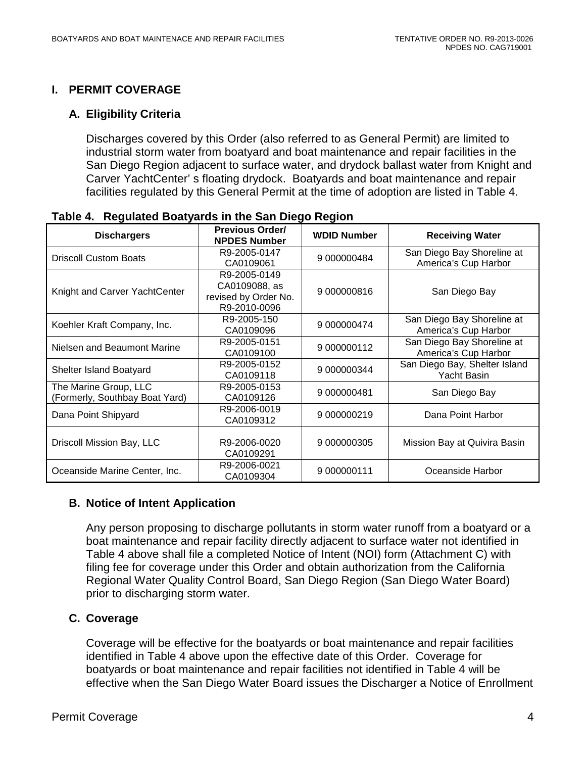# I. PERMIT COVERAGE

## A. Eligibility Criteria

Discharges covered by this Order (also referred to as General Permit) are limited to industrial storm water from boatyard and boat maintenance and repair facilities in the San Diego Region adjacent to surface water, and drydock ballast water from Knight and Carver YachtCenter' s floating drydock. Boatyards and boat maintenance and repair facilities regulated by this General Permit at the time of adoption are listed in Table 4.

**Table 4. Regulated Boatyards in the San Diego Region**

| Dischargers | Previous Order/ NPDES Number | WDID Number | Receiving Water |
|---|---|---|---|
| Driscoll Custom Boats | R9-2005-0147 CA0109061 | 9 000000484 | San Diego Bay Shoreline at America's Cup Harbor |
| Knight and Carver YachtCenter | R9-2005-0149 CA0109088, as revised by Order No. R9-2010-0096 | 9 000000816 | San Diego Bay |
| Koehler Kraft Company, Inc. | R9-2005-150 CA0109096 | 9 000000474 | San Diego Bay Shoreline at America's Cup Harbor |
| Nielsen and Beaumont Marine | R9-2005-0151 CA0109100 | 9 000000112 | San Diego Bay Shoreline at America's Cup Harbor |
| Shelter Island Boatyard | R9-2005-0152 CA0109118 | 9 000000344 | San Diego Bay, Shelter Island Yacht Basin |
| The Marine Group, LLC (Formerly, Southbay Boat Yard) | R9-2005-0153 CA0109126 | 9 000000481 | San Diego Bay |
| Dana Point Shipyard | R9-2006-0019 CA0109312 | 9 000000219 | Dana Point Harbor |
| Driscoll Mission Bay, LLC | R9-2006-0020 CA0109291 | 9 000000305 | Mission Bay at Quivira Basin |
| Oceanside Marine Center, Inc. | R9-2006-0021 CA0109304 | 9 000000111 | Oceanside Harbor |

## B. Notice of Intent Application

Any person proposing to discharge pollutants in storm water runoff from a boatyard or a boat maintenance and repair facility directly adjacent to surface water not identified in Table 4 above shall file a completed Notice of Intent (NOI) form (Attachment C) with filing fee for coverage under this Order and obtain authorization from the California Regional Water Quality Control Board, San Diego Region (San Diego Water Board) prior to discharging storm water.

## C. Coverage

Coverage will be effective for the boatyards or boat maintenance and repair facilities identified in Table 4 above upon the effective date of this Order. Coverage for boatyards or boat maintenance and repair facilities not identified in Table 4 will be effective when the San Diego Water Board issues the Discharger a Notice of Enrollment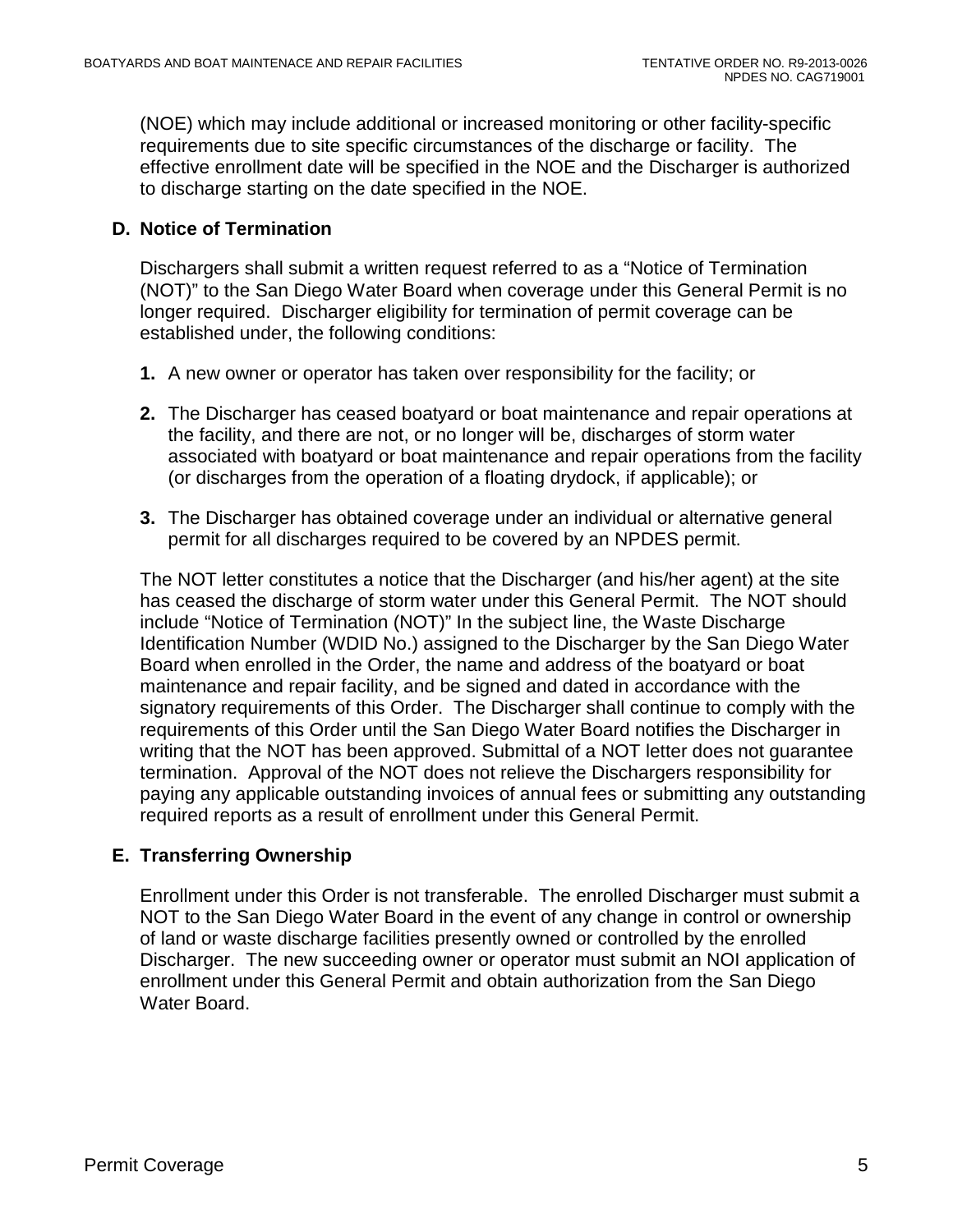(NOE) which may include additional or increased monitoring or other facility-specific requirements due to site specific circumstances of the discharge or facility. The effective enrollment date will be specified in the NOE and the Discharger is authorized to discharge starting on the date specified in the NOE.

### D. Notice of Termination

Dischargers shall submit a written request referred to as a "Notice of Termination (NOT)" to the San Diego Water Board when coverage under this General Permit is no longer required. Discharger eligibility for termination of permit coverage can be established under, the following conditions:

**1.** A new owner or operator has taken over responsibility for the facility; or

**2.** The Discharger has ceased boatyard or boat maintenance and repair operations at the facility, and there are not, or no longer will be, discharges of storm water associated with boatyard or boat maintenance and repair operations from the facility (or discharges from the operation of a floating drydock, if applicable); or

**3.** The Discharger has obtained coverage under an individual or alternative general permit for all discharges required to be covered by an NPDES permit.

The NOT letter constitutes a notice that the Discharger (and his/her agent) at the site has ceased the discharge of storm water under this General Permit. The NOT should include "Notice of Termination (NOT)" In the subject line, the Waste Discharge Identification Number (WDID No.) assigned to the Discharger by the San Diego Water Board when enrolled in the Order, the name and address of the boatyard or boat maintenance and repair facility, and be signed and dated in accordance with the signatory requirements of this Order. The Discharger shall continue to comply with the requirements of this Order until the San Diego Water Board notifies the Discharger in writing that the NOT has been approved. Submittal of a NOT letter does not guarantee termination. Approval of the NOT does not relieve the Dischargers responsibility for paying any applicable outstanding invoices of annual fees or submitting any outstanding required reports as a result of enrollment under this General Permit.

### E. Transferring Ownership

Enrollment under this Order is not transferable. The enrolled Discharger must submit a NOT to the San Diego Water Board in the event of any change in control or ownership of land or waste discharge facilities presently owned or controlled by the enrolled Discharger. The new succeeding owner or operator must submit an NOI application of enrollment under this General Permit and obtain authorization from the San Diego Water Board.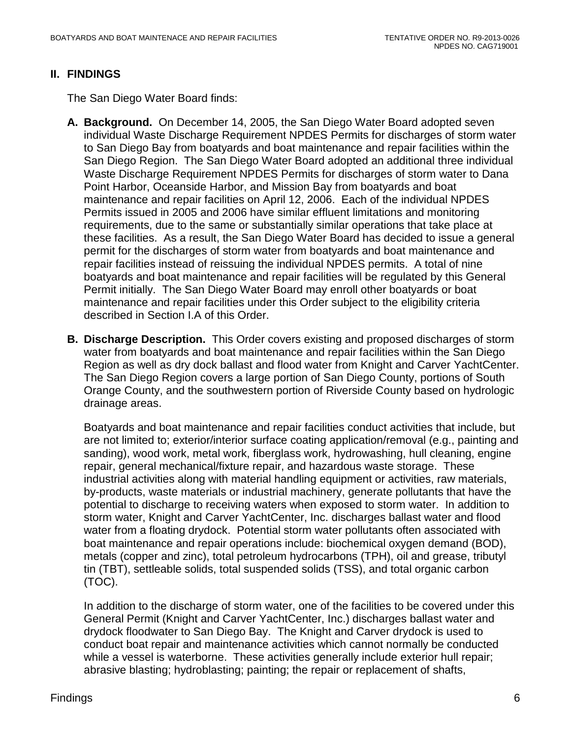## II. FINDINGS

The San Diego Water Board finds:

**A. Background.** On December 14, 2005, the San Diego Water Board adopted seven individual Waste Discharge Requirement NPDES Permits for discharges of storm water to San Diego Bay from boatyards and boat maintenance and repair facilities within the San Diego Region. The San Diego Water Board adopted an additional three individual Waste Discharge Requirement NPDES Permits for discharges of storm water to Dana Point Harbor, Oceanside Harbor, and Mission Bay from boatyards and boat maintenance and repair facilities on April 12, 2006. Each of the individual NPDES Permits issued in 2005 and 2006 have similar effluent limitations and monitoring requirements, due to the same or substantially similar operations that take place at these facilities. As a result, the San Diego Water Board has decided to issue a general permit for the discharges of storm water from boatyards and boat maintenance and repair facilities instead of reissuing the individual NPDES permits. A total of nine boatyards and boat maintenance and repair facilities will be regulated by this General Permit initially. The San Diego Water Board may enroll other boatyards or boat maintenance and repair facilities under this Order subject to the eligibility criteria described in Section I.A of this Order.

**B. Discharge Description.** This Order covers existing and proposed discharges of storm water from boatyards and boat maintenance and repair facilities within the San Diego Region as well as dry dock ballast and flood water from Knight and Carver YachtCenter. The San Diego Region covers a large portion of San Diego County, portions of South Orange County, and the southwestern portion of Riverside County based on hydrologic drainage areas.

Boatyards and boat maintenance and repair facilities conduct activities that include, but are not limited to; exterior/interior surface coating application/removal (e.g., painting and sanding), wood work, metal work, fiberglass work, hydrowashing, hull cleaning, engine repair, general mechanical/fixture repair, and hazardous waste storage. These industrial activities along with material handling equipment or activities, raw materials, by-products, waste materials or industrial machinery, generate pollutants that have the potential to discharge to receiving waters when exposed to storm water. In addition to storm water, Knight and Carver YachtCenter, Inc. discharges ballast water and flood water from a floating drydock. Potential storm water pollutants often associated with boat maintenance and repair operations include: biochemical oxygen demand (BOD), metals (copper and zinc), total petroleum hydrocarbons (TPH), oil and grease, tributyl tin (TBT), settleable solids, total suspended solids (TSS), and total organic carbon (TOC).

In addition to the discharge of storm water, one of the facilities to be covered under this General Permit (Knight and Carver YachtCenter, Inc.) discharges ballast water and drydock floodwater to San Diego Bay. The Knight and Carver drydock is used to conduct boat repair and maintenance activities which cannot normally be conducted while a vessel is waterborne. These activities generally include exterior hull repair; abrasive blasting; hydroblasting; painting; the repair or replacement of shafts,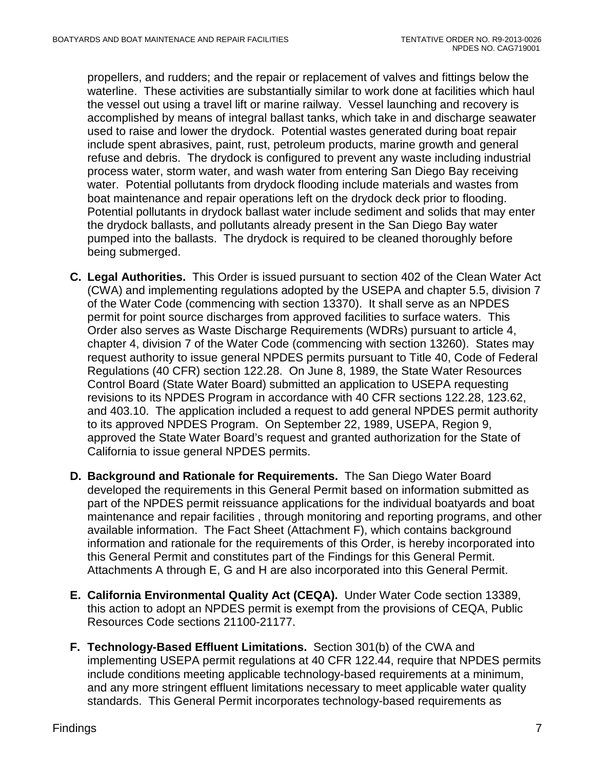propellers, and rudders; and the repair or replacement of valves and fittings below the waterline. These activities are substantially similar to work done at facilities which haul the vessel out using a travel lift or marine railway. Vessel launching and recovery is accomplished by means of integral ballast tanks, which take in and discharge seawater used to raise and lower the drydock. Potential wastes generated during boat repair include spent abrasives, paint, rust, petroleum products, marine growth and general refuse and debris. The drydock is configured to prevent any waste including industrial process water, storm water, and wash water from entering San Diego Bay receiving water. Potential pollutants from drydock flooding include materials and wastes from boat maintenance and repair operations left on the drydock deck prior to flooding. Potential pollutants in drydock ballast water include sediment and solids that may enter the drydock ballasts, and pollutants already present in the San Diego Bay water pumped into the ballasts. The drydock is required to be cleaned thoroughly before being submerged.

**C. Legal Authorities.** This Order is issued pursuant to section 402 of the Clean Water Act (CWA) and implementing regulations adopted by the USEPA and chapter 5.5, division 7 of the Water Code (commencing with section 13370). It shall serve as an NPDES permit for point source discharges from approved facilities to surface waters. This Order also serves as Waste Discharge Requirements (WDRs) pursuant to article 4, chapter 4, division 7 of the Water Code (commencing with section 13260). States may request authority to issue general NPDES permits pursuant to Title 40, Code of Federal Regulations (40 CFR) section 122.28. On June 8, 1989, the State Water Resources Control Board (State Water Board) submitted an application to USEPA requesting revisions to its NPDES Program in accordance with 40 CFR sections 122.28, 123.62, and 403.10. The application included a request to add general NPDES permit authority to its approved NPDES Program. On September 22, 1989, USEPA, Region 9, approved the State Water Board's request and granted authorization for the State of California to issue general NPDES permits.

**D. Background and Rationale for Requirements.** The San Diego Water Board developed the requirements in this General Permit based on information submitted as part of the NPDES permit reissuance applications for the individual boatyards and boat maintenance and repair facilities , through monitoring and reporting programs, and other available information. The Fact Sheet (Attachment F), which contains background information and rationale for the requirements of this Order, is hereby incorporated into this General Permit and constitutes part of the Findings for this General Permit. Attachments A through E, G and H are also incorporated into this General Permit.

**E. California Environmental Quality Act (CEQA).** Under Water Code section 13389, this action to adopt an NPDES permit is exempt from the provisions of CEQA, Public Resources Code sections 21100-21177.

**F. Technology-Based Effluent Limitations.** Section 301(b) of the CWA and implementing USEPA permit regulations at 40 CFR 122.44, require that NPDES permits include conditions meeting applicable technology-based requirements at a minimum, and any more stringent effluent limitations necessary to meet applicable water quality standards. This General Permit incorporates technology-based requirements as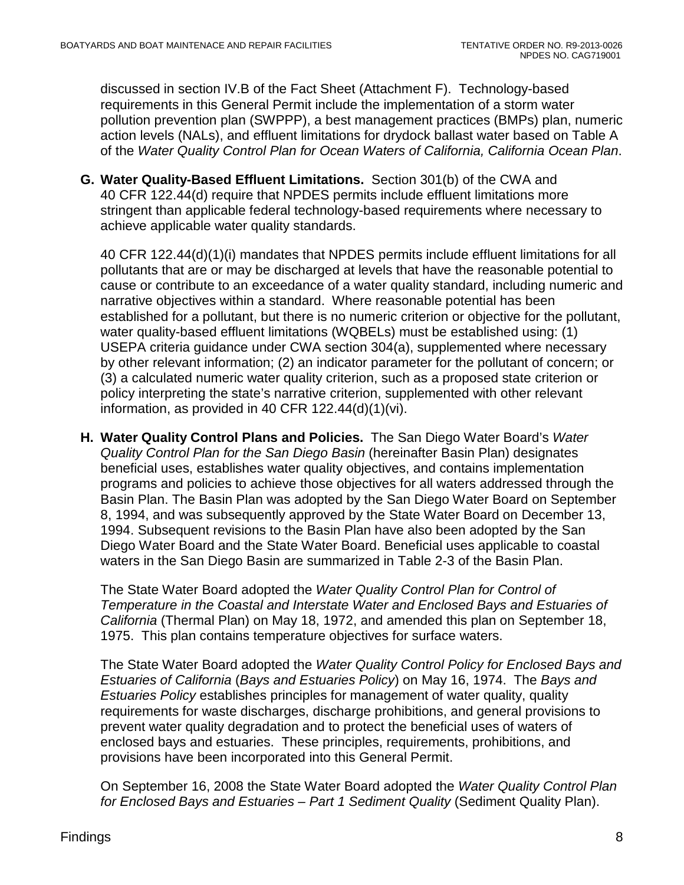discussed in section IV.B of the Fact Sheet (Attachment F). Technology-based requirements in this General Permit include the implementation of a storm water pollution prevention plan (SWPPP), a best management practices (BMPs) plan, numeric action levels (NALs), and effluent limitations for drydock ballast water based on Table A of the *Water Quality Control Plan for Ocean Waters of California, California Ocean Plan*.

**G. Water Quality-Based Effluent Limitations.** Section 301(b) of the CWA and 40 CFR 122.44(d) require that NPDES permits include effluent limitations more stringent than applicable federal technology-based requirements where necessary to achieve applicable water quality standards.

40 CFR 122.44(d)(1)(i) mandates that NPDES permits include effluent limitations for all pollutants that are or may be discharged at levels that have the reasonable potential to cause or contribute to an exceedance of a water quality standard, including numeric and narrative objectives within a standard. Where reasonable potential has been established for a pollutant, but there is no numeric criterion or objective for the pollutant, water quality-based effluent limitations (WQBELs) must be established using: (1) USEPA criteria guidance under CWA section 304(a), supplemented where necessary by other relevant information; (2) an indicator parameter for the pollutant of concern; or (3) a calculated numeric water quality criterion, such as a proposed state criterion or policy interpreting the state's narrative criterion, supplemented with other relevant information, as provided in 40 CFR 122.44(d)(1)(vi).

**H. Water Quality Control Plans and Policies.** The San Diego Water Board's *Water Quality Control Plan for the San Diego Basin* (hereinafter Basin Plan) designates beneficial uses, establishes water quality objectives, and contains implementation programs and policies to achieve those objectives for all waters addressed through the Basin Plan. The Basin Plan was adopted by the San Diego Water Board on September 8, 1994, and was subsequently approved by the State Water Board on December 13, 1994. Subsequent revisions to the Basin Plan have also been adopted by the San Diego Water Board and the State Water Board. Beneficial uses applicable to coastal waters in the San Diego Basin are summarized in Table 2-3 of the Basin Plan.

The State Water Board adopted the *Water Quality Control Plan for Control of Temperature in the Coastal and Interstate Water and Enclosed Bays and Estuaries of California* (Thermal Plan) on May 18, 1972, and amended this plan on September 18, 1975. This plan contains temperature objectives for surface waters.

The State Water Board adopted the *Water Quality Control Policy for Enclosed Bays and Estuaries of California* (*Bays and Estuaries Policy*) on May 16, 1974. The *Bays and Estuaries Policy* establishes principles for management of water quality, quality requirements for waste discharges, discharge prohibitions, and general provisions to prevent water quality degradation and to protect the beneficial uses of waters of enclosed bays and estuaries. These principles, requirements, prohibitions, and provisions have been incorporated into this General Permit.

On September 16, 2008 the State Water Board adopted the *Water Quality Control Plan for Enclosed Bays and Estuaries – Part 1 Sediment Quality* (Sediment Quality Plan).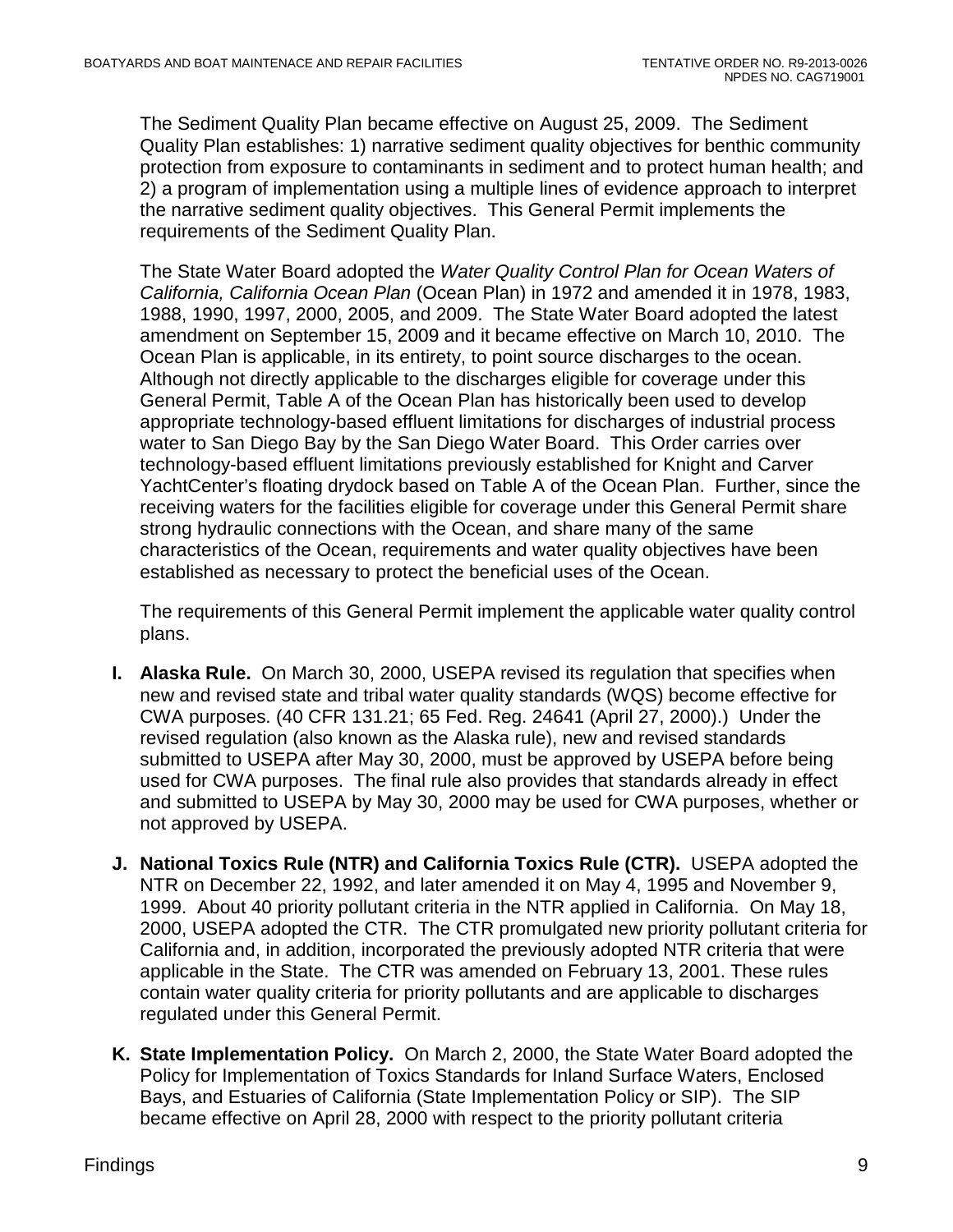The Sediment Quality Plan became effective on August 25, 2009. The Sediment Quality Plan establishes: 1) narrative sediment quality objectives for benthic community protection from exposure to contaminants in sediment and to protect human health; and 2) a program of implementation using a multiple lines of evidence approach to interpret the narrative sediment quality objectives. This General Permit implements the requirements of the Sediment Quality Plan.

The State Water Board adopted the *Water Quality Control Plan for Ocean Waters of California, California Ocean Plan* (Ocean Plan) in 1972 and amended it in 1978, 1983, 1988, 1990, 1997, 2000, 2005, and 2009. The State Water Board adopted the latest amendment on September 15, 2009 and it became effective on March 10, 2010. The Ocean Plan is applicable, in its entirety, to point source discharges to the ocean. Although not directly applicable to the discharges eligible for coverage under this General Permit, Table A of the Ocean Plan has historically been used to develop appropriate technology-based effluent limitations for discharges of industrial process water to San Diego Bay by the San Diego Water Board. This Order carries over technology-based effluent limitations previously established for Knight and Carver YachtCenter's floating drydock based on Table A of the Ocean Plan. Further, since the receiving waters for the facilities eligible for coverage under this General Permit share strong hydraulic connections with the Ocean, and share many of the same characteristics of the Ocean, requirements and water quality objectives have been established as necessary to protect the beneficial uses of the Ocean.

The requirements of this General Permit implement the applicable water quality control plans.

**I. Alaska Rule.** On March 30, 2000, USEPA revised its regulation that specifies when new and revised state and tribal water quality standards (WQS) become effective for CWA purposes. (40 CFR 131.21; 65 Fed. Reg. 24641 (April 27, 2000).) Under the revised regulation (also known as the Alaska rule), new and revised standards submitted to USEPA after May 30, 2000, must be approved by USEPA before being used for CWA purposes. The final rule also provides that standards already in effect and submitted to USEPA by May 30, 2000 may be used for CWA purposes, whether or not approved by USEPA.

**J. National Toxics Rule (NTR) and California Toxics Rule (CTR).** USEPA adopted the NTR on December 22, 1992, and later amended it on May 4, 1995 and November 9, 1999. About 40 priority pollutant criteria in the NTR applied in California. On May 18, 2000, USEPA adopted the CTR. The CTR promulgated new priority pollutant criteria for California and, in addition, incorporated the previously adopted NTR criteria that were applicable in the State. The CTR was amended on February 13, 2001. These rules contain water quality criteria for priority pollutants and are applicable to discharges regulated under this General Permit.

**K. State Implementation Policy.** On March 2, 2000, the State Water Board adopted the Policy for Implementation of Toxics Standards for Inland Surface Waters, Enclosed Bays, and Estuaries of California (State Implementation Policy or SIP). The SIP became effective on April 28, 2000 with respect to the priority pollutant criteria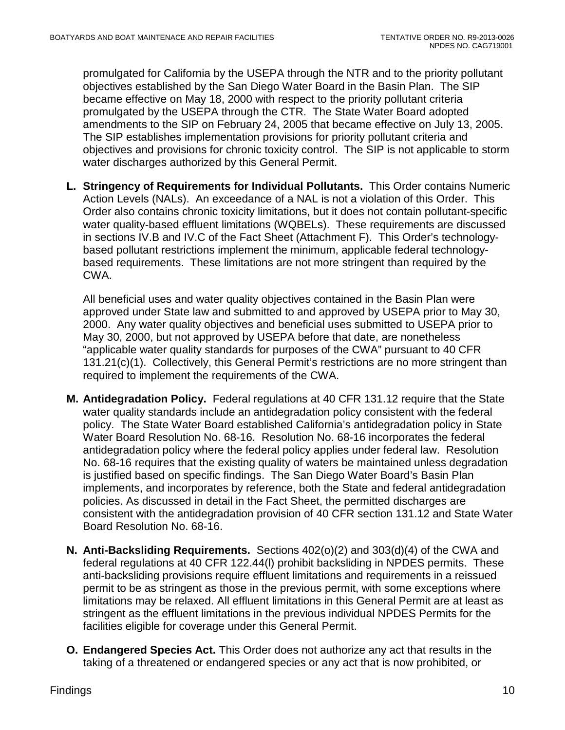promulgated for California by the USEPA through the NTR and to the priority pollutant objectives established by the San Diego Water Board in the Basin Plan. The SIP became effective on May 18, 2000 with respect to the priority pollutant criteria promulgated by the USEPA through the CTR. The State Water Board adopted amendments to the SIP on February 24, 2005 that became effective on July 13, 2005. The SIP establishes implementation provisions for priority pollutant criteria and objectives and provisions for chronic toxicity control. The SIP is not applicable to storm water discharges authorized by this General Permit.

**L. Stringency of Requirements for Individual Pollutants.** This Order contains Numeric Action Levels (NALs). An exceedance of a NAL is not a violation of this Order. This Order also contains chronic toxicity limitations, but it does not contain pollutant-specific water quality-based effluent limitations (WQBELs). These requirements are discussed in sections IV.B and IV.C of the Fact Sheet (Attachment F). This Order's technology-based pollutant restrictions implement the minimum, applicable federal technology-based requirements. These limitations are not more stringent than required by the CWA.

All beneficial uses and water quality objectives contained in the Basin Plan were approved under State law and submitted to and approved by USEPA prior to May 30, 2000. Any water quality objectives and beneficial uses submitted to USEPA prior to May 30, 2000, but not approved by USEPA before that date, are nonetheless "applicable water quality standards for purposes of the CWA" pursuant to 40 CFR 131.21(c)(1). Collectively, this General Permit's restrictions are no more stringent than required to implement the requirements of the CWA.

**M. Antidegradation Policy.** Federal regulations at 40 CFR 131.12 require that the State water quality standards include an antidegradation policy consistent with the federal policy. The State Water Board established California's antidegradation policy in State Water Board Resolution No. 68-16. Resolution No. 68-16 incorporates the federal antidegradation policy where the federal policy applies under federal law. Resolution No. 68-16 requires that the existing quality of waters be maintained unless degradation is justified based on specific findings. The San Diego Water Board's Basin Plan implements, and incorporates by reference, both the State and federal antidegradation policies. As discussed in detail in the Fact Sheet, the permitted discharges are consistent with the antidegradation provision of 40 CFR section 131.12 and State Water Board Resolution No. 68-16.

**N. Anti-Backsliding Requirements.** Sections 402(o)(2) and 303(d)(4) of the CWA and federal regulations at 40 CFR 122.44(l) prohibit backsliding in NPDES permits. These anti-backsliding provisions require effluent limitations and requirements in a reissued permit to be as stringent as those in the previous permit, with some exceptions where limitations may be relaxed. All effluent limitations in this General Permit are at least as stringent as the effluent limitations in the previous individual NPDES Permits for the facilities eligible for coverage under this General Permit.

**O. Endangered Species Act.** This Order does not authorize any act that results in the taking of a threatened or endangered species or any act that is now prohibited, or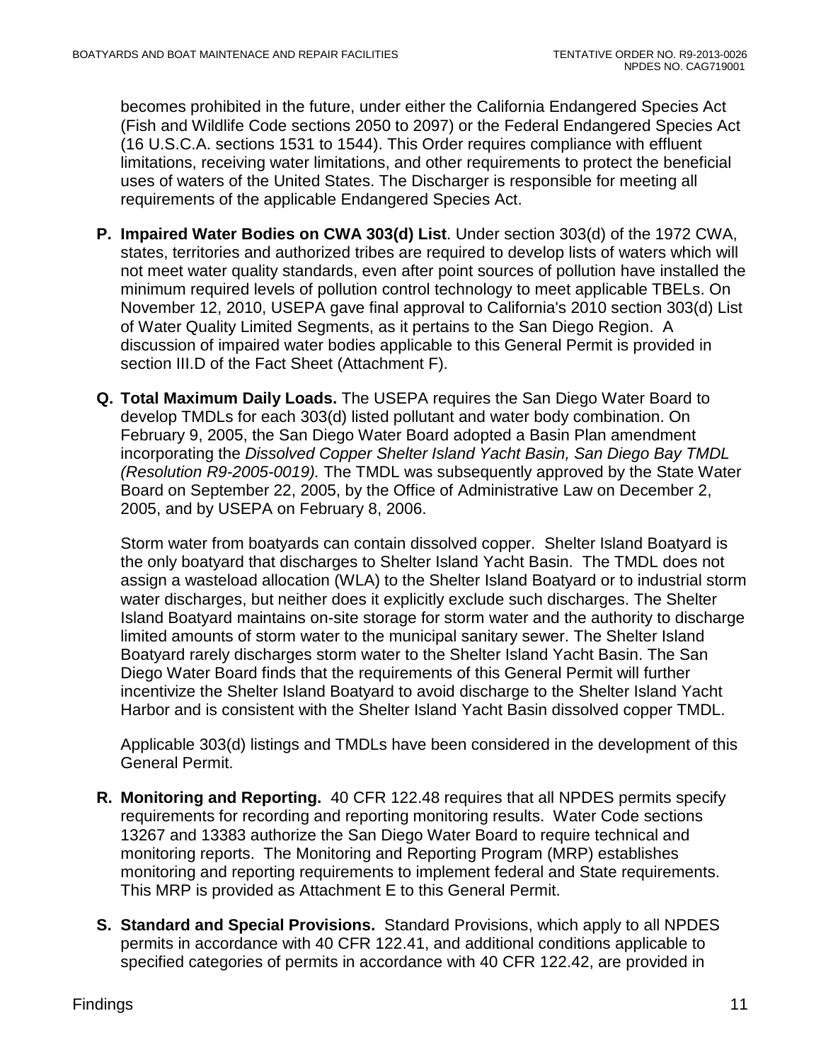becomes prohibited in the future, under either the California Endangered Species Act (Fish and Wildlife Code sections 2050 to 2097) or the Federal Endangered Species Act (16 U.S.C.A. sections 1531 to 1544). This Order requires compliance with effluent limitations, receiving water limitations, and other requirements to protect the beneficial uses of waters of the United States. The Discharger is responsible for meeting all requirements of the applicable Endangered Species Act.

**P. Impaired Water Bodies on CWA 303(d) List**. Under section 303(d) of the 1972 CWA, states, territories and authorized tribes are required to develop lists of waters which will not meet water quality standards, even after point sources of pollution have installed the minimum required levels of pollution control technology to meet applicable TBELs. On November 12, 2010, USEPA gave final approval to California's 2010 section 303(d) List of Water Quality Limited Segments, as it pertains to the San Diego Region. A discussion of impaired water bodies applicable to this General Permit is provided in section III.D of the Fact Sheet (Attachment F).

**Q. Total Maximum Daily Loads.** The USEPA requires the San Diego Water Board to develop TMDLs for each 303(d) listed pollutant and water body combination. On February 9, 2005, the San Diego Water Board adopted a Basin Plan amendment incorporating the *Dissolved Copper Shelter Island Yacht Basin, San Diego Bay TMDL (Resolution R9-2005-0019).* The TMDL was subsequently approved by the State Water Board on September 22, 2005, by the Office of Administrative Law on December 2, 2005, and by USEPA on February 8, 2006.

Storm water from boatyards can contain dissolved copper. Shelter Island Boatyard is the only boatyard that discharges to Shelter Island Yacht Basin. The TMDL does not assign a wasteload allocation (WLA) to the Shelter Island Boatyard or to industrial storm water discharges, but neither does it explicitly exclude such discharges. The Shelter Island Boatyard maintains on-site storage for storm water and the authority to discharge limited amounts of storm water to the municipal sanitary sewer. The Shelter Island Boatyard rarely discharges storm water to the Shelter Island Yacht Basin. The San Diego Water Board finds that the requirements of this General Permit will further incentivize the Shelter Island Boatyard to avoid discharge to the Shelter Island Yacht Harbor and is consistent with the Shelter Island Yacht Basin dissolved copper TMDL.

Applicable 303(d) listings and TMDLs have been considered in the development of this General Permit.

**R. Monitoring and Reporting.** 40 CFR 122.48 requires that all NPDES permits specify requirements for recording and reporting monitoring results. Water Code sections 13267 and 13383 authorize the San Diego Water Board to require technical and monitoring reports. The Monitoring and Reporting Program (MRP) establishes monitoring and reporting requirements to implement federal and State requirements. This MRP is provided as Attachment E to this General Permit.

**S. Standard and Special Provisions.** Standard Provisions, which apply to all NPDES permits in accordance with 40 CFR 122.41, and additional conditions applicable to specified categories of permits in accordance with 40 CFR 122.42, are provided in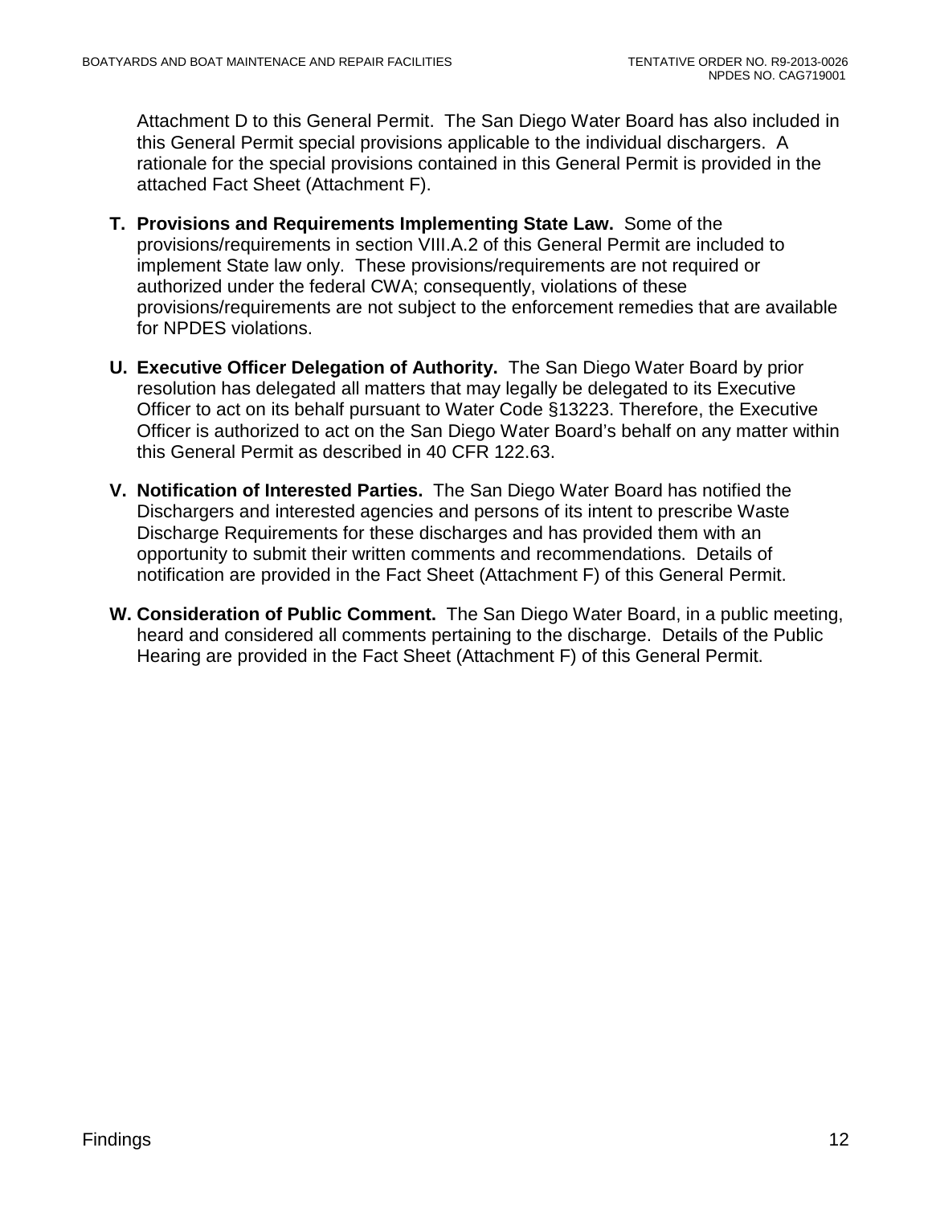Attachment D to this General Permit. The San Diego Water Board has also included in this General Permit special provisions applicable to the individual dischargers. A rationale for the special provisions contained in this General Permit is provided in the attached Fact Sheet (Attachment F).

**T. Provisions and Requirements Implementing State Law.** Some of the provisions/requirements in section VIII.A.2 of this General Permit are included to implement State law only. These provisions/requirements are not required or authorized under the federal CWA; consequently, violations of these provisions/requirements are not subject to the enforcement remedies that are available for NPDES violations.

**U. Executive Officer Delegation of Authority.** The San Diego Water Board by prior resolution has delegated all matters that may legally be delegated to its Executive Officer to act on its behalf pursuant to Water Code §13223. Therefore, the Executive Officer is authorized to act on the San Diego Water Board's behalf on any matter within this General Permit as described in 40 CFR 122.63.

**V. Notification of Interested Parties.** The San Diego Water Board has notified the Dischargers and interested agencies and persons of its intent to prescribe Waste Discharge Requirements for these discharges and has provided them with an opportunity to submit their written comments and recommendations. Details of notification are provided in the Fact Sheet (Attachment F) of this General Permit.

**W. Consideration of Public Comment.** The San Diego Water Board, in a public meeting, heard and considered all comments pertaining to the discharge. Details of the Public Hearing are provided in the Fact Sheet (Attachment F) of this General Permit.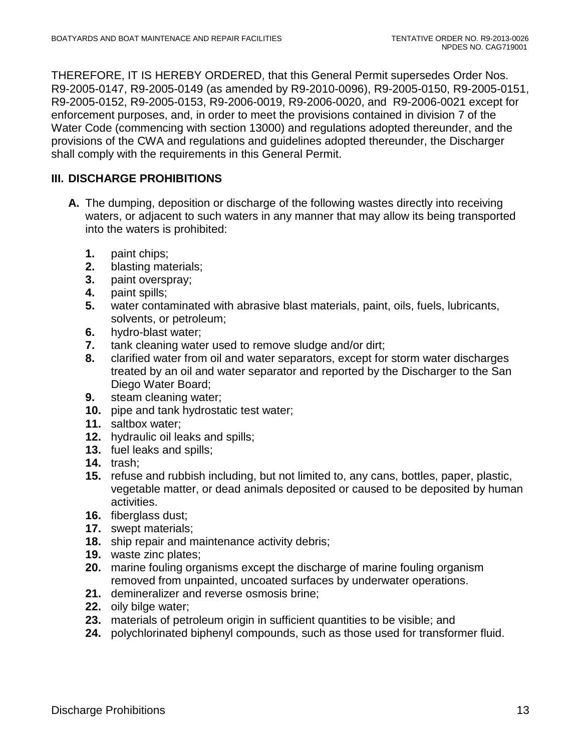THEREFORE, IT IS HEREBY ORDERED, that this General Permit supersedes Order Nos. R9-2005-0147, R9-2005-0149 (as amended by R9-2010-0096), R9-2005-0150, R9-2005-0151, R9-2005-0152, R9-2005-0153, R9-2006-0019, R9-2006-0020, and R9-2006-0021 except for enforcement purposes, and, in order to meet the provisions contained in division 7 of the Water Code (commencing with section 13000) and regulations adopted thereunder, and the provisions of the CWA and regulations and guidelines adopted thereunder, the Discharger shall comply with the requirements in this General Permit.

## III. DISCHARGE PROHIBITIONS

**A.** The dumping, deposition or discharge of the following wastes directly into receiving waters, or adjacent to such waters in any manner that may allow its being transported into the waters is prohibited:

1. paint chips;
2. blasting materials;
3. paint overspray;
4. paint spills;
5. water contaminated with abrasive blast materials, paint, oils, fuels, lubricants, solvents, or petroleum;
6. hydro-blast water;
7. tank cleaning water used to remove sludge and/or dirt;
8. clarified water from oil and water separators, except for storm water discharges treated by an oil and water separator and reported by the Discharger to the San Diego Water Board;
9. steam cleaning water;
10. pipe and tank hydrostatic test water;
11. saltbox water;
12. hydraulic oil leaks and spills;
13. fuel leaks and spills;
14. trash;
15. refuse and rubbish including, but not limited to, any cans, bottles, paper, plastic, vegetable matter, or dead animals deposited or caused to be deposited by human activities.
16. fiberglass dust;
17. swept materials;
18. ship repair and maintenance activity debris;
19. waste zinc plates;
20. marine fouling organisms except the discharge of marine fouling organism removed from unpainted, uncoated surfaces by underwater operations.
21. demineralizer and reverse osmosis brine;
22. oily bilge water;
23. materials of petroleum origin in sufficient quantities to be visible; and
24. polychlorinated biphenyl compounds, such as those used for transformer fluid.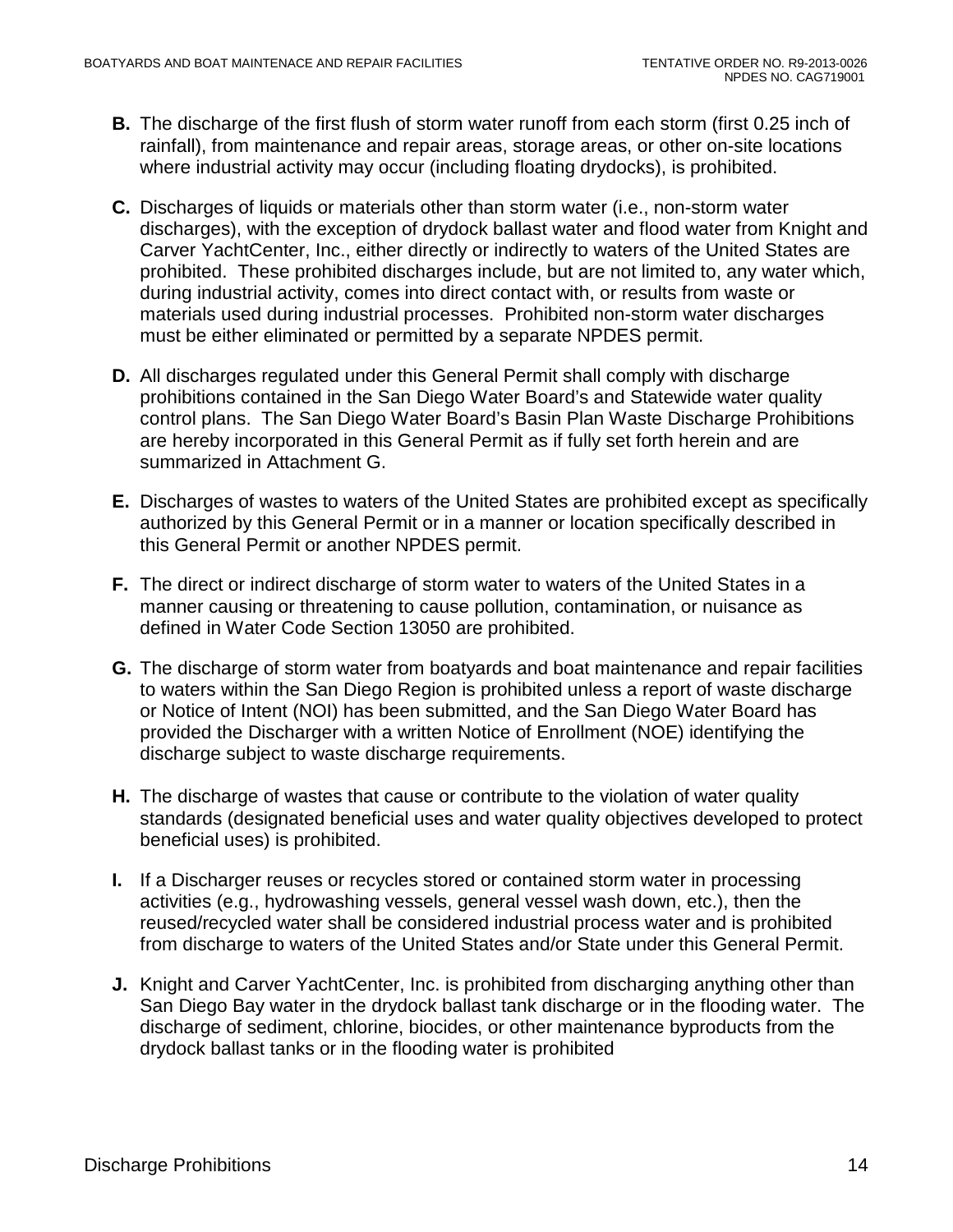**B.** The discharge of the first flush of storm water runoff from each storm (first 0.25 inch of rainfall), from maintenance and repair areas, storage areas, or other on-site locations where industrial activity may occur (including floating drydocks), is prohibited.

**C.** Discharges of liquids or materials other than storm water (i.e., non-storm water discharges), with the exception of drydock ballast water and flood water from Knight and Carver YachtCenter, Inc., either directly or indirectly to waters of the United States are prohibited. These prohibited discharges include, but are not limited to, any water which, during industrial activity, comes into direct contact with, or results from waste or materials used during industrial processes. Prohibited non-storm water discharges must be either eliminated or permitted by a separate NPDES permit.

**D.** All discharges regulated under this General Permit shall comply with discharge prohibitions contained in the San Diego Water Board's and Statewide water quality control plans. The San Diego Water Board's Basin Plan Waste Discharge Prohibitions are hereby incorporated in this General Permit as if fully set forth herein and are summarized in Attachment G.

**E.** Discharges of wastes to waters of the United States are prohibited except as specifically authorized by this General Permit or in a manner or location specifically described in this General Permit or another NPDES permit.

**F.** The direct or indirect discharge of storm water to waters of the United States in a manner causing or threatening to cause pollution, contamination, or nuisance as defined in Water Code Section 13050 are prohibited.

**G.** The discharge of storm water from boatyards and boat maintenance and repair facilities to waters within the San Diego Region is prohibited unless a report of waste discharge or Notice of Intent (NOI) has been submitted, and the San Diego Water Board has provided the Discharger with a written Notice of Enrollment (NOE) identifying the discharge subject to waste discharge requirements.

**H.** The discharge of wastes that cause or contribute to the violation of water quality standards (designated beneficial uses and water quality objectives developed to protect beneficial uses) is prohibited.

**I.** If a Discharger reuses or recycles stored or contained storm water in processing activities (e.g., hydrowashing vessels, general vessel wash down, etc.), then the reused/recycled water shall be considered industrial process water and is prohibited from discharge to waters of the United States and/or State under this General Permit.

**J.** Knight and Carver YachtCenter, Inc. is prohibited from discharging anything other than San Diego Bay water in the drydock ballast tank discharge or in the flooding water. The discharge of sediment, chlorine, biocides, or other maintenance byproducts from the drydock ballast tanks or in the flooding water is prohibited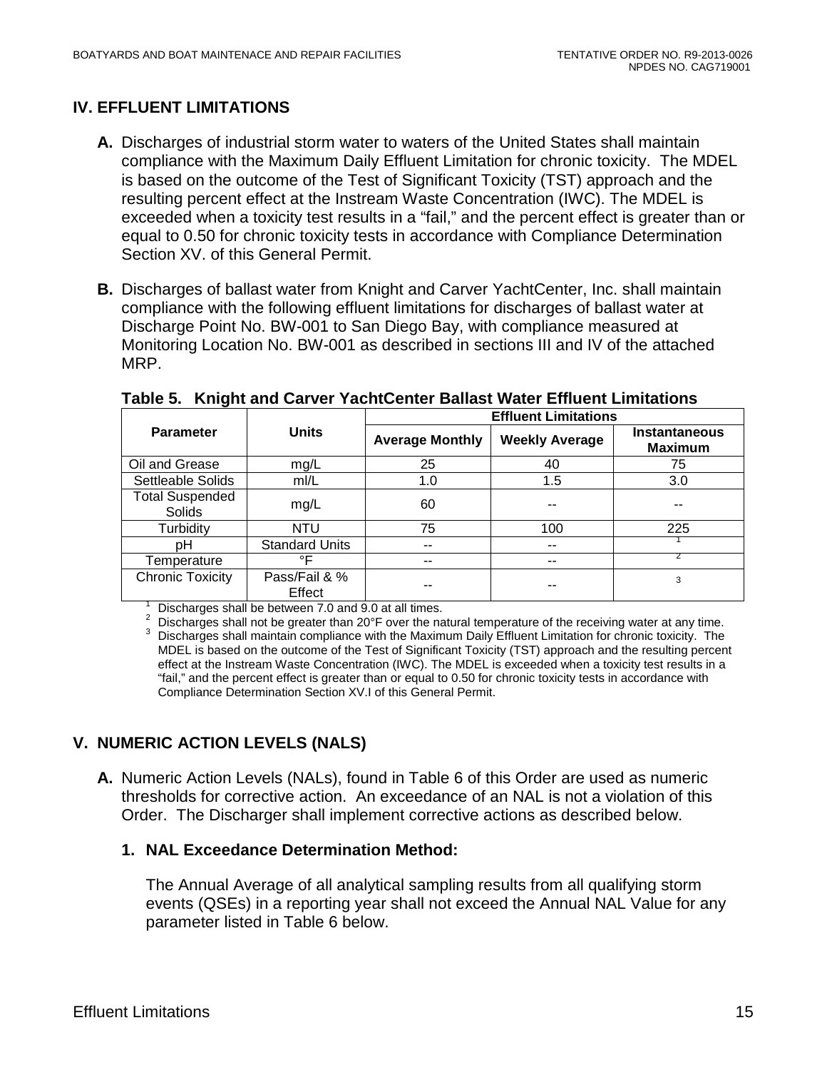## IV. EFFLUENT LIMITATIONS

**A.** Discharges of industrial storm water to waters of the United States shall maintain compliance with the Maximum Daily Effluent Limitation for chronic toxicity. The MDEL is based on the outcome of the Test of Significant Toxicity (TST) approach and the resulting percent effect at the Instream Waste Concentration (IWC). The MDEL is exceeded when a toxicity test results in a "fail," and the percent effect is greater than or equal to 0.50 for chronic toxicity tests in accordance with Compliance Determination Section XV. of this General Permit.

**B.** Discharges of ballast water from Knight and Carver YachtCenter, Inc. shall maintain compliance with the following effluent limitations for discharges of ballast water at Discharge Point No. BW-001 to San Diego Bay, with compliance measured at Monitoring Location No. BW-001 as described in sections III and IV of the attached MRP.

**Table 5. Knight and Carver YachtCenter Ballast Water Effluent Limitations**

| Parameter | Units | Effluent Limitations | | |
|---|---|---|---|---|
| | | Average Monthly | Weekly Average | Instantaneous Maximum |
| Oil and Grease | mg/L | 25 | 40 | 75 |
| Settleable Solids | ml/L | 1.0 | 1.5 | 3.0 |
| Total Suspended Solids | mg/L | 60 | -- | -- |
| Turbidity | NTU | 75 | 100 | 225 |
| pH | Standard Units | -- | -- | [1] |
| Temperature | °F | -- | -- | [2] |
| Chronic Toxicity | Pass/Fail & % Effect | -- | -- | [3] |

[1] Discharges shall be between 7.0 and 9.0 at all times.

[2] Discharges shall not be greater than 20°F over the natural temperature of the receiving water at any time.

[3] Discharges shall maintain compliance with the Maximum Daily Effluent Limitation for chronic toxicity. The MDEL is based on the outcome of the Test of Significant Toxicity (TST) approach and the resulting percent effect at the Instream Waste Concentration (IWC). The MDEL is exceeded when a toxicity test results in a "fail," and the percent effect is greater than or equal to 0.50 for chronic toxicity tests in accordance with Compliance Determination Section XV.I of this General Permit.

## V. NUMERIC ACTION LEVELS (NALS)

**A.** Numeric Action Levels (NALs), found in Table 6 of this Order are used as numeric thresholds for corrective action. An exceedance of an NAL is not a violation of this Order. The Discharger shall implement corrective actions as described below.

### 1. NAL Exceedance Determination Method:

The Annual Average of all analytical sampling results from all qualifying storm events (QSEs) in a reporting year shall not exceed the Annual NAL Value for any parameter listed in Table 6 below.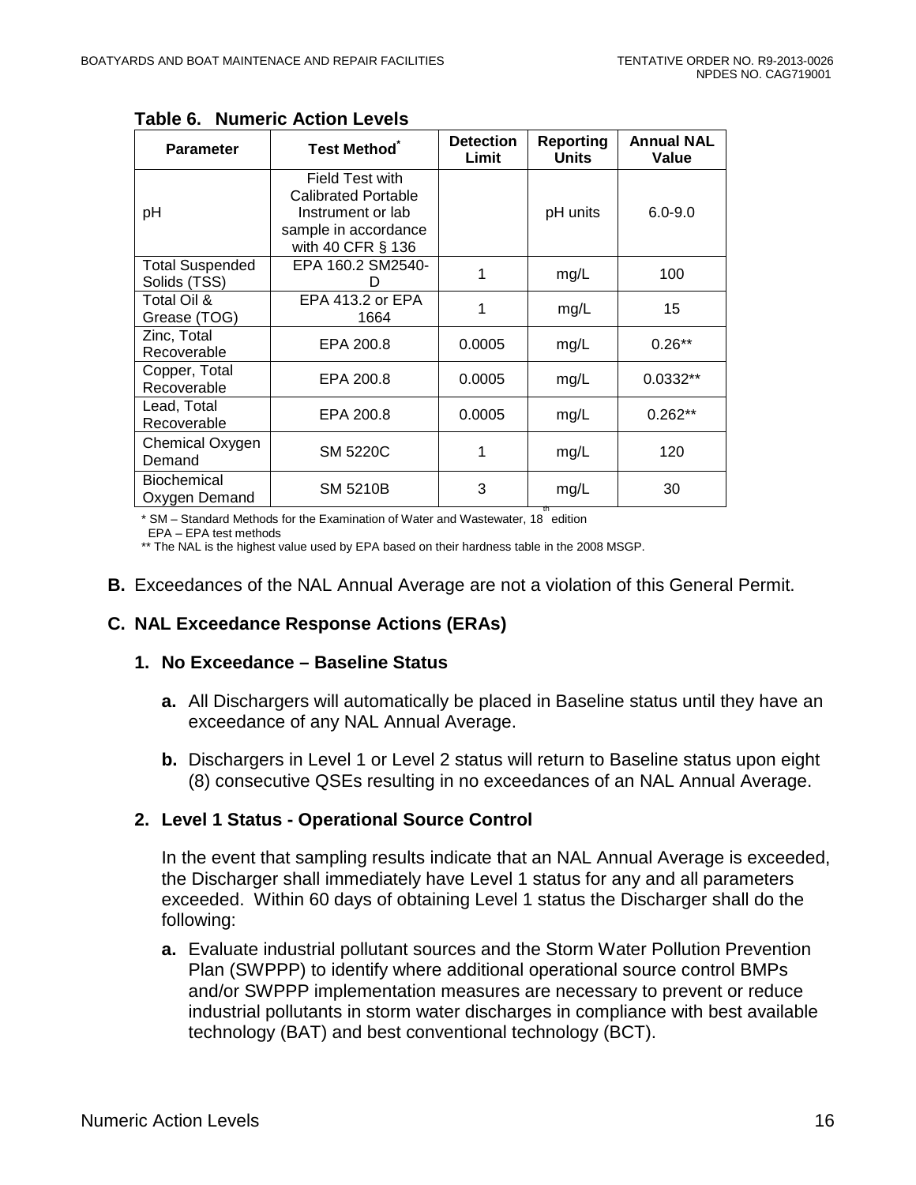**Table 6. Numeric Action Levels**

| Parameter | Test Method* | Detection Limit | Reporting Units | Annual NAL Value |
|---|---|---|---|---|
| pH | Field Test with Calibrated Portable Instrument or lab sample in accordance with 40 CFR § 136 | | pH units | 6.0-9.0 |
| Total Suspended Solids (TSS) | EPA 160.2 SM2540-D | 1 | mg/L | 100 |
| Total Oil & Grease (TOG) | EPA 413.2 or EPA 1664 | 1 | mg/L | 15 |
| Zinc, Total Recoverable | EPA 200.8 | 0.0005 | mg/L | 0.26** |
| Copper, Total Recoverable | EPA 200.8 | 0.0005 | mg/L | 0.0332** |
| Lead, Total Recoverable | EPA 200.8 | 0.0005 | mg/L | 0.262** |
| Chemical Oxygen Demand | SM 5220C | 1 | mg/L | 120 |
| Biochemical Oxygen Demand | SM 5210B | 3 | mg/L | 30 |

\* SM – Standard Methods for the Examination of Water and Wastewater, 18th edition
EPA – EPA test methods
** The NAL is the highest value used by EPA based on their hardness table in the 2008 MSGP.

**B.** Exceedances of the NAL Annual Average are not a violation of this General Permit.

### C. NAL Exceedance Response Actions (ERAs)

#### 1. No Exceedance – Baseline Status

**a.** All Dischargers will automatically be placed in Baseline status until they have an exceedance of any NAL Annual Average.

**b.** Dischargers in Level 1 or Level 2 status will return to Baseline status upon eight (8) consecutive QSEs resulting in no exceedances of an NAL Annual Average.

#### 2. Level 1 Status - Operational Source Control

In the event that sampling results indicate that an NAL Annual Average is exceeded, the Discharger shall immediately have Level 1 status for any and all parameters exceeded. Within 60 days of obtaining Level 1 status the Discharger shall do the following:

**a.** Evaluate industrial pollutant sources and the Storm Water Pollution Prevention Plan (SWPPP) to identify where additional operational source control BMPs and/or SWPPP implementation measures are necessary to prevent or reduce industrial pollutants in storm water discharges in compliance with best available technology (BAT) and best conventional technology (BCT).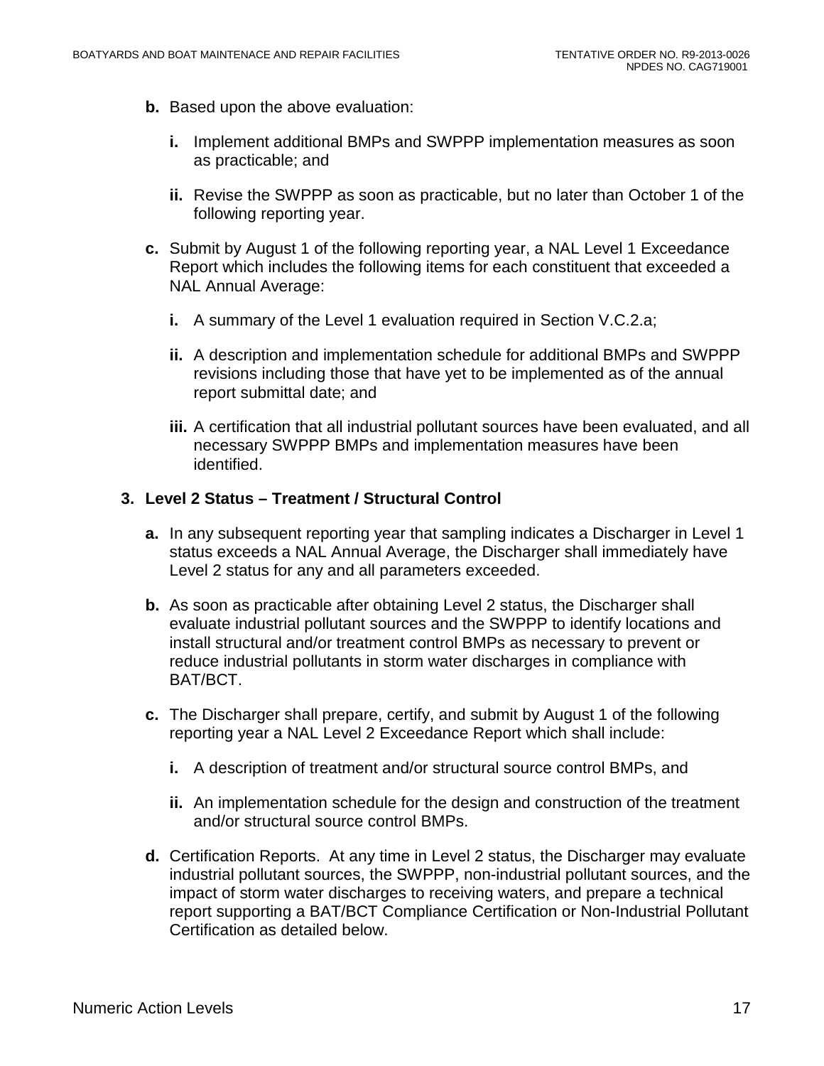**b.** Based upon the above evaluation:

**i.** Implement additional BMPs and SWPPP implementation measures as soon as practicable; and

**ii.** Revise the SWPPP as soon as practicable, but no later than October 1 of the following reporting year.

**c.** Submit by August 1 of the following reporting year, a NAL Level 1 Exceedance Report which includes the following items for each constituent that exceeded a NAL Annual Average:

**i.** A summary of the Level 1 evaluation required in Section V.C.2.a;

**ii.** A description and implementation schedule for additional BMPs and SWPPP revisions including those that have yet to be implemented as of the annual report submittal date; and

**iii.** A certification that all industrial pollutant sources have been evaluated, and all necessary SWPPP BMPs and implementation measures have been identified.

### 3. Level 2 Status – Treatment / Structural Control

**a.** In any subsequent reporting year that sampling indicates a Discharger in Level 1 status exceeds a NAL Annual Average, the Discharger shall immediately have Level 2 status for any and all parameters exceeded.

**b.** As soon as practicable after obtaining Level 2 status, the Discharger shall evaluate industrial pollutant sources and the SWPPP to identify locations and install structural and/or treatment control BMPs as necessary to prevent or reduce industrial pollutants in storm water discharges in compliance with BAT/BCT.

**c.** The Discharger shall prepare, certify, and submit by August 1 of the following reporting year a NAL Level 2 Exceedance Report which shall include:

**i.** A description of treatment and/or structural source control BMPs, and

**ii.** An implementation schedule for the design and construction of the treatment and/or structural source control BMPs.

**d.** Certification Reports. At any time in Level 2 status, the Discharger may evaluate industrial pollutant sources, the SWPPP, non-industrial pollutant sources, and the impact of storm water discharges to receiving waters, and prepare a technical report supporting a BAT/BCT Compliance Certification or Non-Industrial Pollutant Certification as detailed below.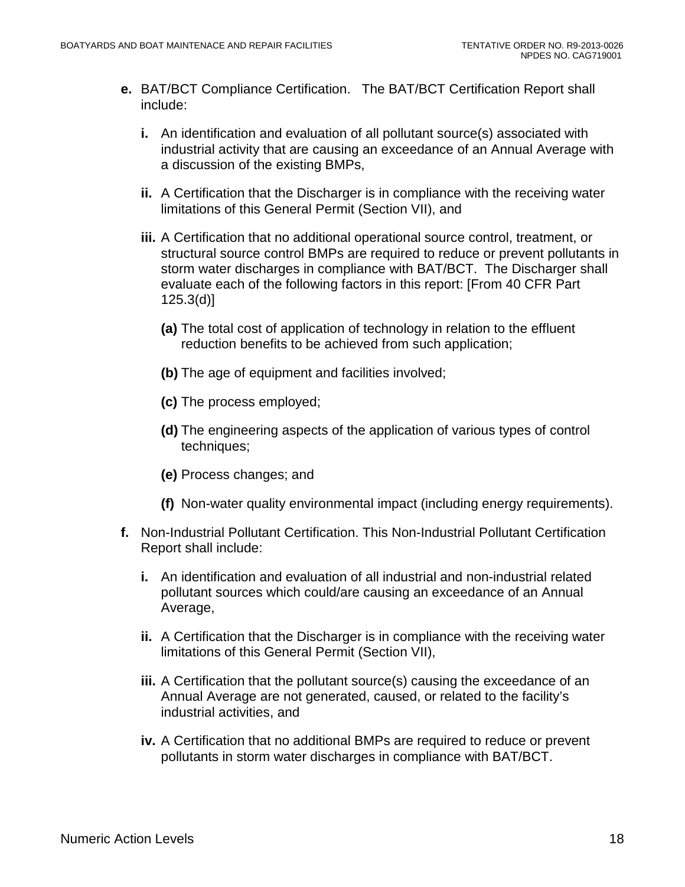**e.** BAT/BCT Compliance Certification. The BAT/BCT Certification Report shall include:

   **i.** An identification and evaluation of all pollutant source(s) associated with industrial activity that are causing an exceedance of an Annual Average with a discussion of the existing BMPs,

   **ii.** A Certification that the Discharger is in compliance with the receiving water limitations of this General Permit (Section VII), and

   **iii.** A Certification that no additional operational source control, treatment, or structural source control BMPs are required to reduce or prevent pollutants in storm water discharges in compliance with BAT/BCT. The Discharger shall evaluate each of the following factors in this report: [From 40 CFR Part 125.3(d)]

      **(a)** The total cost of application of technology in relation to the effluent reduction benefits to be achieved from such application;

      **(b)** The age of equipment and facilities involved;

      **(c)** The process employed;

      **(d)** The engineering aspects of the application of various types of control techniques;

      **(e)** Process changes; and

      **(f)** Non-water quality environmental impact (including energy requirements).

**f.** Non-Industrial Pollutant Certification. This Non-Industrial Pollutant Certification Report shall include:

   **i.** An identification and evaluation of all industrial and non-industrial related pollutant sources which could/are causing an exceedance of an Annual Average,

   **ii.** A Certification that the Discharger is in compliance with the receiving water limitations of this General Permit (Section VII),

   **iii.** A Certification that the pollutant source(s) causing the exceedance of an Annual Average are not generated, caused, or related to the facility's industrial activities, and

   **iv.** A Certification that no additional BMPs are required to reduce or prevent pollutants in storm water discharges in compliance with BAT/BCT.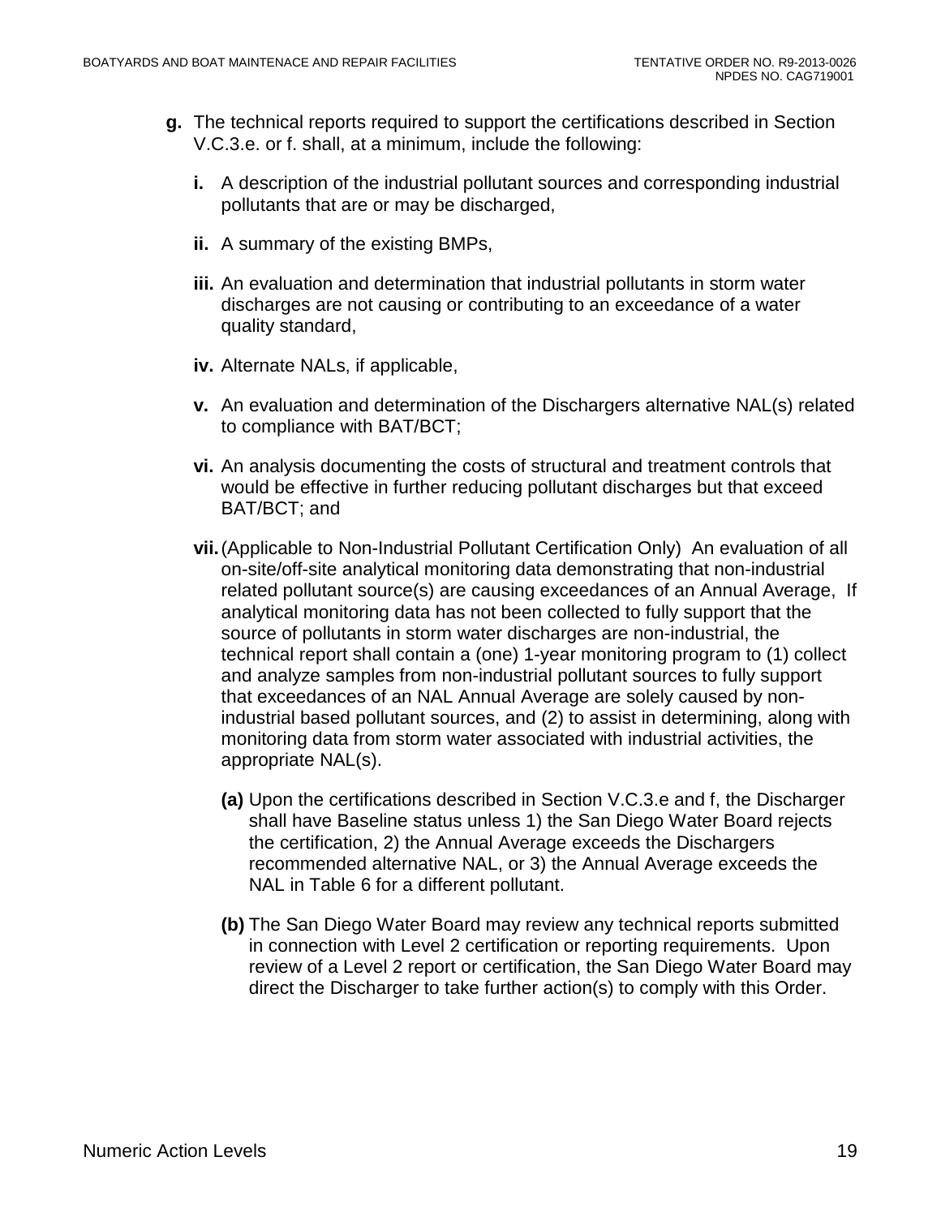**g.** The technical reports required to support the certifications described in Section V.C.3.e. or f. shall, at a minimum, include the following:

**i.** A description of the industrial pollutant sources and corresponding industrial pollutants that are or may be discharged,

**ii.** A summary of the existing BMPs,

**iii.** An evaluation and determination that industrial pollutants in storm water discharges are not causing or contributing to an exceedance of a water quality standard,

**iv.** Alternate NALs, if applicable,

**v.** An evaluation and determination of the Dischargers alternative NAL(s) related to compliance with BAT/BCT;

**vi.** An analysis documenting the costs of structural and treatment controls that would be effective in further reducing pollutant discharges but that exceed BAT/BCT; and

**vii.** (Applicable to Non-Industrial Pollutant Certification Only) An evaluation of all on-site/off-site analytical monitoring data demonstrating that non-industrial related pollutant source(s) are causing exceedances of an Annual Average, If analytical monitoring data has not been collected to fully support that the source of pollutants in storm water discharges are non-industrial, the technical report shall contain a (one) 1-year monitoring program to (1) collect and analyze samples from non-industrial pollutant sources to fully support that exceedances of an NAL Annual Average are solely caused by non-industrial based pollutant sources, and (2) to assist in determining, along with monitoring data from storm water associated with industrial activities, the appropriate NAL(s).

**(a)** Upon the certifications described in Section V.C.3.e and f, the Discharger shall have Baseline status unless 1) the San Diego Water Board rejects the certification, 2) the Annual Average exceeds the Dischargers recommended alternative NAL, or 3) the Annual Average exceeds the NAL in Table 6 for a different pollutant.

**(b)** The San Diego Water Board may review any technical reports submitted in connection with Level 2 certification or reporting requirements. Upon review of a Level 2 report or certification, the San Diego Water Board may direct the Discharger to take further action(s) to comply with this Order.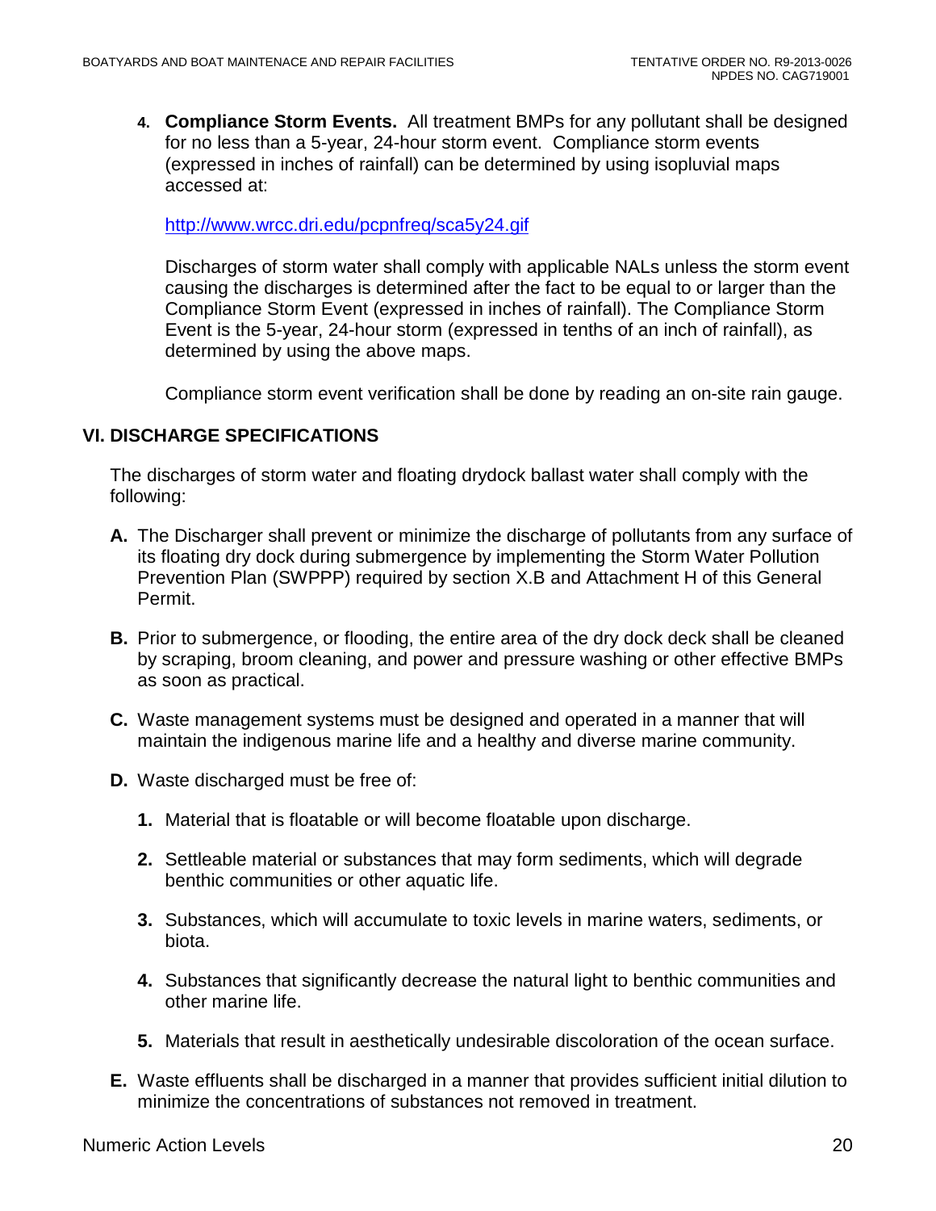4. **Compliance Storm Events.** All treatment BMPs for any pollutant shall be designed for no less than a 5-year, 24-hour storm event. Compliance storm events (expressed in inches of rainfall) can be determined by using isopluvial maps accessed at:

   http://www.wrcc.dri.edu/pcpnfreq/sca5y24.gif

   Discharges of storm water shall comply with applicable NALs unless the storm event causing the discharges is determined after the fact to be equal to or larger than the Compliance Storm Event (expressed in inches of rainfall). The Compliance Storm Event is the 5-year, 24-hour storm (expressed in tenths of an inch of rainfall), as determined by using the above maps.

   Compliance storm event verification shall be done by reading an on-site rain gauge.

## VI. DISCHARGE SPECIFICATIONS

The discharges of storm water and floating drydock ballast water shall comply with the following:

**A.** The Discharger shall prevent or minimize the discharge of pollutants from any surface of its floating dry dock during submergence by implementing the Storm Water Pollution Prevention Plan (SWPPP) required by section X.B and Attachment H of this General Permit.

**B.** Prior to submergence, or flooding, the entire area of the dry dock deck shall be cleaned by scraping, broom cleaning, and power and pressure washing or other effective BMPs as soon as practical.

**C.** Waste management systems must be designed and operated in a manner that will maintain the indigenous marine life and a healthy and diverse marine community.

**D.** Waste discharged must be free of:

1. Material that is floatable or will become floatable upon discharge.
2. Settleable material or substances that may form sediments, which will degrade benthic communities or other aquatic life.
3. Substances, which will accumulate to toxic levels in marine waters, sediments, or biota.
4. Substances that significantly decrease the natural light to benthic communities and other marine life.
5. Materials that result in aesthetically undesirable discoloration of the ocean surface.

**E.** Waste effluents shall be discharged in a manner that provides sufficient initial dilution to minimize the concentrations of substances not removed in treatment.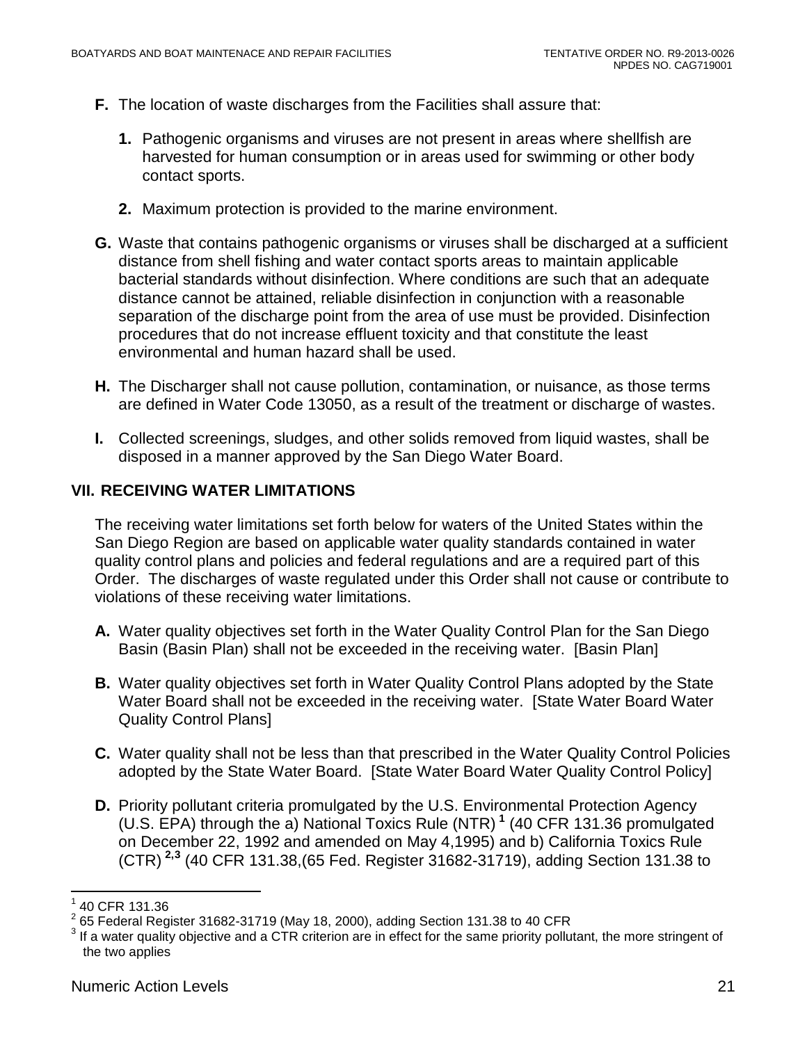**F.** The location of waste discharges from the Facilities shall assure that:

**1.** Pathogenic organisms and viruses are not present in areas where shellfish are harvested for human consumption or in areas used for swimming or other body contact sports.

**2.** Maximum protection is provided to the marine environment.

**G.** Waste that contains pathogenic organisms or viruses shall be discharged at a sufficient distance from shell fishing and water contact sports areas to maintain applicable bacterial standards without disinfection. Where conditions are such that an adequate distance cannot be attained, reliable disinfection in conjunction with a reasonable separation of the discharge point from the area of use must be provided. Disinfection procedures that do not increase effluent toxicity and that constitute the least environmental and human hazard shall be used.

**H.** The Discharger shall not cause pollution, contamination, or nuisance, as those terms are defined in Water Code 13050, as a result of the treatment or discharge of wastes.

**I.** Collected screenings, sludges, and other solids removed from liquid wastes, shall be disposed in a manner approved by the San Diego Water Board.

## VII. RECEIVING WATER LIMITATIONS

The receiving water limitations set forth below for waters of the United States within the San Diego Region are based on applicable water quality standards contained in water quality control plans and policies and federal regulations and are a required part of this Order. The discharges of waste regulated under this Order shall not cause or contribute to violations of these receiving water limitations.

**A.** Water quality objectives set forth in the Water Quality Control Plan for the San Diego Basin (Basin Plan) shall not be exceeded in the receiving water. [Basin Plan]

**B.** Water quality objectives set forth in Water Quality Control Plans adopted by the State Water Board shall not be exceeded in the receiving water. [State Water Board Water Quality Control Plans]

**C.** Water quality shall not be less than that prescribed in the Water Quality Control Policies adopted by the State Water Board. [State Water Board Water Quality Control Policy]

**D.** Priority pollutant criteria promulgated by the U.S. Environmental Protection Agency (U.S. EPA) through the a) National Toxics Rule (NTR) [1] (40 CFR 131.36 promulgated on December 22, 1992 and amended on May 4,1995) and b) California Toxics Rule (CTR) [2,3] (40 CFR 131.38,(65 Fed. Register 31682-31719), adding Section 131.38 to

---

[1] 40 CFR 131.36

[2] 65 Federal Register 31682-31719 (May 18, 2000), adding Section 131.38 to 40 CFR

[3] If a water quality objective and a CTR criterion are in effect for the same priority pollutant, the more stringent of the two applies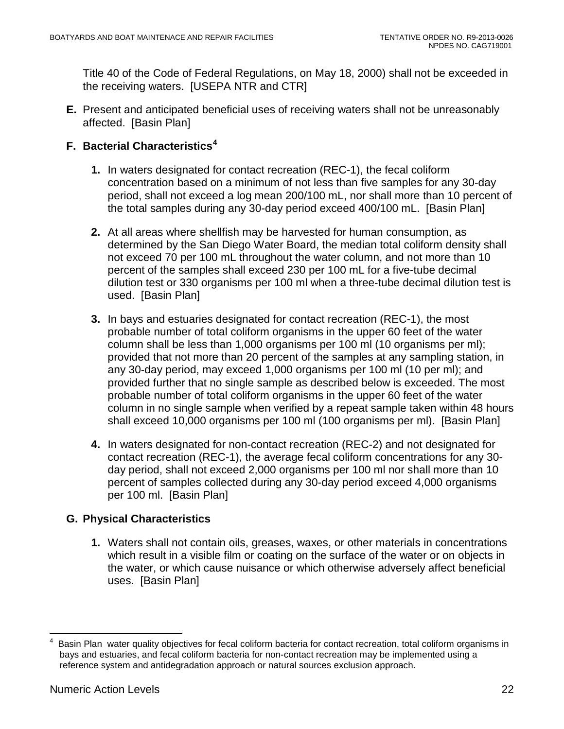Title 40 of the Code of Federal Regulations, on May 18, 2000) shall not be exceeded in the receiving waters. [USEPA NTR and CTR]

**E.** Present and anticipated beneficial uses of receiving waters shall not be unreasonably affected. [Basin Plan]

**F. Bacterial Characteristics[4]**

**1.** In waters designated for contact recreation (REC-1), the fecal coliform concentration based on a minimum of not less than five samples for any 30-day period, shall not exceed a log mean 200/100 mL, nor shall more than 10 percent of the total samples during any 30-day period exceed 400/100 mL. [Basin Plan]

**2.** At all areas where shellfish may be harvested for human consumption, as determined by the San Diego Water Board, the median total coliform density shall not exceed 70 per 100 mL throughout the water column, and not more than 10 percent of the samples shall exceed 230 per 100 mL for a five-tube decimal dilution test or 330 organisms per 100 ml when a three-tube decimal dilution test is used. [Basin Plan]

**3.** In bays and estuaries designated for contact recreation (REC-1), the most probable number of total coliform organisms in the upper 60 feet of the water column shall be less than 1,000 organisms per 100 ml (10 organisms per ml); provided that not more than 20 percent of the samples at any sampling station, in any 30-day period, may exceed 1,000 organisms per 100 ml (10 per ml); and provided further that no single sample as described below is exceeded. The most probable number of total coliform organisms in the upper 60 feet of the water column in no single sample when verified by a repeat sample taken within 48 hours shall exceed 10,000 organisms per 100 ml (100 organisms per ml). [Basin Plan]

**4.** In waters designated for non-contact recreation (REC-2) and not designated for contact recreation (REC-1), the average fecal coliform concentrations for any 30-day period, shall not exceed 2,000 organisms per 100 ml nor shall more than 10 percent of samples collected during any 30-day period exceed 4,000 organisms per 100 ml. [Basin Plan]

**G. Physical Characteristics**

**1.** Waters shall not contain oils, greases, waxes, or other materials in concentrations which result in a visible film or coating on the surface of the water or on objects in the water, or which cause nuisance or which otherwise adversely affect beneficial uses. [Basin Plan]

---

[4] Basin Plan water quality objectives for fecal coliform bacteria for contact recreation, total coliform organisms in bays and estuaries, and fecal coliform bacteria for non-contact recreation may be implemented using a reference system and antidegradation approach or natural sources exclusion approach.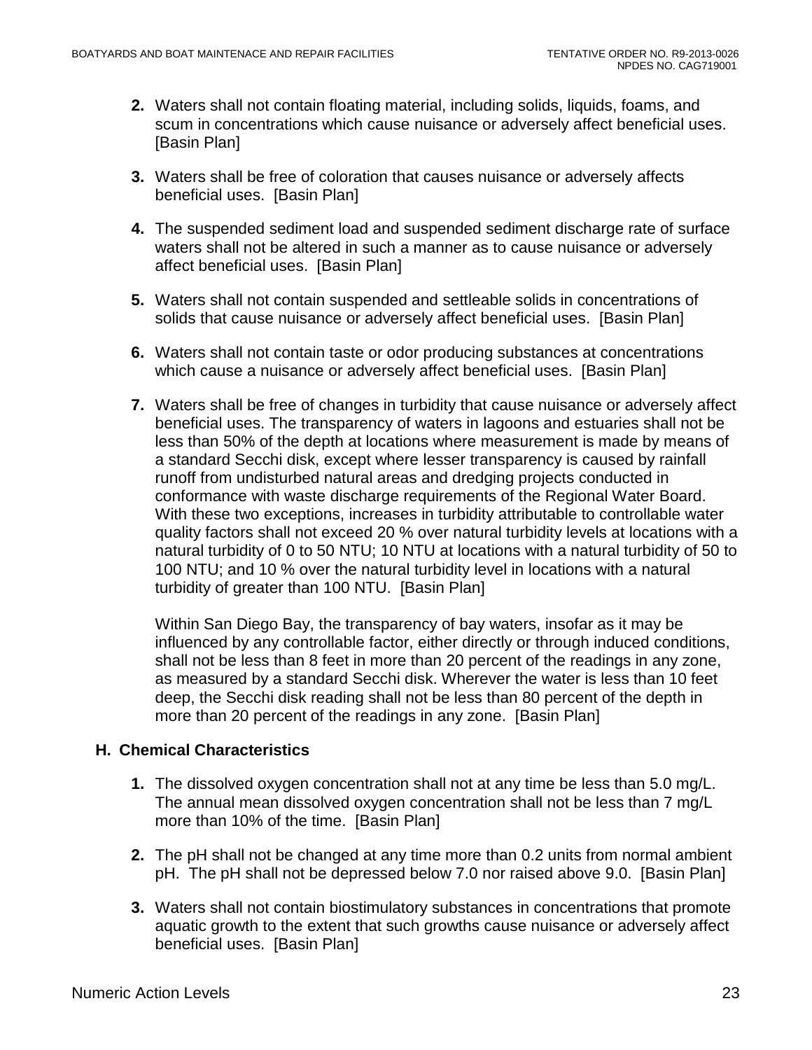2. Waters shall not contain floating material, including solids, liquids, foams, and scum in concentrations which cause nuisance or adversely affect beneficial uses. [Basin Plan]

3. Waters shall be free of coloration that causes nuisance or adversely affects beneficial uses. [Basin Plan]

4. The suspended sediment load and suspended sediment discharge rate of surface waters shall not be altered in such a manner as to cause nuisance or adversely affect beneficial uses. [Basin Plan]

5. Waters shall not contain suspended and settleable solids in concentrations of solids that cause nuisance or adversely affect beneficial uses. [Basin Plan]

6. Waters shall not contain taste or odor producing substances at concentrations which cause a nuisance or adversely affect beneficial uses. [Basin Plan]

7. Waters shall be free of changes in turbidity that cause nuisance or adversely affect beneficial uses. The transparency of waters in lagoons and estuaries shall not be less than 50% of the depth at locations where measurement is made by means of a standard Secchi disk, except where lesser transparency is caused by rainfall runoff from undisturbed natural areas and dredging projects conducted in conformance with waste discharge requirements of the Regional Water Board. With these two exceptions, increases in turbidity attributable to controllable water quality factors shall not exceed 20 % over natural turbidity levels at locations with a natural turbidity of 0 to 50 NTU; 10 NTU at locations with a natural turbidity of 50 to 100 NTU; and 10 % over the natural turbidity level in locations with a natural turbidity of greater than 100 NTU. [Basin Plan]

   Within San Diego Bay, the transparency of bay waters, insofar as it may be influenced by any controllable factor, either directly or through induced conditions, shall not be less than 8 feet in more than 20 percent of the readings in any zone, as measured by a standard Secchi disk. Wherever the water is less than 10 feet deep, the Secchi disk reading shall not be less than 80 percent of the depth in more than 20 percent of the readings in any zone. [Basin Plan]

## H. Chemical Characteristics

1. The dissolved oxygen concentration shall not at any time be less than 5.0 mg/L. The annual mean dissolved oxygen concentration shall not be less than 7 mg/L more than 10% of the time. [Basin Plan]

2. The pH shall not be changed at any time more than 0.2 units from normal ambient pH. The pH shall not be depressed below 7.0 nor raised above 9.0. [Basin Plan]

3. Waters shall not contain biostimulatory substances in concentrations that promote aquatic growth to the extent that such growths cause nuisance or adversely affect beneficial uses. [Basin Plan]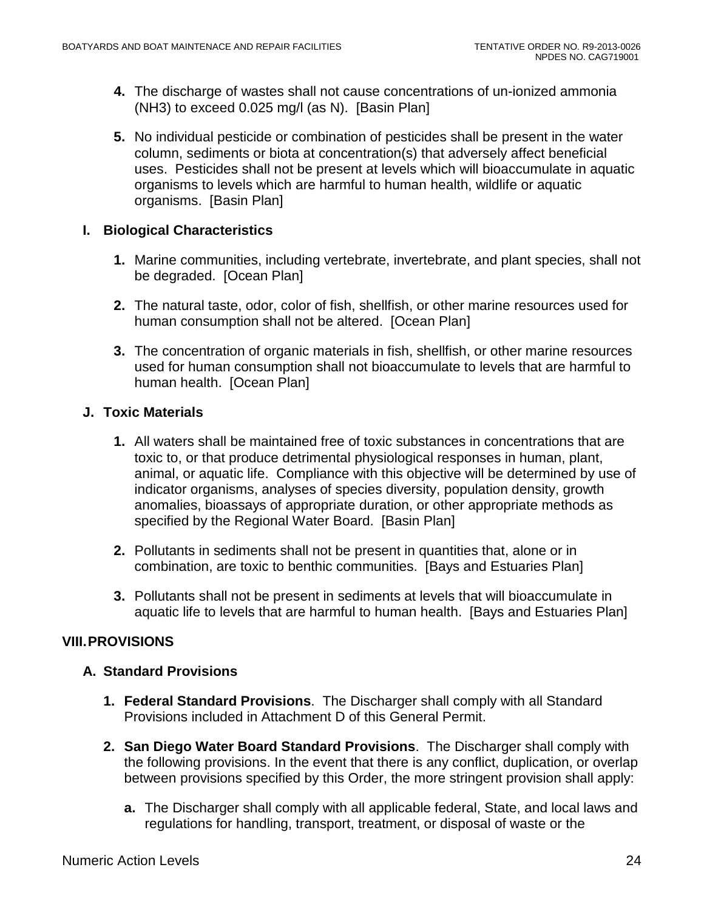4. The discharge of wastes shall not cause concentrations of un-ionized ammonia ($NH_3$) to exceed 0.025 mg/l (as N). [Basin Plan]

5. No individual pesticide or combination of pesticides shall be present in the water column, sediments or biota at concentration(s) that adversely affect beneficial uses. Pesticides shall not be present at levels which will bioaccumulate in aquatic organisms to levels which are harmful to human health, wildlife or aquatic organisms. [Basin Plan]

### I. Biological Characteristics

1. Marine communities, including vertebrate, invertebrate, and plant species, shall not be degraded. [Ocean Plan]

2. The natural taste, odor, color of fish, shellfish, or other marine resources used for human consumption shall not be altered. [Ocean Plan]

3. The concentration of organic materials in fish, shellfish, or other marine resources used for human consumption shall not bioaccumulate to levels that are harmful to human health. [Ocean Plan]

### J. Toxic Materials

1. All waters shall be maintained free of toxic substances in concentrations that are toxic to, or that produce detrimental physiological responses in human, plant, animal, or aquatic life. Compliance with this objective will be determined by use of indicator organisms, analyses of species diversity, population density, growth anomalies, bioassays of appropriate duration, or other appropriate methods as specified by the Regional Water Board. [Basin Plan]

2. Pollutants in sediments shall not be present in quantities that, alone or in combination, are toxic to benthic communities. [Bays and Estuaries Plan]

3. Pollutants shall not be present in sediments at levels that will bioaccumulate in aquatic life to levels that are harmful to human health. [Bays and Estuaries Plan]

## VIII. PROVISIONS

### A. Standard Provisions

1. **Federal Standard Provisions**. The Discharger shall comply with all Standard Provisions included in Attachment D of this General Permit.

2. **San Diego Water Board Standard Provisions**. The Discharger shall comply with the following provisions. In the event that there is any conflict, duplication, or overlap between provisions specified by this Order, the more stringent provision shall apply:

   a. The Discharger shall comply with all applicable federal, State, and local laws and regulations for handling, transport, treatment, or disposal of waste or the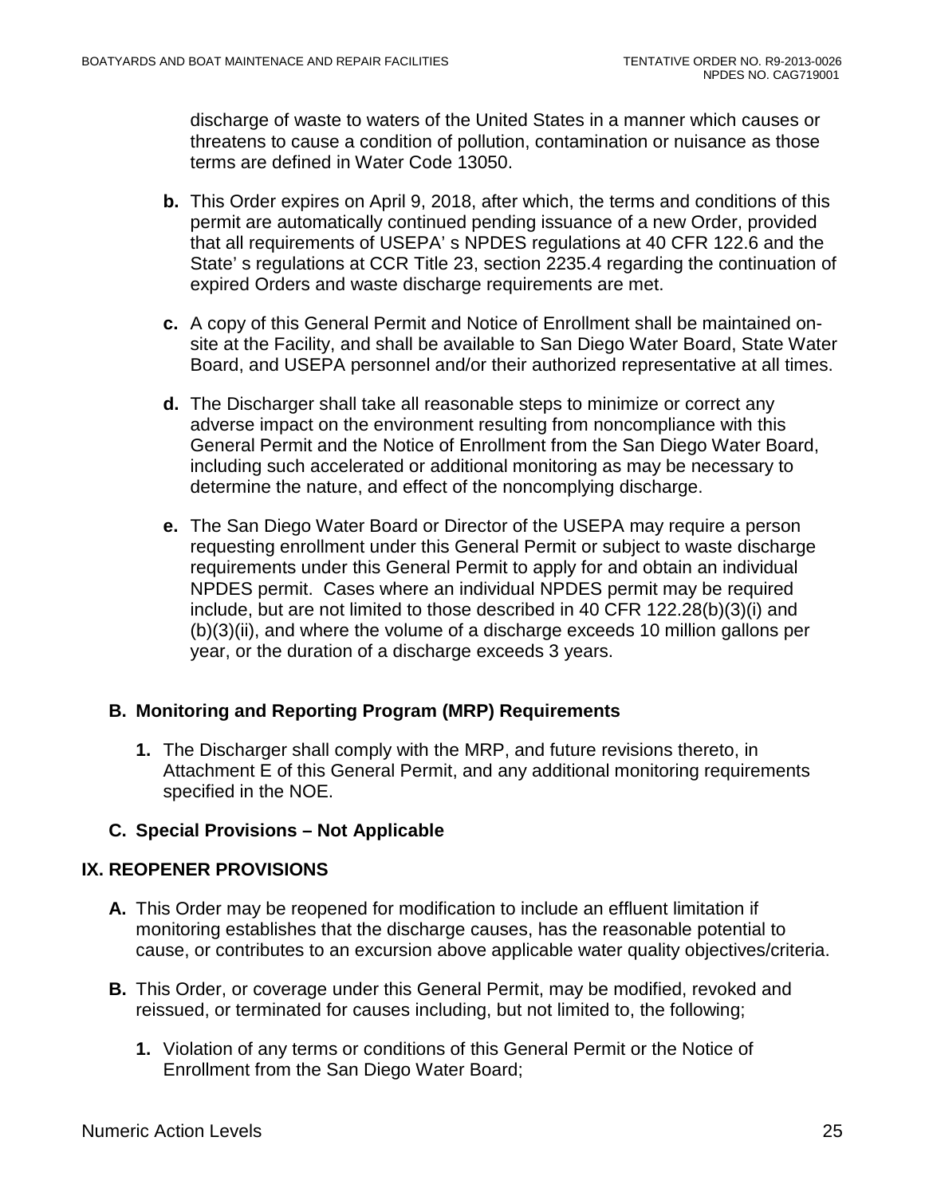discharge of waste to waters of the United States in a manner which causes or threatens to cause a condition of pollution, contamination or nuisance as those terms are defined in Water Code 13050.

**b.** This Order expires on April 9, 2018, after which, the terms and conditions of this permit are automatically continued pending issuance of a new Order, provided that all requirements of USEPA' s NPDES regulations at 40 CFR 122.6 and the State' s regulations at CCR Title 23, section 2235.4 regarding the continuation of expired Orders and waste discharge requirements are met.

**c.** A copy of this General Permit and Notice of Enrollment shall be maintained on-site at the Facility, and shall be available to San Diego Water Board, State Water Board, and USEPA personnel and/or their authorized representative at all times.

**d.** The Discharger shall take all reasonable steps to minimize or correct any adverse impact on the environment resulting from noncompliance with this General Permit and the Notice of Enrollment from the San Diego Water Board, including such accelerated or additional monitoring as may be necessary to determine the nature, and effect of the noncomplying discharge.

**e.** The San Diego Water Board or Director of the USEPA may require a person requesting enrollment under this General Permit or subject to waste discharge requirements under this General Permit to apply for and obtain an individual NPDES permit. Cases where an individual NPDES permit may be required include, but are not limited to those described in 40 CFR 122.28(b)(3)(i) and (b)(3)(ii), and where the volume of a discharge exceeds 10 million gallons per year, or the duration of a discharge exceeds 3 years.

### B. Monitoring and Reporting Program (MRP) Requirements

**1.** The Discharger shall comply with the MRP, and future revisions thereto, in Attachment E of this General Permit, and any additional monitoring requirements specified in the NOE.

### C. Special Provisions – Not Applicable

## IX. REOPENER PROVISIONS

**A.** This Order may be reopened for modification to include an effluent limitation if monitoring establishes that the discharge causes, has the reasonable potential to cause, or contributes to an excursion above applicable water quality objectives/criteria.

**B.** This Order, or coverage under this General Permit, may be modified, revoked and reissued, or terminated for causes including, but not limited to, the following;

**1.** Violation of any terms or conditions of this General Permit or the Notice of Enrollment from the San Diego Water Board;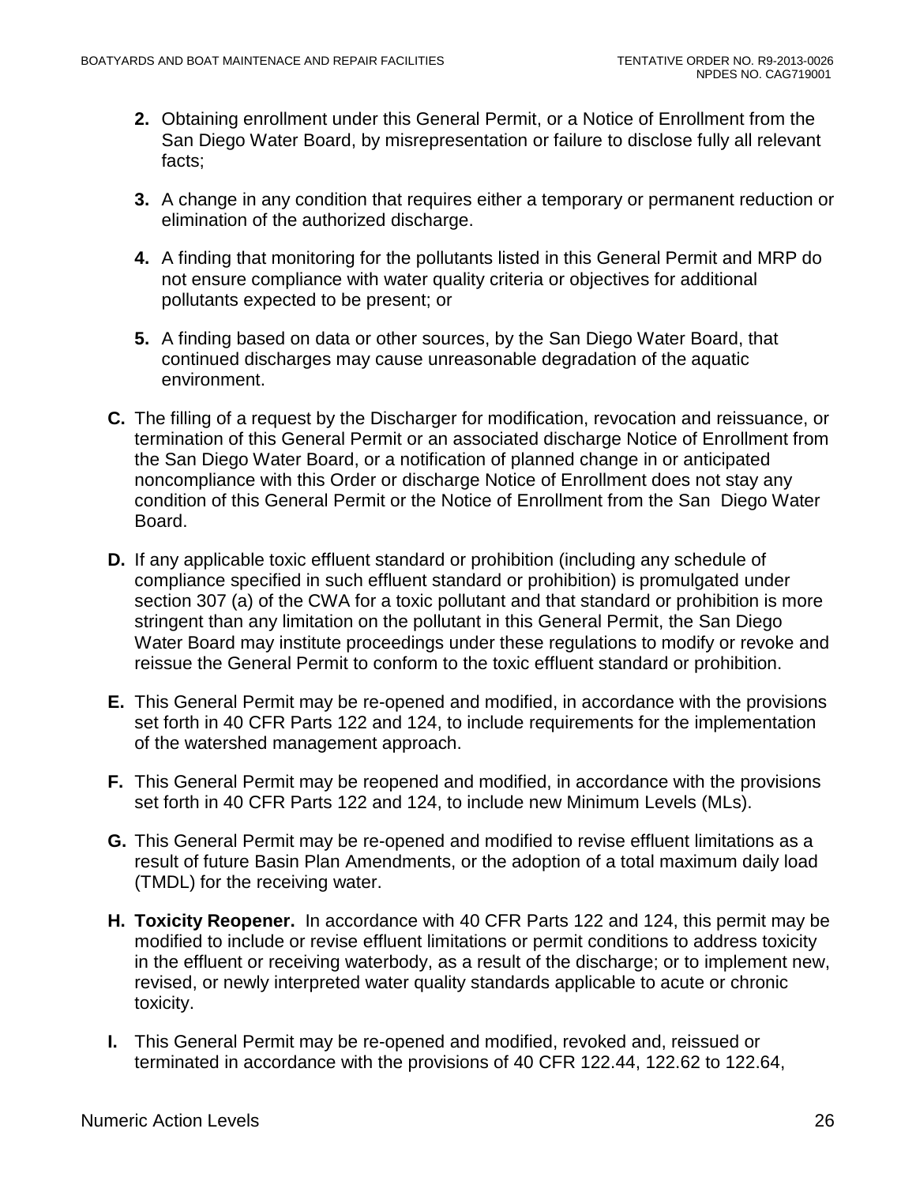2. Obtaining enrollment under this General Permit, or a Notice of Enrollment from the San Diego Water Board, by misrepresentation or failure to disclose fully all relevant facts;

3. A change in any condition that requires either a temporary or permanent reduction or elimination of the authorized discharge.

4. A finding that monitoring for the pollutants listed in this General Permit and MRP do not ensure compliance with water quality criteria or objectives for additional pollutants expected to be present; or

5. A finding based on data or other sources, by the San Diego Water Board, that continued discharges may cause unreasonable degradation of the aquatic environment.

**C.** The filling of a request by the Discharger for modification, revocation and reissuance, or termination of this General Permit or an associated discharge Notice of Enrollment from the San Diego Water Board, or a notification of planned change in or anticipated noncompliance with this Order or discharge Notice of Enrollment does not stay any condition of this General Permit or the Notice of Enrollment from the San Diego Water Board.

**D.** If any applicable toxic effluent standard or prohibition (including any schedule of compliance specified in such effluent standard or prohibition) is promulgated under section 307 (a) of the CWA for a toxic pollutant and that standard or prohibition is more stringent than any limitation on the pollutant in this General Permit, the San Diego Water Board may institute proceedings under these regulations to modify or revoke and reissue the General Permit to conform to the toxic effluent standard or prohibition.

**E.** This General Permit may be re-opened and modified, in accordance with the provisions set forth in 40 CFR Parts 122 and 124, to include requirements for the implementation of the watershed management approach.

**F.** This General Permit may be reopened and modified, in accordance with the provisions set forth in 40 CFR Parts 122 and 124, to include new Minimum Levels (MLs).

**G.** This General Permit may be re-opened and modified to revise effluent limitations as a result of future Basin Plan Amendments, or the adoption of a total maximum daily load (TMDL) for the receiving water.

**H. Toxicity Reopener.** In accordance with 40 CFR Parts 122 and 124, this permit may be modified to include or revise effluent limitations or permit conditions to address toxicity in the effluent or receiving waterbody, as a result of the discharge; or to implement new, revised, or newly interpreted water quality standards applicable to acute or chronic toxicity.

**I.** This General Permit may be re-opened and modified, revoked and, reissued or terminated in accordance with the provisions of 40 CFR 122.44, 122.62 to 122.64,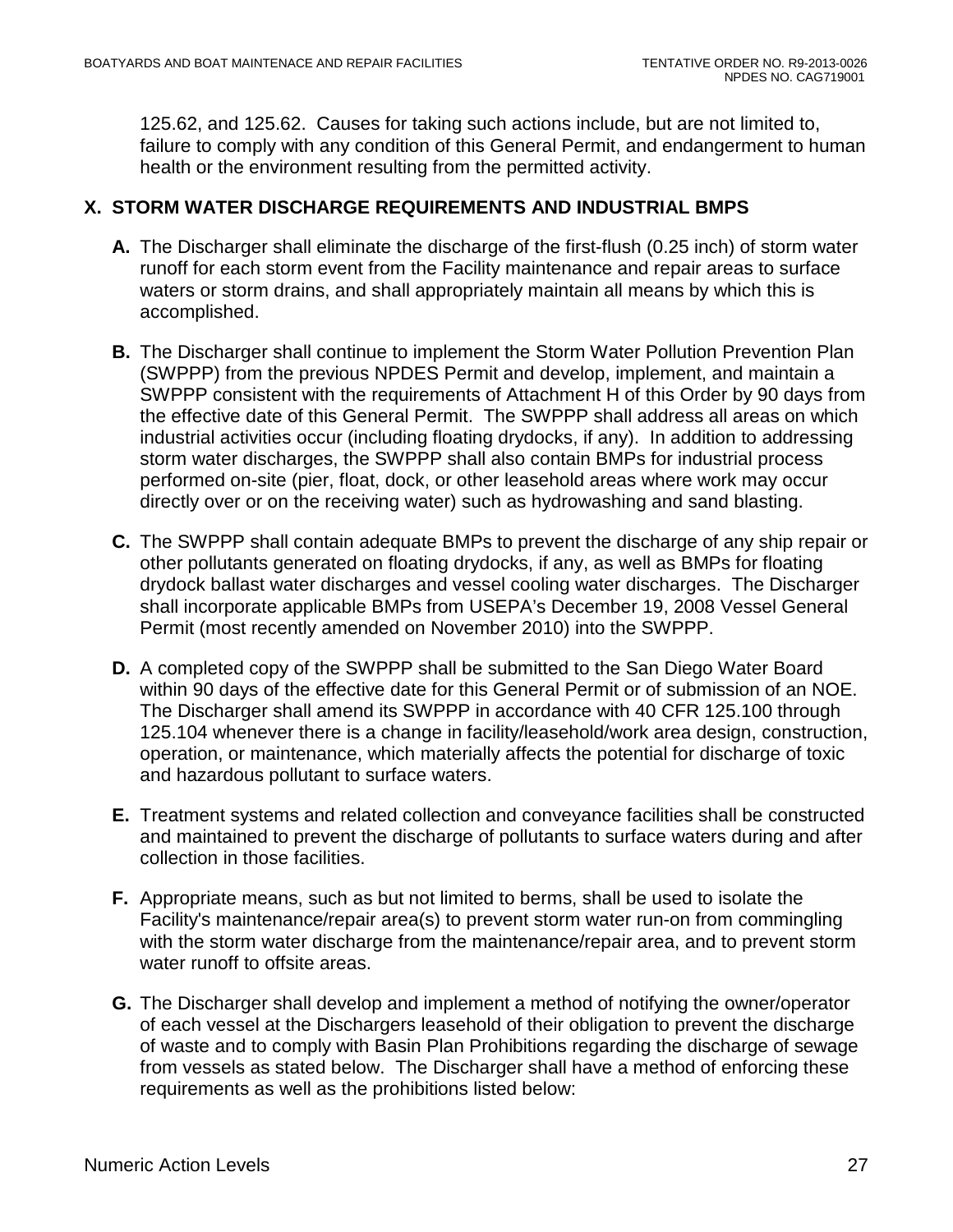125.62, and 125.62. Causes for taking such actions include, but are not limited to, failure to comply with any condition of this General Permit, and endangerment to human health or the environment resulting from the permitted activity.

## X. STORM WATER DISCHARGE REQUIREMENTS AND INDUSTRIAL BMPS

**A.** The Discharger shall eliminate the discharge of the first-flush (0.25 inch) of storm water runoff for each storm event from the Facility maintenance and repair areas to surface waters or storm drains, and shall appropriately maintain all means by which this is accomplished.

**B.** The Discharger shall continue to implement the Storm Water Pollution Prevention Plan (SWPPP) from the previous NPDES Permit and develop, implement, and maintain a SWPPP consistent with the requirements of Attachment H of this Order by 90 days from the effective date of this General Permit. The SWPPP shall address all areas on which industrial activities occur (including floating drydocks, if any). In addition to addressing storm water discharges, the SWPPP shall also contain BMPs for industrial process performed on-site (pier, float, dock, or other leasehold areas where work may occur directly over or on the receiving water) such as hydrowashing and sand blasting.

**C.** The SWPPP shall contain adequate BMPs to prevent the discharge of any ship repair or other pollutants generated on floating drydocks, if any, as well as BMPs for floating drydock ballast water discharges and vessel cooling water discharges. The Discharger shall incorporate applicable BMPs from USEPA's December 19, 2008 Vessel General Permit (most recently amended on November 2010) into the SWPPP.

**D.** A completed copy of the SWPPP shall be submitted to the San Diego Water Board within 90 days of the effective date for this General Permit or of submission of an NOE. The Discharger shall amend its SWPPP in accordance with 40 CFR 125.100 through 125.104 whenever there is a change in facility/leasehold/work area design, construction, operation, or maintenance, which materially affects the potential for discharge of toxic and hazardous pollutant to surface waters.

**E.** Treatment systems and related collection and conveyance facilities shall be constructed and maintained to prevent the discharge of pollutants to surface waters during and after collection in those facilities.

**F.** Appropriate means, such as but not limited to berms, shall be used to isolate the Facility's maintenance/repair area(s) to prevent storm water run-on from commingling with the storm water discharge from the maintenance/repair area, and to prevent storm water runoff to offsite areas.

**G.** The Discharger shall develop and implement a method of notifying the owner/operator of each vessel at the Dischargers leasehold of their obligation to prevent the discharge of waste and to comply with Basin Plan Prohibitions regarding the discharge of sewage from vessels as stated below. The Discharger shall have a method of enforcing these requirements as well as the prohibitions listed below: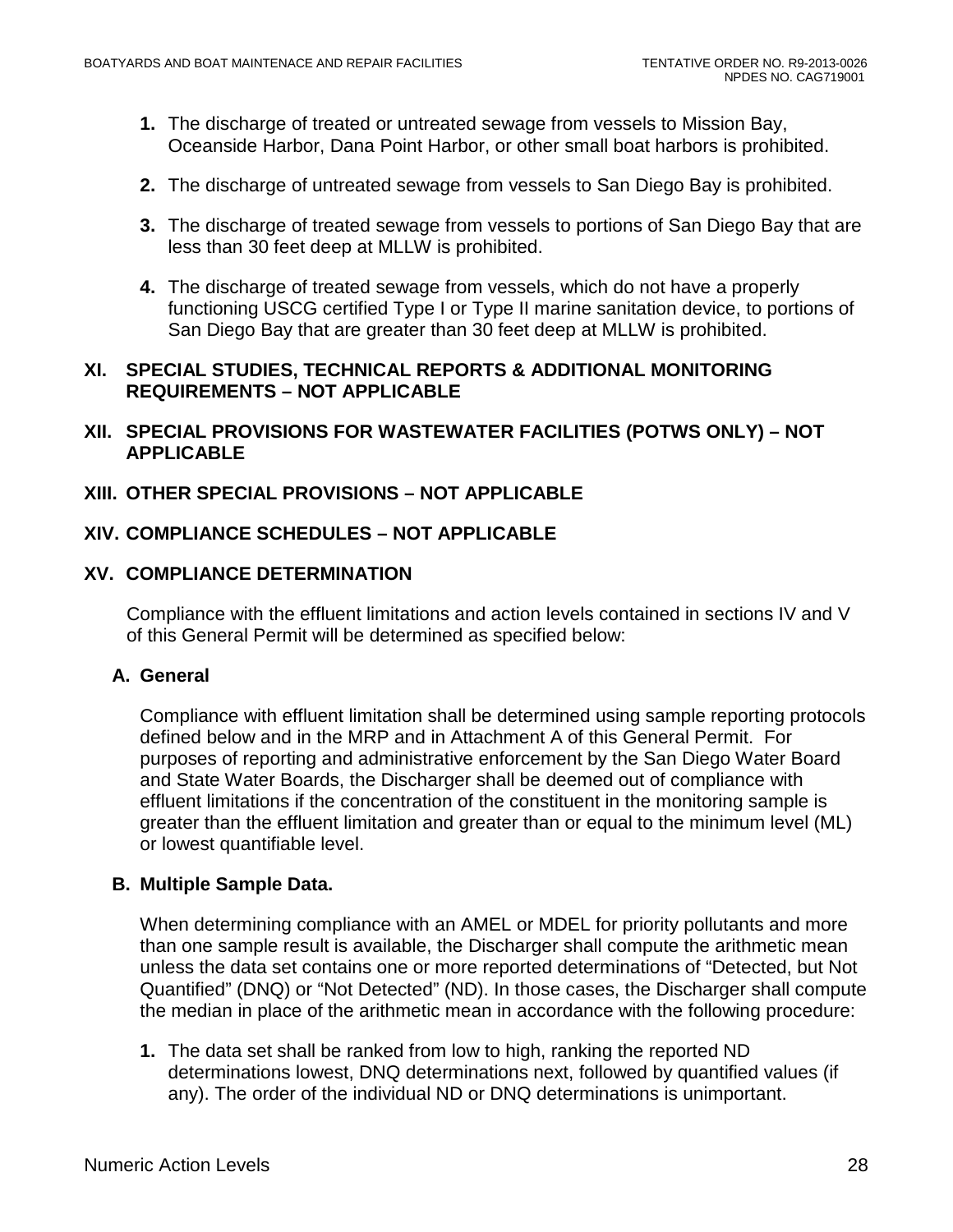1. The discharge of treated or untreated sewage from vessels to Mission Bay, Oceanside Harbor, Dana Point Harbor, or other small boat harbors is prohibited.

2. The discharge of untreated sewage from vessels to San Diego Bay is prohibited.

3. The discharge of treated sewage from vessels to portions of San Diego Bay that are less than 30 feet deep at MLLW is prohibited.

4. The discharge of treated sewage from vessels, which do not have a properly functioning USCG certified Type I or Type II marine sanitation device, to portions of San Diego Bay that are greater than 30 feet deep at MLLW is prohibited.

## XI. SPECIAL STUDIES, TECHNICAL REPORTS & ADDITIONAL MONITORING REQUIREMENTS – NOT APPLICABLE

## XII. SPECIAL PROVISIONS FOR WASTEWATER FACILITIES (POTWS ONLY) – NOT APPLICABLE

## XIII. OTHER SPECIAL PROVISIONS – NOT APPLICABLE

## XIV. COMPLIANCE SCHEDULES – NOT APPLICABLE

## XV. COMPLIANCE DETERMINATION

Compliance with the effluent limitations and action levels contained in sections IV and V of this General Permit will be determined as specified below:

### A. General

Compliance with effluent limitation shall be determined using sample reporting protocols defined below and in the MRP and in Attachment A of this General Permit. For purposes of reporting and administrative enforcement by the San Diego Water Board and State Water Boards, the Discharger shall be deemed out of compliance with effluent limitations if the concentration of the constituent in the monitoring sample is greater than the effluent limitation and greater than or equal to the minimum level (ML) or lowest quantifiable level.

### B. Multiple Sample Data.

When determining compliance with an AMEL or MDEL for priority pollutants and more than one sample result is available, the Discharger shall compute the arithmetic mean unless the data set contains one or more reported determinations of "Detected, but Not Quantified" (DNQ) or "Not Detected" (ND). In those cases, the Discharger shall compute the median in place of the arithmetic mean in accordance with the following procedure:

1. The data set shall be ranked from low to high, ranking the reported ND determinations lowest, DNQ determinations next, followed by quantified values (if any). The order of the individual ND or DNQ determinations is unimportant.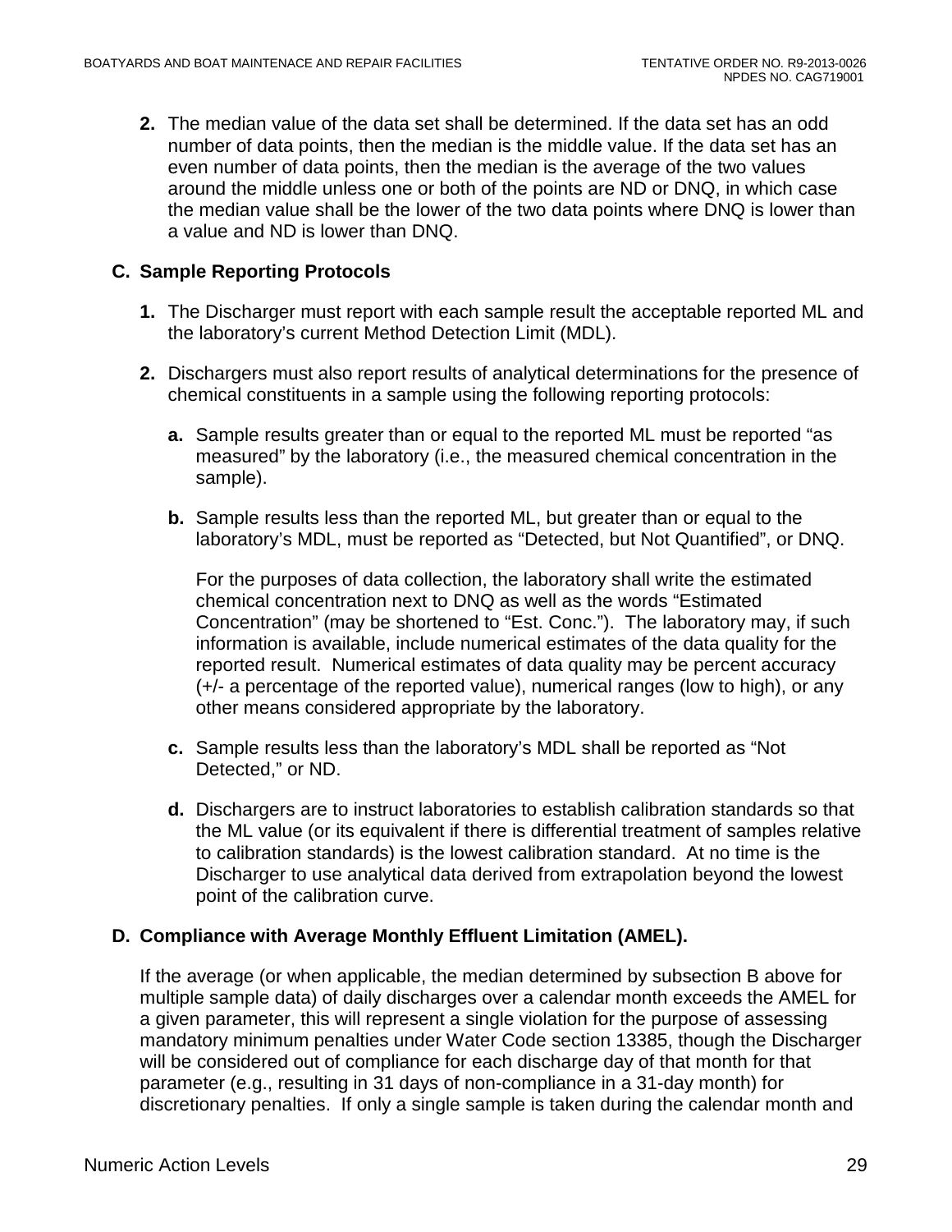2. The median value of the data set shall be determined. If the data set has an odd number of data points, then the median is the middle value. If the data set has an even number of data points, then the median is the average of the two values around the middle unless one or both of the points are ND or DNQ, in which case the median value shall be the lower of the two data points where DNQ is lower than a value and ND is lower than DNQ.

## C. Sample Reporting Protocols

1. The Discharger must report with each sample result the acceptable reported ML and the laboratory's current Method Detection Limit (MDL).

2. Dischargers must also report results of analytical determinations for the presence of chemical constituents in a sample using the following reporting protocols:

   **a.** Sample results greater than or equal to the reported ML must be reported "as measured" by the laboratory (i.e., the measured chemical concentration in the sample).

   **b.** Sample results less than the reported ML, but greater than or equal to the laboratory's MDL, must be reported as "Detected, but Not Quantified", or DNQ.

   For the purposes of data collection, the laboratory shall write the estimated chemical concentration next to DNQ as well as the words "Estimated Concentration" (may be shortened to "Est. Conc."). The laboratory may, if such information is available, include numerical estimates of the data quality for the reported result. Numerical estimates of data quality may be percent accuracy (+/- a percentage of the reported value), numerical ranges (low to high), or any other means considered appropriate by the laboratory.

   **c.** Sample results less than the laboratory's MDL shall be reported as "Not Detected," or ND.

   **d.** Dischargers are to instruct laboratories to establish calibration standards so that the ML value (or its equivalent if there is differential treatment of samples relative to calibration standards) is the lowest calibration standard. At no time is the Discharger to use analytical data derived from extrapolation beyond the lowest point of the calibration curve.

## D. Compliance with Average Monthly Effluent Limitation (AMEL).

If the average (or when applicable, the median determined by subsection B above for multiple sample data) of daily discharges over a calendar month exceeds the AMEL for a given parameter, this will represent a single violation for the purpose of assessing mandatory minimum penalties under Water Code section 13385, though the Discharger will be considered out of compliance for each discharge day of that month for that parameter (e.g., resulting in 31 days of non-compliance in a 31-day month) for discretionary penalties. If only a single sample is taken during the calendar month and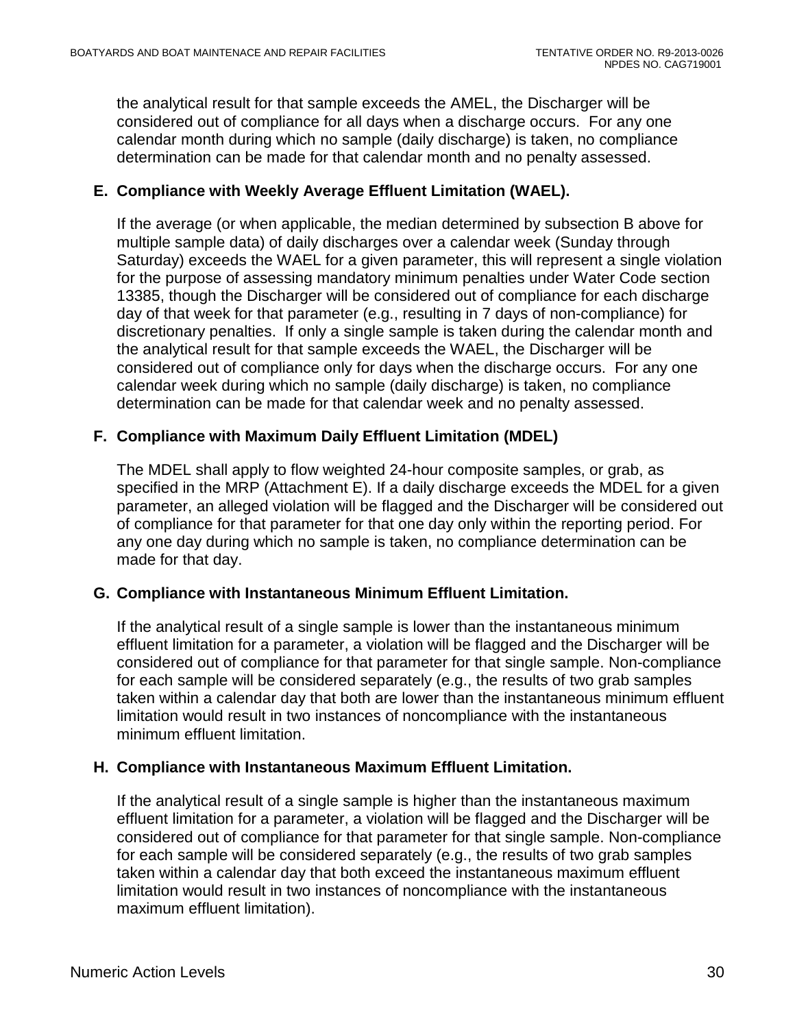the analytical result for that sample exceeds the AMEL, the Discharger will be considered out of compliance for all days when a discharge occurs. For any one calendar month during which no sample (daily discharge) is taken, no compliance determination can be made for that calendar month and no penalty assessed.

## E. Compliance with Weekly Average Effluent Limitation (WAEL).

If the average (or when applicable, the median determined by subsection B above for multiple sample data) of daily discharges over a calendar week (Sunday through Saturday) exceeds the WAEL for a given parameter, this will represent a single violation for the purpose of assessing mandatory minimum penalties under Water Code section 13385, though the Discharger will be considered out of compliance for each discharge day of that week for that parameter (e.g., resulting in 7 days of non-compliance) for discretionary penalties. If only a single sample is taken during the calendar month and the analytical result for that sample exceeds the WAEL, the Discharger will be considered out of compliance only for days when the discharge occurs. For any one calendar week during which no sample (daily discharge) is taken, no compliance determination can be made for that calendar week and no penalty assessed.

## F. Compliance with Maximum Daily Effluent Limitation (MDEL)

The MDEL shall apply to flow weighted 24-hour composite samples, or grab, as specified in the MRP (Attachment E). If a daily discharge exceeds the MDEL for a given parameter, an alleged violation will be flagged and the Discharger will be considered out of compliance for that parameter for that one day only within the reporting period. For any one day during which no sample is taken, no compliance determination can be made for that day.

## G. Compliance with Instantaneous Minimum Effluent Limitation.

If the analytical result of a single sample is lower than the instantaneous minimum effluent limitation for a parameter, a violation will be flagged and the Discharger will be considered out of compliance for that parameter for that single sample. Non-compliance for each sample will be considered separately (e.g., the results of two grab samples taken within a calendar day that both are lower than the instantaneous minimum effluent limitation would result in two instances of noncompliance with the instantaneous minimum effluent limitation.

## H. Compliance with Instantaneous Maximum Effluent Limitation.

If the analytical result of a single sample is higher than the instantaneous maximum effluent limitation for a parameter, a violation will be flagged and the Discharger will be considered out of compliance for that parameter for that single sample. Non-compliance for each sample will be considered separately (e.g., the results of two grab samples taken within a calendar day that both exceed the instantaneous maximum effluent limitation would result in two instances of noncompliance with the instantaneous maximum effluent limitation).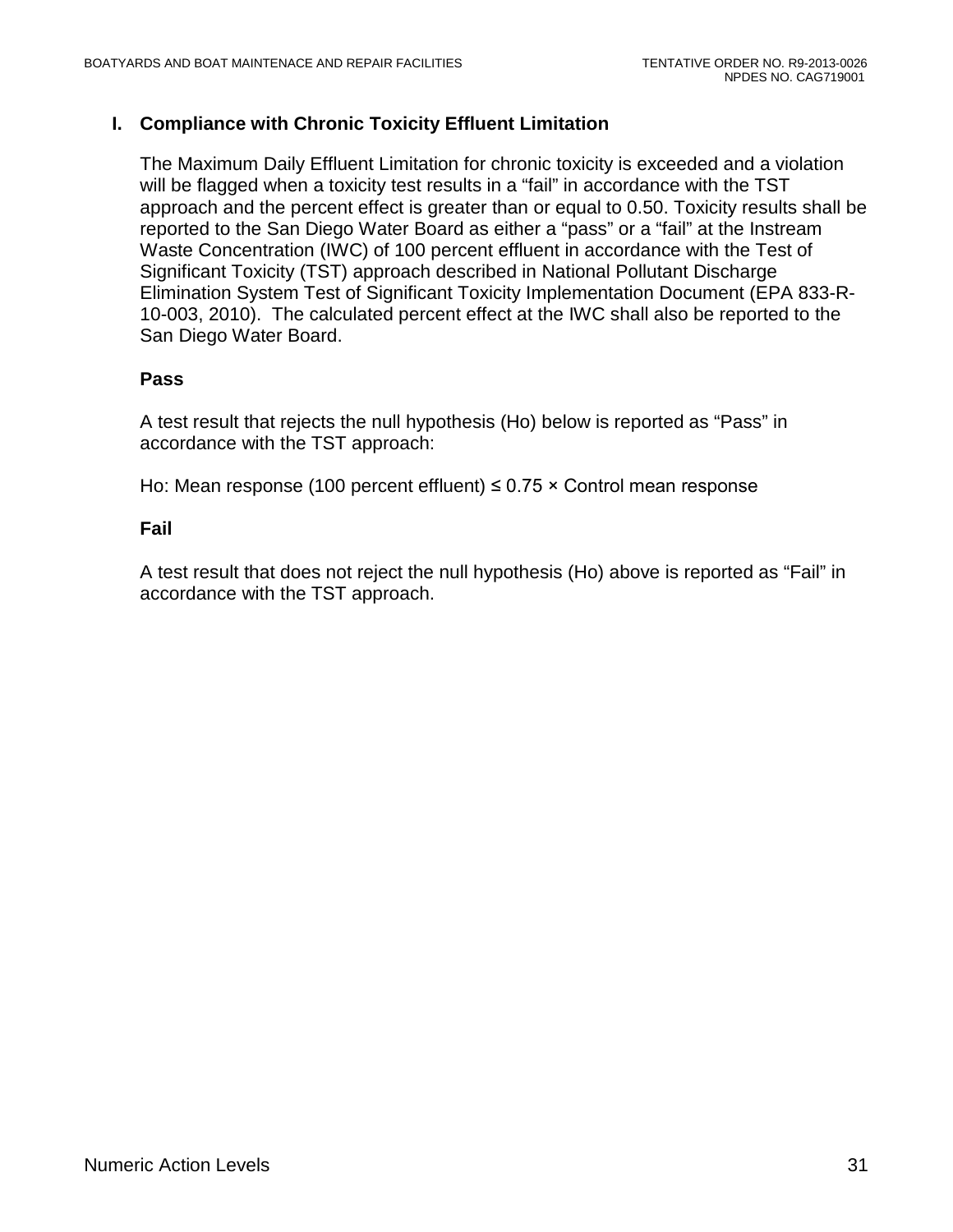## I. Compliance with Chronic Toxicity Effluent Limitation

The Maximum Daily Effluent Limitation for chronic toxicity is exceeded and a violation will be flagged when a toxicity test results in a "fail" in accordance with the TST approach and the percent effect is greater than or equal to 0.50. Toxicity results shall be reported to the San Diego Water Board as either a "pass" or a "fail" at the Instream Waste Concentration (IWC) of 100 percent effluent in accordance with the Test of Significant Toxicity (TST) approach described in National Pollutant Discharge Elimination System Test of Significant Toxicity Implementation Document (EPA 833-R-10-003, 2010). The calculated percent effect at the IWC shall also be reported to the San Diego Water Board.

**Pass**

A test result that rejects the null hypothesis (Ho) below is reported as "Pass" in accordance with the TST approach:

Ho: Mean response (100 percent effluent) $\leq 0.75 \times$ Control mean response

**Fail**

A test result that does not reject the null hypothesis (Ho) above is reported as "Fail" in accordance with the TST approach.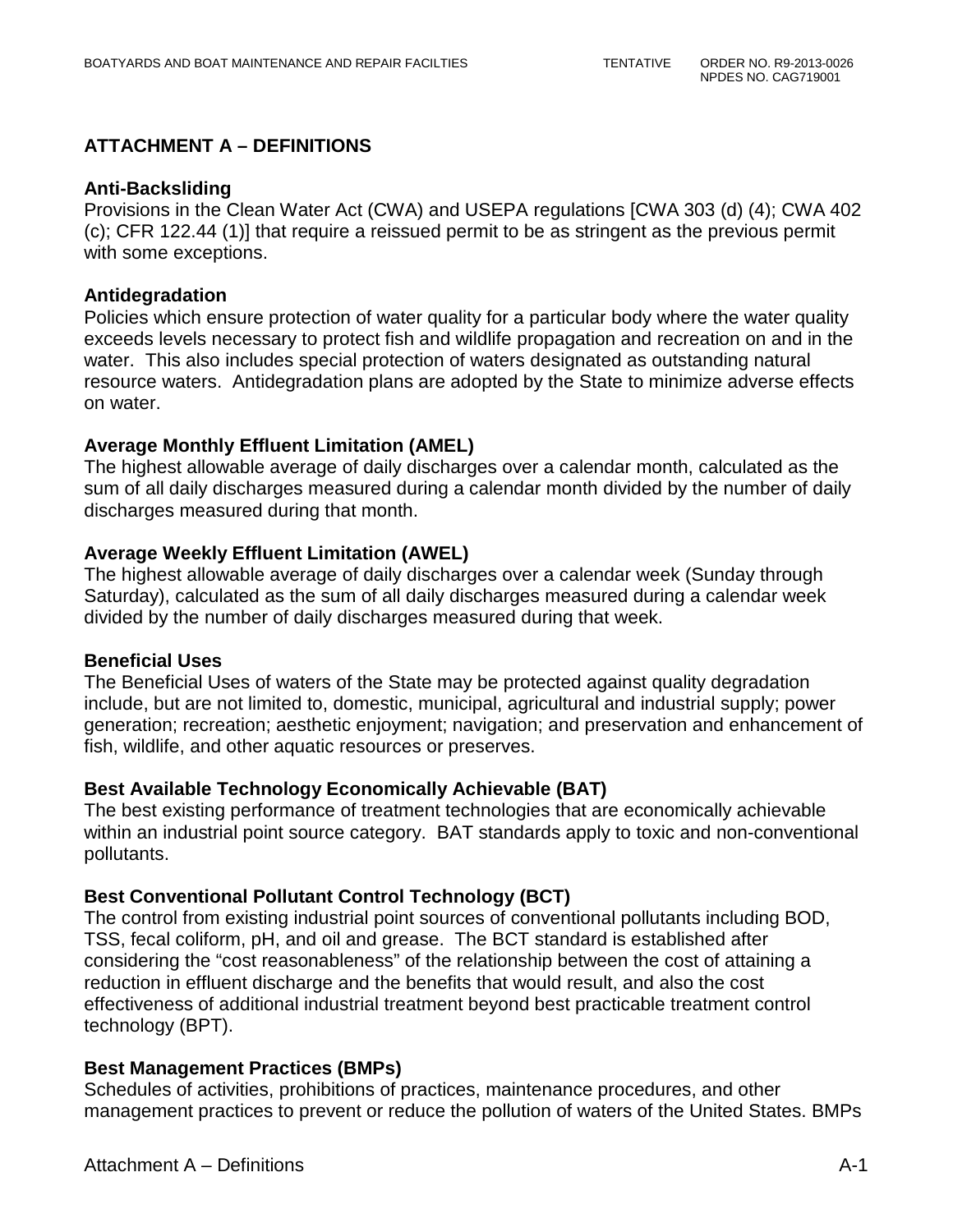## ATTACHMENT A – DEFINITIONS

**Anti-Backsliding**
Provisions in the Clean Water Act (CWA) and USEPA regulations [CWA 303 (d) (4); CWA 402 (c); CFR 122.44 (1)] that require a reissued permit to be as stringent as the previous permit with some exceptions.

**Antidegradation**
Policies which ensure protection of water quality for a particular body where the water quality exceeds levels necessary to protect fish and wildlife propagation and recreation on and in the water. This also includes special protection of waters designated as outstanding natural resource waters. Antidegradation plans are adopted by the State to minimize adverse effects on water.

**Average Monthly Effluent Limitation (AMEL)**
The highest allowable average of daily discharges over a calendar month, calculated as the sum of all daily discharges measured during a calendar month divided by the number of daily discharges measured during that month.

**Average Weekly Effluent Limitation (AWEL)**
The highest allowable average of daily discharges over a calendar week (Sunday through Saturday), calculated as the sum of all daily discharges measured during a calendar week divided by the number of daily discharges measured during that week.

**Beneficial Uses**
The Beneficial Uses of waters of the State may be protected against quality degradation include, but are not limited to, domestic, municipal, agricultural and industrial supply; power generation; recreation; aesthetic enjoyment; navigation; and preservation and enhancement of fish, wildlife, and other aquatic resources or preserves.

**Best Available Technology Economically Achievable (BAT)**
The best existing performance of treatment technologies that are economically achievable within an industrial point source category. BAT standards apply to toxic and non-conventional pollutants.

**Best Conventional Pollutant Control Technology (BCT)**
The control from existing industrial point sources of conventional pollutants including BOD, TSS, fecal coliform, pH, and oil and grease. The BCT standard is established after considering the "cost reasonableness" of the relationship between the cost of attaining a reduction in effluent discharge and the benefits that would result, and also the cost effectiveness of additional industrial treatment beyond best practicable treatment control technology (BPT).

**Best Management Practices (BMPs)**
Schedules of activities, prohibitions of practices, maintenance procedures, and other management practices to prevent or reduce the pollution of waters of the United States. BMPs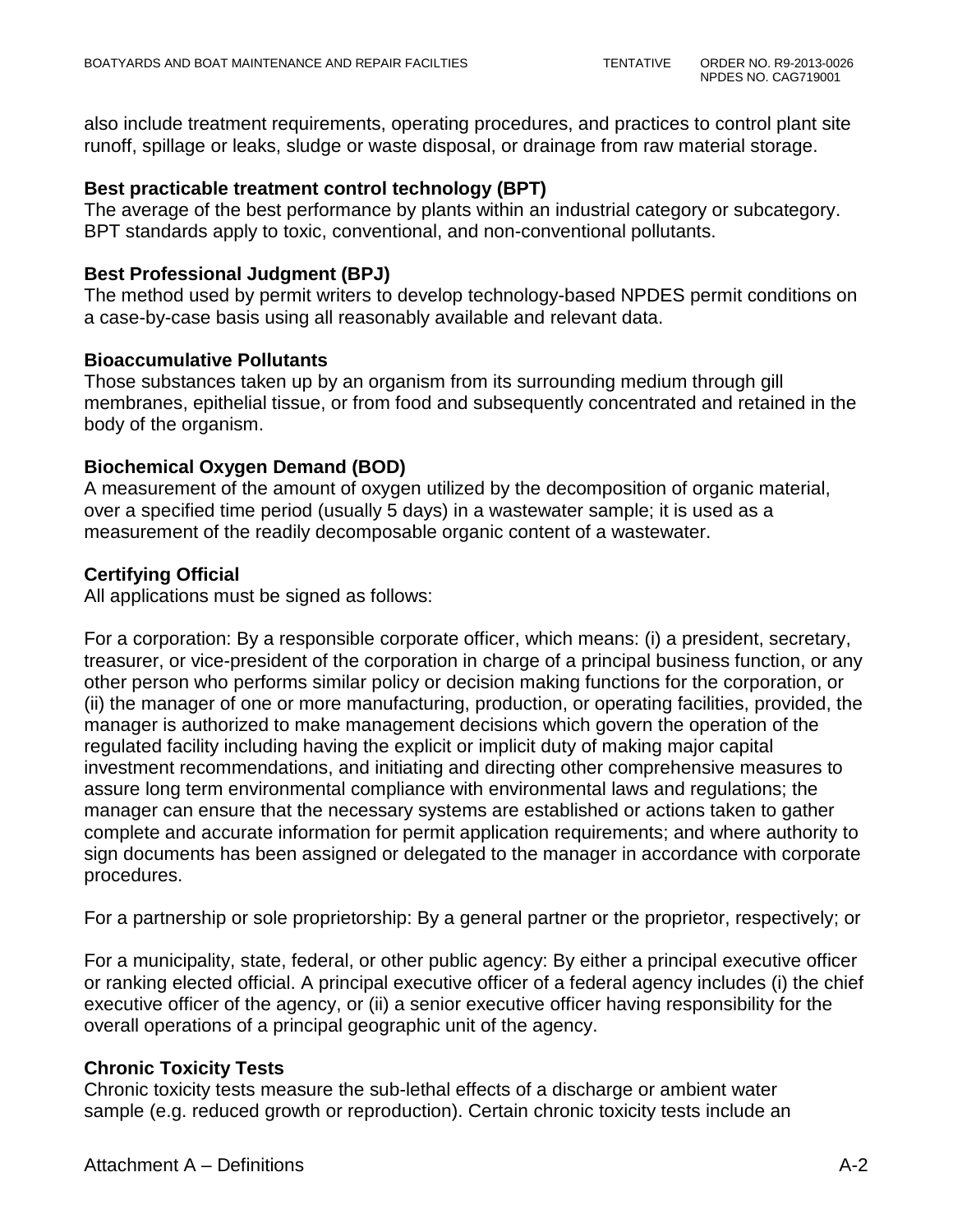also include treatment requirements, operating procedures, and practices to control plant site runoff, spillage or leaks, sludge or waste disposal, or drainage from raw material storage.

**Best practicable treatment control technology (BPT)**
The average of the best performance by plants within an industrial category or subcategory. BPT standards apply to toxic, conventional, and non-conventional pollutants.

**Best Professional Judgment (BPJ)**
The method used by permit writers to develop technology-based NPDES permit conditions on a case-by-case basis using all reasonably available and relevant data.

**Bioaccumulative Pollutants**
Those substances taken up by an organism from its surrounding medium through gill membranes, epithelial tissue, or from food and subsequently concentrated and retained in the body of the organism.

**Biochemical Oxygen Demand (BOD)**
A measurement of the amount of oxygen utilized by the decomposition of organic material, over a specified time period (usually 5 days) in a wastewater sample; it is used as a measurement of the readily decomposable organic content of a wastewater.

**Certifying Official**
All applications must be signed as follows:

For a corporation: By a responsible corporate officer, which means: (i) a president, secretary, treasurer, or vice-president of the corporation in charge of a principal business function, or any other person who performs similar policy or decision making functions for the corporation, or (ii) the manager of one or more manufacturing, production, or operating facilities, provided, the manager is authorized to make management decisions which govern the operation of the regulated facility including having the explicit or implicit duty of making major capital investment recommendations, and initiating and directing other comprehensive measures to assure long term environmental compliance with environmental laws and regulations; the manager can ensure that the necessary systems are established or actions taken to gather complete and accurate information for permit application requirements; and where authority to sign documents has been assigned or delegated to the manager in accordance with corporate procedures.

For a partnership or sole proprietorship: By a general partner or the proprietor, respectively; or

For a municipality, state, federal, or other public agency: By either a principal executive officer or ranking elected official. A principal executive officer of a federal agency includes (i) the chief executive officer of the agency, or (ii) a senior executive officer having responsibility for the overall operations of a principal geographic unit of the agency.

**Chronic Toxicity Tests**
Chronic toxicity tests measure the sub-lethal effects of a discharge or ambient water sample (e.g. reduced growth or reproduction). Certain chronic toxicity tests include an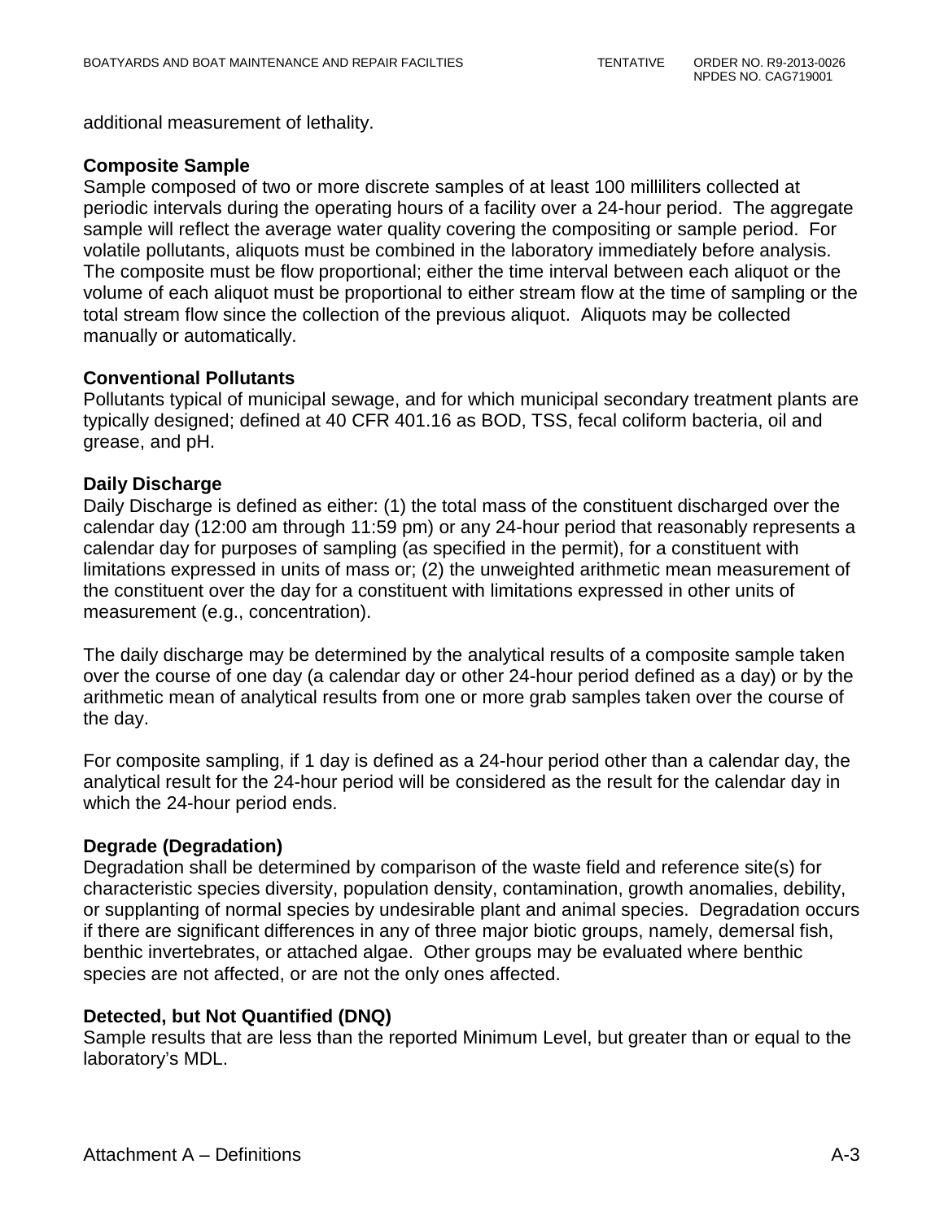additional measurement of lethality.

**Composite Sample**

Sample composed of two or more discrete samples of at least 100 milliliters collected at periodic intervals during the operating hours of a facility over a 24-hour period. The aggregate sample will reflect the average water quality covering the compositing or sample period. For volatile pollutants, aliquots must be combined in the laboratory immediately before analysis. The composite must be flow proportional; either the time interval between each aliquot or the volume of each aliquot must be proportional to either stream flow at the time of sampling or the total stream flow since the collection of the previous aliquot. Aliquots may be collected manually or automatically.

**Conventional Pollutants**

Pollutants typical of municipal sewage, and for which municipal secondary treatment plants are typically designed; defined at 40 CFR 401.16 as BOD, TSS, fecal coliform bacteria, oil and grease, and pH.

**Daily Discharge**

Daily Discharge is defined as either: (1) the total mass of the constituent discharged over the calendar day (12:00 am through 11:59 pm) or any 24-hour period that reasonably represents a calendar day for purposes of sampling (as specified in the permit), for a constituent with limitations expressed in units of mass or; (2) the unweighted arithmetic mean measurement of the constituent over the day for a constituent with limitations expressed in other units of measurement (e.g., concentration).

The daily discharge may be determined by the analytical results of a composite sample taken over the course of one day (a calendar day or other 24-hour period defined as a day) or by the arithmetic mean of analytical results from one or more grab samples taken over the course of the day.

For composite sampling, if 1 day is defined as a 24-hour period other than a calendar day, the analytical result for the 24-hour period will be considered as the result for the calendar day in which the 24-hour period ends.

**Degrade (Degradation)**

Degradation shall be determined by comparison of the waste field and reference site(s) for characteristic species diversity, population density, contamination, growth anomalies, debility, or supplanting of normal species by undesirable plant and animal species. Degradation occurs if there are significant differences in any of three major biotic groups, namely, demersal fish, benthic invertebrates, or attached algae. Other groups may be evaluated where benthic species are not affected, or are not the only ones affected.

**Detected, but Not Quantified (DNQ)**

Sample results that are less than the reported Minimum Level, but greater than or equal to the laboratory's MDL.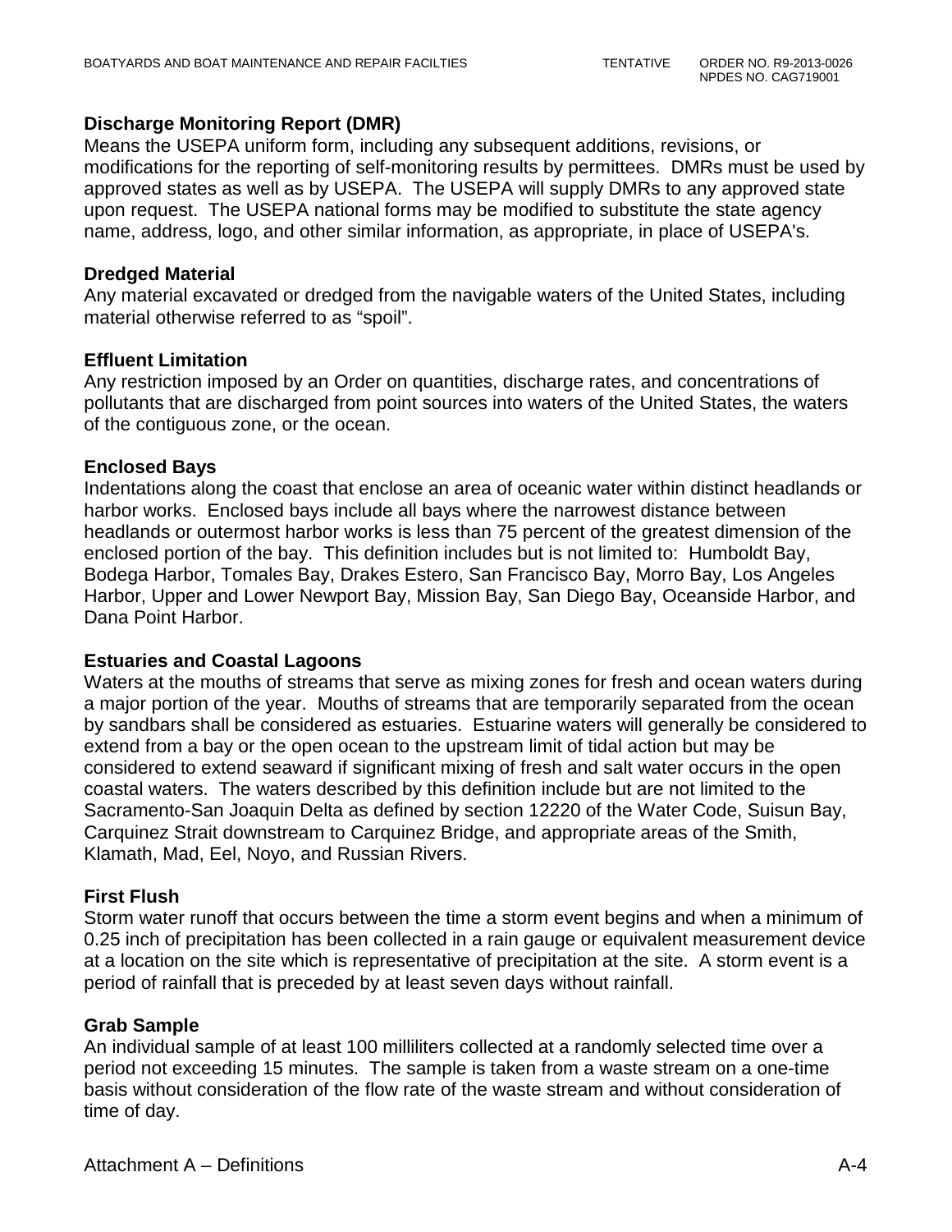**Discharge Monitoring Report (DMR)**
Means the USEPA uniform form, including any subsequent additions, revisions, or modifications for the reporting of self-monitoring results by permittees. DMRs must be used by approved states as well as by USEPA. The USEPA will supply DMRs to any approved state upon request. The USEPA national forms may be modified to substitute the state agency name, address, logo, and other similar information, as appropriate, in place of USEPA's.

**Dredged Material**
Any material excavated or dredged from the navigable waters of the United States, including material otherwise referred to as "spoil".

**Effluent Limitation**
Any restriction imposed by an Order on quantities, discharge rates, and concentrations of pollutants that are discharged from point sources into waters of the United States, the waters of the contiguous zone, or the ocean.

**Enclosed Bays**
Indentations along the coast that enclose an area of oceanic water within distinct headlands or harbor works. Enclosed bays include all bays where the narrowest distance between headlands or outermost harbor works is less than 75 percent of the greatest dimension of the enclosed portion of the bay. This definition includes but is not limited to: Humboldt Bay, Bodega Harbor, Tomales Bay, Drakes Estero, San Francisco Bay, Morro Bay, Los Angeles Harbor, Upper and Lower Newport Bay, Mission Bay, San Diego Bay, Oceanside Harbor, and Dana Point Harbor.

**Estuaries and Coastal Lagoons**
Waters at the mouths of streams that serve as mixing zones for fresh and ocean waters during a major portion of the year. Mouths of streams that are temporarily separated from the ocean by sandbars shall be considered as estuaries. Estuarine waters will generally be considered to extend from a bay or the open ocean to the upstream limit of tidal action but may be considered to extend seaward if significant mixing of fresh and salt water occurs in the open coastal waters. The waters described by this definition include but are not limited to the Sacramento-San Joaquin Delta as defined by section 12220 of the Water Code, Suisun Bay, Carquinez Strait downstream to Carquinez Bridge, and appropriate areas of the Smith, Klamath, Mad, Eel, Noyo, and Russian Rivers.

**First Flush**
Storm water runoff that occurs between the time a storm event begins and when a minimum of 0.25 inch of precipitation has been collected in a rain gauge or equivalent measurement device at a location on the site which is representative of precipitation at the site. A storm event is a period of rainfall that is preceded by at least seven days without rainfall.

**Grab Sample**
An individual sample of at least 100 milliliters collected at a randomly selected time over a period not exceeding 15 minutes. The sample is taken from a waste stream on a one-time basis without consideration of the flow rate of the waste stream and without consideration of time of day.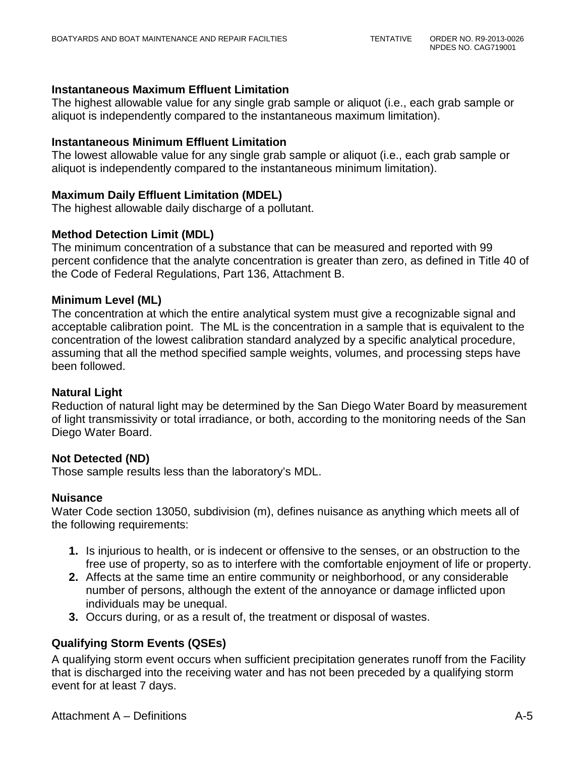**Instantaneous Maximum Effluent Limitation**

The highest allowable value for any single grab sample or aliquot (i.e., each grab sample or aliquot is independently compared to the instantaneous maximum limitation).

**Instantaneous Minimum Effluent Limitation**

The lowest allowable value for any single grab sample or aliquot (i.e., each grab sample or aliquot is independently compared to the instantaneous minimum limitation).

**Maximum Daily Effluent Limitation (MDEL)**

The highest allowable daily discharge of a pollutant.

**Method Detection Limit (MDL)**

The minimum concentration of a substance that can be measured and reported with 99 percent confidence that the analyte concentration is greater than zero, as defined in Title 40 of the Code of Federal Regulations, Part 136, Attachment B.

**Minimum Level (ML)**

The concentration at which the entire analytical system must give a recognizable signal and acceptable calibration point. The ML is the concentration in a sample that is equivalent to the concentration of the lowest calibration standard analyzed by a specific analytical procedure, assuming that all the method specified sample weights, volumes, and processing steps have been followed.

**Natural Light**

Reduction of natural light may be determined by the San Diego Water Board by measurement of light transmissivity or total irradiance, or both, according to the monitoring needs of the San Diego Water Board.

**Not Detected (ND)**

Those sample results less than the laboratory's MDL.

**Nuisance**

Water Code section 13050, subdivision (m), defines nuisance as anything which meets all of the following requirements:

1. Is injurious to health, or is indecent or offensive to the senses, or an obstruction to the free use of property, so as to interfere with the comfortable enjoyment of life or property.
2. Affects at the same time an entire community or neighborhood, or any considerable number of persons, although the extent of the annoyance or damage inflicted upon individuals may be unequal.
3. Occurs during, or as a result of, the treatment or disposal of wastes.

**Qualifying Storm Events (QSEs)**

A qualifying storm event occurs when sufficient precipitation generates runoff from the Facility that is discharged into the receiving water and has not been preceded by a qualifying storm event for at least 7 days.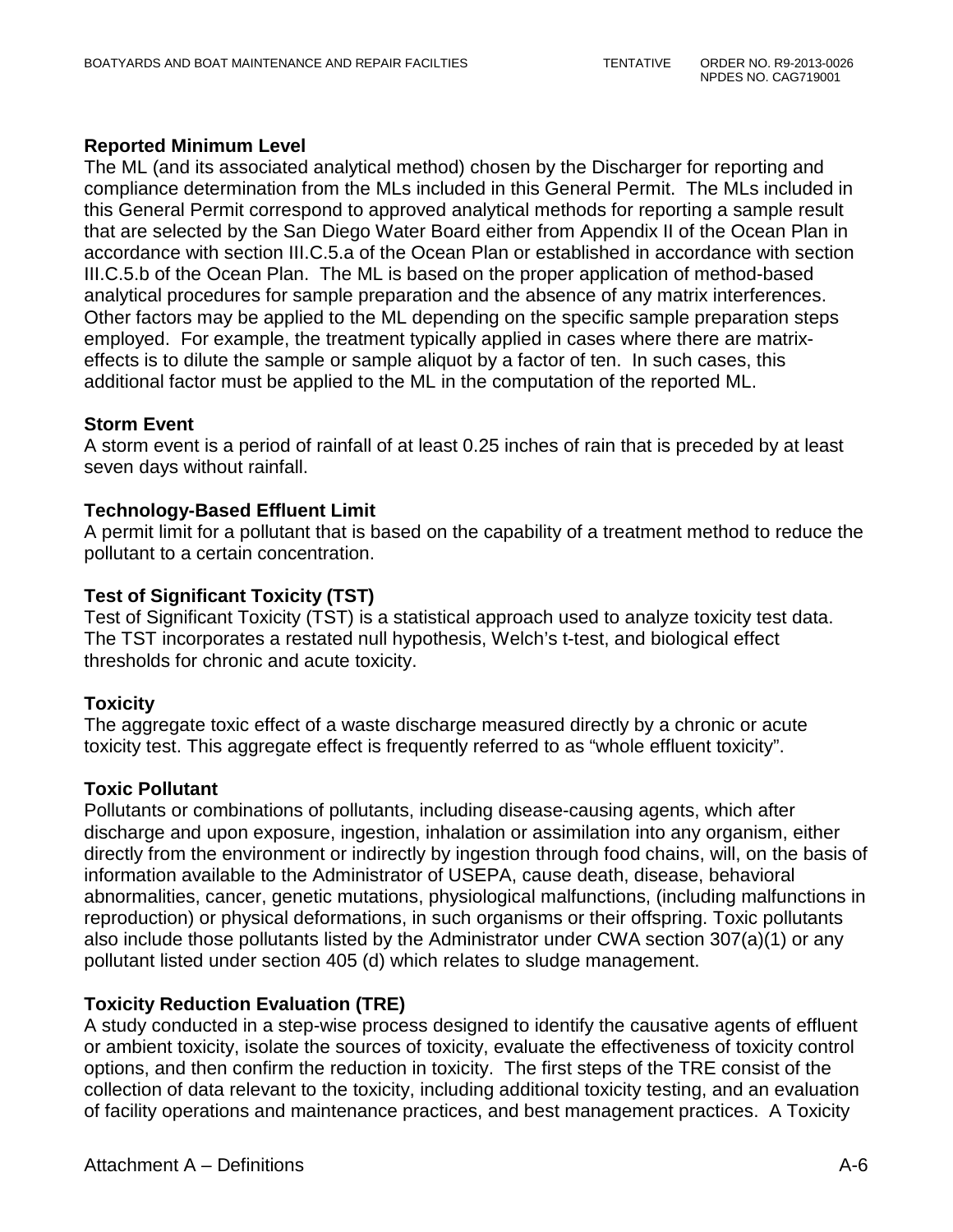**Reported Minimum Level**

The ML (and its associated analytical method) chosen by the Discharger for reporting and compliance determination from the MLs included in this General Permit. The MLs included in this General Permit correspond to approved analytical methods for reporting a sample result that are selected by the San Diego Water Board either from Appendix II of the Ocean Plan in accordance with section III.C.5.a of the Ocean Plan or established in accordance with section III.C.5.b of the Ocean Plan. The ML is based on the proper application of method-based analytical procedures for sample preparation and the absence of any matrix interferences. Other factors may be applied to the ML depending on the specific sample preparation steps employed. For example, the treatment typically applied in cases where there are matrix-effects is to dilute the sample or sample aliquot by a factor of ten. In such cases, this additional factor must be applied to the ML in the computation of the reported ML.

**Storm Event**

A storm event is a period of rainfall of at least 0.25 inches of rain that is preceded by at least seven days without rainfall.

**Technology-Based Effluent Limit**

A permit limit for a pollutant that is based on the capability of a treatment method to reduce the pollutant to a certain concentration.

**Test of Significant Toxicity (TST)**

Test of Significant Toxicity (TST) is a statistical approach used to analyze toxicity test data. The TST incorporates a restated null hypothesis, Welch's t-test, and biological effect thresholds for chronic and acute toxicity.

**Toxicity**

The aggregate toxic effect of a waste discharge measured directly by a chronic or acute toxicity test. This aggregate effect is frequently referred to as "whole effluent toxicity".

**Toxic Pollutant**

Pollutants or combinations of pollutants, including disease-causing agents, which after discharge and upon exposure, ingestion, inhalation or assimilation into any organism, either directly from the environment or indirectly by ingestion through food chains, will, on the basis of information available to the Administrator of USEPA, cause death, disease, behavioral abnormalities, cancer, genetic mutations, physiological malfunctions, (including malfunctions in reproduction) or physical deformations, in such organisms or their offspring. Toxic pollutants also include those pollutants listed by the Administrator under CWA section 307(a)(1) or any pollutant listed under section 405 (d) which relates to sludge management.

**Toxicity Reduction Evaluation (TRE)**

A study conducted in a step-wise process designed to identify the causative agents of effluent or ambient toxicity, isolate the sources of toxicity, evaluate the effectiveness of toxicity control options, and then confirm the reduction in toxicity. The first steps of the TRE consist of the collection of data relevant to the toxicity, including additional toxicity testing, and an evaluation of facility operations and maintenance practices, and best management practices. A Toxicity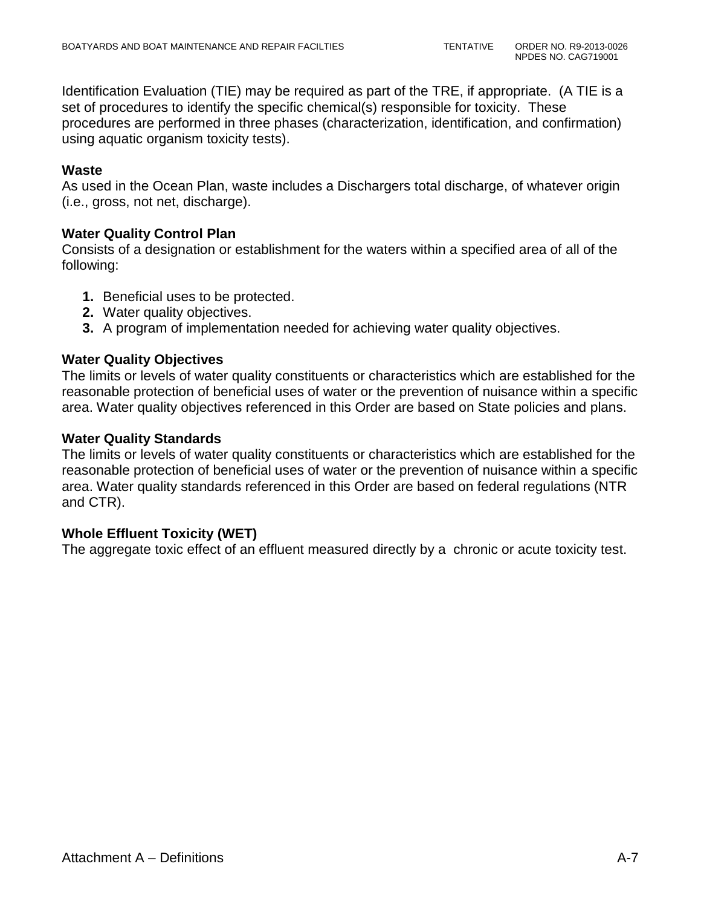Identification Evaluation (TIE) may be required as part of the TRE, if appropriate. (A TIE is a set of procedures to identify the specific chemical(s) responsible for toxicity. These procedures are performed in three phases (characterization, identification, and confirmation) using aquatic organism toxicity tests).

**Waste**

As used in the Ocean Plan, waste includes a Dischargers total discharge, of whatever origin (i.e., gross, not net, discharge).

**Water Quality Control Plan**

Consists of a designation or establishment for the waters within a specified area of all of the following:

1. Beneficial uses to be protected.
2. Water quality objectives.
3. A program of implementation needed for achieving water quality objectives.

**Water Quality Objectives**

The limits or levels of water quality constituents or characteristics which are established for the reasonable protection of beneficial uses of water or the prevention of nuisance within a specific area. Water quality objectives referenced in this Order are based on State policies and plans.

**Water Quality Standards**

The limits or levels of water quality constituents or characteristics which are established for the reasonable protection of beneficial uses of water or the prevention of nuisance within a specific area. Water quality standards referenced in this Order are based on federal regulations (NTR and CTR).

**Whole Effluent Toxicity (WET)**

The aggregate toxic effect of an effluent measured directly by a chronic or acute toxicity test.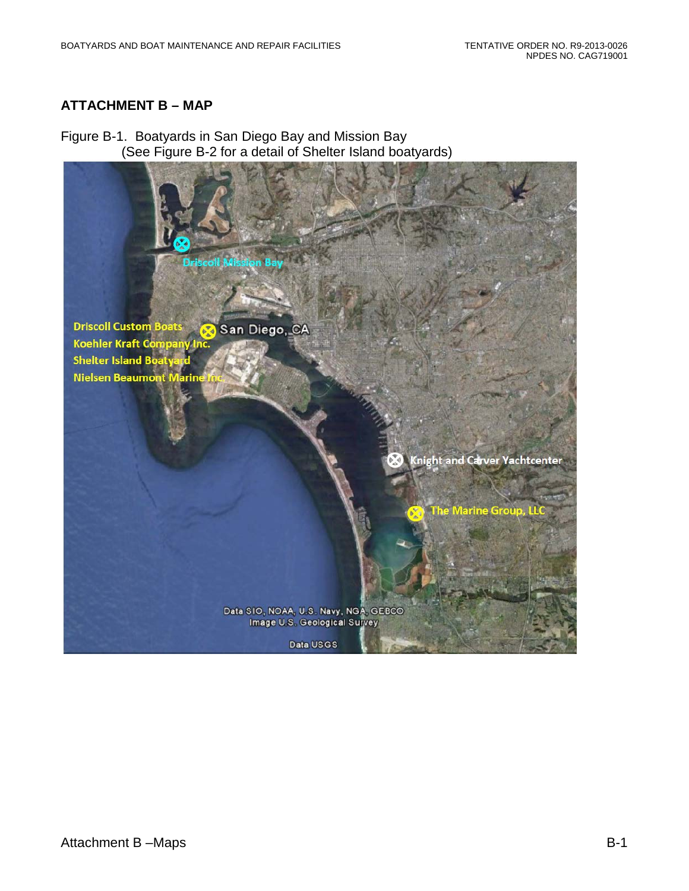## ATTACHMENT B – MAP

Figure B-1. Boatyards in San Diego Bay and Mission Bay
(See Figure B-2 for a detail of Shelter Island boatyards)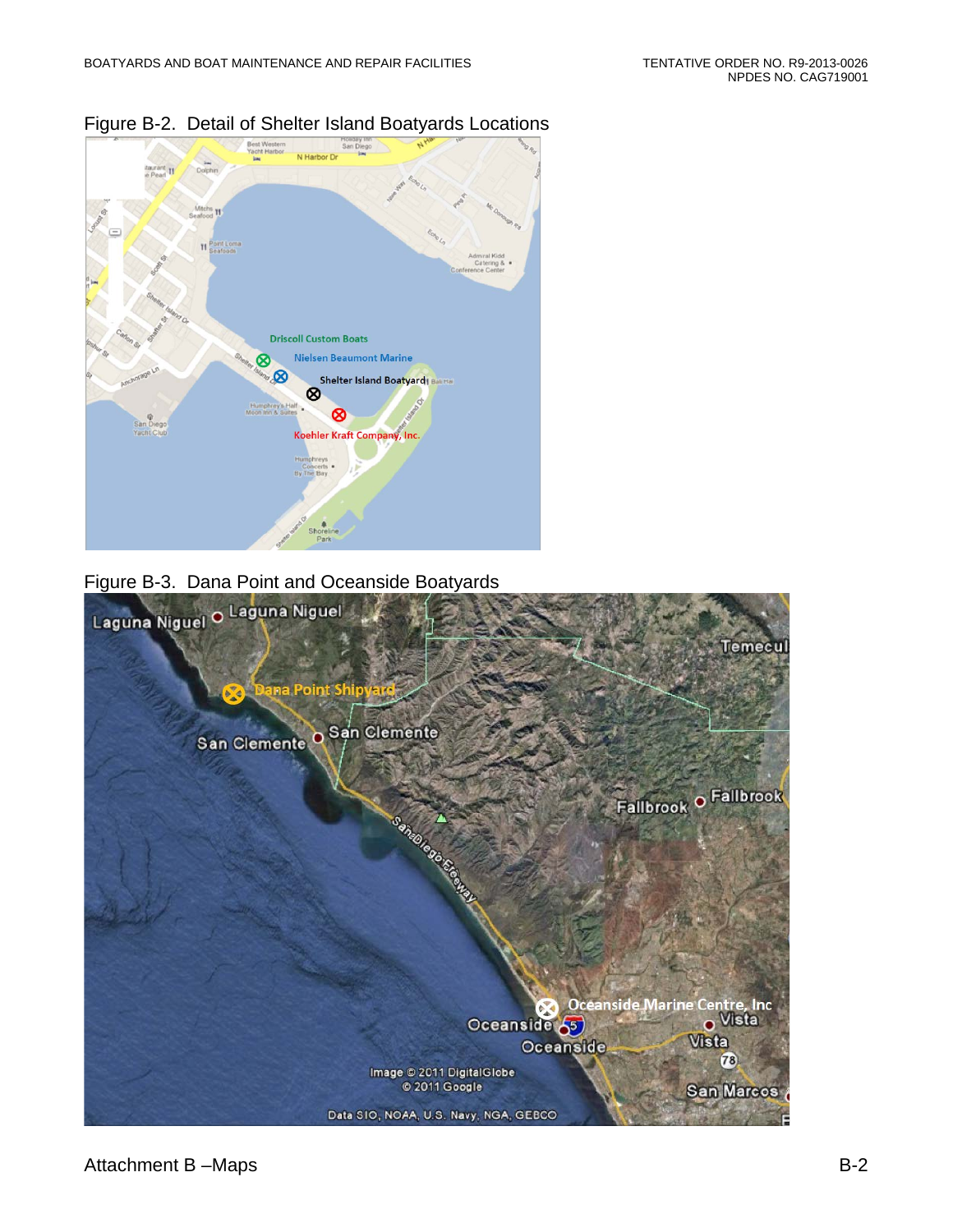Figure B-2. Detail of Shelter Island Boatyards Locations

Figure B-3. Dana Point and Oceanside Boatyards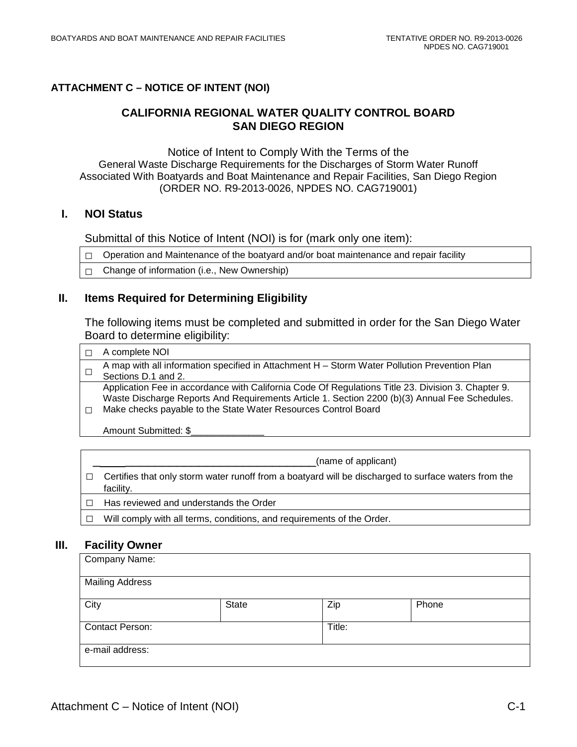**ATTACHMENT C – NOTICE OF INTENT (NOI)**

## CALIFORNIA REGIONAL WATER QUALITY CONTROL BOARD SAN DIEGO REGION

Notice of Intent to Comply With the Terms of the
General Waste Discharge Requirements for the Discharges of Storm Water Runoff Associated With Boatyards and Boat Maintenance and Repair Facilities, San Diego Region
(ORDER NO. R9-2013-0026, NPDES NO. CAG719001)

### I. NOI Status

Submittal of this Notice of Intent (NOI) is for (mark only one item):

| | |
|---|---|
| ☐ | Operation and Maintenance of the boatyard and/or boat maintenance and repair facility |
| ☐ | Change of information (i.e., New Ownership) |

### II. Items Required for Determining Eligibility

The following items must be completed and submitted in order for the San Diego Water Board to determine eligibility:

| | |
|---|---|
| ☐ | A complete NOI |
| ☐ | A map with all information specified in Attachment H – Storm Water Pollution Prevention Plan Sections D.1 and 2. |
| ☐ | Application Fee in accordance with California Code Of Regulations Title 23. Division 3. Chapter 9. Waste Discharge Reports And Requirements Article 1. Section 2200 (b)(3) Annual Fee Schedules. Make checks payable to the State Water Resources Control Board<br><br>Amount Submitted: $______________ |

| | |
|---|---|
| | ________________________________________(name of applicant) |
| ☐ | Certifies that only storm water runoff from a boatyard will be discharged to surface waters from the facility. |
| ☐ | Has reviewed and understands the Order |
| ☐ | Will comply with all terms, conditions, and requirements of the Order. |

### III. Facility Owner

| | | | |
|---|---|---|---|
| Company Name: | | | |
| Mailing Address | | | |
| City | State | Zip | Phone |
| Contact Person: | | Title: | |
| e-mail address: | | | |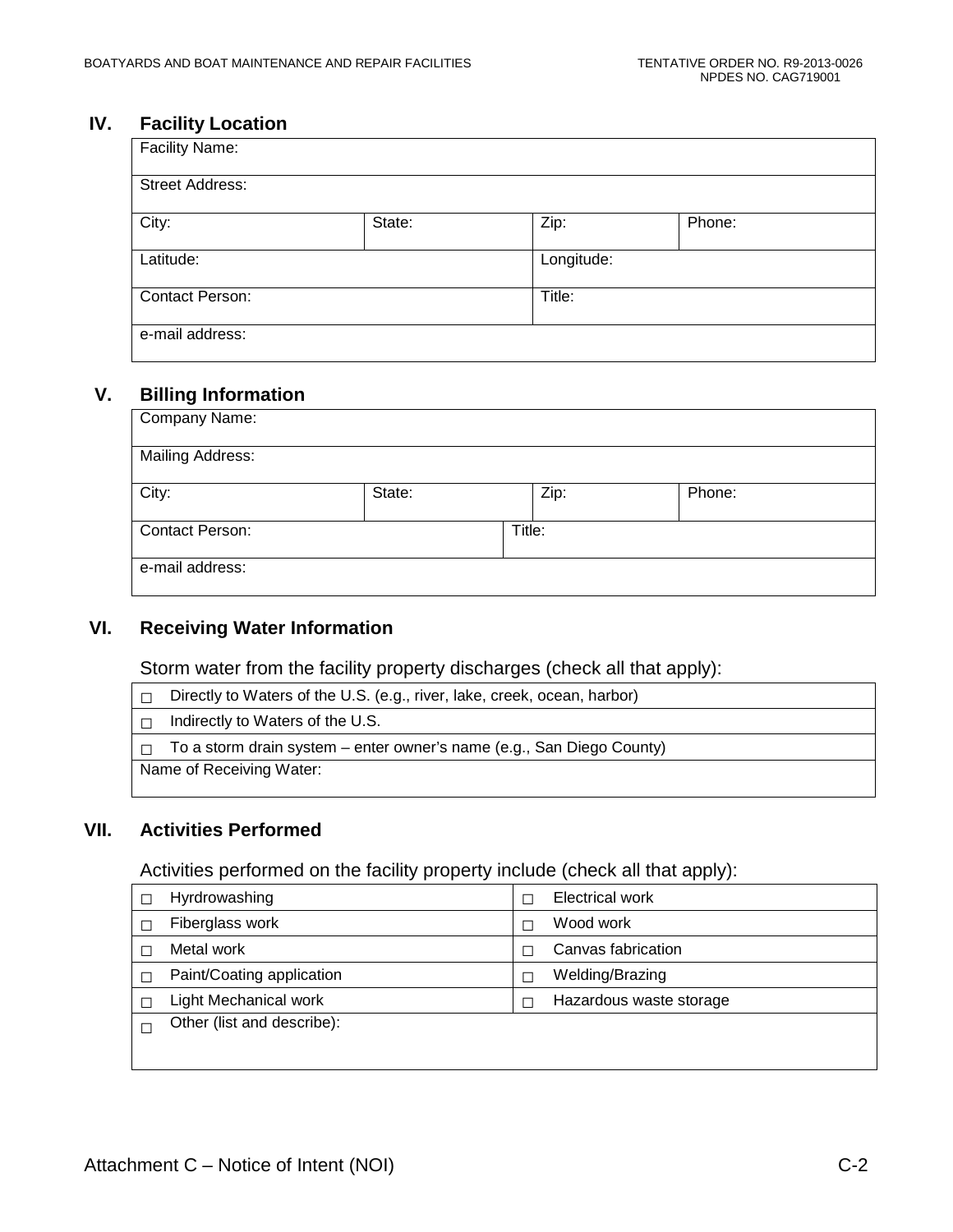## IV. Facility Location

| Facility Name: | | | |
|---|---|---|---|
| Street Address: | | | |
| City: | State: | Zip: | Phone: |
| Latitude: | | Longitude: | |
| Contact Person: | | Title: | |
| e-mail address: | | | |

## V. Billing Information

| Company Name: | | | |
|---|---|---|---|
| Mailing Address: | | | |
| City: | State: | Zip: | Phone: |
| Contact Person: | | Title: | |
| e-mail address: | | | |

## VI. Receiving Water Information

Storm water from the facility property discharges (check all that apply):

| |
|---|
| ☐ Directly to Waters of the U.S. (e.g., river, lake, creek, ocean, harbor) |
| ☐ Indirectly to Waters of the U.S. |
| ☐ To a storm drain system – enter owner's name (e.g., San Diego County) |
| Name of Receiving Water: |

## VII. Activities Performed

Activities performed on the facility property include (check all that apply):

| | |
|---|---|
| ☐ Hyrdrowashing | ☐ Electrical work |
| ☐ Fiberglass work | ☐ Wood work |
| ☐ Metal work | ☐ Canvas fabrication |
| ☐ Paint/Coating application | ☐ Welding/Brazing |
| ☐ Light Mechanical work | ☐ Hazardous waste storage |
| ☐ Other (list and describe): | |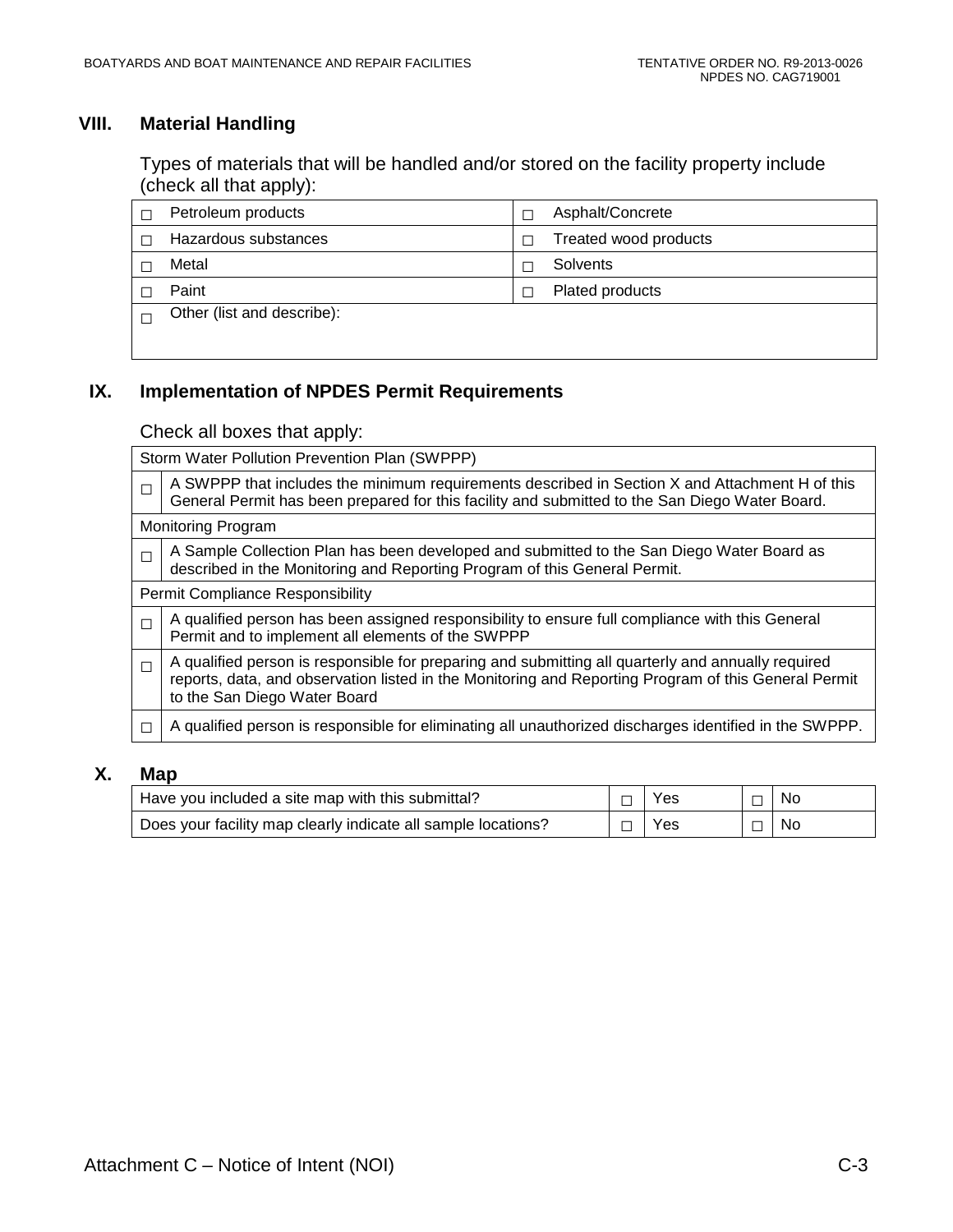## VIII. Material Handling

Types of materials that will be handled and/or stored on the facility property include (check all that apply):

| | |
|---|---|
| ☐ Petroleum products | ☐ Asphalt/Concrete |
| ☐ Hazardous substances | ☐ Treated wood products |
| ☐ Metal | ☐ Solvents |
| ☐ Paint | ☐ Plated products |
| ☐ Other (list and describe): | |

## IX. Implementation of NPDES Permit Requirements

Check all boxes that apply:

| | |
|---|---|
| Storm Water Pollution Prevention Plan (SWPPP) | |
| ☐ | A SWPPP that includes the minimum requirements described in Section X and Attachment H of this General Permit has been prepared for this facility and submitted to the San Diego Water Board. |
| Monitoring Program | |
| ☐ | A Sample Collection Plan has been developed and submitted to the San Diego Water Board as described in the Monitoring and Reporting Program of this General Permit. |
| Permit Compliance Responsibility | |
| ☐ | A qualified person has been assigned responsibility to ensure full compliance with this General Permit and to implement all elements of the SWPPP |
| ☐ | A qualified person is responsible for preparing and submitting all quarterly and annually required reports, data, and observation listed in the Monitoring and Reporting Program of this General Permit to the San Diego Water Board |
| ☐ | A qualified person is responsible for eliminating all unauthorized discharges identified in the SWPPP. |

## X. Map

| | | | | |
|---|---|---|---|---|
| Have you included a site map with this submittal? | ☐ | Yes | ☐ | No |
| Does your facility map clearly indicate all sample locations? | ☐ | Yes | ☐ | No |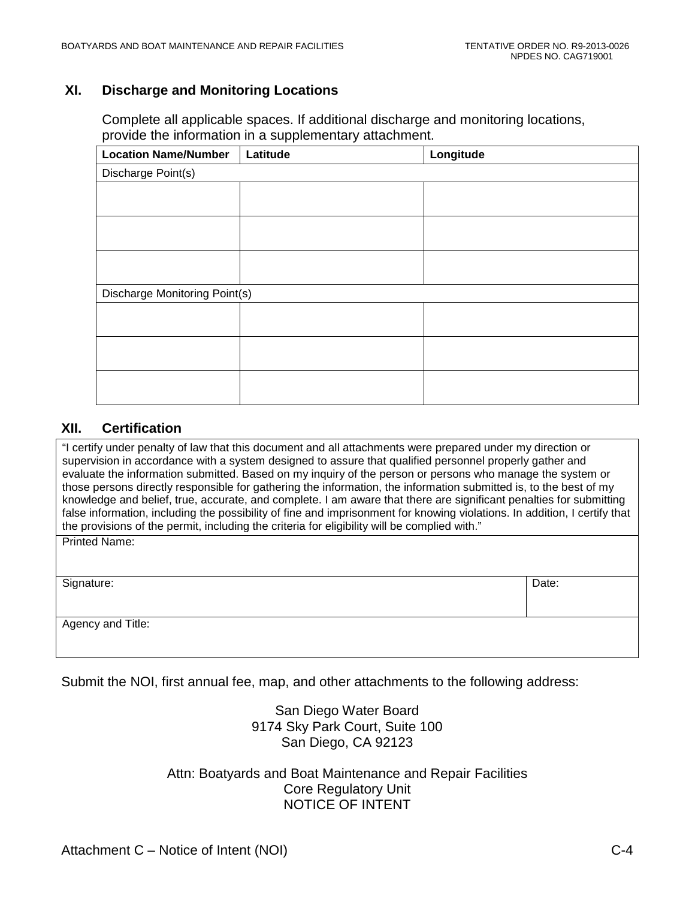## XI. Discharge and Monitoring Locations

Complete all applicable spaces. If additional discharge and monitoring locations, provide the information in a supplementary attachment.

| Location Name/Number | Latitude | Longitude |
|---|---|---|
| Discharge Point(s) | | |
| | | |
| | | |
| | | |
| Discharge Monitoring Point(s) | | |
| | | |
| | | |
| | | |

## XII. Certification

| | |
|---|---|
| "I certify under penalty of law that this document and all attachments were prepared under my direction or supervision in accordance with a system designed to assure that qualified personnel properly gather and evaluate the information submitted. Based on my inquiry of the person or persons who manage the system or those persons directly responsible for gathering the information, the information submitted is, to the best of my knowledge and belief, true, accurate, and complete. I am aware that there are significant penalties for submitting false information, including the possibility of fine and imprisonment for knowing violations. In addition, I certify that the provisions of the permit, including the criteria for eligibility will be complied with." | |
| Printed Name: | |
| Signature: | Date: |
| Agency and Title: | |

Submit the NOI, first annual fee, map, and other attachments to the following address:

San Diego Water Board
9174 Sky Park Court, Suite 100
San Diego, CA 92123

Attn: Boatyards and Boat Maintenance and Repair Facilities
Core Regulatory Unit
NOTICE OF INTENT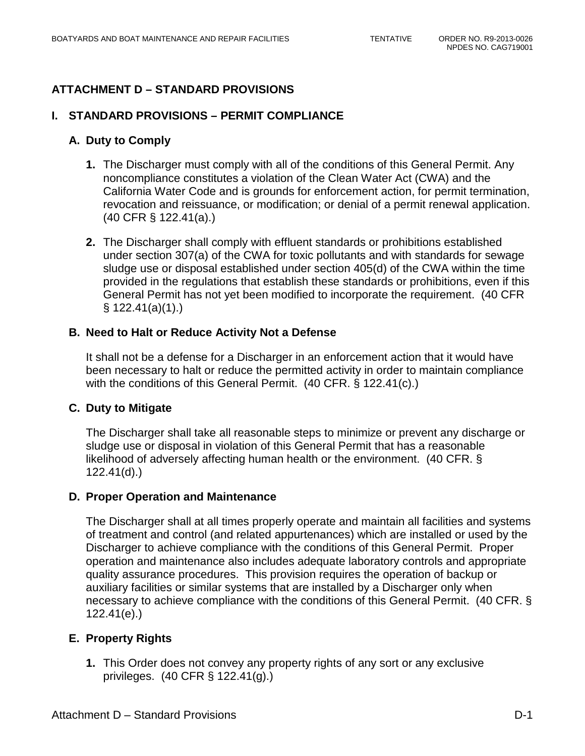# ATTACHMENT D – STANDARD PROVISIONS

## I. STANDARD PROVISIONS – PERMIT COMPLIANCE

### A. Duty to Comply

1. The Discharger must comply with all of the conditions of this General Permit. Any noncompliance constitutes a violation of the Clean Water Act (CWA) and the California Water Code and is grounds for enforcement action, for permit termination, revocation and reissuance, or modification; or denial of a permit renewal application. (40 CFR § 122.41(a).)

2. The Discharger shall comply with effluent standards or prohibitions established under section 307(a) of the CWA for toxic pollutants and with standards for sewage sludge use or disposal established under section 405(d) of the CWA within the time provided in the regulations that establish these standards or prohibitions, even if this General Permit has not yet been modified to incorporate the requirement. (40 CFR § 122.41(a)(1).)

### B. Need to Halt or Reduce Activity Not a Defense

It shall not be a defense for a Discharger in an enforcement action that it would have been necessary to halt or reduce the permitted activity in order to maintain compliance with the conditions of this General Permit. (40 CFR. § 122.41(c).)

### C. Duty to Mitigate

The Discharger shall take all reasonable steps to minimize or prevent any discharge or sludge use or disposal in violation of this General Permit that has a reasonable likelihood of adversely affecting human health or the environment. (40 CFR. § 122.41(d).)

### D. Proper Operation and Maintenance

The Discharger shall at all times properly operate and maintain all facilities and systems of treatment and control (and related appurtenances) which are installed or used by the Discharger to achieve compliance with the conditions of this General Permit. Proper operation and maintenance also includes adequate laboratory controls and appropriate quality assurance procedures. This provision requires the operation of backup or auxiliary facilities or similar systems that are installed by a Discharger only when necessary to achieve compliance with the conditions of this General Permit. (40 CFR. § 122.41(e).)

### E. Property Rights

1. This Order does not convey any property rights of any sort or any exclusive privileges. (40 CFR § 122.41(g).)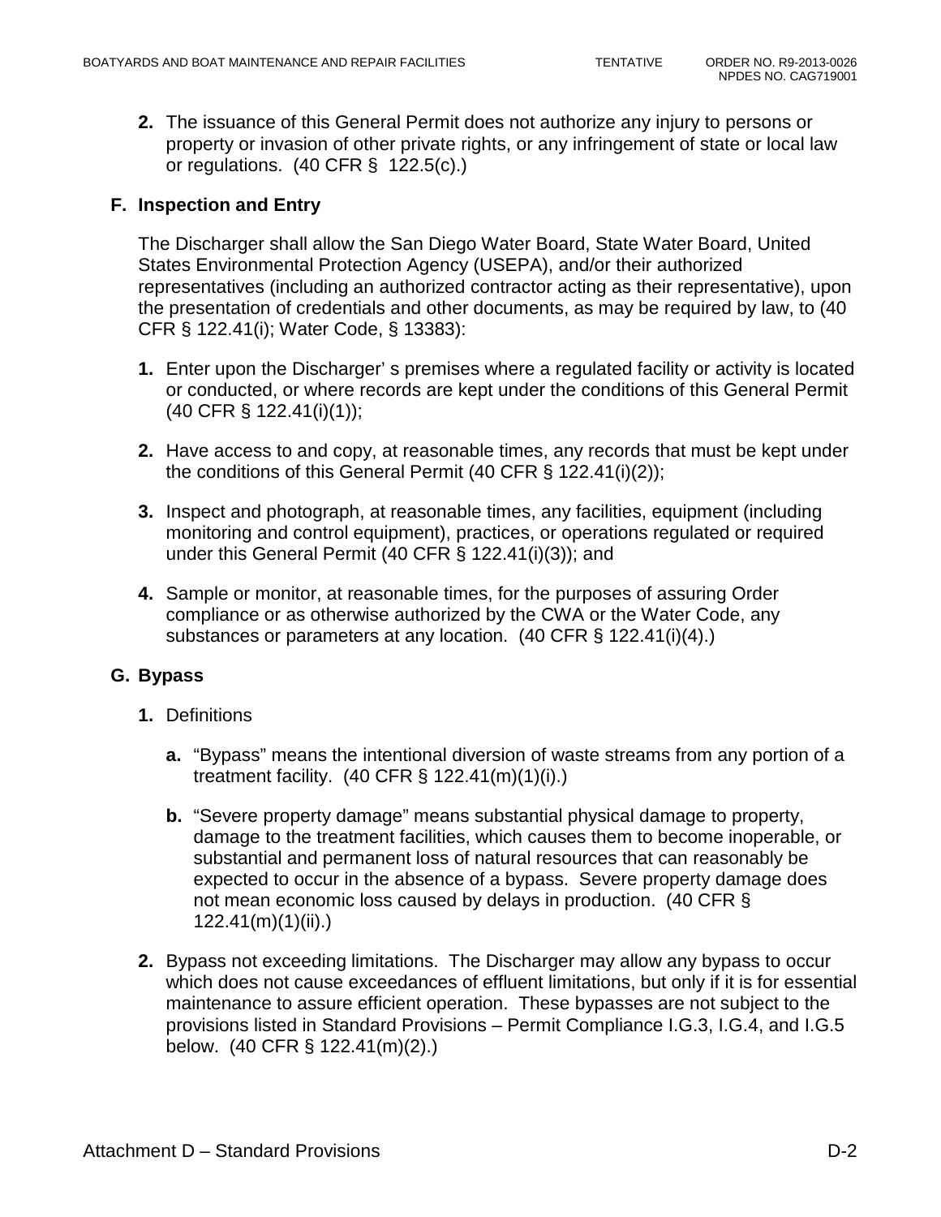2. The issuance of this General Permit does not authorize any injury to persons or property or invasion of other private rights, or any infringement of state or local law or regulations. (40 CFR § 122.5(c).)

### F. Inspection and Entry

The Discharger shall allow the San Diego Water Board, State Water Board, United States Environmental Protection Agency (USEPA), and/or their authorized representatives (including an authorized contractor acting as their representative), upon the presentation of credentials and other documents, as may be required by law, to (40 CFR § 122.41(i); Water Code, § 13383):

1. Enter upon the Discharger' s premises where a regulated facility or activity is located or conducted, or where records are kept under the conditions of this General Permit (40 CFR § 122.41(i)(1));

2. Have access to and copy, at reasonable times, any records that must be kept under the conditions of this General Permit (40 CFR § 122.41(i)(2));

3. Inspect and photograph, at reasonable times, any facilities, equipment (including monitoring and control equipment), practices, or operations regulated or required under this General Permit (40 CFR § 122.41(i)(3)); and

4. Sample or monitor, at reasonable times, for the purposes of assuring Order compliance or as otherwise authorized by the CWA or the Water Code, any substances or parameters at any location. (40 CFR § 122.41(i)(4).)

### G. Bypass

1. Definitions

   a. "Bypass" means the intentional diversion of waste streams from any portion of a treatment facility. (40 CFR § 122.41(m)(1)(i).)

   b. "Severe property damage" means substantial physical damage to property, damage to the treatment facilities, which causes them to become inoperable, or substantial and permanent loss of natural resources that can reasonably be expected to occur in the absence of a bypass. Severe property damage does not mean economic loss caused by delays in production. (40 CFR § 122.41(m)(1)(ii).)

2. Bypass not exceeding limitations. The Discharger may allow any bypass to occur which does not cause exceedances of effluent limitations, but only if it is for essential maintenance to assure efficient operation. These bypasses are not subject to the provisions listed in Standard Provisions – Permit Compliance I.G.3, I.G.4, and I.G.5 below. (40 CFR § 122.41(m)(2).)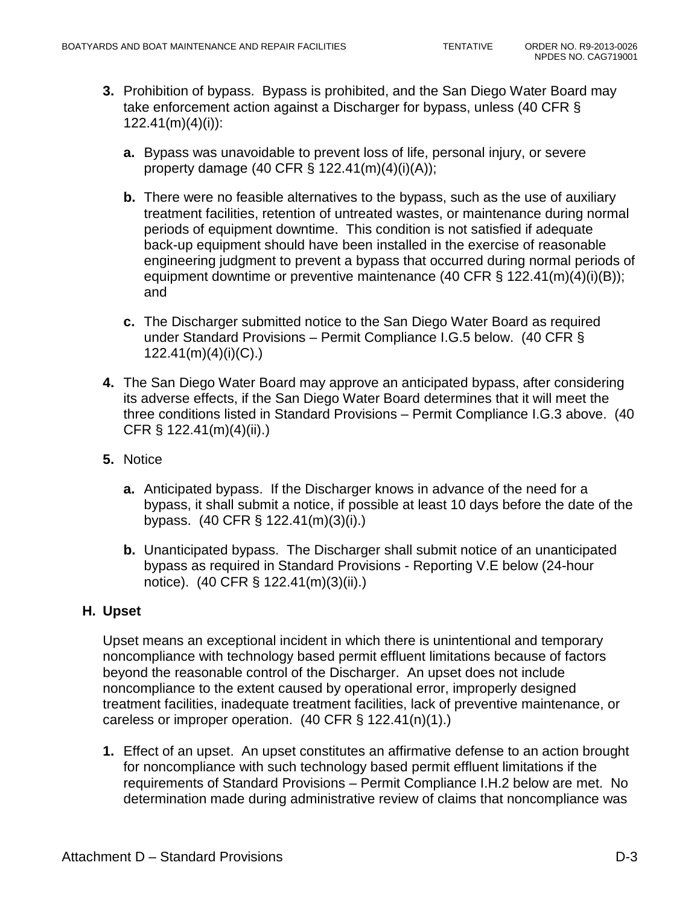3. **3.** Prohibition of bypass. Bypass is prohibited, and the San Diego Water Board may take enforcement action against a Discharger for bypass, unless (40 CFR § 122.41(m)(4)(i)):

   a. **a.** Bypass was unavoidable to prevent loss of life, personal injury, or severe property damage (40 CFR § 122.41(m)(4)(i)(A));

   b. **b.** There were no feasible alternatives to the bypass, such as the use of auxiliary treatment facilities, retention of untreated wastes, or maintenance during normal periods of equipment downtime. This condition is not satisfied if adequate back-up equipment should have been installed in the exercise of reasonable engineering judgment to prevent a bypass that occurred during normal periods of equipment downtime or preventive maintenance (40 CFR § 122.41(m)(4)(i)(B)); and

   c. **c.** The Discharger submitted notice to the San Diego Water Board as required under Standard Provisions – Permit Compliance I.G.5 below. (40 CFR § 122.41(m)(4)(i)(C).)

4. **4.** The San Diego Water Board may approve an anticipated bypass, after considering its adverse effects, if the San Diego Water Board determines that it will meet the three conditions listed in Standard Provisions – Permit Compliance I.G.3 above. (40 CFR § 122.41(m)(4)(ii).)

5. **5.** Notice

   a. **a.** Anticipated bypass. If the Discharger knows in advance of the need for a bypass, it shall submit a notice, if possible at least 10 days before the date of the bypass. (40 CFR § 122.41(m)(3)(i).)

   b. **b.** Unanticipated bypass. The Discharger shall submit notice of an unanticipated bypass as required in Standard Provisions - Reporting V.E below (24-hour notice). (40 CFR § 122.41(m)(3)(ii).)

## H. Upset

Upset means an exceptional incident in which there is unintentional and temporary noncompliance with technology based permit effluent limitations because of factors beyond the reasonable control of the Discharger. An upset does not include noncompliance to the extent caused by operational error, improperly designed treatment facilities, inadequate treatment facilities, lack of preventive maintenance, or careless or improper operation. (40 CFR § 122.41(n)(1).)

1. **1.** Effect of an upset. An upset constitutes an affirmative defense to an action brought for noncompliance with such technology based permit effluent limitations if the requirements of Standard Provisions – Permit Compliance I.H.2 below are met. No determination made during administrative review of claims that noncompliance was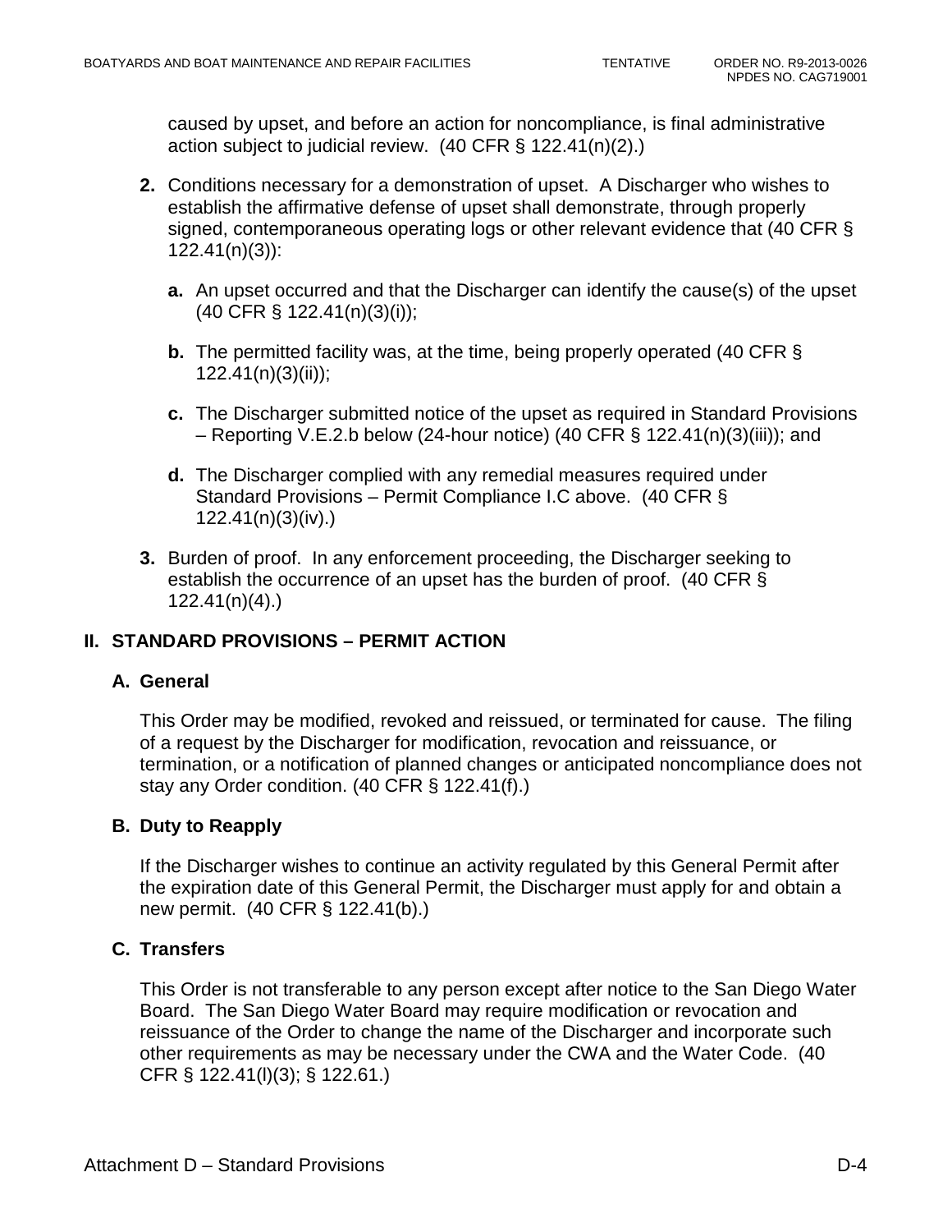caused by upset, and before an action for noncompliance, is final administrative action subject to judicial review. (40 CFR § 122.41(n)(2).)

**2.** Conditions necessary for a demonstration of upset. A Discharger who wishes to establish the affirmative defense of upset shall demonstrate, through properly signed, contemporaneous operating logs or other relevant evidence that (40 CFR § 122.41(n)(3)):

   **a.** An upset occurred and that the Discharger can identify the cause(s) of the upset (40 CFR § 122.41(n)(3)(i));

   **b.** The permitted facility was, at the time, being properly operated (40 CFR § 122.41(n)(3)(ii));

   **c.** The Discharger submitted notice of the upset as required in Standard Provisions – Reporting V.E.2.b below (24-hour notice) (40 CFR § 122.41(n)(3)(iii)); and

   **d.** The Discharger complied with any remedial measures required under Standard Provisions – Permit Compliance I.C above. (40 CFR § 122.41(n)(3)(iv).)

**3.** Burden of proof. In any enforcement proceeding, the Discharger seeking to establish the occurrence of an upset has the burden of proof. (40 CFR § 122.41(n)(4).)

## II. STANDARD PROVISIONS – PERMIT ACTION

### A. General

This Order may be modified, revoked and reissued, or terminated for cause. The filing of a request by the Discharger for modification, revocation and reissuance, or termination, or a notification of planned changes or anticipated noncompliance does not stay any Order condition. (40 CFR § 122.41(f).)

### B. Duty to Reapply

If the Discharger wishes to continue an activity regulated by this General Permit after the expiration date of this General Permit, the Discharger must apply for and obtain a new permit. (40 CFR § 122.41(b).)

### C. Transfers

This Order is not transferable to any person except after notice to the San Diego Water Board. The San Diego Water Board may require modification or revocation and reissuance of the Order to change the name of the Discharger and incorporate such other requirements as may be necessary under the CWA and the Water Code. (40 CFR § 122.41(l)(3); § 122.61.)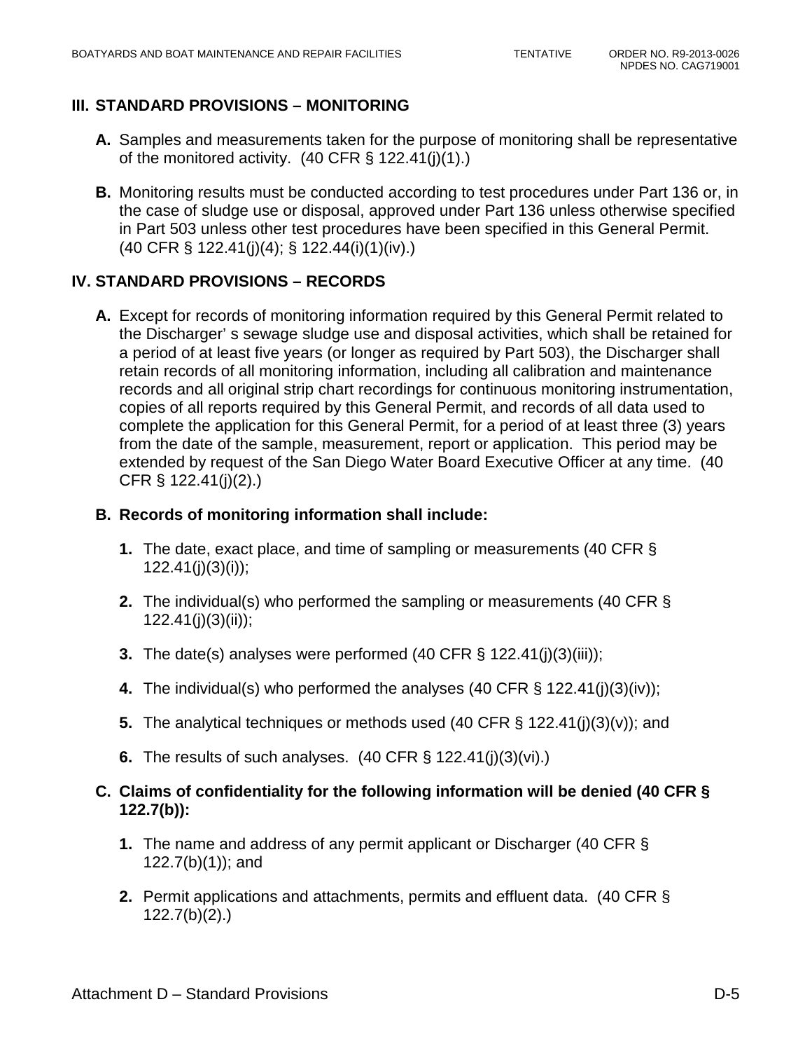## III. STANDARD PROVISIONS – MONITORING

**A.** Samples and measurements taken for the purpose of monitoring shall be representative of the monitored activity. (40 CFR § 122.41(j)(1).)

**B.** Monitoring results must be conducted according to test procedures under Part 136 or, in the case of sludge use or disposal, approved under Part 136 unless otherwise specified in Part 503 unless other test procedures have been specified in this General Permit. (40 CFR § 122.41(j)(4); § 122.44(i)(1)(iv).)

## IV. STANDARD PROVISIONS – RECORDS

**A.** Except for records of monitoring information required by this General Permit related to the Discharger' s sewage sludge use and disposal activities, which shall be retained for a period of at least five years (or longer as required by Part 503), the Discharger shall retain records of all monitoring information, including all calibration and maintenance records and all original strip chart recordings for continuous monitoring instrumentation, copies of all reports required by this General Permit, and records of all data used to complete the application for this General Permit, for a period of at least three (3) years from the date of the sample, measurement, report or application. This period may be extended by request of the San Diego Water Board Executive Officer at any time. (40 CFR § 122.41(j)(2).)

**B. Records of monitoring information shall include:**

1. The date, exact place, and time of sampling or measurements (40 CFR § 122.41(j)(3)(i));
2. The individual(s) who performed the sampling or measurements (40 CFR § 122.41(j)(3)(ii));
3. The date(s) analyses were performed (40 CFR § 122.41(j)(3)(iii));
4. The individual(s) who performed the analyses (40 CFR § 122.41(j)(3)(iv));
5. The analytical techniques or methods used (40 CFR § 122.41(j)(3)(v)); and
6. The results of such analyses. (40 CFR § 122.41(j)(3)(vi).)

**C. Claims of confidentiality for the following information will be denied (40 CFR § 122.7(b)):**

1. The name and address of any permit applicant or Discharger (40 CFR § 122.7(b)(1)); and
2. Permit applications and attachments, permits and effluent data. (40 CFR § 122.7(b)(2).)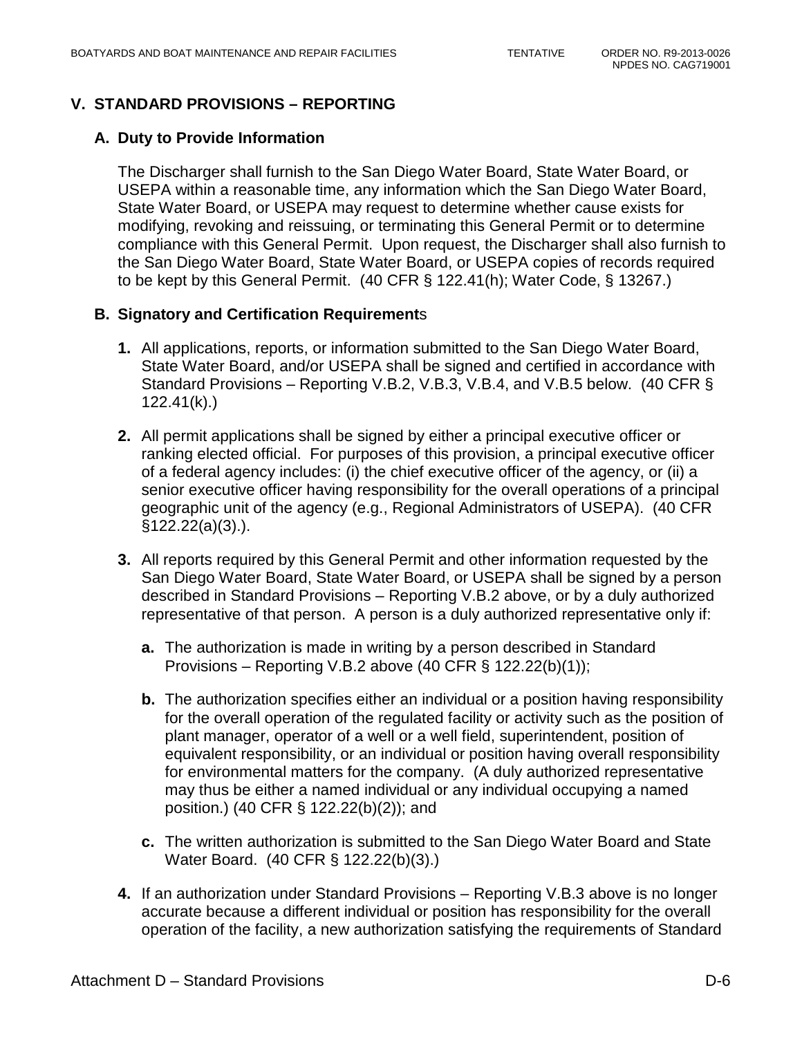## V. STANDARD PROVISIONS – REPORTING

### A. Duty to Provide Information

The Discharger shall furnish to the San Diego Water Board, State Water Board, or USEPA within a reasonable time, any information which the San Diego Water Board, State Water Board, or USEPA may request to determine whether cause exists for modifying, revoking and reissuing, or terminating this General Permit or to determine compliance with this General Permit. Upon request, the Discharger shall also furnish to the San Diego Water Board, State Water Board, or USEPA copies of records required to be kept by this General Permit. (40 CFR § 122.41(h); Water Code, § 13267.)

### B. Signatory and Certification Requirements

1. All applications, reports, or information submitted to the San Diego Water Board, State Water Board, and/or USEPA shall be signed and certified in accordance with Standard Provisions – Reporting V.B.2, V.B.3, V.B.4, and V.B.5 below. (40 CFR § 122.41(k).)

2. All permit applications shall be signed by either a principal executive officer or ranking elected official. For purposes of this provision, a principal executive officer of a federal agency includes: (i) the chief executive officer of the agency, or (ii) a senior executive officer having responsibility for the overall operations of a principal geographic unit of the agency (e.g., Regional Administrators of USEPA). (40 CFR §122.22(a)(3).).

3. All reports required by this General Permit and other information requested by the San Diego Water Board, State Water Board, or USEPA shall be signed by a person described in Standard Provisions – Reporting V.B.2 above, or by a duly authorized representative of that person. A person is a duly authorized representative only if:

   a. The authorization is made in writing by a person described in Standard Provisions – Reporting V.B.2 above (40 CFR § 122.22(b)(1));

   b. The authorization specifies either an individual or a position having responsibility for the overall operation of the regulated facility or activity such as the position of plant manager, operator of a well or a well field, superintendent, position of equivalent responsibility, or an individual or position having overall responsibility for environmental matters for the company. (A duly authorized representative may thus be either a named individual or any individual occupying a named position.) (40 CFR § 122.22(b)(2)); and

   c. The written authorization is submitted to the San Diego Water Board and State Water Board. (40 CFR § 122.22(b)(3).)

4. If an authorization under Standard Provisions – Reporting V.B.3 above is no longer accurate because a different individual or position has responsibility for the overall operation of the facility, a new authorization satisfying the requirements of Standard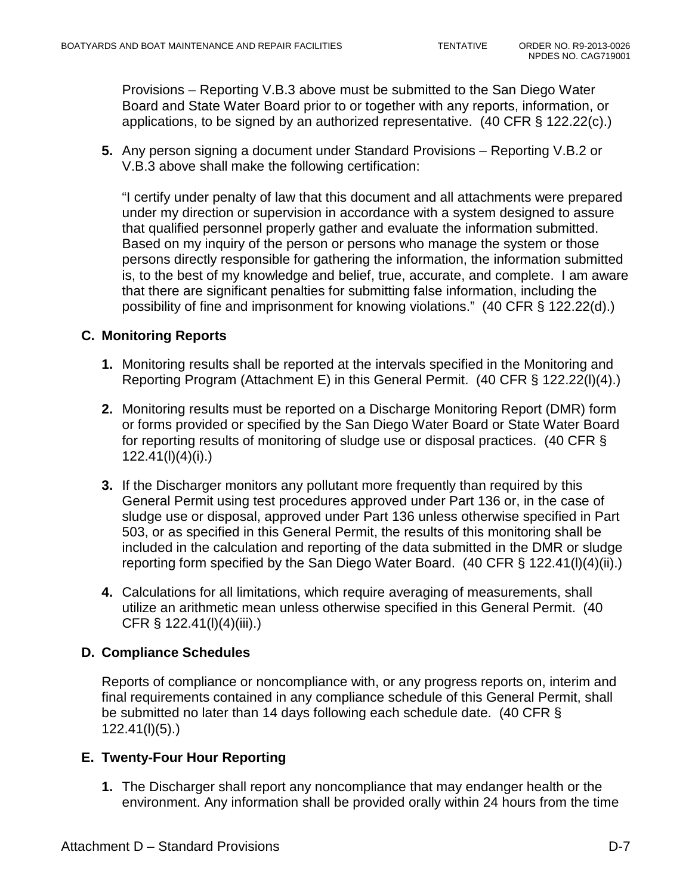Provisions – Reporting V.B.3 above must be submitted to the San Diego Water Board and State Water Board prior to or together with any reports, information, or applications, to be signed by an authorized representative. (40 CFR § 122.22(c).)

**5.** Any person signing a document under Standard Provisions – Reporting V.B.2 or V.B.3 above shall make the following certification:

"I certify under penalty of law that this document and all attachments were prepared under my direction or supervision in accordance with a system designed to assure that qualified personnel properly gather and evaluate the information submitted. Based on my inquiry of the person or persons who manage the system or those persons directly responsible for gathering the information, the information submitted is, to the best of my knowledge and belief, true, accurate, and complete. I am aware that there are significant penalties for submitting false information, including the possibility of fine and imprisonment for knowing violations." (40 CFR § 122.22(d).)

## C. Monitoring Reports

**1.** Monitoring results shall be reported at the intervals specified in the Monitoring and Reporting Program (Attachment E) in this General Permit. (40 CFR § 122.22(l)(4).)

**2.** Monitoring results must be reported on a Discharge Monitoring Report (DMR) form or forms provided or specified by the San Diego Water Board or State Water Board for reporting results of monitoring of sludge use or disposal practices. (40 CFR § 122.41(l)(4)(i).)

**3.** If the Discharger monitors any pollutant more frequently than required by this General Permit using test procedures approved under Part 136 or, in the case of sludge use or disposal, approved under Part 136 unless otherwise specified in Part 503, or as specified in this General Permit, the results of this monitoring shall be included in the calculation and reporting of the data submitted in the DMR or sludge reporting form specified by the San Diego Water Board. (40 CFR § 122.41(l)(4)(ii).)

**4.** Calculations for all limitations, which require averaging of measurements, shall utilize an arithmetic mean unless otherwise specified in this General Permit. (40 CFR § 122.41(l)(4)(iii).)

## D. Compliance Schedules

Reports of compliance or noncompliance with, or any progress reports on, interim and final requirements contained in any compliance schedule of this General Permit, shall be submitted no later than 14 days following each schedule date. (40 CFR § 122.41(l)(5).)

## E. Twenty-Four Hour Reporting

**1.** The Discharger shall report any noncompliance that may endanger health or the environment. Any information shall be provided orally within 24 hours from the time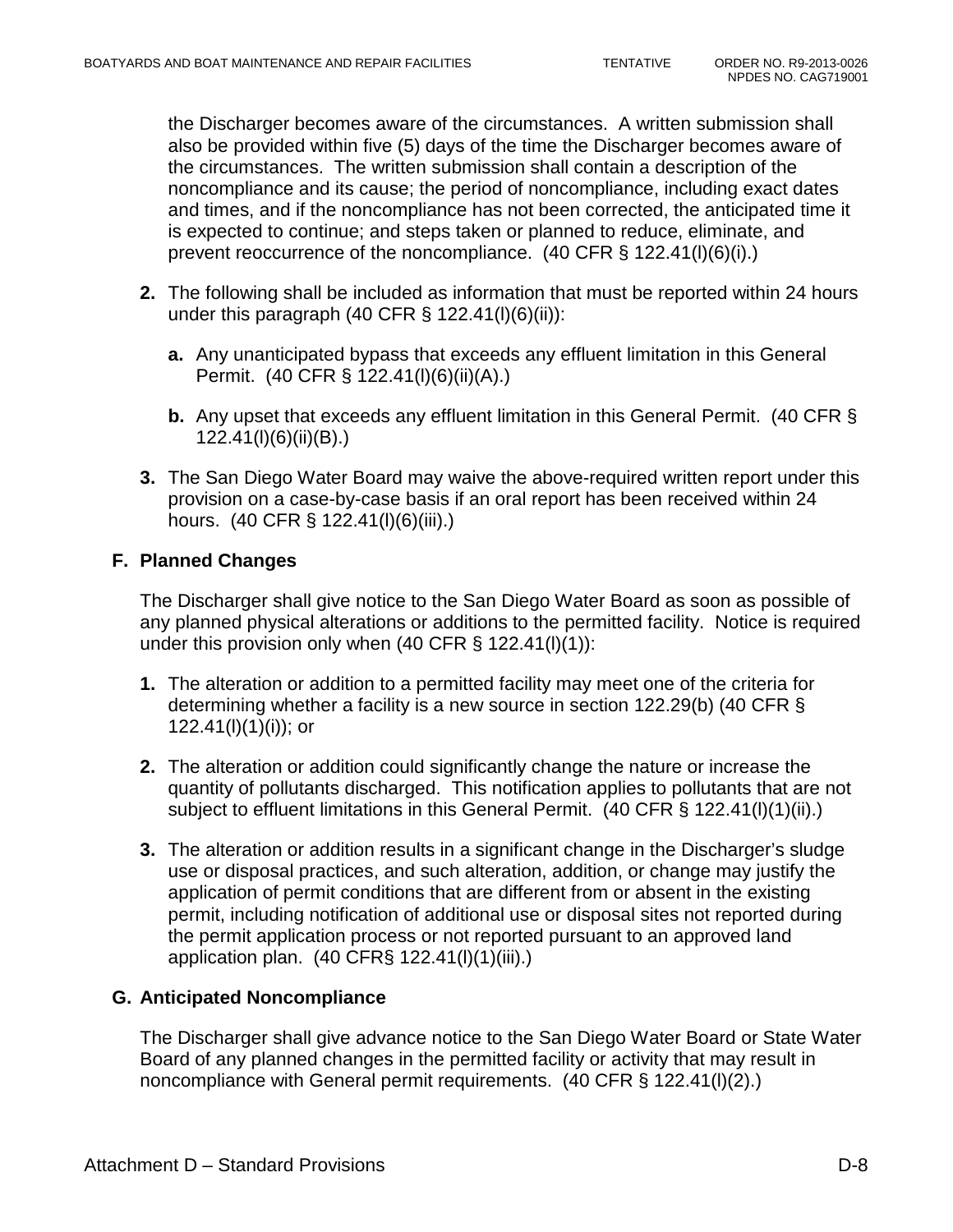the Discharger becomes aware of the circumstances. A written submission shall also be provided within five (5) days of the time the Discharger becomes aware of the circumstances. The written submission shall contain a description of the noncompliance and its cause; the period of noncompliance, including exact dates and times, and if the noncompliance has not been corrected, the anticipated time it is expected to continue; and steps taken or planned to reduce, eliminate, and prevent reoccurrence of the noncompliance. (40 CFR § 122.41(l)(6)(i).)

**2.** The following shall be included as information that must be reported within 24 hours under this paragraph (40 CFR § 122.41(l)(6)(ii)):

   **a.** Any unanticipated bypass that exceeds any effluent limitation in this General Permit. (40 CFR § 122.41(l)(6)(ii)(A).)

   **b.** Any upset that exceeds any effluent limitation in this General Permit. (40 CFR § 122.41(l)(6)(ii)(B).)

**3.** The San Diego Water Board may waive the above-required written report under this provision on a case-by-case basis if an oral report has been received within 24 hours. (40 CFR § 122.41(l)(6)(iii).)

## F. Planned Changes

The Discharger shall give notice to the San Diego Water Board as soon as possible of any planned physical alterations or additions to the permitted facility. Notice is required under this provision only when (40 CFR § 122.41(l)(1)):

**1.** The alteration or addition to a permitted facility may meet one of the criteria for determining whether a facility is a new source in section 122.29(b) (40 CFR § 122.41(l)(1)(i)); or

**2.** The alteration or addition could significantly change the nature or increase the quantity of pollutants discharged. This notification applies to pollutants that are not subject to effluent limitations in this General Permit. (40 CFR § 122.41(l)(1)(ii).)

**3.** The alteration or addition results in a significant change in the Discharger's sludge use or disposal practices, and such alteration, addition, or change may justify the application of permit conditions that are different from or absent in the existing permit, including notification of additional use or disposal sites not reported during the permit application process or not reported pursuant to an approved land application plan. (40 CFR§ 122.41(l)(1)(iii).)

## G. Anticipated Noncompliance

The Discharger shall give advance notice to the San Diego Water Board or State Water Board of any planned changes in the permitted facility or activity that may result in noncompliance with General permit requirements. (40 CFR § 122.41(l)(2).)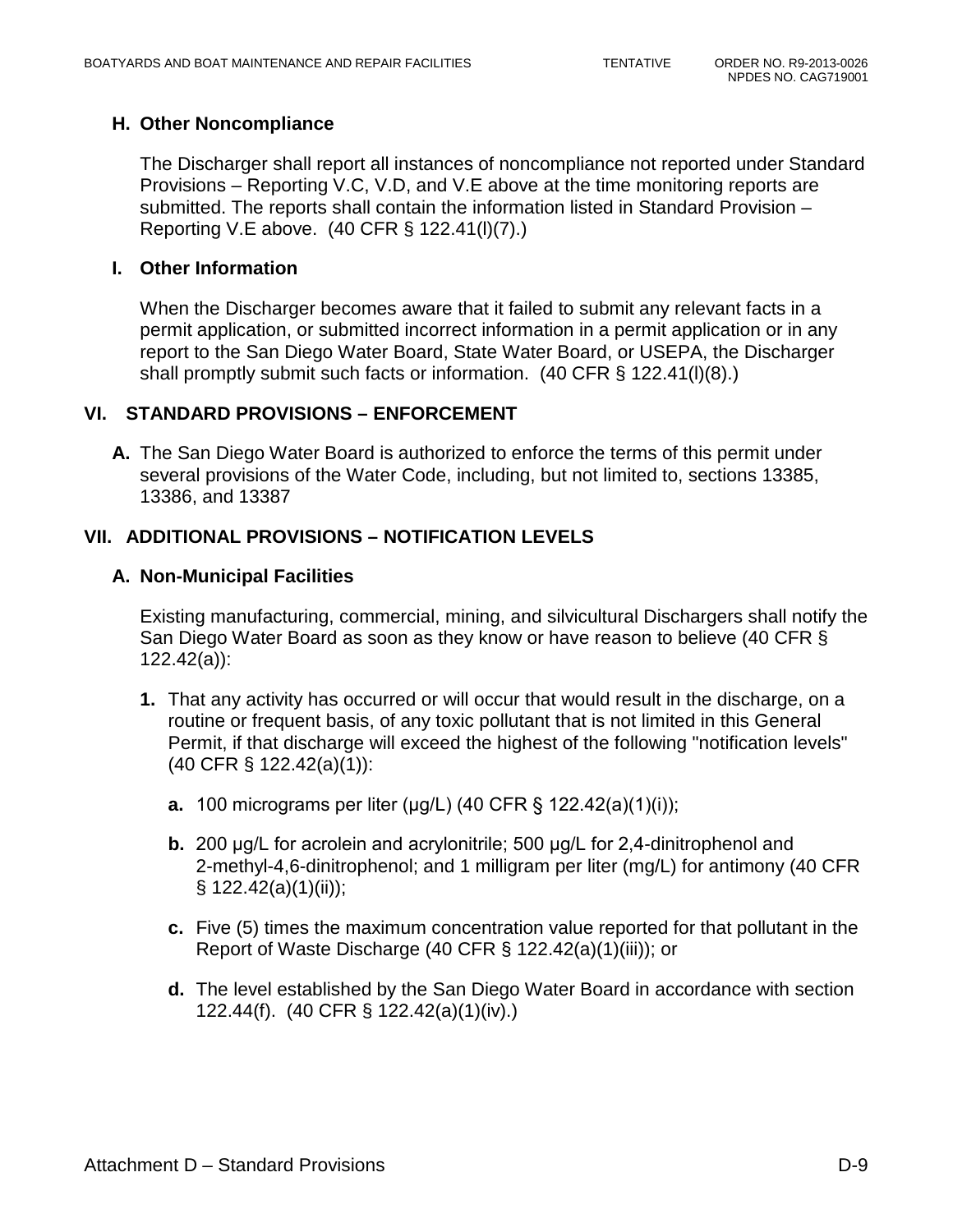### H. Other Noncompliance

The Discharger shall report all instances of noncompliance not reported under Standard Provisions – Reporting V.C, V.D, and V.E above at the time monitoring reports are submitted. The reports shall contain the information listed in Standard Provision – Reporting V.E above. (40 CFR § 122.41(l)(7).)

### I. Other Information

When the Discharger becomes aware that it failed to submit any relevant facts in a permit application, or submitted incorrect information in a permit application or in any report to the San Diego Water Board, State Water Board, or USEPA, the Discharger shall promptly submit such facts or information. (40 CFR § 122.41(l)(8).)

## VI. STANDARD PROVISIONS – ENFORCEMENT

**A.** The San Diego Water Board is authorized to enforce the terms of this permit under several provisions of the Water Code, including, but not limited to, sections 13385, 13386, and 13387

## VII. ADDITIONAL PROVISIONS – NOTIFICATION LEVELS

### A. Non-Municipal Facilities

Existing manufacturing, commercial, mining, and silvicultural Dischargers shall notify the San Diego Water Board as soon as they know or have reason to believe (40 CFR § 122.42(a)):

**1.** That any activity has occurred or will occur that would result in the discharge, on a routine or frequent basis, of any toxic pollutant that is not limited in this General Permit, if that discharge will exceed the highest of the following "notification levels" (40 CFR § 122.42(a)(1)):

- **a.** 100 micrograms per liter (µg/L) (40 CFR § 122.42(a)(1)(i));
- **b.** 200 µg/L for acrolein and acrylonitrile; 500 µg/L for 2,4-dinitrophenol and 2-methyl-4,6-dinitrophenol; and 1 milligram per liter (mg/L) for antimony (40 CFR § 122.42(a)(1)(ii));
- **c.** Five (5) times the maximum concentration value reported for that pollutant in the Report of Waste Discharge (40 CFR § 122.42(a)(1)(iii)); or
- **d.** The level established by the San Diego Water Board in accordance with section 122.44(f). (40 CFR § 122.42(a)(1)(iv).)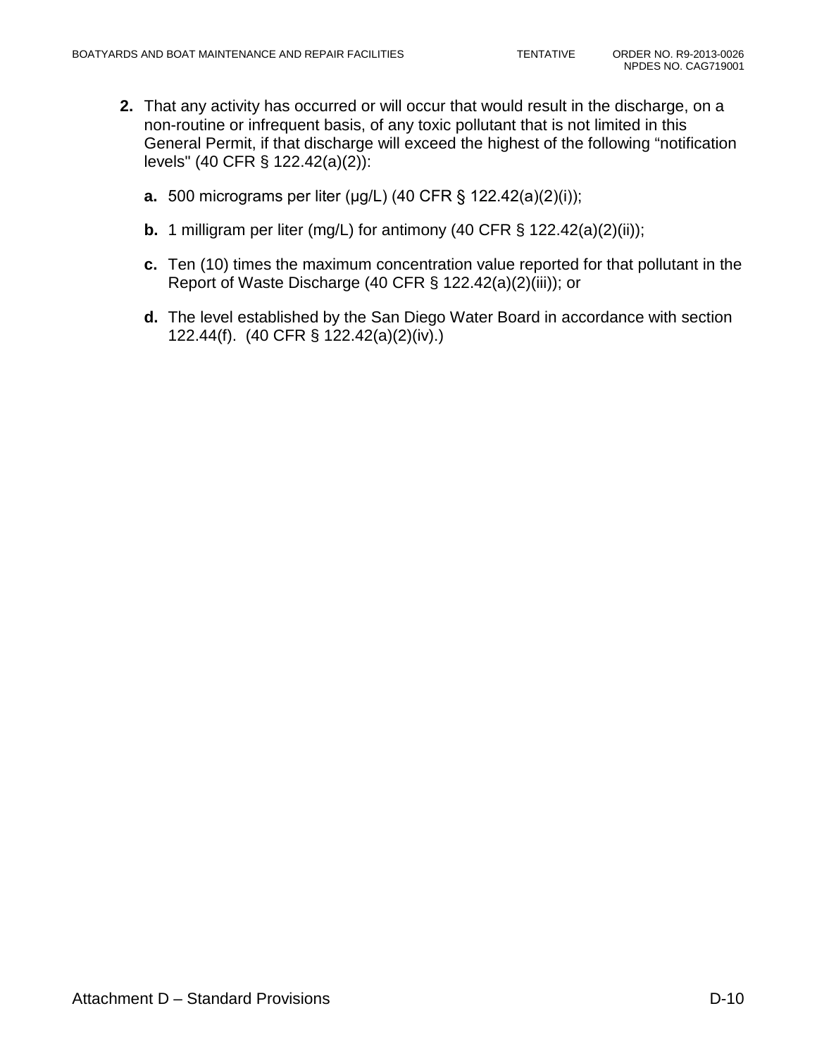**2.** That any activity has occurred or will occur that would result in the discharge, on a non-routine or infrequent basis, of any toxic pollutant that is not limited in this General Permit, if that discharge will exceed the highest of the following "notification levels" (40 CFR § 122.42(a)(2)):

   **a.** 500 micrograms per liter (μg/L) (40 CFR § 122.42(a)(2)(i));

   **b.** 1 milligram per liter (mg/L) for antimony (40 CFR § 122.42(a)(2)(ii));

   **c.** Ten (10) times the maximum concentration value reported for that pollutant in the Report of Waste Discharge (40 CFR § 122.42(a)(2)(iii)); or

   **d.** The level established by the San Diego Water Board in accordance with section 122.44(f). (40 CFR § 122.42(a)(2)(iv).)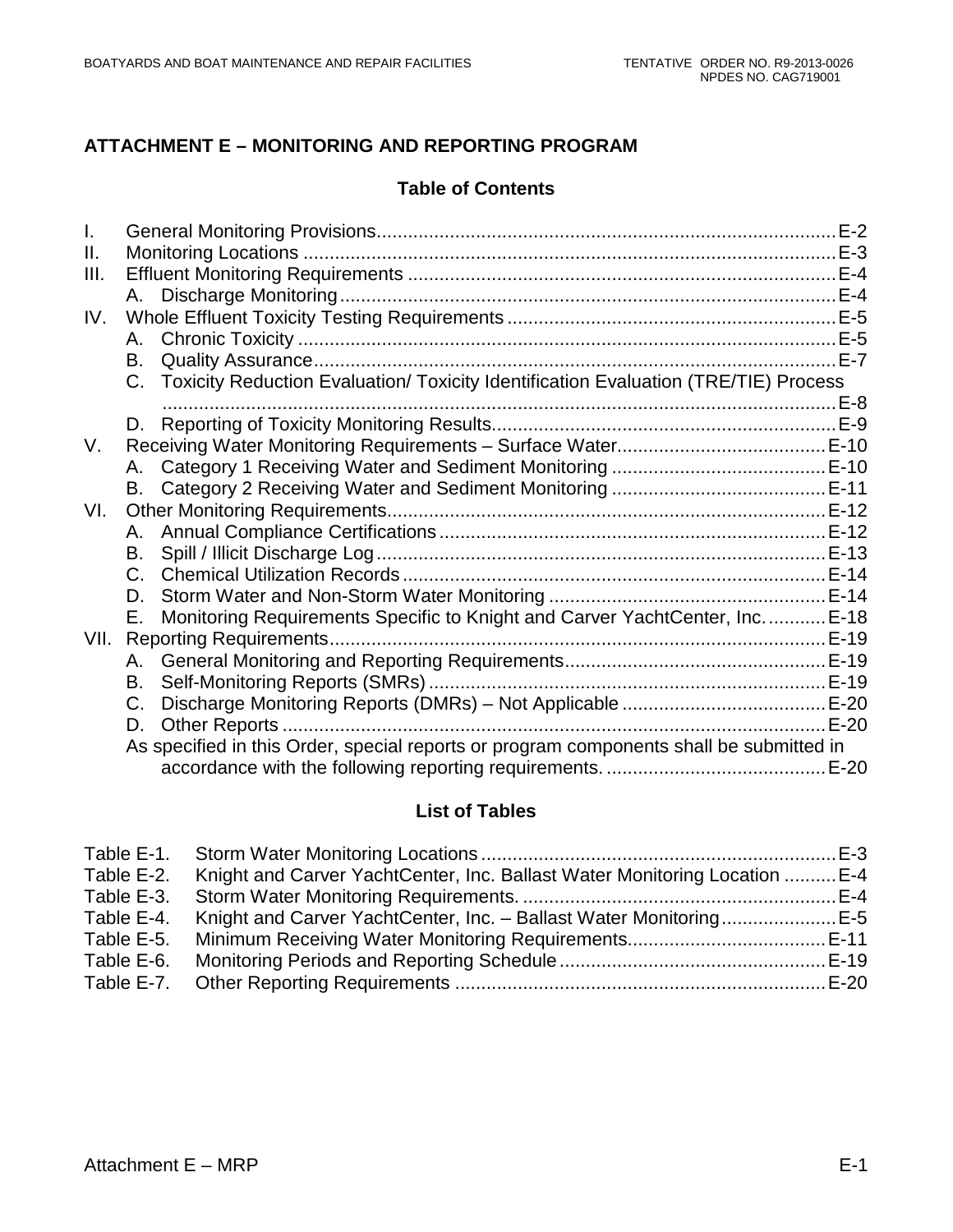# ATTACHMENT E – MONITORING AND REPORTING PROGRAM

## Table of Contents

I. General Monitoring Provisions....................................................................................... E-2
II. Monitoring Locations ..................................................................................................... E-3
III. Effluent Monitoring Requirements ................................................................................. E-4
  A. Discharge Monitoring .............................................................................................. E-4
IV. Whole Effluent Toxicity Testing Requirements .............................................................. E-5
  A. Chronic Toxicity ...................................................................................................... E-5
  B. Quality Assurance ................................................................................................... E-7
  C. Toxicity Reduction Evaluation/ Toxicity Identification Evaluation (TRE/TIE) Process ................................................................................................................................. E-8
  D. Reporting of Toxicity Monitoring Results................................................................. E-9
V. Receiving Water Monitoring Requirements – Surface Water........................................ E-10
  A. Category 1 Receiving Water and Sediment Monitoring ......................................... E-10
  B. Category 2 Receiving Water and Sediment Monitoring ......................................... E-11
VI. Other Monitoring Requirements................................................................................... E-12
  A. Annual Compliance Certifications ......................................................................... E-12
  B. Spill / Illicit Discharge Log ..................................................................................... E-13
  C. Chemical Utilization Records ................................................................................ E-14
  D. Storm Water and Non-Storm Water Monitoring .................................................... E-14
  E. Monitoring Requirements Specific to Knight and Carver YachtCenter, Inc. ........... E-18
VII. Reporting Requirements.............................................................................................. E-19
  A. General Monitoring and Reporting Requirements.................................................. E-19
  B. Self-Monitoring Reports (SMRs) ........................................................................... E-19
  C. Discharge Monitoring Reports (DMRs) – Not Applicable ....................................... E-20
  D. Other Reports ....................................................................................................... E-20
  As specified in this Order, special reports or program components shall be submitted in accordance with the following reporting requirements. .......................................... E-20

## List of Tables

Table E-1. Storm Water Monitoring Locations .................................................................... E-3
Table E-2. Knight and Carver YachtCenter, Inc. Ballast Water Monitoring Location .......... E-4
Table E-3. Storm Water Monitoring Requirements. ............................................................ E-4
Table E-4. Knight and Carver YachtCenter, Inc. – Ballast Water Monitoring...................... E-5
Table E-5. Minimum Receiving Water Monitoring Requirements...................................... E-11
Table E-6. Monitoring Periods and Reporting Schedule ................................................... E-19
Table E-7. Other Reporting Requirements ....................................................................... E-20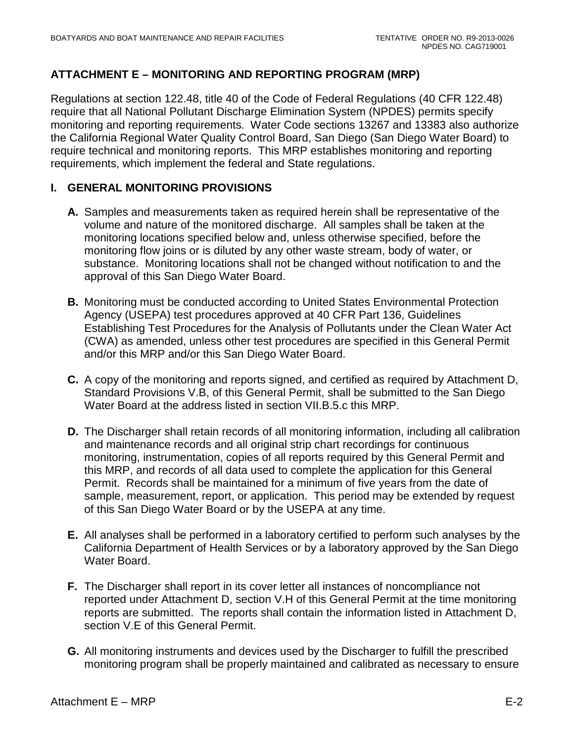## ATTACHMENT E – MONITORING AND REPORTING PROGRAM (MRP)

Regulations at section 122.48, title 40 of the Code of Federal Regulations (40 CFR 122.48) require that all National Pollutant Discharge Elimination System (NPDES) permits specify monitoring and reporting requirements. Water Code sections 13267 and 13383 also authorize the California Regional Water Quality Control Board, San Diego (San Diego Water Board) to require technical and monitoring reports. This MRP establishes monitoring and reporting requirements, which implement the federal and State regulations.

### I. GENERAL MONITORING PROVISIONS

**A.** Samples and measurements taken as required herein shall be representative of the volume and nature of the monitored discharge. All samples shall be taken at the monitoring locations specified below and, unless otherwise specified, before the monitoring flow joins or is diluted by any other waste stream, body of water, or substance. Monitoring locations shall not be changed without notification to and the approval of this San Diego Water Board.

**B.** Monitoring must be conducted according to United States Environmental Protection Agency (USEPA) test procedures approved at 40 CFR Part 136, Guidelines Establishing Test Procedures for the Analysis of Pollutants under the Clean Water Act (CWA) as amended, unless other test procedures are specified in this General Permit and/or this MRP and/or this San Diego Water Board.

**C.** A copy of the monitoring and reports signed, and certified as required by Attachment D, Standard Provisions V.B, of this General Permit, shall be submitted to the San Diego Water Board at the address listed in section VII.B.5.c this MRP.

**D.** The Discharger shall retain records of all monitoring information, including all calibration and maintenance records and all original strip chart recordings for continuous monitoring, instrumentation, copies of all reports required by this General Permit and this MRP, and records of all data used to complete the application for this General Permit. Records shall be maintained for a minimum of five years from the date of sample, measurement, report, or application. This period may be extended by request of this San Diego Water Board or by the USEPA at any time.

**E.** All analyses shall be performed in a laboratory certified to perform such analyses by the California Department of Health Services or by a laboratory approved by the San Diego Water Board.

**F.** The Discharger shall report in its cover letter all instances of noncompliance not reported under Attachment D, section V.H of this General Permit at the time monitoring reports are submitted. The reports shall contain the information listed in Attachment D, section V.E of this General Permit.

**G.** All monitoring instruments and devices used by the Discharger to fulfill the prescribed monitoring program shall be properly maintained and calibrated as necessary to ensure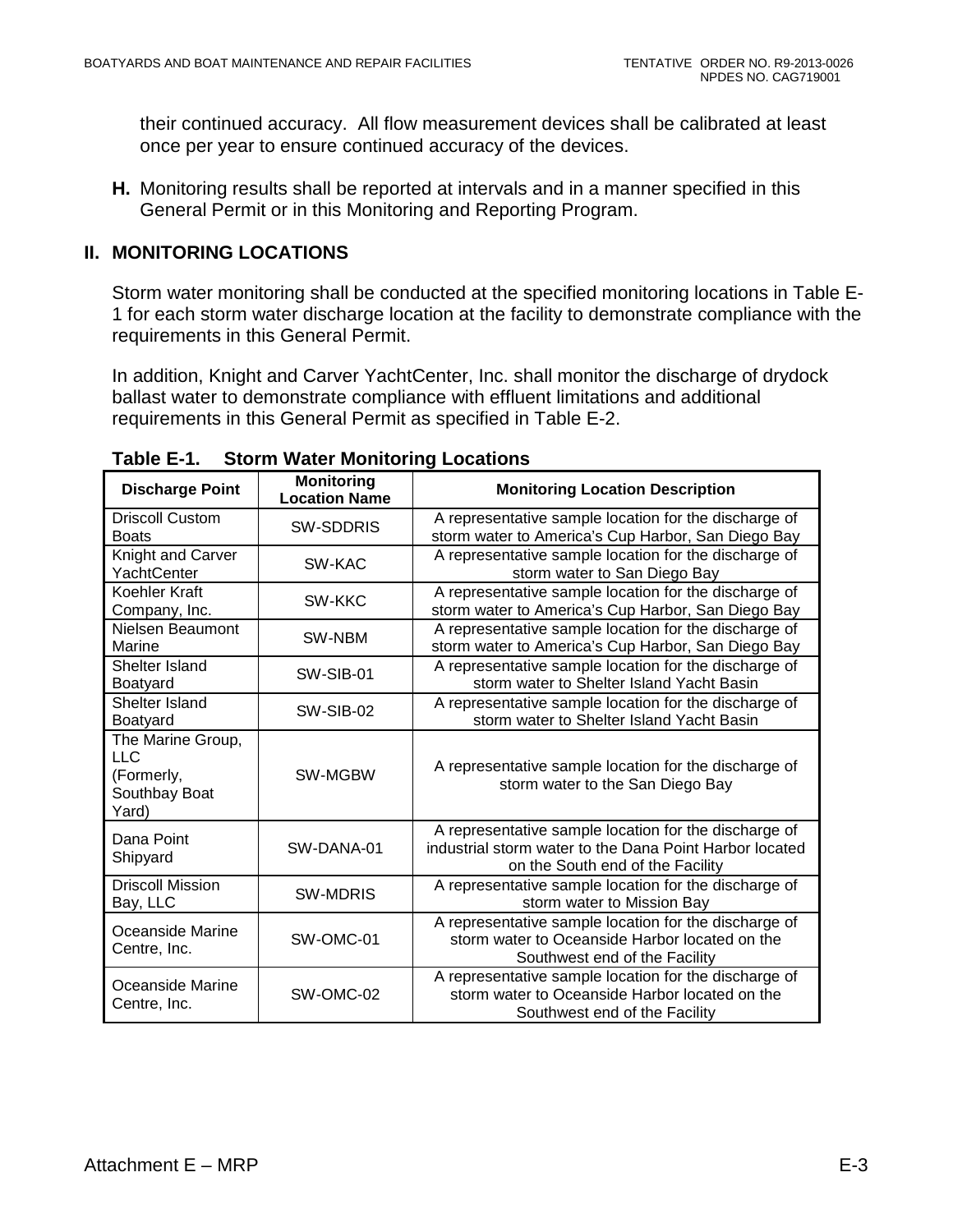their continued accuracy. All flow measurement devices shall be calibrated at least once per year to ensure continued accuracy of the devices.

**H.** Monitoring results shall be reported at intervals and in a manner specified in this General Permit or in this Monitoring and Reporting Program.

## II. MONITORING LOCATIONS

Storm water monitoring shall be conducted at the specified monitoring locations in Table E-1 for each storm water discharge location at the facility to demonstrate compliance with the requirements in this General Permit.

In addition, Knight and Carver YachtCenter, Inc. shall monitor the discharge of drydock ballast water to demonstrate compliance with effluent limitations and additional requirements in this General Permit as specified in Table E-2.

**Table E-1. Storm Water Monitoring Locations**

| Discharge Point | Monitoring Location Name | Monitoring Location Description |
|---|---|---|
| Driscoll Custom Boats | SW-SDDRIS | A representative sample location for the discharge of storm water to America's Cup Harbor, San Diego Bay |
| Knight and Carver YachtCenter | SW-KAC | A representative sample location for the discharge of storm water to San Diego Bay |
| Koehler Kraft Company, Inc. | SW-KKC | A representative sample location for the discharge of storm water to America's Cup Harbor, San Diego Bay |
| Nielsen Beaumont Marine | SW-NBM | A representative sample location for the discharge of storm water to America's Cup Harbor, San Diego Bay |
| Shelter Island Boatyard | SW-SIB-01 | A representative sample location for the discharge of storm water to Shelter Island Yacht Basin |
| Shelter Island Boatyard | SW-SIB-02 | A representative sample location for the discharge of storm water to Shelter Island Yacht Basin |
| The Marine Group, LLC (Formerly, Southbay Boat Yard) | SW-MGBW | A representative sample location for the discharge of storm water to the San Diego Bay |
| Dana Point Shipyard | SW-DANA-01 | A representative sample location for the discharge of industrial storm water to the Dana Point Harbor located on the South end of the Facility |
| Driscoll Mission Bay, LLC | SW-MDRIS | A representative sample location for the discharge of storm water to Mission Bay |
| Oceanside Marine Centre, Inc. | SW-OMC-01 | A representative sample location for the discharge of storm water to Oceanside Harbor located on the Southwest end of the Facility |
| Oceanside Marine Centre, Inc. | SW-OMC-02 | A representative sample location for the discharge of storm water to Oceanside Harbor located on the Southwest end of the Facility |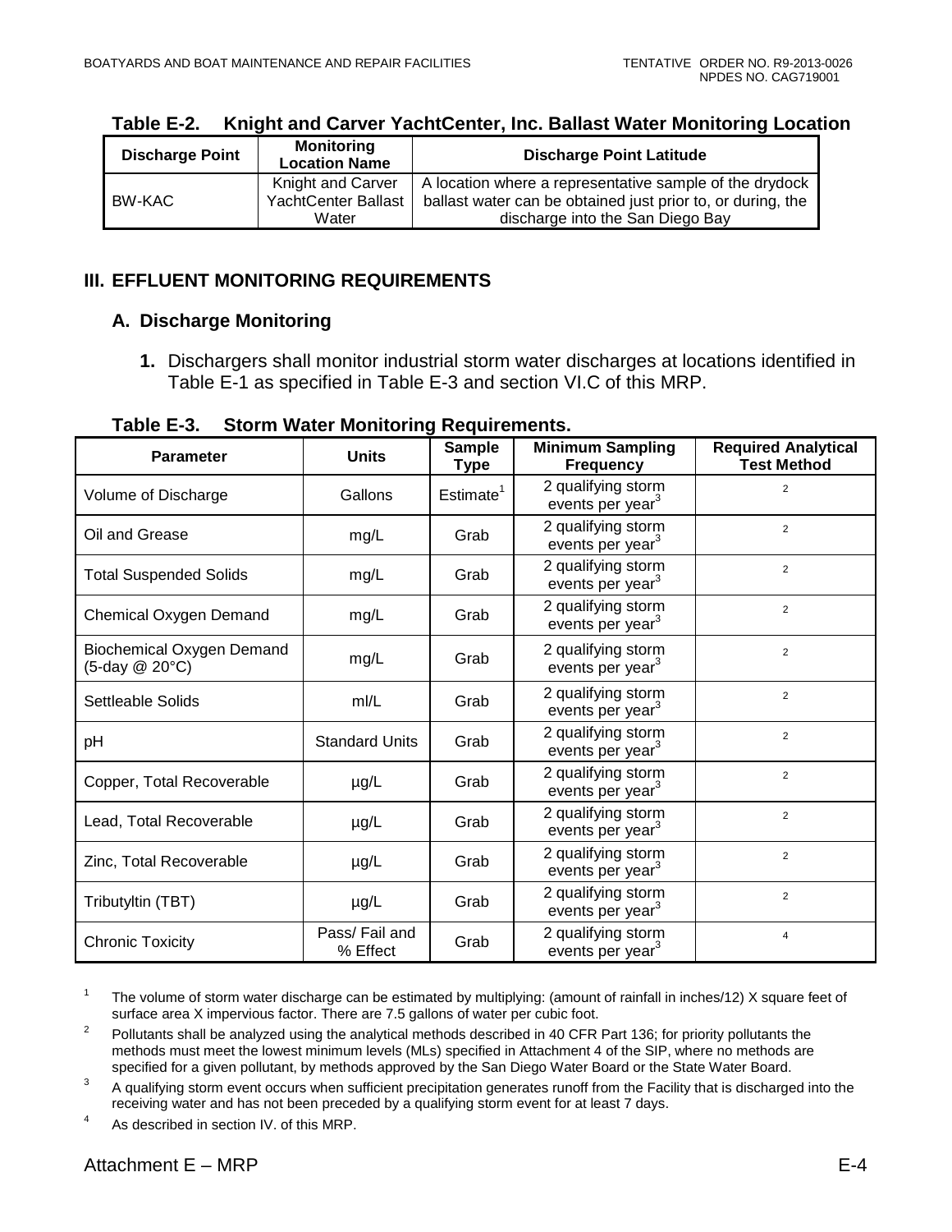**Table E-2. Knight and Carver YachtCenter, Inc. Ballast Water Monitoring Location**

| Discharge Point | Monitoring Location Name | Discharge Point Latitude |
|---|---|---|
| BW-KAC | Knight and Carver YachtCenter Ballast Water | A location where a representative sample of the drydock ballast water can be obtained just prior to, or during, the discharge into the San Diego Bay |

## III. EFFLUENT MONITORING REQUIREMENTS

### A. Discharge Monitoring

1. Dischargers shall monitor industrial storm water discharges at locations identified in Table E-1 as specified in Table E-3 and section VI.C of this MRP.

**Table E-3. Storm Water Monitoring Requirements.**

| Parameter | Units | Sample Type | Minimum Sampling Frequency | Required Analytical Test Method |
|---|---|---|---|---|
| Volume of Discharge | Gallons | Estimate[1] | 2 qualifying storm events per year[3] | [2] |
| Oil and Grease | mg/L | Grab | 2 qualifying storm events per year[3] | [2] |
| Total Suspended Solids | mg/L | Grab | 2 qualifying storm events per year[3] | [2] |
| Chemical Oxygen Demand | mg/L | Grab | 2 qualifying storm events per year[3] | [2] |
| Biochemical Oxygen Demand (5-day @ 20°C) | mg/L | Grab | 2 qualifying storm events per year[3] | [2] |
| Settleable Solids | ml/L | Grab | 2 qualifying storm events per year[3] | [2] |
| pH | Standard Units | Grab | 2 qualifying storm events per year[3] | [2] |
| Copper, Total Recoverable | µg/L | Grab | 2 qualifying storm events per year[3] | [2] |
| Lead, Total Recoverable | µg/L | Grab | 2 qualifying storm events per year[3] | [2] |
| Zinc, Total Recoverable | µg/L | Grab | 2 qualifying storm events per year[3] | [2] |
| Tributyltin (TBT) | µg/L | Grab | 2 qualifying storm events per year[3] | [2] |
| Chronic Toxicity | Pass/ Fail and % Effect | Grab | 2 qualifying storm events per year[3] | [4] |

[1] The volume of storm water discharge can be estimated by multiplying: (amount of rainfall in inches/12) X square feet of surface area X impervious factor. There are 7.5 gallons of water per cubic foot.

[2] Pollutants shall be analyzed using the analytical methods described in 40 CFR Part 136; for priority pollutants the methods must meet the lowest minimum levels (MLs) specified in Attachment 4 of the SIP, where no methods are specified for a given pollutant, by methods approved by the San Diego Water Board or the State Water Board.

[3] A qualifying storm event occurs when sufficient precipitation generates runoff from the Facility that is discharged into the receiving water and has not been preceded by a qualifying storm event for at least 7 days.

[4] As described in section IV. of this MRP.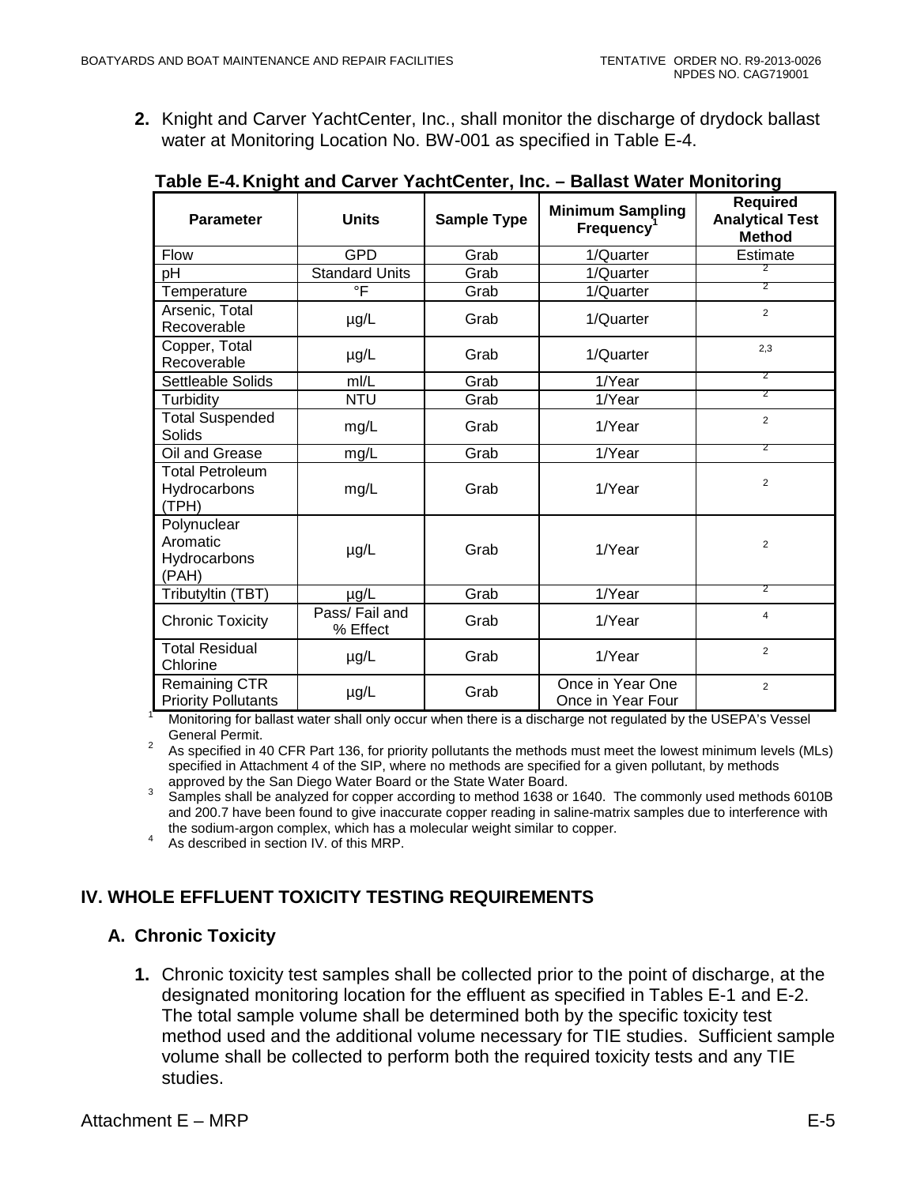**2.** Knight and Carver YachtCenter, Inc., shall monitor the discharge of drydock ballast water at Monitoring Location No. BW-001 as specified in Table E-4.

**Table E-4. Knight and Carver YachtCenter, Inc. – Ballast Water Monitoring**

| Parameter | Units | Sample Type | Minimum Sampling Frequency[1] | Required Analytical Test Method |
|---|---|---|---|---|
| Flow | GPD | Grab | 1/Quarter | Estimate |
| pH | Standard Units | Grab | 1/Quarter | 2 |
| Temperature | °F | Grab | 1/Quarter | 2 |
| Arsenic, Total Recoverable | µg/L | Grab | 1/Quarter | 2 |
| Copper, Total Recoverable | µg/L | Grab | 1/Quarter | 2,3 |
| Settleable Solids | ml/L | Grab | 1/Year | 2 |
| Turbidity | NTU | Grab | 1/Year | 2 |
| Total Suspended Solids | mg/L | Grab | 1/Year | 2 |
| Oil and Grease | mg/L | Grab | 1/Year | 2 |
| Total Petroleum Hydrocarbons (TPH) | mg/L | Grab | 1/Year | 2 |
| Polynuclear Aromatic Hydrocarbons (PAH) | µg/L | Grab | 1/Year | 2 |
| Tributyltin (TBT) | µg/L | Grab | 1/Year | 2 |
| Chronic Toxicity | Pass/ Fail and % Effect | Grab | 1/Year | 4 |
| Total Residual Chlorine | µg/L | Grab | 1/Year | 2 |
| Remaining CTR Priority Pollutants | µg/L | Grab | Once in Year One Once in Year Four | 2 |

[1] Monitoring for ballast water shall only occur when there is a discharge not regulated by the USEPA's Vessel General Permit.

[2] As specified in 40 CFR Part 136, for priority pollutants the methods must meet the lowest minimum levels (MLs) specified in Attachment 4 of the SIP, where no methods are specified for a given pollutant, by methods approved by the San Diego Water Board or the State Water Board.

[3] Samples shall be analyzed for copper according to method 1638 or 1640. The commonly used methods 6010B and 200.7 have been found to give inaccurate copper reading in saline-matrix samples due to interference with the sodium-argon complex, which has a molecular weight similar to copper.

[4] As described in section IV. of this MRP.

## IV. WHOLE EFFLUENT TOXICITY TESTING REQUIREMENTS

### A. Chronic Toxicity

**1.** Chronic toxicity test samples shall be collected prior to the point of discharge, at the designated monitoring location for the effluent as specified in Tables E-1 and E-2. The total sample volume shall be determined both by the specific toxicity test method used and the additional volume necessary for TIE studies. Sufficient sample volume shall be collected to perform both the required toxicity tests and any TIE studies.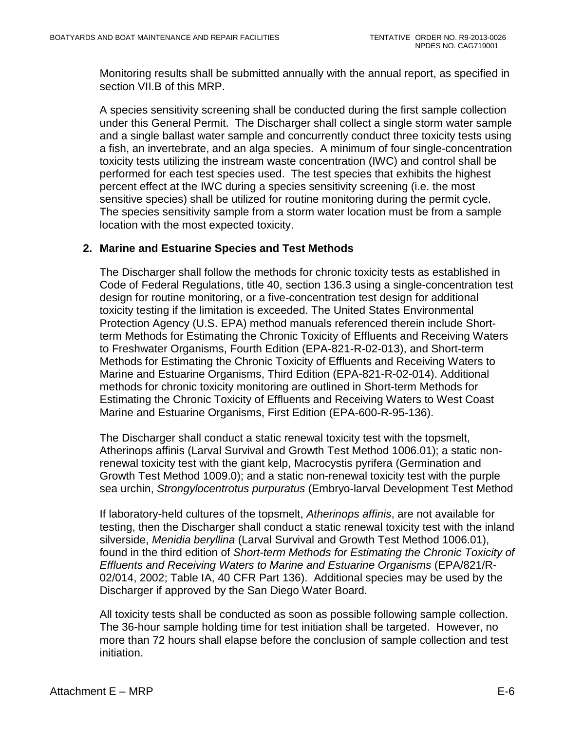Monitoring results shall be submitted annually with the annual report, as specified in section VII.B of this MRP.

A species sensitivity screening shall be conducted during the first sample collection under this General Permit. The Discharger shall collect a single storm water sample and a single ballast water sample and concurrently conduct three toxicity tests using a fish, an invertebrate, and an alga species. A minimum of four single-concentration toxicity tests utilizing the instream waste concentration (IWC) and control shall be performed for each test species used. The test species that exhibits the highest percent effect at the IWC during a species sensitivity screening (i.e. the most sensitive species) shall be utilized for routine monitoring during the permit cycle. The species sensitivity sample from a storm water location must be from a sample location with the most expected toxicity.

### 2. Marine and Estuarine Species and Test Methods

The Discharger shall follow the methods for chronic toxicity tests as established in Code of Federal Regulations, title 40, section 136.3 using a single-concentration test design for routine monitoring, or a five-concentration test design for additional toxicity testing if the limitation is exceeded. The United States Environmental Protection Agency (U.S. EPA) method manuals referenced therein include Short-term Methods for Estimating the Chronic Toxicity of Effluents and Receiving Waters to Freshwater Organisms, Fourth Edition (EPA-821-R-02-013), and Short-term Methods for Estimating the Chronic Toxicity of Effluents and Receiving Waters to Marine and Estuarine Organisms, Third Edition (EPA-821-R-02-014). Additional methods for chronic toxicity monitoring are outlined in Short-term Methods for Estimating the Chronic Toxicity of Effluents and Receiving Waters to West Coast Marine and Estuarine Organisms, First Edition (EPA-600-R-95-136).

The Discharger shall conduct a static renewal toxicity test with the topsmelt, Atherinops affinis (Larval Survival and Growth Test Method 1006.01); a static non-renewal toxicity test with the giant kelp, Macrocystis pyrifera (Germination and Growth Test Method 1009.0); and a static non-renewal toxicity test with the purple sea urchin, *Strongylocentrotus purpuratus* (Embryo-larval Development Test Method

If laboratory-held cultures of the topsmelt, *Atherinops affinis*, are not available for testing, then the Discharger shall conduct a static renewal toxicity test with the inland silverside, *Menidia beryllina* (Larval Survival and Growth Test Method 1006.01), found in the third edition of *Short-term Methods for Estimating the Chronic Toxicity of Effluents and Receiving Waters to Marine and Estuarine Organisms* (EPA/821/R-02/014, 2002; Table IA, 40 CFR Part 136). Additional species may be used by the Discharger if approved by the San Diego Water Board.

All toxicity tests shall be conducted as soon as possible following sample collection. The 36-hour sample holding time for test initiation shall be targeted. However, no more than 72 hours shall elapse before the conclusion of sample collection and test initiation.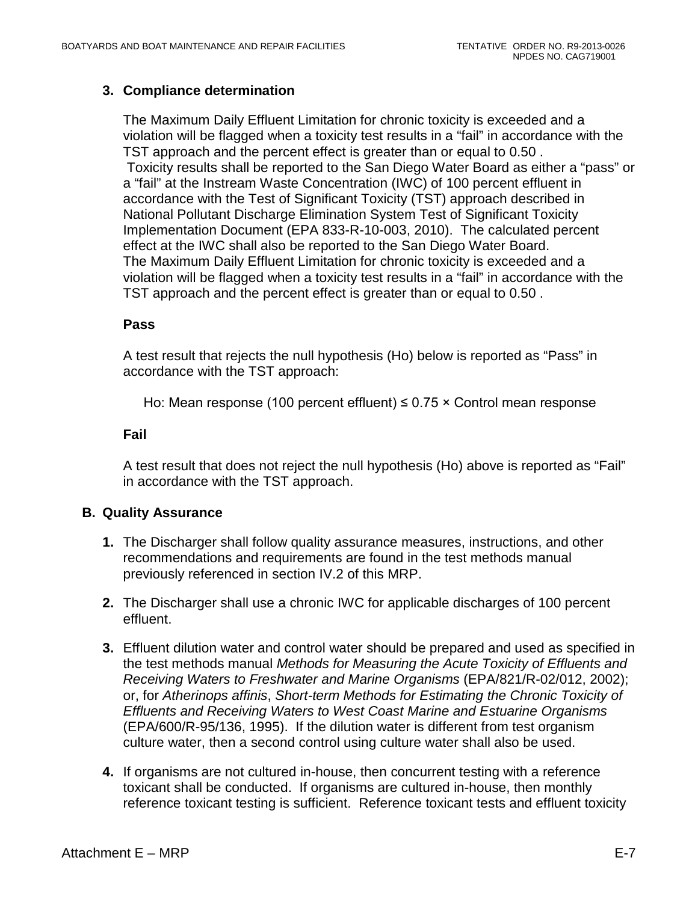### 3. Compliance determination

The Maximum Daily Effluent Limitation for chronic toxicity is exceeded and a violation will be flagged when a toxicity test results in a “fail” in accordance with the TST approach and the percent effect is greater than or equal to 0.50 .
Toxicity results shall be reported to the San Diego Water Board as either a “pass” or a “fail” at the Instream Waste Concentration (IWC) of 100 percent effluent in accordance with the Test of Significant Toxicity (TST) approach described in National Pollutant Discharge Elimination System Test of Significant Toxicity Implementation Document (EPA 833-R-10-003, 2010). The calculated percent effect at the IWC shall also be reported to the San Diego Water Board.
The Maximum Daily Effluent Limitation for chronic toxicity is exceeded and a violation will be flagged when a toxicity test results in a “fail” in accordance with the TST approach and the percent effect is greater than or equal to 0.50 .

**Pass**

A test result that rejects the null hypothesis (Ho) below is reported as “Pass” in accordance with the TST approach:

Ho: Mean response (100 percent effluent) ≤ 0.75 × Control mean response

**Fail**

A test result that does not reject the null hypothesis (Ho) above is reported as “Fail” in accordance with the TST approach.

## B. Quality Assurance

1. The Discharger shall follow quality assurance measures, instructions, and other recommendations and requirements are found in the test methods manual previously referenced in section IV.2 of this MRP.

2. The Discharger shall use a chronic IWC for applicable discharges of 100 percent effluent.

3. Effluent dilution water and control water should be prepared and used as specified in the test methods manual *Methods for Measuring the Acute Toxicity of Effluents and Receiving Waters to Freshwater and Marine Organisms* (EPA/821/R-02/012, 2002); or, for *Atherinops affinis*, *Short-term Methods for Estimating the Chronic Toxicity of Effluents and Receiving Waters to West Coast Marine and Estuarine Organisms* (EPA/600/R-95/136, 1995). If the dilution water is different from test organism culture water, then a second control using culture water shall also be used.

4. If organisms are not cultured in-house, then concurrent testing with a reference toxicant shall be conducted. If organisms are cultured in-house, then monthly reference toxicant testing is sufficient. Reference toxicant tests and effluent toxicity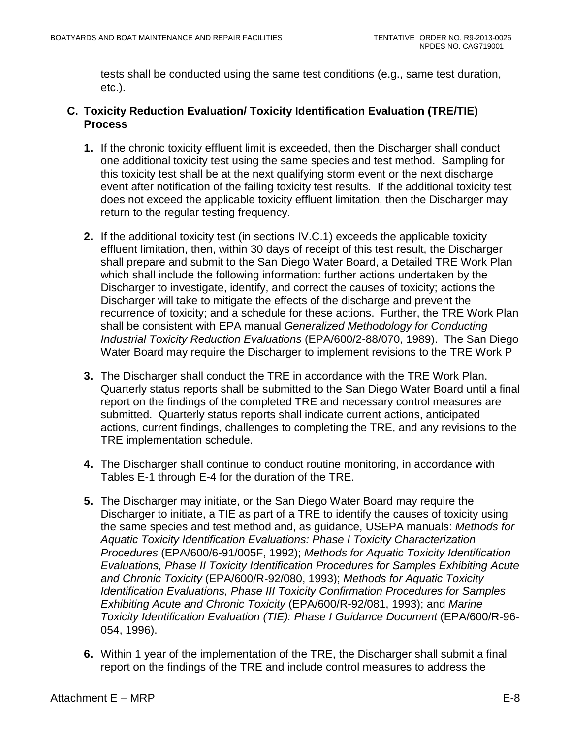tests shall be conducted using the same test conditions (e.g., same test duration, etc.).

### C. Toxicity Reduction Evaluation/ Toxicity Identification Evaluation (TRE/TIE) Process

1. If the chronic toxicity effluent limit is exceeded, then the Discharger shall conduct one additional toxicity test using the same species and test method. Sampling for this toxicity test shall be at the next qualifying storm event or the next discharge event after notification of the failing toxicity test results. If the additional toxicity test does not exceed the applicable toxicity effluent limitation, then the Discharger may return to the regular testing frequency.

2. If the additional toxicity test (in sections IV.C.1) exceeds the applicable toxicity effluent limitation, then, within 30 days of receipt of this test result, the Discharger shall prepare and submit to the San Diego Water Board, a Detailed TRE Work Plan which shall include the following information: further actions undertaken by the Discharger to investigate, identify, and correct the causes of toxicity; actions the Discharger will take to mitigate the effects of the discharge and prevent the recurrence of toxicity; and a schedule for these actions. Further, the TRE Work Plan shall be consistent with EPA manual *Generalized Methodology for Conducting Industrial Toxicity Reduction Evaluations* (EPA/600/2-88/070, 1989). The San Diego Water Board may require the Discharger to implement revisions to the TRE Work P

3. The Discharger shall conduct the TRE in accordance with the TRE Work Plan. Quarterly status reports shall be submitted to the San Diego Water Board until a final report on the findings of the completed TRE and necessary control measures are submitted. Quarterly status reports shall indicate current actions, anticipated actions, current findings, challenges to completing the TRE, and any revisions to the TRE implementation schedule.

4. The Discharger shall continue to conduct routine monitoring, in accordance with Tables E-1 through E-4 for the duration of the TRE.

5. The Discharger may initiate, or the San Diego Water Board may require the Discharger to initiate, a TIE as part of a TRE to identify the causes of toxicity using the same species and test method and, as guidance, USEPA manuals: *Methods for Aquatic Toxicity Identification Evaluations: Phase I Toxicity Characterization Procedures* (EPA/600/6-91/005F, 1992); *Methods for Aquatic Toxicity Identification Evaluations, Phase II Toxicity Identification Procedures for Samples Exhibiting Acute and Chronic Toxicity* (EPA/600/R-92/080, 1993); *Methods for Aquatic Toxicity Identification Evaluations, Phase III Toxicity Confirmation Procedures for Samples Exhibiting Acute and Chronic Toxicity* (EPA/600/R-92/081, 1993); and *Marine Toxicity Identification Evaluation (TIE): Phase I Guidance Document* (EPA/600/R-96-054, 1996).

6. Within 1 year of the implementation of the TRE, the Discharger shall submit a final report on the findings of the TRE and include control measures to address the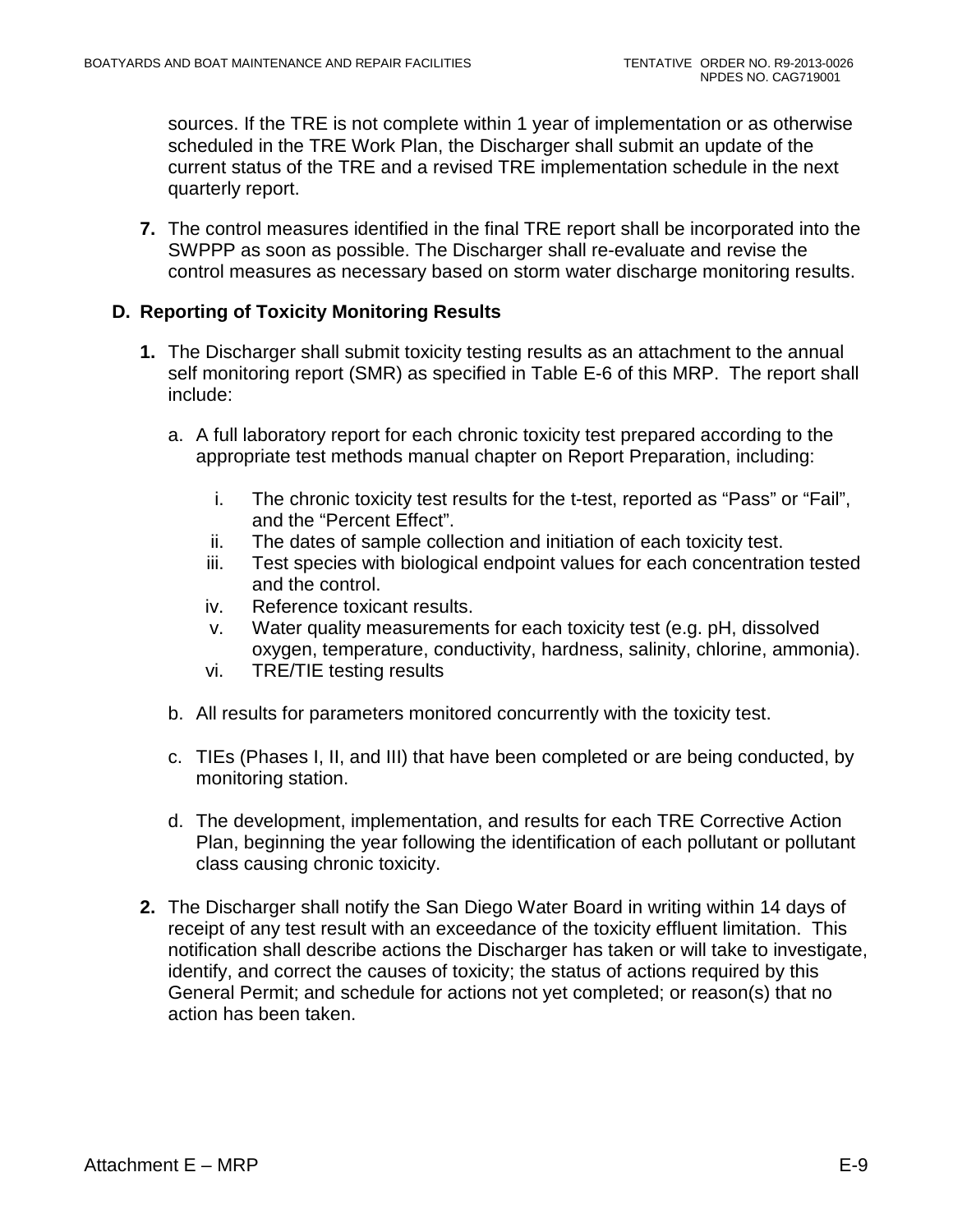sources. If the TRE is not complete within 1 year of implementation or as otherwise scheduled in the TRE Work Plan, the Discharger shall submit an update of the current status of the TRE and a revised TRE implementation schedule in the next quarterly report.

**7.** The control measures identified in the final TRE report shall be incorporated into the SWPPP as soon as possible. The Discharger shall re-evaluate and revise the control measures as necessary based on storm water discharge monitoring results.

### D. Reporting of Toxicity Monitoring Results

**1.** The Discharger shall submit toxicity testing results as an attachment to the annual self monitoring report (SMR) as specified in Table E-6 of this MRP. The report shall include:

a. A full laboratory report for each chronic toxicity test prepared according to the appropriate test methods manual chapter on Report Preparation, including:

  i. The chronic toxicity test results for the t-test, reported as "Pass" or "Fail", and the "Percent Effect".
  ii. The dates of sample collection and initiation of each toxicity test.
  iii. Test species with biological endpoint values for each concentration tested and the control.
  iv. Reference toxicant results.
  v. Water quality measurements for each toxicity test (e.g. pH, dissolved oxygen, temperature, conductivity, hardness, salinity, chlorine, ammonia).
  vi. TRE/TIE testing results

b. All results for parameters monitored concurrently with the toxicity test.

c. TIEs (Phases I, II, and III) that have been completed or are being conducted, by monitoring station.

d. The development, implementation, and results for each TRE Corrective Action Plan, beginning the year following the identification of each pollutant or pollutant class causing chronic toxicity.

**2.** The Discharger shall notify the San Diego Water Board in writing within 14 days of receipt of any test result with an exceedance of the toxicity effluent limitation. This notification shall describe actions the Discharger has taken or will take to investigate, identify, and correct the causes of toxicity; the status of actions required by this General Permit; and schedule for actions not yet completed; or reason(s) that no action has been taken.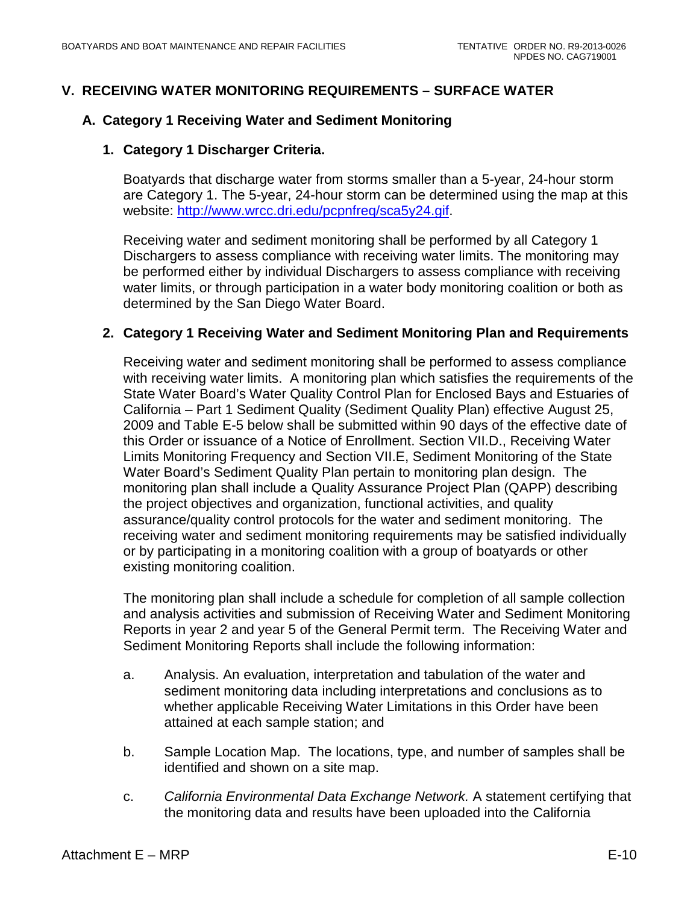## V. RECEIVING WATER MONITORING REQUIREMENTS – SURFACE WATER

### A. Category 1 Receiving Water and Sediment Monitoring

#### 1. Category 1 Discharger Criteria.

Boatyards that discharge water from storms smaller than a 5-year, 24-hour storm are Category 1. The 5-year, 24-hour storm can be determined using the map at this website: http://www.wrcc.dri.edu/pcpnfreq/sca5y24.gif.

Receiving water and sediment monitoring shall be performed by all Category 1 Dischargers to assess compliance with receiving water limits. The monitoring may be performed either by individual Dischargers to assess compliance with receiving water limits, or through participation in a water body monitoring coalition or both as determined by the San Diego Water Board.

#### 2. Category 1 Receiving Water and Sediment Monitoring Plan and Requirements

Receiving water and sediment monitoring shall be performed to assess compliance with receiving water limits. A monitoring plan which satisfies the requirements of the State Water Board's Water Quality Control Plan for Enclosed Bays and Estuaries of California – Part 1 Sediment Quality (Sediment Quality Plan) effective August 25, 2009 and Table E-5 below shall be submitted within 90 days of the effective date of this Order or issuance of a Notice of Enrollment. Section VII.D., Receiving Water Limits Monitoring Frequency and Section VII.E, Sediment Monitoring of the State Water Board's Sediment Quality Plan pertain to monitoring plan design. The monitoring plan shall include a Quality Assurance Project Plan (QAPP) describing the project objectives and organization, functional activities, and quality assurance/quality control protocols for the water and sediment monitoring. The receiving water and sediment monitoring requirements may be satisfied individually or by participating in a monitoring coalition with a group of boatyards or other existing monitoring coalition.

The monitoring plan shall include a schedule for completion of all sample collection and analysis activities and submission of Receiving Water and Sediment Monitoring Reports in year 2 and year 5 of the General Permit term. The Receiving Water and Sediment Monitoring Reports shall include the following information:

a. Analysis. An evaluation, interpretation and tabulation of the water and sediment monitoring data including interpretations and conclusions as to whether applicable Receiving Water Limitations in this Order have been attained at each sample station; and

b. Sample Location Map. The locations, type, and number of samples shall be identified and shown on a site map.

c. *California Environmental Data Exchange Network.* A statement certifying that the monitoring data and results have been uploaded into the California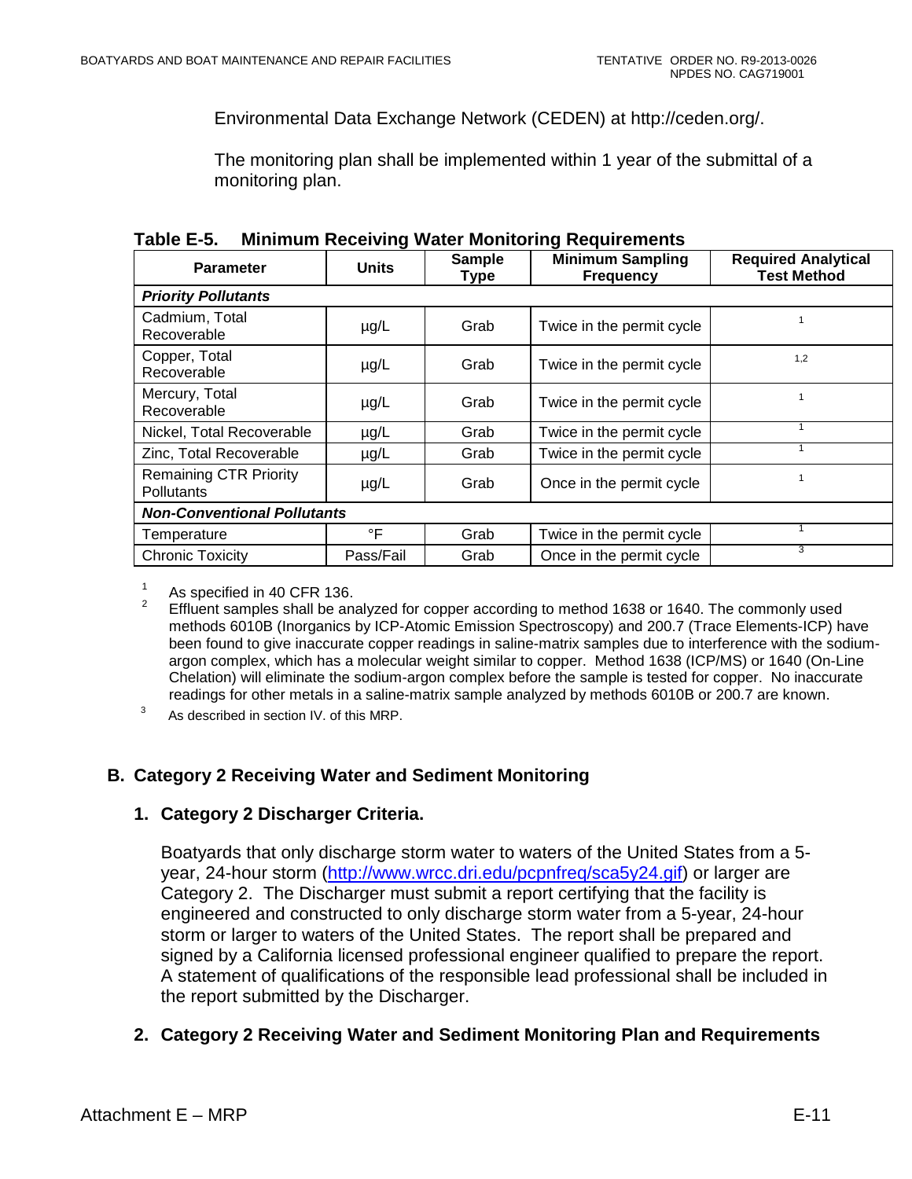Environmental Data Exchange Network (CEDEN) at http://ceden.org/.

The monitoring plan shall be implemented within 1 year of the submittal of a monitoring plan.

**Table E-5. Minimum Receiving Water Monitoring Requirements**

| Parameter | Units | Sample Type | Minimum Sampling Frequency | Required Analytical Test Method |
|---|---|---|---|---|
| ***Priority Pollutants*** | | | | |
| Cadmium, Total Recoverable | µg/L | Grab | Twice in the permit cycle | [1] |
| Copper, Total Recoverable | µg/L | Grab | Twice in the permit cycle | [1,2] |
| Mercury, Total Recoverable | µg/L | Grab | Twice in the permit cycle | [1] |
| Nickel, Total Recoverable | µg/L | Grab | Twice in the permit cycle | [1] |
| Zinc, Total Recoverable | µg/L | Grab | Twice in the permit cycle | [1] |
| Remaining CTR Priority Pollutants | µg/L | Grab | Once in the permit cycle | [1] |
| ***Non-Conventional Pollutants*** | | | | |
| Temperature | °F | Grab | Twice in the permit cycle | [1] |
| Chronic Toxicity | Pass/Fail | Grab | Once in the permit cycle | [3] |

[1] As specified in 40 CFR 136.

[2] Effluent samples shall be analyzed for copper according to method 1638 or 1640. The commonly used methods 6010B (Inorganics by ICP-Atomic Emission Spectroscopy) and 200.7 (Trace Elements-ICP) have been found to give inaccurate copper readings in saline-matrix samples due to interference with the sodium-argon complex, which has a molecular weight similar to copper. Method 1638 (ICP/MS) or 1640 (On-Line Chelation) will eliminate the sodium-argon complex before the sample is tested for copper. No inaccurate readings for other metals in a saline-matrix sample analyzed by methods 6010B or 200.7 are known.

[3] As described in section IV. of this MRP.

## B. Category 2 Receiving Water and Sediment Monitoring

### 1. Category 2 Discharger Criteria.

Boatyards that only discharge storm water to waters of the United States from a 5-year, 24-hour storm (http://www.wrcc.dri.edu/pcpnfreq/sca5y24.gif) or larger are Category 2. The Discharger must submit a report certifying that the facility is engineered and constructed to only discharge storm water from a 5-year, 24-hour storm or larger to waters of the United States. The report shall be prepared and signed by a California licensed professional engineer qualified to prepare the report. A statement of qualifications of the responsible lead professional shall be included in the report submitted by the Discharger.

### 2. Category 2 Receiving Water and Sediment Monitoring Plan and Requirements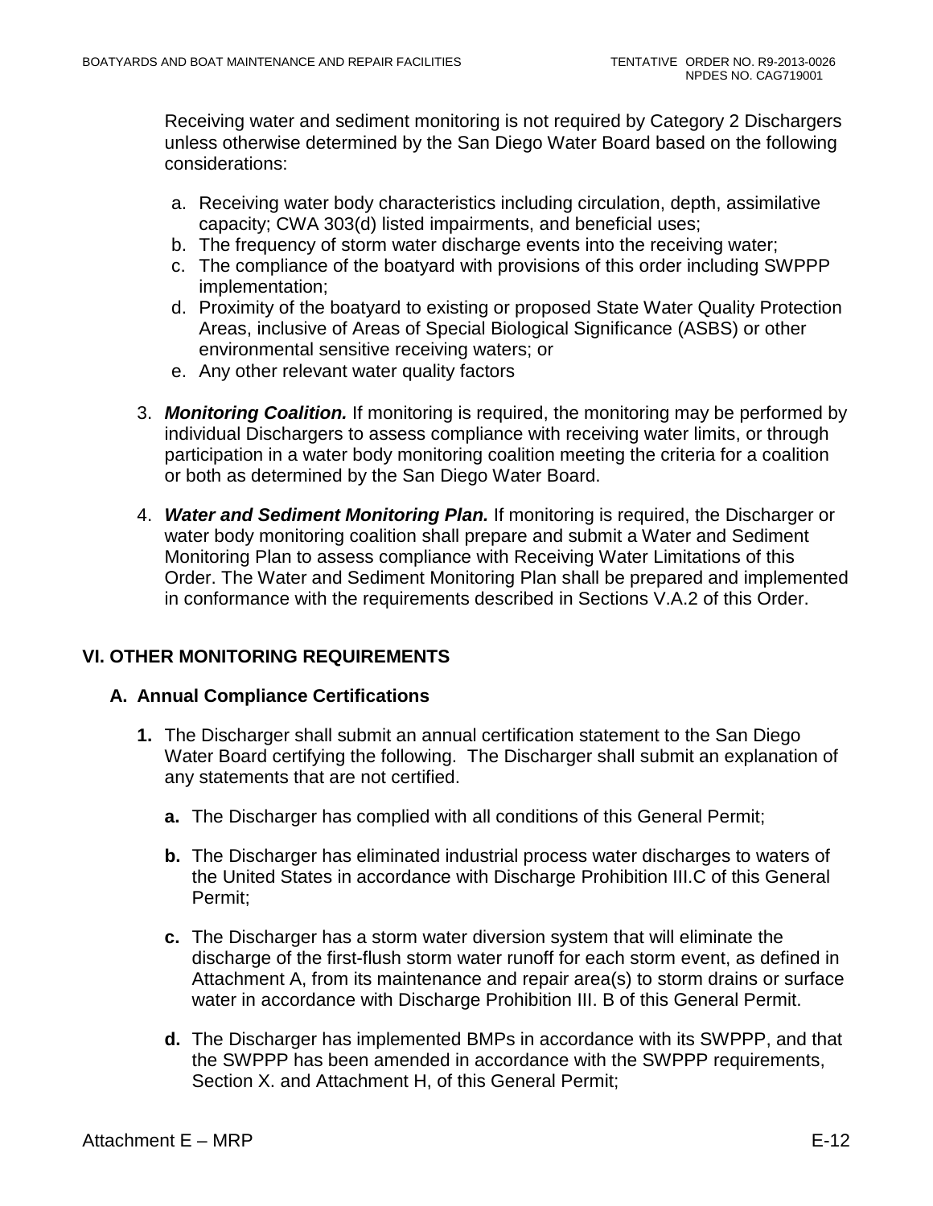Receiving water and sediment monitoring is not required by Category 2 Dischargers unless otherwise determined by the San Diego Water Board based on the following considerations:

a. Receiving water body characteristics including circulation, depth, assimilative capacity; CWA 303(d) listed impairments, and beneficial uses;
b. The frequency of storm water discharge events into the receiving water;
c. The compliance of the boatyard with provisions of this order including SWPPP implementation;
d. Proximity of the boatyard to existing or proposed State Water Quality Protection Areas, inclusive of Areas of Special Biological Significance (ASBS) or other environmental sensitive receiving waters; or
e. Any other relevant water quality factors

3. ***Monitoring Coalition.*** If monitoring is required, the monitoring may be performed by individual Dischargers to assess compliance with receiving water limits, or through participation in a water body monitoring coalition meeting the criteria for a coalition or both as determined by the San Diego Water Board.

4. ***Water and Sediment Monitoring Plan.*** If monitoring is required, the Discharger or water body monitoring coalition shall prepare and submit a Water and Sediment Monitoring Plan to assess compliance with Receiving Water Limitations of this Order. The Water and Sediment Monitoring Plan shall be prepared and implemented in conformance with the requirements described in Sections V.A.2 of this Order.

## VI. OTHER MONITORING REQUIREMENTS

### A. Annual Compliance Certifications

**1.** The Discharger shall submit an annual certification statement to the San Diego Water Board certifying the following. The Discharger shall submit an explanation of any statements that are not certified.

**a.** The Discharger has complied with all conditions of this General Permit;

**b.** The Discharger has eliminated industrial process water discharges to waters of the United States in accordance with Discharge Prohibition III.C of this General Permit;

**c.** The Discharger has a storm water diversion system that will eliminate the discharge of the first-flush storm water runoff for each storm event, as defined in Attachment A, from its maintenance and repair area(s) to storm drains or surface water in accordance with Discharge Prohibition III. B of this General Permit.

**d.** The Discharger has implemented BMPs in accordance with its SWPPP, and that the SWPPP has been amended in accordance with the SWPPP requirements, Section X. and Attachment H, of this General Permit;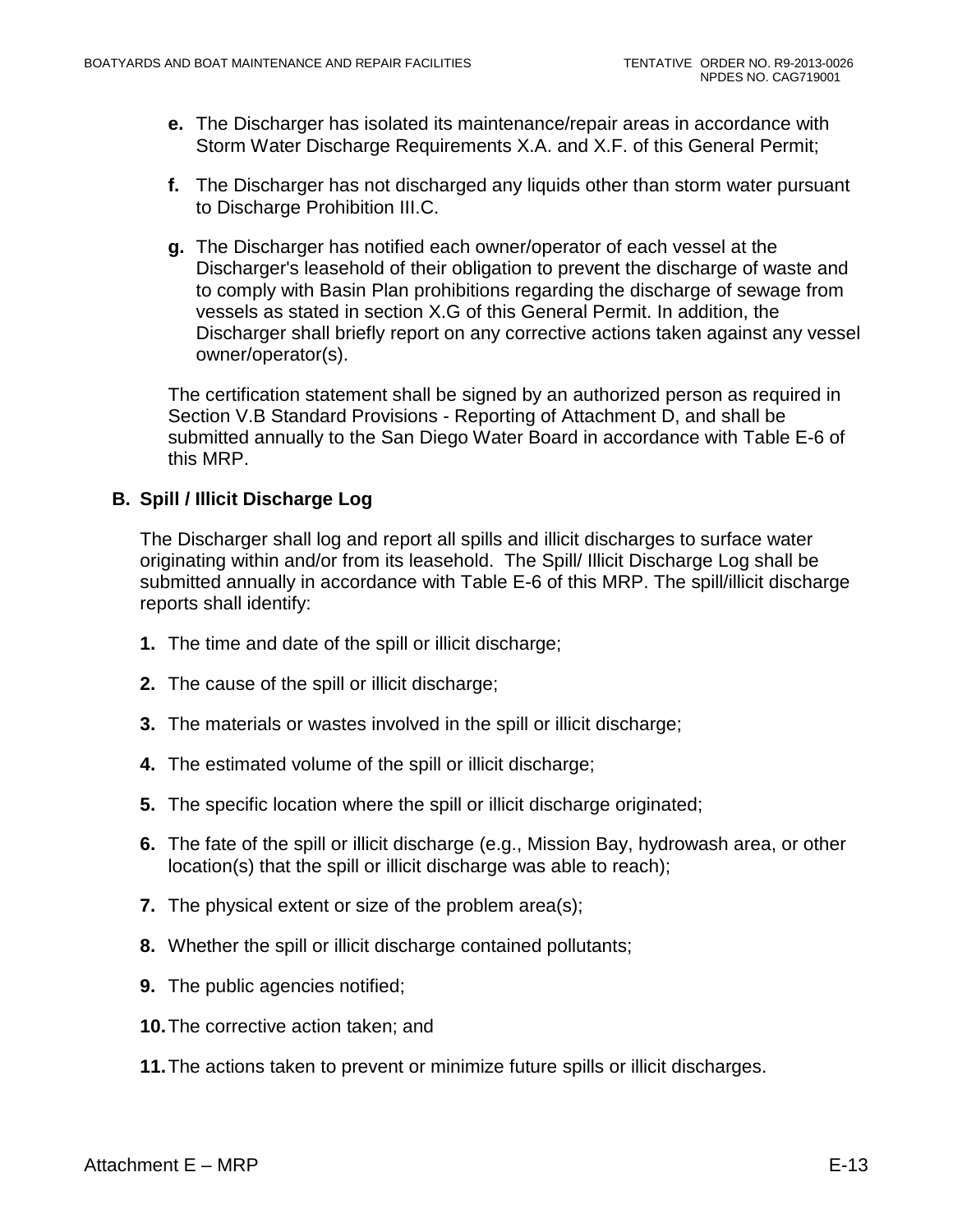**e.** The Discharger has isolated its maintenance/repair areas in accordance with Storm Water Discharge Requirements X.A. and X.F. of this General Permit;

**f.** The Discharger has not discharged any liquids other than storm water pursuant to Discharge Prohibition III.C.

**g.** The Discharger has notified each owner/operator of each vessel at the Discharger's leasehold of their obligation to prevent the discharge of waste and to comply with Basin Plan prohibitions regarding the discharge of sewage from vessels as stated in section X.G of this General Permit. In addition, the Discharger shall briefly report on any corrective actions taken against any vessel owner/operator(s).

The certification statement shall be signed by an authorized person as required in Section V.B Standard Provisions - Reporting of Attachment D, and shall be submitted annually to the San Diego Water Board in accordance with Table E-6 of this MRP.

### B. Spill / Illicit Discharge Log

The Discharger shall log and report all spills and illicit discharges to surface water originating within and/or from its leasehold. The Spill/ Illicit Discharge Log shall be submitted annually in accordance with Table E-6 of this MRP. The spill/illicit discharge reports shall identify:

1. The time and date of the spill or illicit discharge;
2. The cause of the spill or illicit discharge;
3. The materials or wastes involved in the spill or illicit discharge;
4. The estimated volume of the spill or illicit discharge;
5. The specific location where the spill or illicit discharge originated;
6. The fate of the spill or illicit discharge (e.g., Mission Bay, hydrowash area, or other location(s) that the spill or illicit discharge was able to reach);
7. The physical extent or size of the problem area(s);
8. Whether the spill or illicit discharge contained pollutants;
9. The public agencies notified;
10. The corrective action taken; and
11. The actions taken to prevent or minimize future spills or illicit discharges.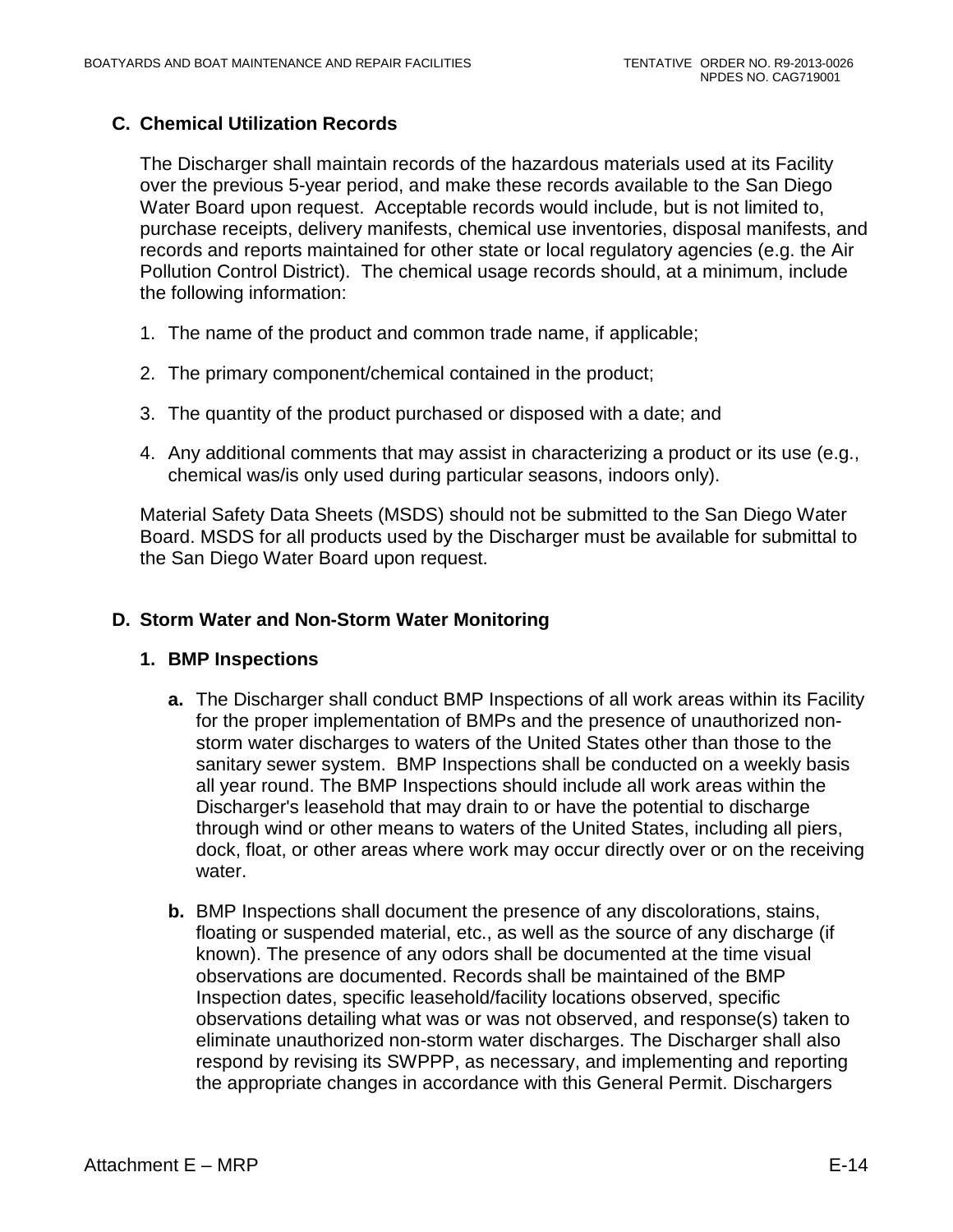## C. Chemical Utilization Records

The Discharger shall maintain records of the hazardous materials used at its Facility over the previous 5-year period, and make these records available to the San Diego Water Board upon request. Acceptable records would include, but is not limited to, purchase receipts, delivery manifests, chemical use inventories, disposal manifests, and records and reports maintained for other state or local regulatory agencies (e.g. the Air Pollution Control District). The chemical usage records should, at a minimum, include the following information:

1. The name of the product and common trade name, if applicable;

2. The primary component/chemical contained in the product;

3. The quantity of the product purchased or disposed with a date; and

4. Any additional comments that may assist in characterizing a product or its use (e.g., chemical was/is only used during particular seasons, indoors only).

Material Safety Data Sheets (MSDS) should not be submitted to the San Diego Water Board. MSDS for all products used by the Discharger must be available for submittal to the San Diego Water Board upon request.

## D. Storm Water and Non-Storm Water Monitoring

### 1. BMP Inspections

**a.** The Discharger shall conduct BMP Inspections of all work areas within its Facility for the proper implementation of BMPs and the presence of unauthorized non-storm water discharges to waters of the United States other than those to the sanitary sewer system. BMP Inspections shall be conducted on a weekly basis all year round. The BMP Inspections should include all work areas within the Discharger's leasehold that may drain to or have the potential to discharge through wind or other means to waters of the United States, including all piers, dock, float, or other areas where work may occur directly over or on the receiving water.

**b.** BMP Inspections shall document the presence of any discolorations, stains, floating or suspended material, etc., as well as the source of any discharge (if known). The presence of any odors shall be documented at the time visual observations are documented. Records shall be maintained of the BMP Inspection dates, specific leasehold/facility locations observed, specific observations detailing what was or was not observed, and response(s) taken to eliminate unauthorized non-storm water discharges. The Discharger shall also respond by revising its SWPPP, as necessary, and implementing and reporting the appropriate changes in accordance with this General Permit. Dischargers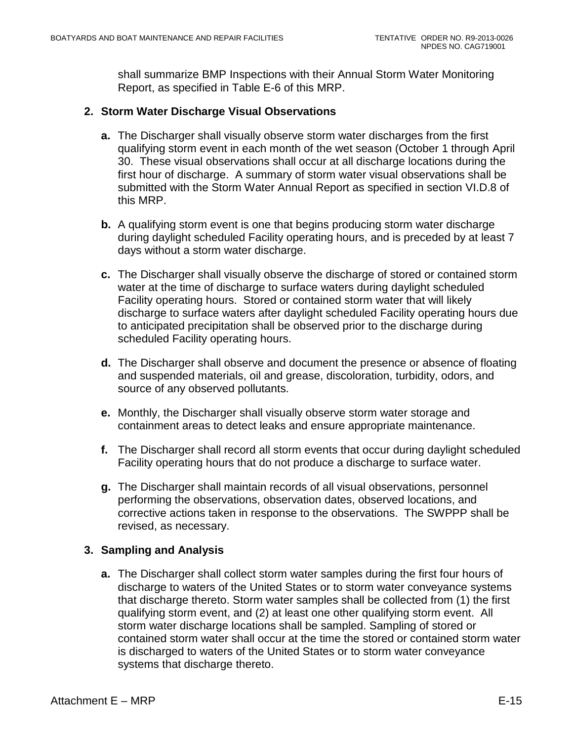shall summarize BMP Inspections with their Annual Storm Water Monitoring Report, as specified in Table E-6 of this MRP.

**2. Storm Water Discharge Visual Observations**

**a.** The Discharger shall visually observe storm water discharges from the first qualifying storm event in each month of the wet season (October 1 through April 30. These visual observations shall occur at all discharge locations during the first hour of discharge. A summary of storm water visual observations shall be submitted with the Storm Water Annual Report as specified in section VI.D.8 of this MRP.

**b.** A qualifying storm event is one that begins producing storm water discharge during daylight scheduled Facility operating hours, and is preceded by at least 7 days without a storm water discharge.

**c.** The Discharger shall visually observe the discharge of stored or contained storm water at the time of discharge to surface waters during daylight scheduled Facility operating hours. Stored or contained storm water that will likely discharge to surface waters after daylight scheduled Facility operating hours due to anticipated precipitation shall be observed prior to the discharge during scheduled Facility operating hours.

**d.** The Discharger shall observe and document the presence or absence of floating and suspended materials, oil and grease, discoloration, turbidity, odors, and source of any observed pollutants.

**e.** Monthly, the Discharger shall visually observe storm water storage and containment areas to detect leaks and ensure appropriate maintenance.

**f.** The Discharger shall record all storm events that occur during daylight scheduled Facility operating hours that do not produce a discharge to surface water.

**g.** The Discharger shall maintain records of all visual observations, personnel performing the observations, observation dates, observed locations, and corrective actions taken in response to the observations. The SWPPP shall be revised, as necessary.

**3. Sampling and Analysis**

**a.** The Discharger shall collect storm water samples during the first four hours of discharge to waters of the United States or to storm water conveyance systems that discharge thereto. Storm water samples shall be collected from (1) the first qualifying storm event, and (2) at least one other qualifying storm event. All storm water discharge locations shall be sampled. Sampling of stored or contained storm water shall occur at the time the stored or contained storm water is discharged to waters of the United States or to storm water conveyance systems that discharge thereto.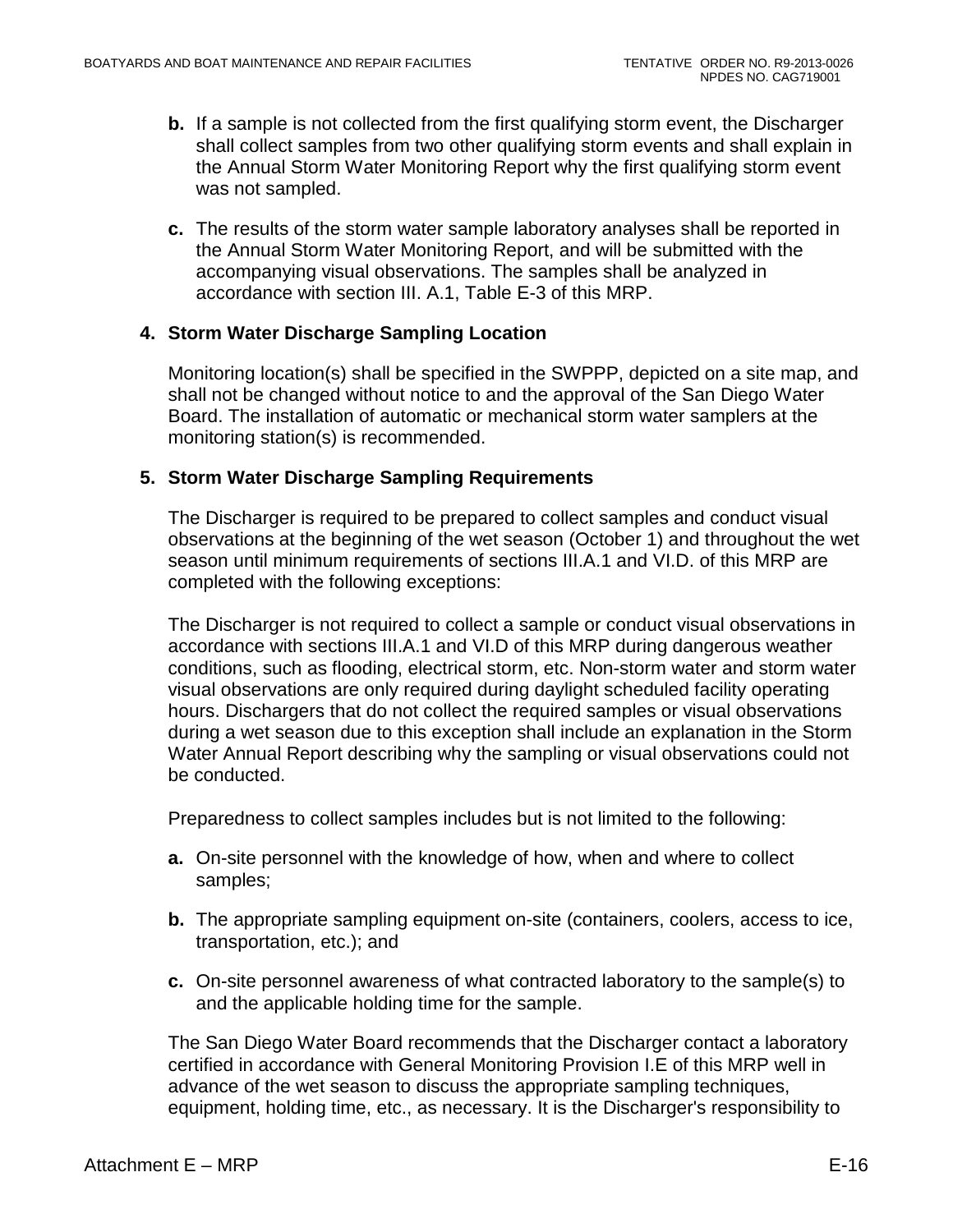**b.** If a sample is not collected from the first qualifying storm event, the Discharger shall collect samples from two other qualifying storm events and shall explain in the Annual Storm Water Monitoring Report why the first qualifying storm event was not sampled.

**c.** The results of the storm water sample laboratory analyses shall be reported in the Annual Storm Water Monitoring Report, and will be submitted with the accompanying visual observations. The samples shall be analyzed in accordance with section III. A.1, Table E-3 of this MRP.

**4. Storm Water Discharge Sampling Location**

Monitoring location(s) shall be specified in the SWPPP, depicted on a site map, and shall not be changed without notice to and the approval of the San Diego Water Board. The installation of automatic or mechanical storm water samplers at the monitoring station(s) is recommended.

**5. Storm Water Discharge Sampling Requirements**

The Discharger is required to be prepared to collect samples and conduct visual observations at the beginning of the wet season (October 1) and throughout the wet season until minimum requirements of sections III.A.1 and VI.D. of this MRP are completed with the following exceptions:

The Discharger is not required to collect a sample or conduct visual observations in accordance with sections III.A.1 and VI.D of this MRP during dangerous weather conditions, such as flooding, electrical storm, etc. Non-storm water and storm water visual observations are only required during daylight scheduled facility operating hours. Dischargers that do not collect the required samples or visual observations during a wet season due to this exception shall include an explanation in the Storm Water Annual Report describing why the sampling or visual observations could not be conducted.

Preparedness to collect samples includes but is not limited to the following:

**a.** On-site personnel with the knowledge of how, when and where to collect samples;

**b.** The appropriate sampling equipment on-site (containers, coolers, access to ice, transportation, etc.); and

**c.** On-site personnel awareness of what contracted laboratory to the sample(s) to and the applicable holding time for the sample.

The San Diego Water Board recommends that the Discharger contact a laboratory certified in accordance with General Monitoring Provision I.E of this MRP well in advance of the wet season to discuss the appropriate sampling techniques, equipment, holding time, etc., as necessary. It is the Discharger's responsibility to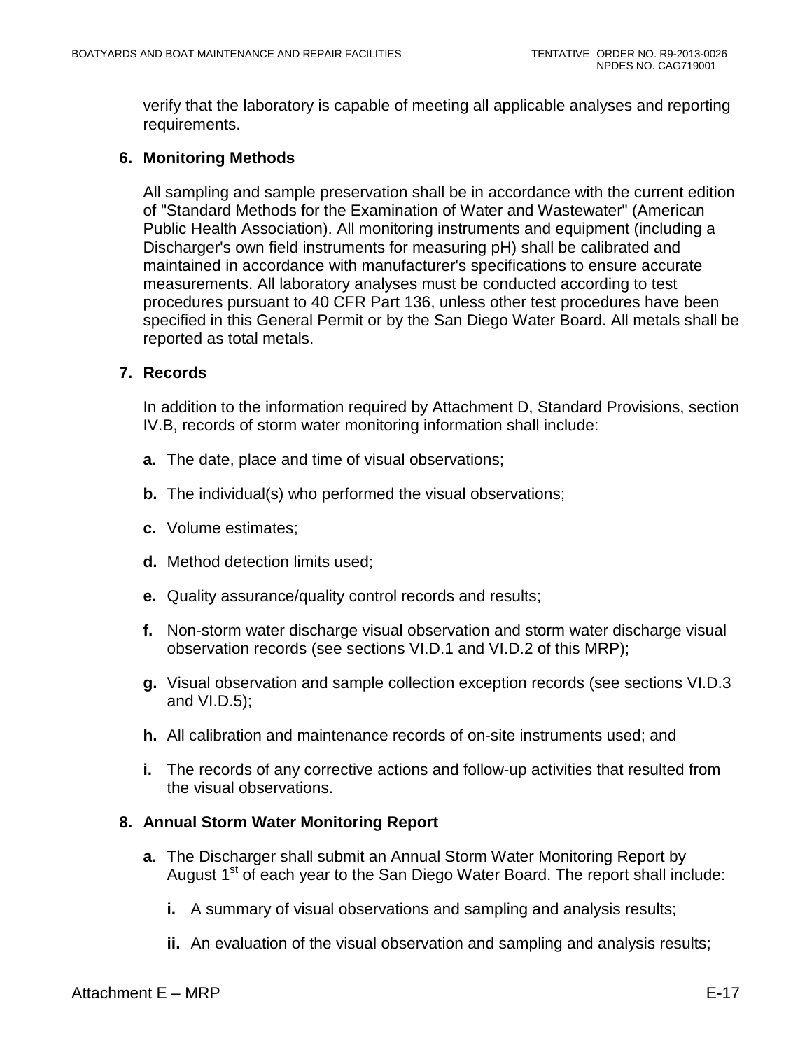verify that the laboratory is capable of meeting all applicable analyses and reporting requirements.

### 6. Monitoring Methods

All sampling and sample preservation shall be in accordance with the current edition of "Standard Methods for the Examination of Water and Wastewater" (American Public Health Association). All monitoring instruments and equipment (including a Discharger's own field instruments for measuring pH) shall be calibrated and maintained in accordance with manufacturer's specifications to ensure accurate measurements. All laboratory analyses must be conducted according to test procedures pursuant to 40 CFR Part 136, unless other test procedures have been specified in this General Permit or by the San Diego Water Board. All metals shall be reported as total metals.

### 7. Records

In addition to the information required by Attachment D, Standard Provisions, section IV.B, records of storm water monitoring information shall include:

**a.** The date, place and time of visual observations;

**b.** The individual(s) who performed the visual observations;

**c.** Volume estimates;

**d.** Method detection limits used;

**e.** Quality assurance/quality control records and results;

**f.** Non-storm water discharge visual observation and storm water discharge visual observation records (see sections VI.D.1 and VI.D.2 of this MRP);

**g.** Visual observation and sample collection exception records (see sections VI.D.3 and VI.D.5);

**h.** All calibration and maintenance records of on-site instruments used; and

**i.** The records of any corrective actions and follow-up activities that resulted from the visual observations.

### 8. Annual Storm Water Monitoring Report

**a.** The Discharger shall submit an Annual Storm Water Monitoring Report by August 1st of each year to the San Diego Water Board. The report shall include:

**i.** A summary of visual observations and sampling and analysis results;

**ii.** An evaluation of the visual observation and sampling and analysis results;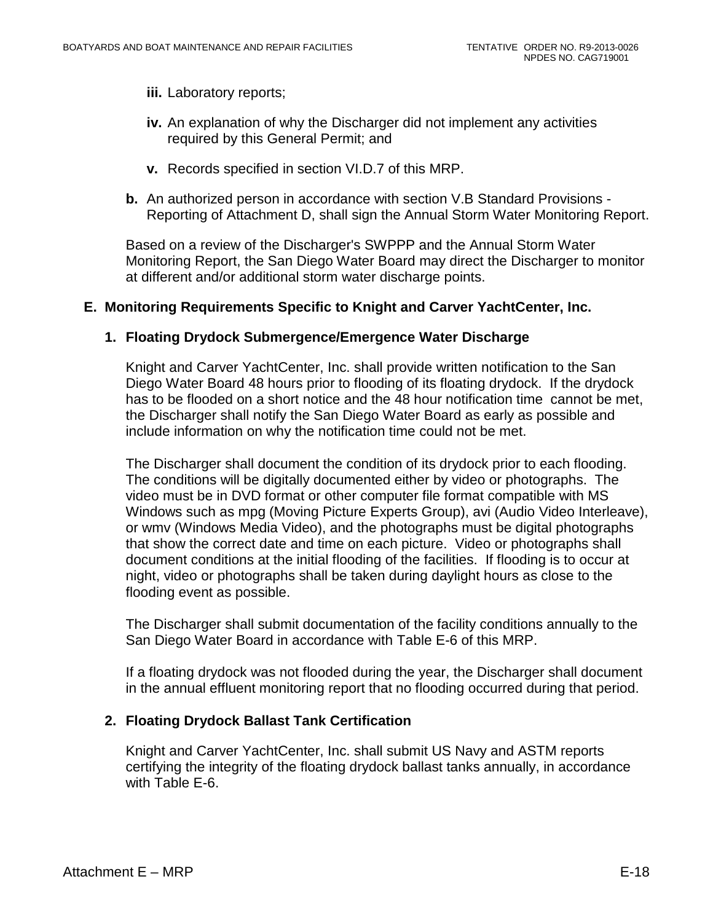**iii.** Laboratory reports;

**iv.** An explanation of why the Discharger did not implement any activities required by this General Permit; and

**v.** Records specified in section VI.D.7 of this MRP.

**b.** An authorized person in accordance with section V.B Standard Provisions - Reporting of Attachment D, shall sign the Annual Storm Water Monitoring Report.

Based on a review of the Discharger's SWPPP and the Annual Storm Water Monitoring Report, the San Diego Water Board may direct the Discharger to monitor at different and/or additional storm water discharge points.

## E. Monitoring Requirements Specific to Knight and Carver YachtCenter, Inc.

### 1. Floating Drydock Submergence/Emergence Water Discharge

Knight and Carver YachtCenter, Inc. shall provide written notification to the San Diego Water Board 48 hours prior to flooding of its floating drydock. If the drydock has to be flooded on a short notice and the 48 hour notification time cannot be met, the Discharger shall notify the San Diego Water Board as early as possible and include information on why the notification time could not be met.

The Discharger shall document the condition of its drydock prior to each flooding. The conditions will be digitally documented either by video or photographs. The video must be in DVD format or other computer file format compatible with MS Windows such as mpg (Moving Picture Experts Group), avi (Audio Video Interleave), or wmv (Windows Media Video), and the photographs must be digital photographs that show the correct date and time on each picture. Video or photographs shall document conditions at the initial flooding of the facilities. If flooding is to occur at night, video or photographs shall be taken during daylight hours as close to the flooding event as possible.

The Discharger shall submit documentation of the facility conditions annually to the San Diego Water Board in accordance with Table E-6 of this MRP.

If a floating drydock was not flooded during the year, the Discharger shall document in the annual effluent monitoring report that no flooding occurred during that period.

### 2. Floating Drydock Ballast Tank Certification

Knight and Carver YachtCenter, Inc. shall submit US Navy and ASTM reports certifying the integrity of the floating drydock ballast tanks annually, in accordance with Table E-6.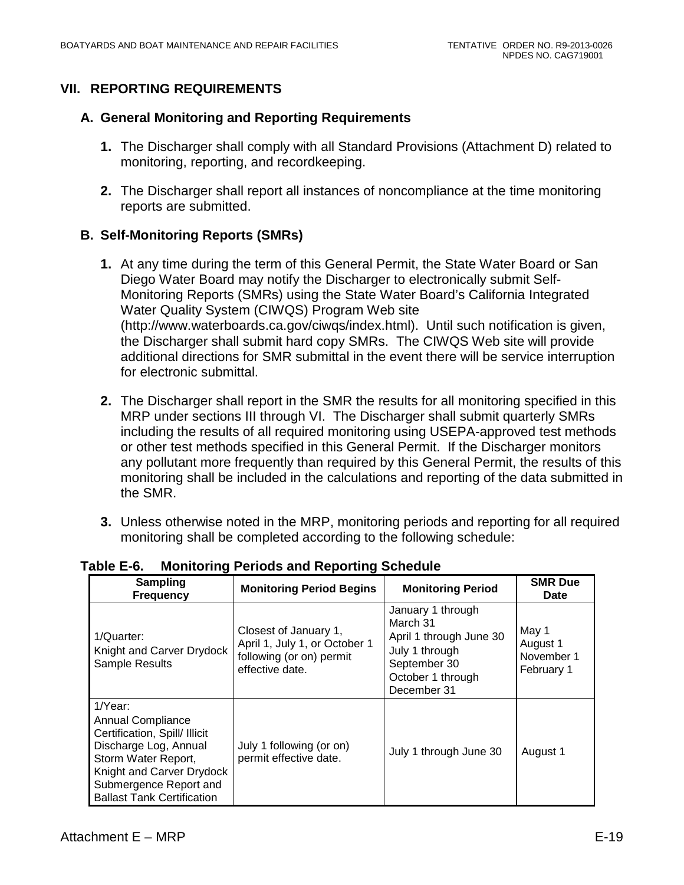## VII. REPORTING REQUIREMENTS

### A. General Monitoring and Reporting Requirements

1. The Discharger shall comply with all Standard Provisions (Attachment D) related to monitoring, reporting, and recordkeeping.

2. The Discharger shall report all instances of noncompliance at the time monitoring reports are submitted.

### B. Self-Monitoring Reports (SMRs)

1. At any time during the term of this General Permit, the State Water Board or San Diego Water Board may notify the Discharger to electronically submit Self-Monitoring Reports (SMRs) using the State Water Board's California Integrated Water Quality System (CIWQS) Program Web site (http://www.waterboards.ca.gov/ciwqs/index.html). Until such notification is given, the Discharger shall submit hard copy SMRs. The CIWQS Web site will provide additional directions for SMR submittal in the event there will be service interruption for electronic submittal.

2. The Discharger shall report in the SMR the results for all monitoring specified in this MRP under sections III through VI. The Discharger shall submit quarterly SMRs including the results of all required monitoring using USEPA-approved test methods or other test methods specified in this General Permit. If the Discharger monitors any pollutant more frequently than required by this General Permit, the results of this monitoring shall be included in the calculations and reporting of the data submitted in the SMR.

3. Unless otherwise noted in the MRP, monitoring periods and reporting for all required monitoring shall be completed according to the following schedule:

**Table E-6. Monitoring Periods and Reporting Schedule**

| Sampling Frequency | Monitoring Period Begins | Monitoring Period | SMR Due Date |
|---|---|---|---|
| 1/Quarter: Knight and Carver Drydock Sample Results | Closest of January 1, April 1, July 1, or October 1 following (or on) permit effective date. | January 1 through March 31<br>April 1 through June 30<br>July 1 through September 30<br>October 1 through December 31 | May 1<br>August 1<br>November 1<br>February 1 |
| 1/Year: Annual Compliance Certification, Spill/ Illicit Discharge Log, Annual Storm Water Report, Knight and Carver Drydock Submergence Report and Ballast Tank Certification | July 1 following (or on) permit effective date. | July 1 through June 30 | August 1 |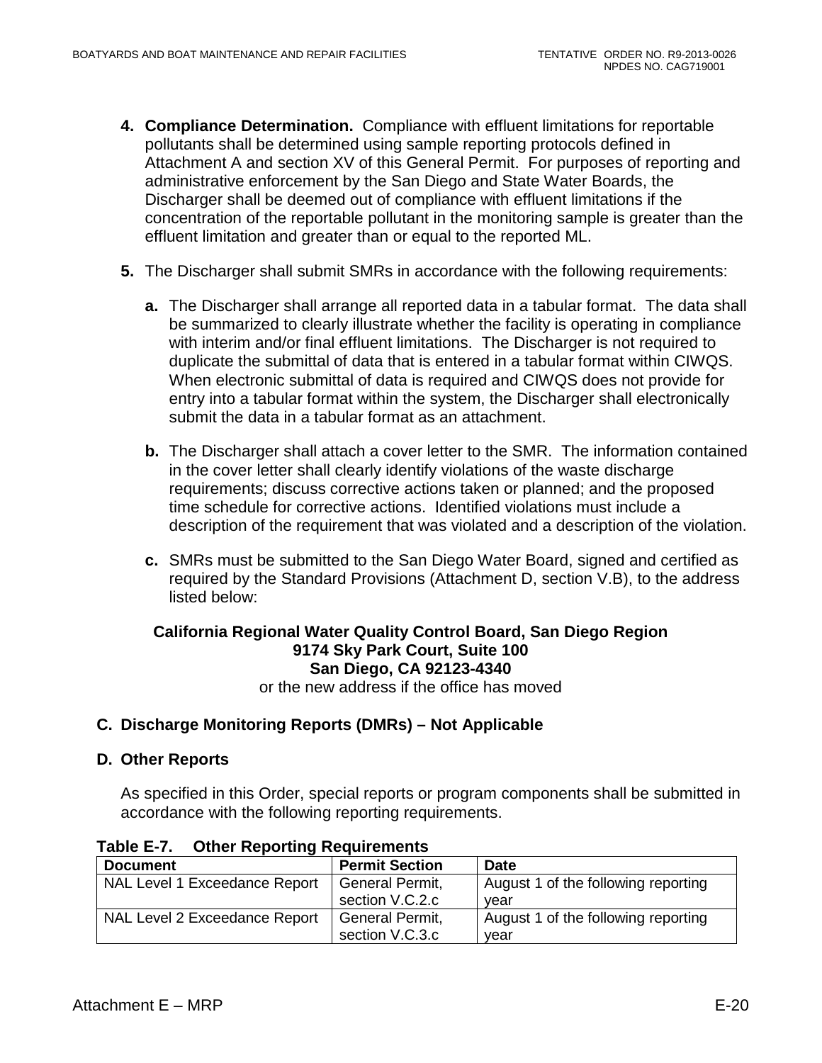4. **Compliance Determination.** Compliance with effluent limitations for reportable pollutants shall be determined using sample reporting protocols defined in Attachment A and section XV of this General Permit. For purposes of reporting and administrative enforcement by the San Diego and State Water Boards, the Discharger shall be deemed out of compliance with effluent limitations if the concentration of the reportable pollutant in the monitoring sample is greater than the effluent limitation and greater than or equal to the reported ML.

5. The Discharger shall submit SMRs in accordance with the following requirements:

   a. The Discharger shall arrange all reported data in a tabular format. The data shall be summarized to clearly illustrate whether the facility is operating in compliance with interim and/or final effluent limitations. The Discharger is not required to duplicate the submittal of data that is entered in a tabular format within CIWQS. When electronic submittal of data is required and CIWQS does not provide for entry into a tabular format within the system, the Discharger shall electronically submit the data in a tabular format as an attachment.

   b. The Discharger shall attach a cover letter to the SMR. The information contained in the cover letter shall clearly identify violations of the waste discharge requirements; discuss corrective actions taken or planned; and the proposed time schedule for corrective actions. Identified violations must include a description of the requirement that was violated and a description of the violation.

   c. SMRs must be submitted to the San Diego Water Board, signed and certified as required by the Standard Provisions (Attachment D, section V.B), to the address listed below:

**California Regional Water Quality Control Board, San Diego Region**
**9174 Sky Park Court, Suite 100**
**San Diego, CA 92123-4340**
or the new address if the office has moved

### C. Discharge Monitoring Reports (DMRs) – Not Applicable

### D. Other Reports

As specified in this Order, special reports or program components shall be submitted in accordance with the following reporting requirements.

**Table E-7. Other Reporting Requirements**

| Document | Permit Section | Date |
|---|---|---|
| NAL Level 1 Exceedance Report | General Permit, section V.C.2.c | August 1 of the following reporting year |
| NAL Level 2 Exceedance Report | General Permit, section V.C.3.c | August 1 of the following reporting year |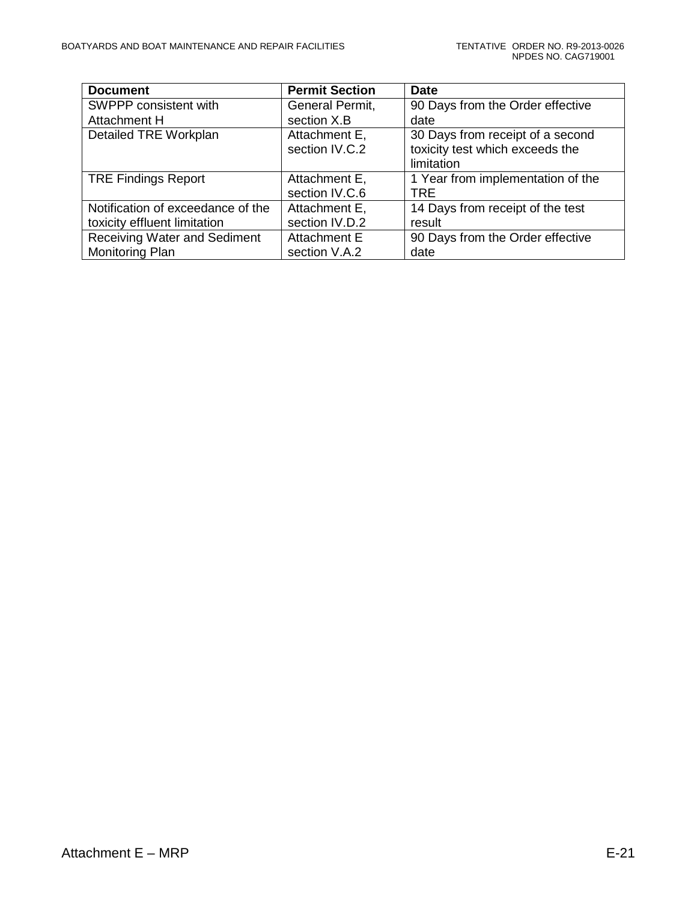| Document | Permit Section | Date |
| --- | --- | --- |
| SWPPP consistent with Attachment H | General Permit, section X.B | 90 Days from the Order effective date |
| Detailed TRE Workplan | Attachment E, section IV.C.2 | 30 Days from receipt of a second toxicity test which exceeds the limitation |
| TRE Findings Report | Attachment E, section IV.C.6 | 1 Year from implementation of the TRE |
| Notification of exceedance of the toxicity effluent limitation | Attachment E, section IV.D.2 | 14 Days from receipt of the test result |
| Receiving Water and Sediment Monitoring Plan | Attachment E section V.A.2 | 90 Days from the Order effective date |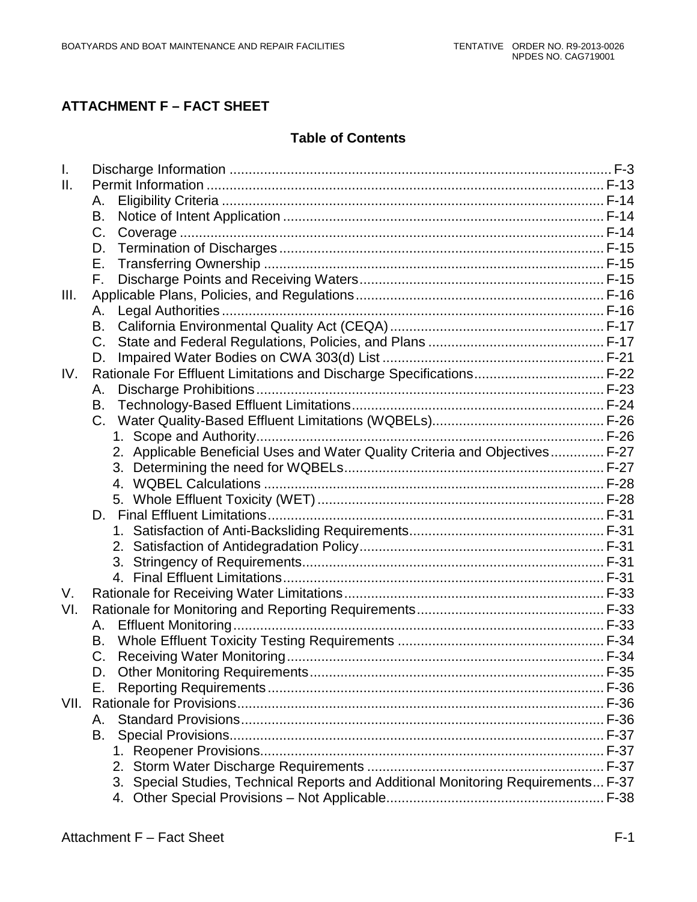# ATTACHMENT F – FACT SHEET

## Table of Contents

I. Discharge Information ...... F-3
II. Permit Information ...... F-13
   A. Eligibility Criteria ...... F-14
   B. Notice of Intent Application ...... F-14
   C. Coverage ...... F-14
   D. Termination of Discharges ...... F-15
   E. Transferring Ownership ...... F-15
   F. Discharge Points and Receiving Waters ...... F-15
III. Applicable Plans, Policies, and Regulations ...... F-16
   A. Legal Authorities ...... F-16
   B. California Environmental Quality Act (CEQA) ...... F-17
   C. State and Federal Regulations, Policies, and Plans ...... F-17
   D. Impaired Water Bodies on CWA 303(d) List ...... F-21
IV. Rationale For Effluent Limitations and Discharge Specifications ...... F-22
   A. Discharge Prohibitions ...... F-23
   B. Technology-Based Effluent Limitations ...... F-24
   C. Water Quality-Based Effluent Limitations (WQBELs) ...... F-26
      1. Scope and Authority ...... F-26
      2. Applicable Beneficial Uses and Water Quality Criteria and Objectives ...... F-27
      3. Determining the need for WQBELs ...... F-27
      4. WQBEL Calculations ...... F-28
      5. Whole Effluent Toxicity (WET) ...... F-28
   D. Final Effluent Limitations ...... F-31
      1. Satisfaction of Anti-Backsliding Requirements ...... F-31
      2. Satisfaction of Antidegradation Policy ...... F-31
      3. Stringency of Requirements ...... F-31
      4. Final Effluent Limitations ...... F-31
V. Rationale for Receiving Water Limitations ...... F-33
VI. Rationale for Monitoring and Reporting Requirements ...... F-33
   A. Effluent Monitoring ...... F-33
   B. Whole Effluent Toxicity Testing Requirements ...... F-34
   C. Receiving Water Monitoring ...... F-34
   D. Other Monitoring Requirements ...... F-35
   E. Reporting Requirements ...... F-36
VII. Rationale for Provisions ...... F-36
   A. Standard Provisions ...... F-36
   B. Special Provisions ...... F-37
      1. Reopener Provisions ...... F-37
      2. Storm Water Discharge Requirements ...... F-37
      3. Special Studies, Technical Reports and Additional Monitoring Requirements ... F-37
      4. Other Special Provisions – Not Applicable ...... F-38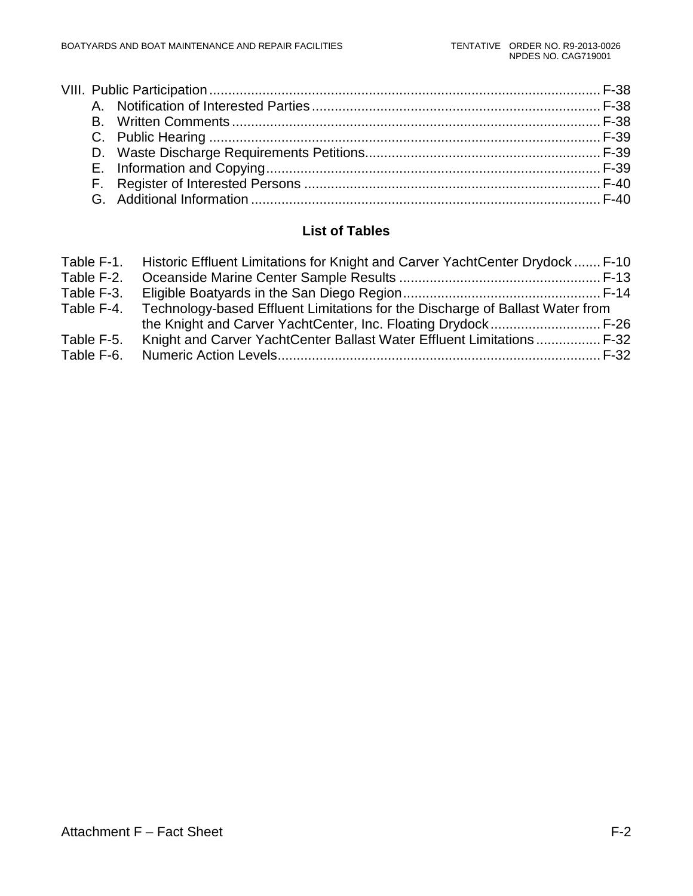VIII. Public Participation ........................................................................................ F-38

A. Notification of Interested Parties ........................................................................ F-38

B. Written Comments ............................................................................................ F-38

C. Public Hearing .................................................................................................. F-39

D. Waste Discharge Requirements Petitions ........................................................... F-39

E. Information and Copying .................................................................................... F-39

F. Register of Interested Persons ........................................................................... F-40

G. Additional Information ....................................................................................... F-40

## List of Tables

Table F-1. Historic Effluent Limitations for Knight and Carver YachtCenter Drydock ....... F-10

Table F-2. Oceanside Marine Center Sample Results ..................................................... F-13

Table F-3. Eligible Boatyards in the San Diego Region .................................................... F-14

Table F-4. Technology-based Effluent Limitations for the Discharge of Ballast Water from the Knight and Carver YachtCenter, Inc. Floating Drydock ............................. F-26

Table F-5. Knight and Carver YachtCenter Ballast Water Effluent Limitations ................. F-32

Table F-6. Numeric Action Levels ..................................................................................... F-32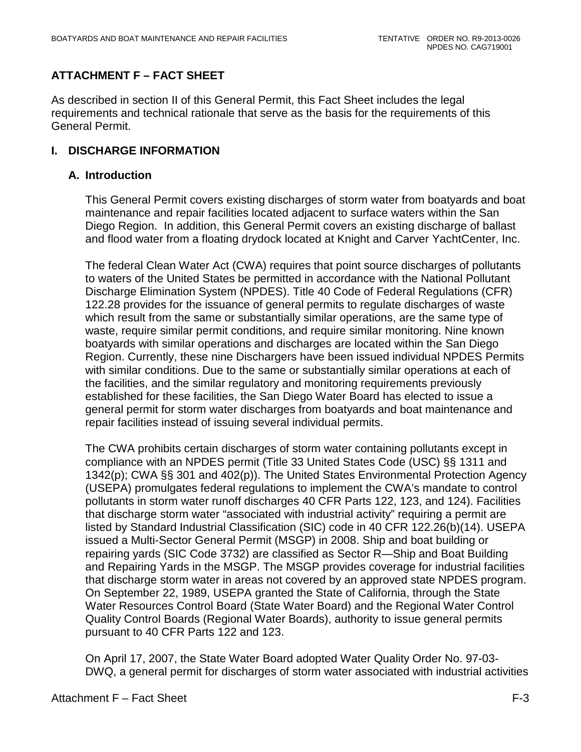## ATTACHMENT F – FACT SHEET

As described in section II of this General Permit, this Fact Sheet includes the legal requirements and technical rationale that serve as the basis for the requirements of this General Permit.

### I. DISCHARGE INFORMATION

#### A. Introduction

This General Permit covers existing discharges of storm water from boatyards and boat maintenance and repair facilities located adjacent to surface waters within the San Diego Region. In addition, this General Permit covers an existing discharge of ballast and flood water from a floating drydock located at Knight and Carver YachtCenter, Inc.

The federal Clean Water Act (CWA) requires that point source discharges of pollutants to waters of the United States be permitted in accordance with the National Pollutant Discharge Elimination System (NPDES). Title 40 Code of Federal Regulations (CFR) 122.28 provides for the issuance of general permits to regulate discharges of waste which result from the same or substantially similar operations, are the same type of waste, require similar permit conditions, and require similar monitoring. Nine known boatyards with similar operations and discharges are located within the San Diego Region. Currently, these nine Dischargers have been issued individual NPDES Permits with similar conditions. Due to the same or substantially similar operations at each of the facilities, and the similar regulatory and monitoring requirements previously established for these facilities, the San Diego Water Board has elected to issue a general permit for storm water discharges from boatyards and boat maintenance and repair facilities instead of issuing several individual permits.

The CWA prohibits certain discharges of storm water containing pollutants except in compliance with an NPDES permit (Title 33 United States Code (USC) §§ 1311 and 1342(p); CWA §§ 301 and 402(p)). The United States Environmental Protection Agency (USEPA) promulgates federal regulations to implement the CWA's mandate to control pollutants in storm water runoff discharges 40 CFR Parts 122, 123, and 124). Facilities that discharge storm water "associated with industrial activity" requiring a permit are listed by Standard Industrial Classification (SIC) code in 40 CFR 122.26(b)(14). USEPA issued a Multi-Sector General Permit (MSGP) in 2008. Ship and boat building or repairing yards (SIC Code 3732) are classified as Sector R—Ship and Boat Building and Repairing Yards in the MSGP. The MSGP provides coverage for industrial facilities that discharge storm water in areas not covered by an approved state NPDES program. On September 22, 1989, USEPA granted the State of California, through the State Water Resources Control Board (State Water Board) and the Regional Water Control Quality Control Boards (Regional Water Boards), authority to issue general permits pursuant to 40 CFR Parts 122 and 123.

On April 17, 2007, the State Water Board adopted Water Quality Order No. 97-03-DWQ, a general permit for discharges of storm water associated with industrial activities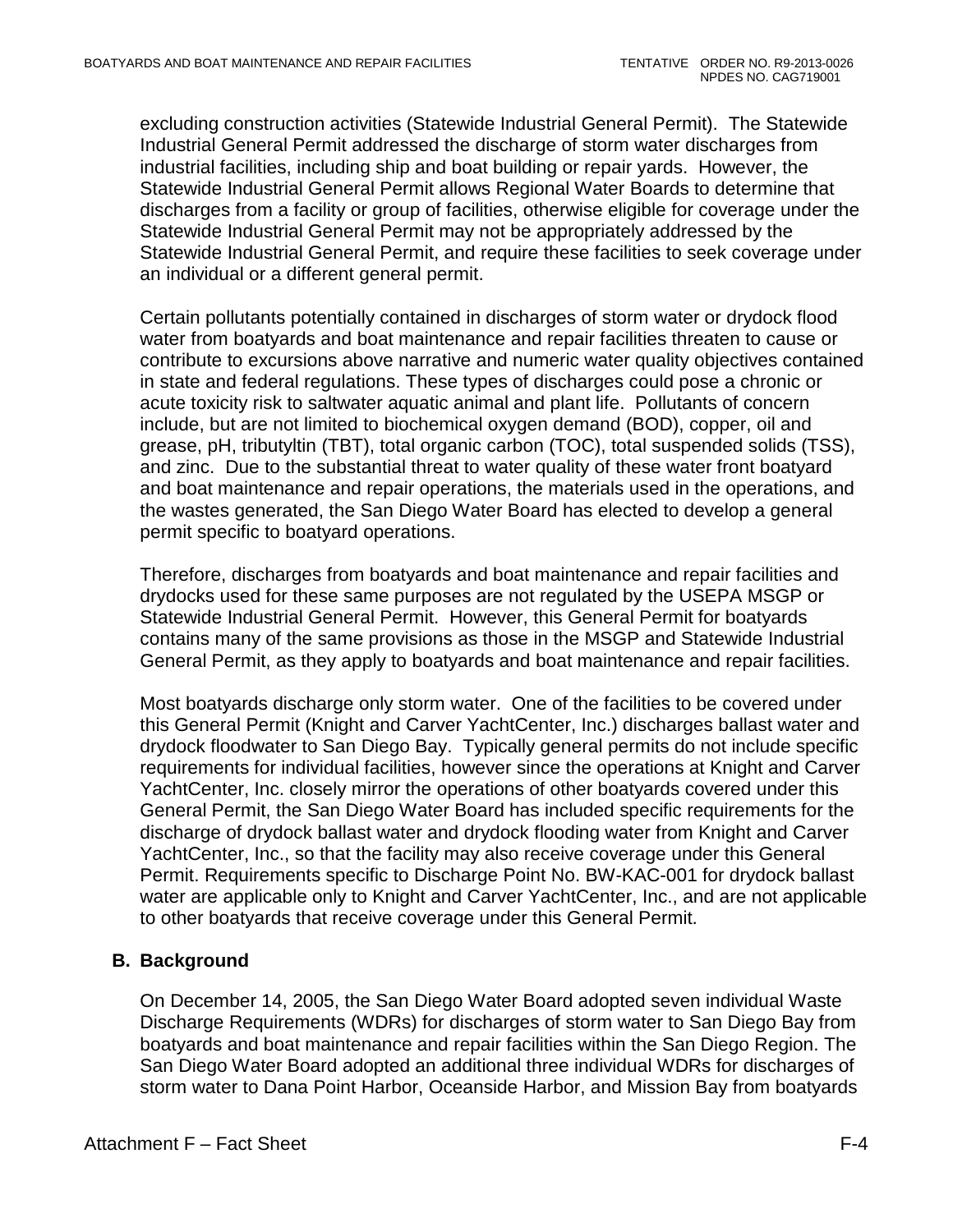excluding construction activities (Statewide Industrial General Permit). The Statewide Industrial General Permit addressed the discharge of storm water discharges from industrial facilities, including ship and boat building or repair yards. However, the Statewide Industrial General Permit allows Regional Water Boards to determine that discharges from a facility or group of facilities, otherwise eligible for coverage under the Statewide Industrial General Permit may not be appropriately addressed by the Statewide Industrial General Permit, and require these facilities to seek coverage under an individual or a different general permit.

Certain pollutants potentially contained in discharges of storm water or drydock flood water from boatyards and boat maintenance and repair facilities threaten to cause or contribute to excursions above narrative and numeric water quality objectives contained in state and federal regulations. These types of discharges could pose a chronic or acute toxicity risk to saltwater aquatic animal and plant life. Pollutants of concern include, but are not limited to biochemical oxygen demand (BOD), copper, oil and grease, pH, tributyltin (TBT), total organic carbon (TOC), total suspended solids (TSS), and zinc. Due to the substantial threat to water quality of these water front boatyard and boat maintenance and repair operations, the materials used in the operations, and the wastes generated, the San Diego Water Board has elected to develop a general permit specific to boatyard operations.

Therefore, discharges from boatyards and boat maintenance and repair facilities and drydocks used for these same purposes are not regulated by the USEPA MSGP or Statewide Industrial General Permit. However, this General Permit for boatyards contains many of the same provisions as those in the MSGP and Statewide Industrial General Permit, as they apply to boatyards and boat maintenance and repair facilities.

Most boatyards discharge only storm water. One of the facilities to be covered under this General Permit (Knight and Carver YachtCenter, Inc.) discharges ballast water and drydock floodwater to San Diego Bay. Typically general permits do not include specific requirements for individual facilities, however since the operations at Knight and Carver YachtCenter, Inc. closely mirror the operations of other boatyards covered under this General Permit, the San Diego Water Board has included specific requirements for the discharge of drydock ballast water and drydock flooding water from Knight and Carver YachtCenter, Inc., so that the facility may also receive coverage under this General Permit. Requirements specific to Discharge Point No. BW-KAC-001 for drydock ballast water are applicable only to Knight and Carver YachtCenter, Inc., and are not applicable to other boatyards that receive coverage under this General Permit.

## B. Background

On December 14, 2005, the San Diego Water Board adopted seven individual Waste Discharge Requirements (WDRs) for discharges of storm water to San Diego Bay from boatyards and boat maintenance and repair facilities within the San Diego Region. The San Diego Water Board adopted an additional three individual WDRs for discharges of storm water to Dana Point Harbor, Oceanside Harbor, and Mission Bay from boatyards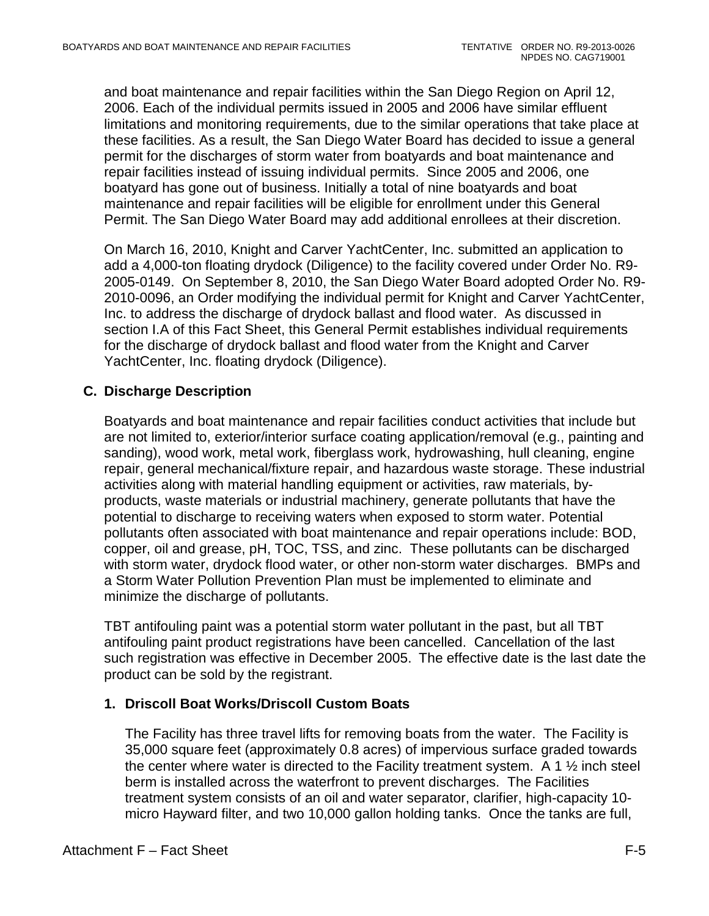and boat maintenance and repair facilities within the San Diego Region on April 12, 2006. Each of the individual permits issued in 2005 and 2006 have similar effluent limitations and monitoring requirements, due to the similar operations that take place at these facilities. As a result, the San Diego Water Board has decided to issue a general permit for the discharges of storm water from boatyards and boat maintenance and repair facilities instead of issuing individual permits. Since 2005 and 2006, one boatyard has gone out of business. Initially a total of nine boatyards and boat maintenance and repair facilities will be eligible for enrollment under this General Permit. The San Diego Water Board may add additional enrollees at their discretion.

On March 16, 2010, Knight and Carver YachtCenter, Inc. submitted an application to add a 4,000-ton floating drydock (Diligence) to the facility covered under Order No. R9-2005-0149. On September 8, 2010, the San Diego Water Board adopted Order No. R9-2010-0096, an Order modifying the individual permit for Knight and Carver YachtCenter, Inc. to address the discharge of drydock ballast and flood water. As discussed in section I.A of this Fact Sheet, this General Permit establishes individual requirements for the discharge of drydock ballast and flood water from the Knight and Carver YachtCenter, Inc. floating drydock (Diligence).

## C. Discharge Description

Boatyards and boat maintenance and repair facilities conduct activities that include but are not limited to, exterior/interior surface coating application/removal (e.g., painting and sanding), wood work, metal work, fiberglass work, hydrowashing, hull cleaning, engine repair, general mechanical/fixture repair, and hazardous waste storage. These industrial activities along with material handling equipment or activities, raw materials, by-products, waste materials or industrial machinery, generate pollutants that have the potential to discharge to receiving waters when exposed to storm water. Potential pollutants often associated with boat maintenance and repair operations include: BOD, copper, oil and grease, pH, TOC, TSS, and zinc. These pollutants can be discharged with storm water, drydock flood water, or other non-storm water discharges. BMPs and a Storm Water Pollution Prevention Plan must be implemented to eliminate and minimize the discharge of pollutants.

TBT antifouling paint was a potential storm water pollutant in the past, but all TBT antifouling paint product registrations have been cancelled. Cancellation of the last such registration was effective in December 2005. The effective date is the last date the product can be sold by the registrant.

### 1. Driscoll Boat Works/Driscoll Custom Boats

The Facility has three travel lifts for removing boats from the water. The Facility is 35,000 square feet (approximately 0.8 acres) of impervious surface graded towards the center where water is directed to the Facility treatment system. A 1 ½ inch steel berm is installed across the waterfront to prevent discharges. The Facilities treatment system consists of an oil and water separator, clarifier, high-capacity 10-micro Hayward filter, and two 10,000 gallon holding tanks. Once the tanks are full,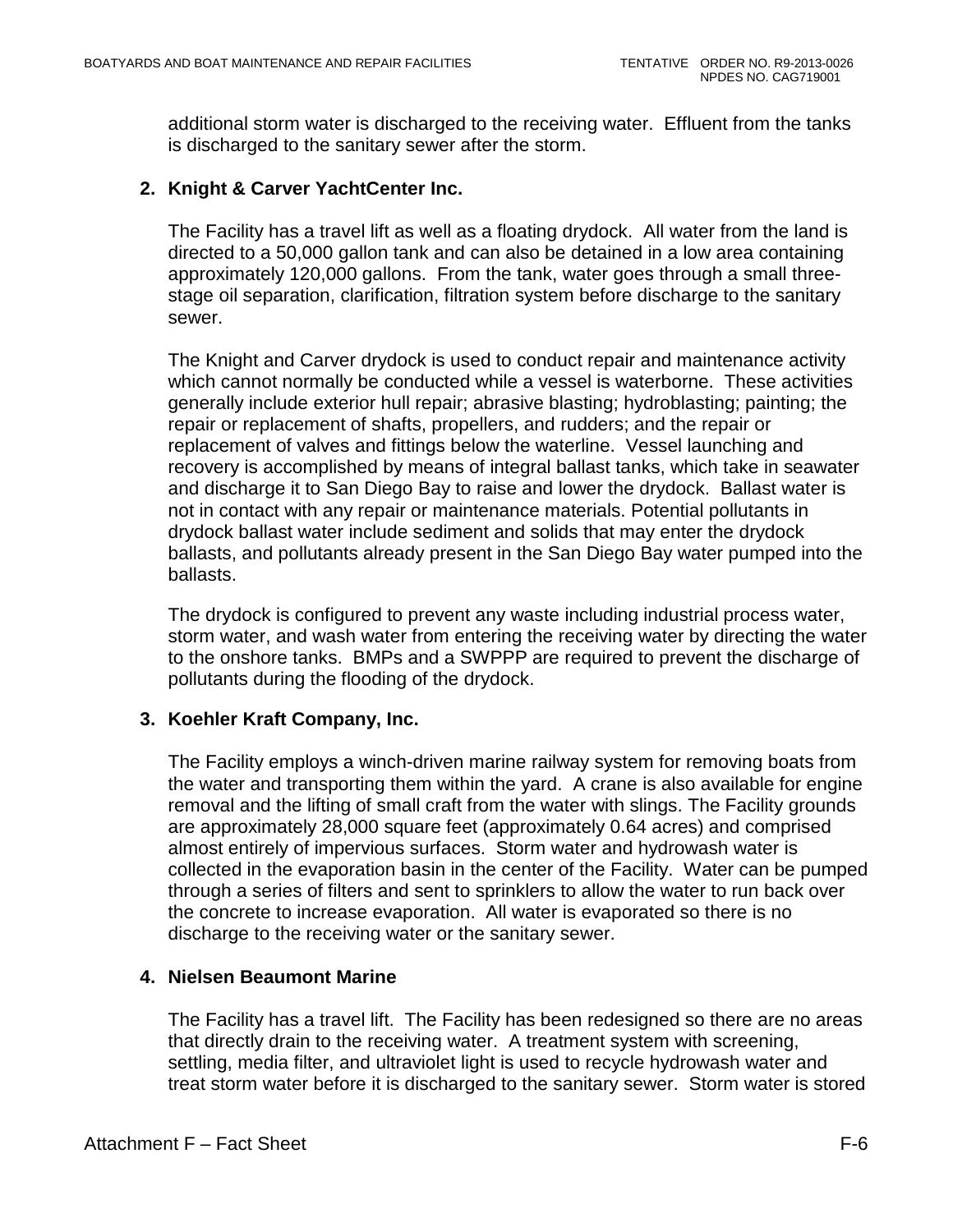additional storm water is discharged to the receiving water. Effluent from the tanks is discharged to the sanitary sewer after the storm.

**2. Knight & Carver YachtCenter Inc.**

The Facility has a travel lift as well as a floating drydock. All water from the land is directed to a 50,000 gallon tank and can also be detained in a low area containing approximately 120,000 gallons. From the tank, water goes through a small three-stage oil separation, clarification, filtration system before discharge to the sanitary sewer.

The Knight and Carver drydock is used to conduct repair and maintenance activity which cannot normally be conducted while a vessel is waterborne. These activities generally include exterior hull repair; abrasive blasting; hydroblasting; painting; the repair or replacement of shafts, propellers, and rudders; and the repair or replacement of valves and fittings below the waterline. Vessel launching and recovery is accomplished by means of integral ballast tanks, which take in seawater and discharge it to San Diego Bay to raise and lower the drydock. Ballast water is not in contact with any repair or maintenance materials. Potential pollutants in drydock ballast water include sediment and solids that may enter the drydock ballasts, and pollutants already present in the San Diego Bay water pumped into the ballasts.

The drydock is configured to prevent any waste including industrial process water, storm water, and wash water from entering the receiving water by directing the water to the onshore tanks. BMPs and a SWPPP are required to prevent the discharge of pollutants during the flooding of the drydock.

**3. Koehler Kraft Company, Inc.**

The Facility employs a winch-driven marine railway system for removing boats from the water and transporting them within the yard. A crane is also available for engine removal and the lifting of small craft from the water with slings. The Facility grounds are approximately 28,000 square feet (approximately 0.64 acres) and comprised almost entirely of impervious surfaces. Storm water and hydrowash water is collected in the evaporation basin in the center of the Facility. Water can be pumped through a series of filters and sent to sprinklers to allow the water to run back over the concrete to increase evaporation. All water is evaporated so there is no discharge to the receiving water or the sanitary sewer.

**4. Nielsen Beaumont Marine**

The Facility has a travel lift. The Facility has been redesigned so there are no areas that directly drain to the receiving water. A treatment system with screening, settling, media filter, and ultraviolet light is used to recycle hydrowash water and treat storm water before it is discharged to the sanitary sewer. Storm water is stored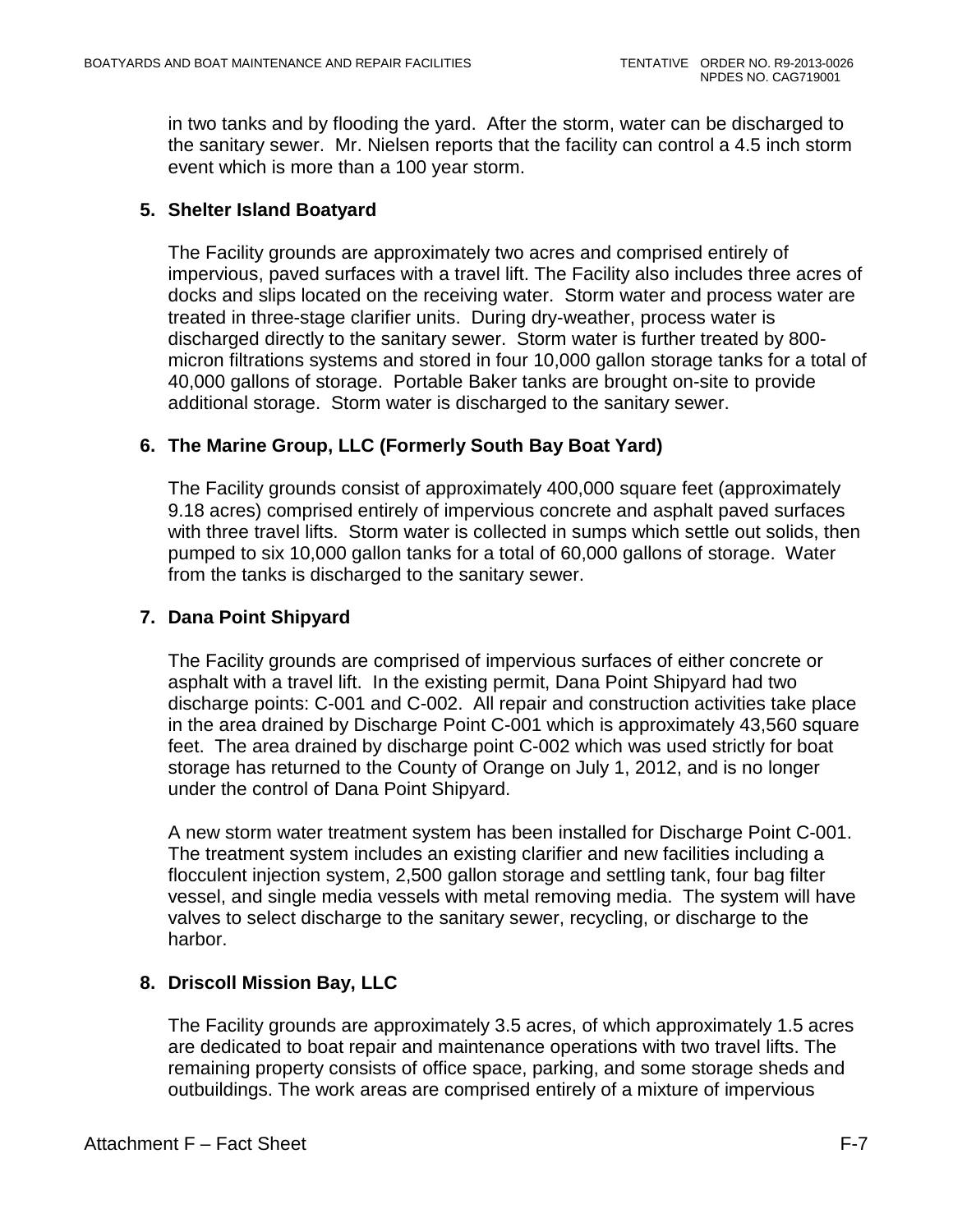in two tanks and by flooding the yard. After the storm, water can be discharged to the sanitary sewer. Mr. Nielsen reports that the facility can control a 4.5 inch storm event which is more than a 100 year storm.

**5. Shelter Island Boatyard**

The Facility grounds are approximately two acres and comprised entirely of impervious, paved surfaces with a travel lift. The Facility also includes three acres of docks and slips located on the receiving water. Storm water and process water are treated in three-stage clarifier units. During dry-weather, process water is discharged directly to the sanitary sewer. Storm water is further treated by 800-micron filtrations systems and stored in four 10,000 gallon storage tanks for a total of 40,000 gallons of storage. Portable Baker tanks are brought on-site to provide additional storage. Storm water is discharged to the sanitary sewer.

**6. The Marine Group, LLC (Formerly South Bay Boat Yard)**

The Facility grounds consist of approximately 400,000 square feet (approximately 9.18 acres) comprised entirely of impervious concrete and asphalt paved surfaces with three travel lifts. Storm water is collected in sumps which settle out solids, then pumped to six 10,000 gallon tanks for a total of 60,000 gallons of storage. Water from the tanks is discharged to the sanitary sewer.

**7. Dana Point Shipyard**

The Facility grounds are comprised of impervious surfaces of either concrete or asphalt with a travel lift. In the existing permit, Dana Point Shipyard had two discharge points: C-001 and C-002. All repair and construction activities take place in the area drained by Discharge Point C-001 which is approximately 43,560 square feet. The area drained by discharge point C-002 which was used strictly for boat storage has returned to the County of Orange on July 1, 2012, and is no longer under the control of Dana Point Shipyard.

A new storm water treatment system has been installed for Discharge Point C-001. The treatment system includes an existing clarifier and new facilities including a flocculent injection system, 2,500 gallon storage and settling tank, four bag filter vessel, and single media vessels with metal removing media. The system will have valves to select discharge to the sanitary sewer, recycling, or discharge to the harbor.

**8. Driscoll Mission Bay, LLC**

The Facility grounds are approximately 3.5 acres, of which approximately 1.5 acres are dedicated to boat repair and maintenance operations with two travel lifts. The remaining property consists of office space, parking, and some storage sheds and outbuildings. The work areas are comprised entirely of a mixture of impervious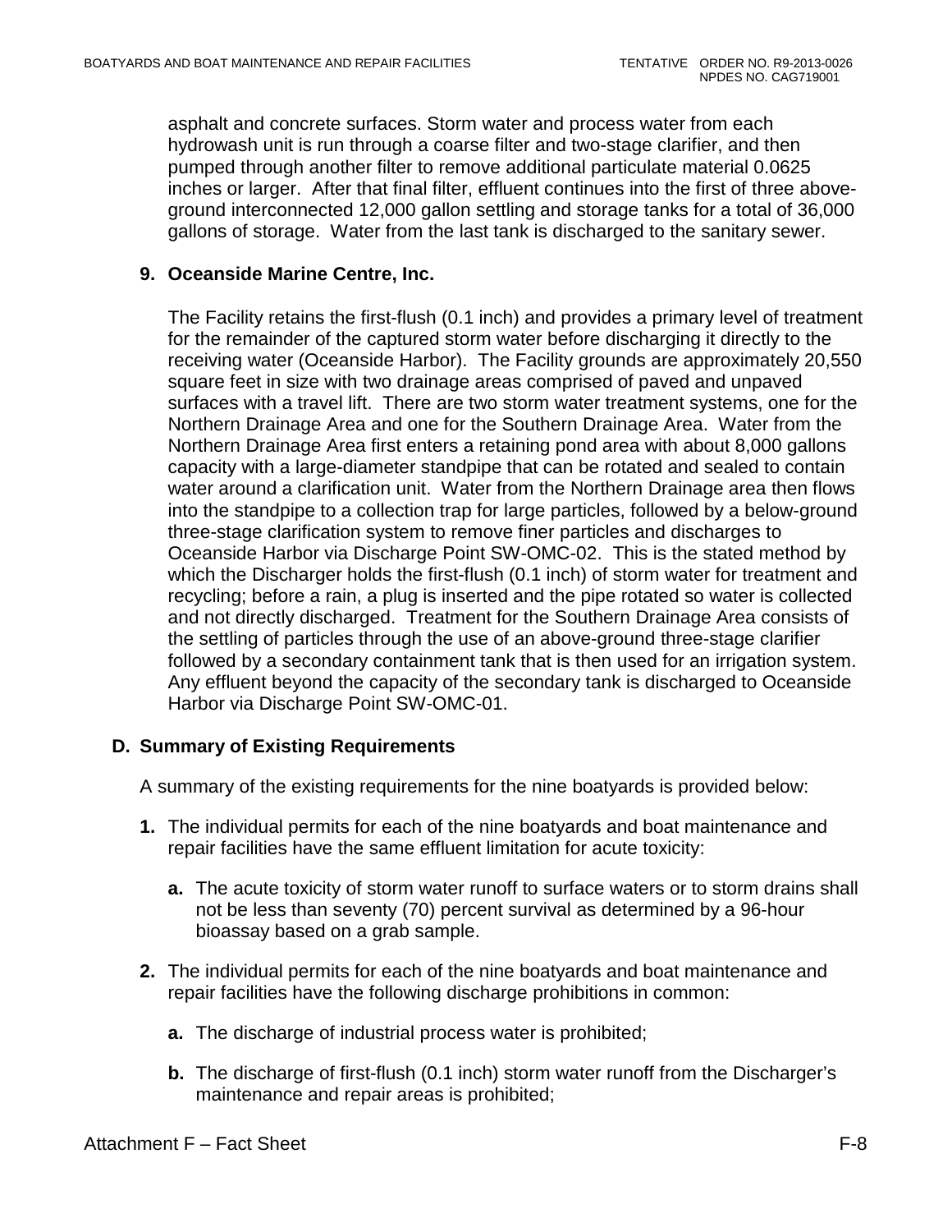asphalt and concrete surfaces. Storm water and process water from each hydrowash unit is run through a coarse filter and two-stage clarifier, and then pumped through another filter to remove additional particulate material 0.0625 inches or larger. After that final filter, effluent continues into the first of three above-ground interconnected 12,000 gallon settling and storage tanks for a total of 36,000 gallons of storage. Water from the last tank is discharged to the sanitary sewer.

### 9. Oceanside Marine Centre, Inc.

The Facility retains the first-flush (0.1 inch) and provides a primary level of treatment for the remainder of the captured storm water before discharging it directly to the receiving water (Oceanside Harbor). The Facility grounds are approximately 20,550 square feet in size with two drainage areas comprised of paved and unpaved surfaces with a travel lift. There are two storm water treatment systems, one for the Northern Drainage Area and one for the Southern Drainage Area. Water from the Northern Drainage Area first enters a retaining pond area with about 8,000 gallons capacity with a large-diameter standpipe that can be rotated and sealed to contain water around a clarification unit. Water from the Northern Drainage area then flows into the standpipe to a collection trap for large particles, followed by a below-ground three-stage clarification system to remove finer particles and discharges to Oceanside Harbor via Discharge Point SW-OMC-02. This is the stated method by which the Discharger holds the first-flush (0.1 inch) of storm water for treatment and recycling; before a rain, a plug is inserted and the pipe rotated so water is collected and not directly discharged. Treatment for the Southern Drainage Area consists of the settling of particles through the use of an above-ground three-stage clarifier followed by a secondary containment tank that is then used for an irrigation system. Any effluent beyond the capacity of the secondary tank is discharged to Oceanside Harbor via Discharge Point SW-OMC-01.

## D. Summary of Existing Requirements

A summary of the existing requirements for the nine boatyards is provided below:

1. The individual permits for each of the nine boatyards and boat maintenance and repair facilities have the same effluent limitation for acute toxicity:
   - **a.** The acute toxicity of storm water runoff to surface waters or to storm drains shall not be less than seventy (70) percent survival as determined by a 96-hour bioassay based on a grab sample.
2. The individual permits for each of the nine boatyards and boat maintenance and repair facilities have the following discharge prohibitions in common:
   - **a.** The discharge of industrial process water is prohibited;
   - **b.** The discharge of first-flush (0.1 inch) storm water runoff from the Discharger's maintenance and repair areas is prohibited;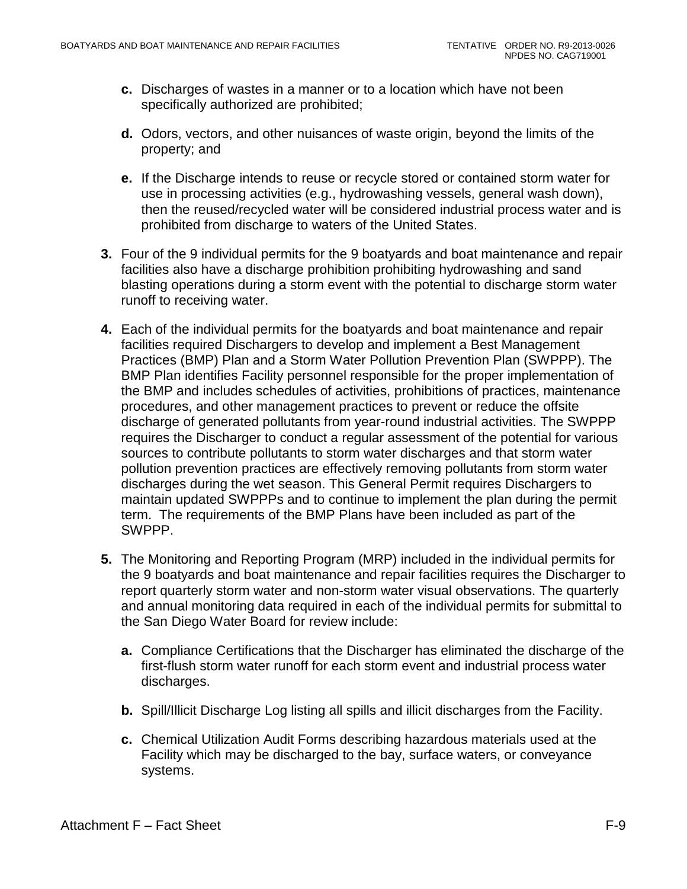**c.** Discharges of wastes in a manner or to a location which have not been specifically authorized are prohibited;

**d.** Odors, vectors, and other nuisances of waste origin, beyond the limits of the property; and

**e.** If the Discharge intends to reuse or recycle stored or contained storm water for use in processing activities (e.g., hydrowashing vessels, general wash down), then the reused/recycled water will be considered industrial process water and is prohibited from discharge to waters of the United States.

**3.** Four of the 9 individual permits for the 9 boatyards and boat maintenance and repair facilities also have a discharge prohibition prohibiting hydrowashing and sand blasting operations during a storm event with the potential to discharge storm water runoff to receiving water.

**4.** Each of the individual permits for the boatyards and boat maintenance and repair facilities required Dischargers to develop and implement a Best Management Practices (BMP) Plan and a Storm Water Pollution Prevention Plan (SWPPP). The BMP Plan identifies Facility personnel responsible for the proper implementation of the BMP and includes schedules of activities, prohibitions of practices, maintenance procedures, and other management practices to prevent or reduce the offsite discharge of generated pollutants from year-round industrial activities. The SWPPP requires the Discharger to conduct a regular assessment of the potential for various sources to contribute pollutants to storm water discharges and that storm water pollution prevention practices are effectively removing pollutants from storm water discharges during the wet season. This General Permit requires Dischargers to maintain updated SWPPPs and to continue to implement the plan during the permit term. The requirements of the BMP Plans have been included as part of the SWPPP.

**5.** The Monitoring and Reporting Program (MRP) included in the individual permits for the 9 boatyards and boat maintenance and repair facilities requires the Discharger to report quarterly storm water and non-storm water visual observations. The quarterly and annual monitoring data required in each of the individual permits for submittal to the San Diego Water Board for review include:

**a.** Compliance Certifications that the Discharger has eliminated the discharge of the first-flush storm water runoff for each storm event and industrial process water discharges.

**b.** Spill/Illicit Discharge Log listing all spills and illicit discharges from the Facility.

**c.** Chemical Utilization Audit Forms describing hazardous materials used at the Facility which may be discharged to the bay, surface waters, or conveyance systems.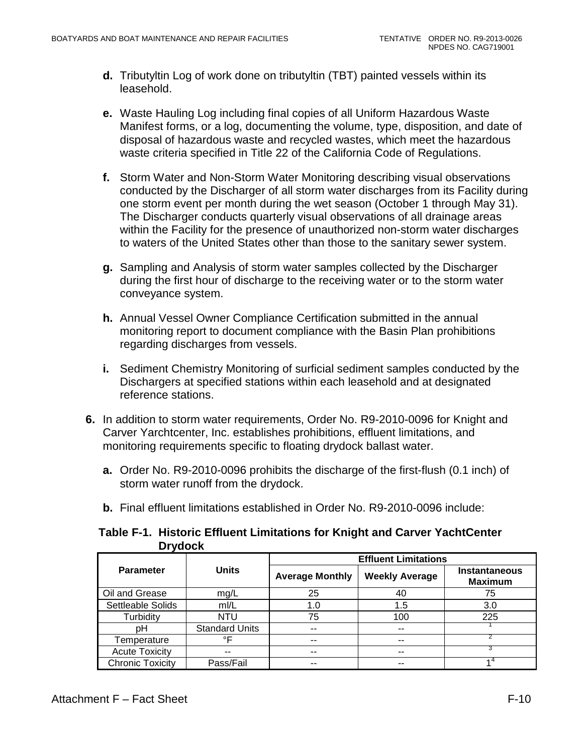**d.** Tributyltin Log of work done on tributyltin (TBT) painted vessels within its leasehold.

**e.** Waste Hauling Log including final copies of all Uniform Hazardous Waste Manifest forms, or a log, documenting the volume, type, disposition, and date of disposal of hazardous waste and recycled wastes, which meet the hazardous waste criteria specified in Title 22 of the California Code of Regulations.

**f.** Storm Water and Non-Storm Water Monitoring describing visual observations conducted by the Discharger of all storm water discharges from its Facility during one storm event per month during the wet season (October 1 through May 31). The Discharger conducts quarterly visual observations of all drainage areas within the Facility for the presence of unauthorized non-storm water discharges to waters of the United States other than those to the sanitary sewer system.

**g.** Sampling and Analysis of storm water samples collected by the Discharger during the first hour of discharge to the receiving water or to the storm water conveyance system.

**h.** Annual Vessel Owner Compliance Certification submitted in the annual monitoring report to document compliance with the Basin Plan prohibitions regarding discharges from vessels.

**i.** Sediment Chemistry Monitoring of surficial sediment samples conducted by the Dischargers at specified stations within each leasehold and at designated reference stations.

**6.** In addition to storm water requirements, Order No. R9-2010-0096 for Knight and Carver Yarchtcenter, Inc. establishes prohibitions, effluent limitations, and monitoring requirements specific to floating drydock ballast water.

**a.** Order No. R9-2010-0096 prohibits the discharge of the first-flush (0.1 inch) of storm water runoff from the drydock.

**b.** Final effluent limitations established in Order No. R9-2010-0096 include:

**Table F-1. Historic Effluent Limitations for Knight and Carver YachtCenter Drydock**

| Parameter | Units | Effluent Limitations | | |
|---|---|---|---|---|
| | | Average Monthly | Weekly Average | Instantaneous Maximum |
| Oil and Grease | mg/L | 25 | 40 | 75 |
| Settleable Solids | ml/L | 1.0 | 1.5 | 3.0 |
| Turbidity | NTU | 75 | 100 | 225 |
| pH | Standard Units | -- | -- | [1] |
| Temperature | °F | -- | -- | [2] |
| Acute Toxicity | -- | -- | -- | [3] |
| Chronic Toxicity | Pass/Fail | -- | -- | 1[4] |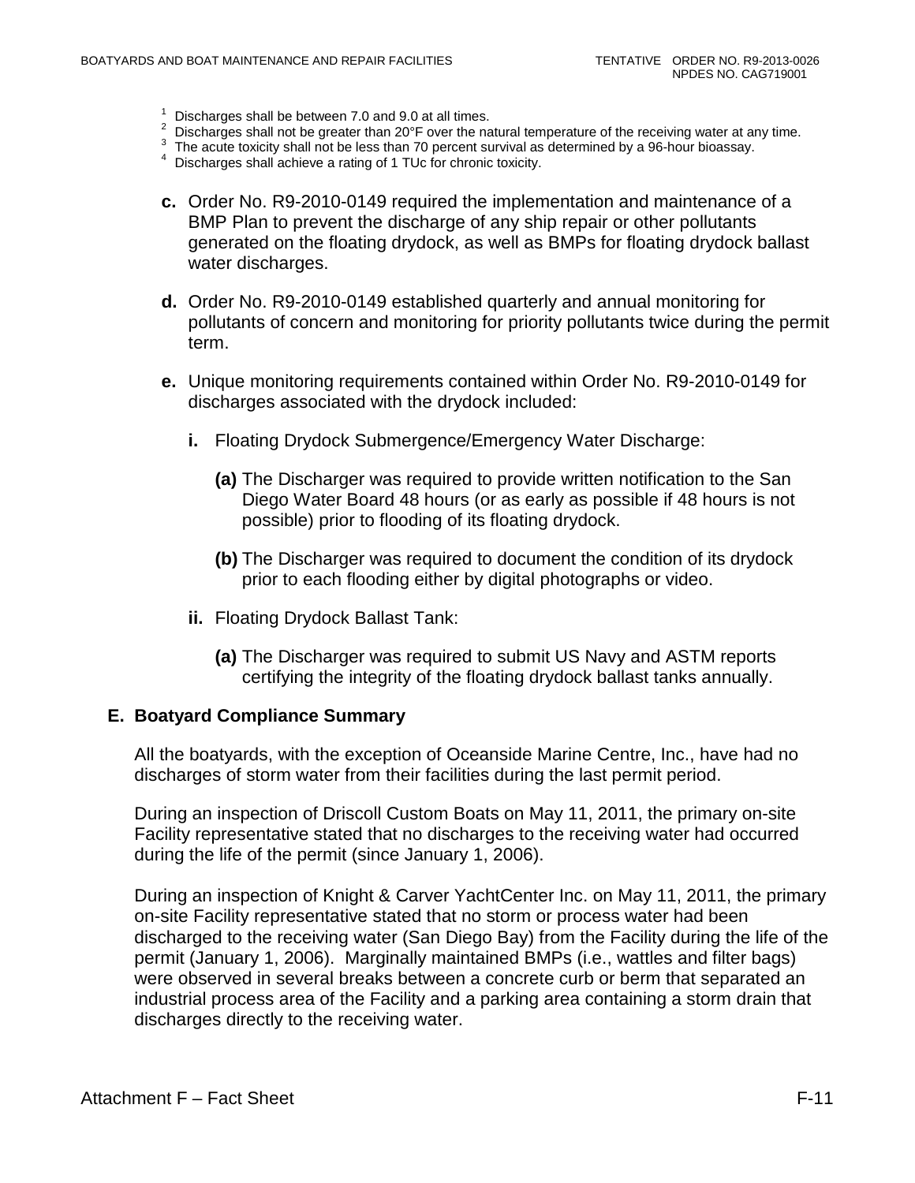[1] Discharges shall be between 7.0 and 9.0 at all times.
[2] Discharges shall not be greater than 20°F over the natural temperature of the receiving water at any time.
[3] The acute toxicity shall not be less than 70 percent survival as determined by a 96-hour bioassay.
[4] Discharges shall achieve a rating of 1 TUc for chronic toxicity.

**c.** Order No. R9-2010-0149 required the implementation and maintenance of a BMP Plan to prevent the discharge of any ship repair or other pollutants generated on the floating drydock, as well as BMPs for floating drydock ballast water discharges.

**d.** Order No. R9-2010-0149 established quarterly and annual monitoring for pollutants of concern and monitoring for priority pollutants twice during the permit term.

**e.** Unique monitoring requirements contained within Order No. R9-2010-0149 for discharges associated with the drydock included:

**i.** Floating Drydock Submergence/Emergency Water Discharge:

**(a)** The Discharger was required to provide written notification to the San Diego Water Board 48 hours (or as early as possible if 48 hours is not possible) prior to flooding of its floating drydock.

**(b)** The Discharger was required to document the condition of its drydock prior to each flooding either by digital photographs or video.

**ii.** Floating Drydock Ballast Tank:

**(a)** The Discharger was required to submit US Navy and ASTM reports certifying the integrity of the floating drydock ballast tanks annually.

### E. Boatyard Compliance Summary

All the boatyards, with the exception of Oceanside Marine Centre, Inc., have had no discharges of storm water from their facilities during the last permit period.

During an inspection of Driscoll Custom Boats on May 11, 2011, the primary on-site Facility representative stated that no discharges to the receiving water had occurred during the life of the permit (since January 1, 2006).

During an inspection of Knight & Carver YachtCenter Inc. on May 11, 2011, the primary on-site Facility representative stated that no storm or process water had been discharged to the receiving water (San Diego Bay) from the Facility during the life of the permit (January 1, 2006). Marginally maintained BMPs (i.e., wattles and filter bags) were observed in several breaks between a concrete curb or berm that separated an industrial process area of the Facility and a parking area containing a storm drain that discharges directly to the receiving water.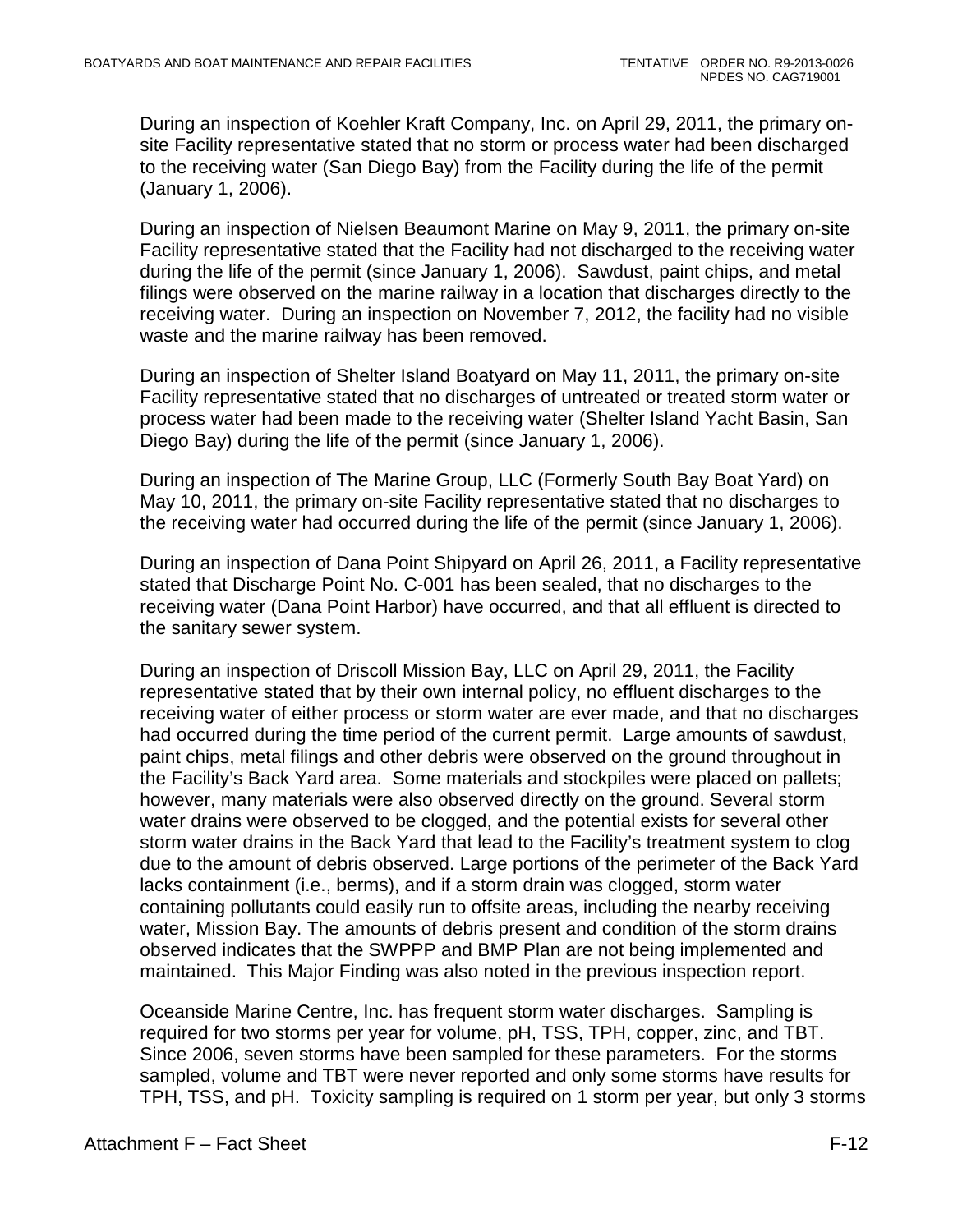During an inspection of Koehler Kraft Company, Inc. on April 29, 2011, the primary on-site Facility representative stated that no storm or process water had been discharged to the receiving water (San Diego Bay) from the Facility during the life of the permit (January 1, 2006).

During an inspection of Nielsen Beaumont Marine on May 9, 2011, the primary on-site Facility representative stated that the Facility had not discharged to the receiving water during the life of the permit (since January 1, 2006). Sawdust, paint chips, and metal filings were observed on the marine railway in a location that discharges directly to the receiving water. During an inspection on November 7, 2012, the facility had no visible waste and the marine railway has been removed.

During an inspection of Shelter Island Boatyard on May 11, 2011, the primary on-site Facility representative stated that no discharges of untreated or treated storm water or process water had been made to the receiving water (Shelter Island Yacht Basin, San Diego Bay) during the life of the permit (since January 1, 2006).

During an inspection of The Marine Group, LLC (Formerly South Bay Boat Yard) on May 10, 2011, the primary on-site Facility representative stated that no discharges to the receiving water had occurred during the life of the permit (since January 1, 2006).

During an inspection of Dana Point Shipyard on April 26, 2011, a Facility representative stated that Discharge Point No. C-001 has been sealed, that no discharges to the receiving water (Dana Point Harbor) have occurred, and that all effluent is directed to the sanitary sewer system.

During an inspection of Driscoll Mission Bay, LLC on April 29, 2011, the Facility representative stated that by their own internal policy, no effluent discharges to the receiving water of either process or storm water are ever made, and that no discharges had occurred during the time period of the current permit. Large amounts of sawdust, paint chips, metal filings and other debris were observed on the ground throughout in the Facility's Back Yard area. Some materials and stockpiles were placed on pallets; however, many materials were also observed directly on the ground. Several storm water drains were observed to be clogged, and the potential exists for several other storm water drains in the Back Yard that lead to the Facility's treatment system to clog due to the amount of debris observed. Large portions of the perimeter of the Back Yard lacks containment (i.e., berms), and if a storm drain was clogged, storm water containing pollutants could easily run to offsite areas, including the nearby receiving water, Mission Bay. The amounts of debris present and condition of the storm drains observed indicates that the SWPPP and BMP Plan are not being implemented and maintained. This Major Finding was also noted in the previous inspection report.

Oceanside Marine Centre, Inc. has frequent storm water discharges. Sampling is required for two storms per year for volume, pH, TSS, TPH, copper, zinc, and TBT. Since 2006, seven storms have been sampled for these parameters. For the storms sampled, volume and TBT were never reported and only some storms have results for TPH, TSS, and pH. Toxicity sampling is required on 1 storm per year, but only 3 storms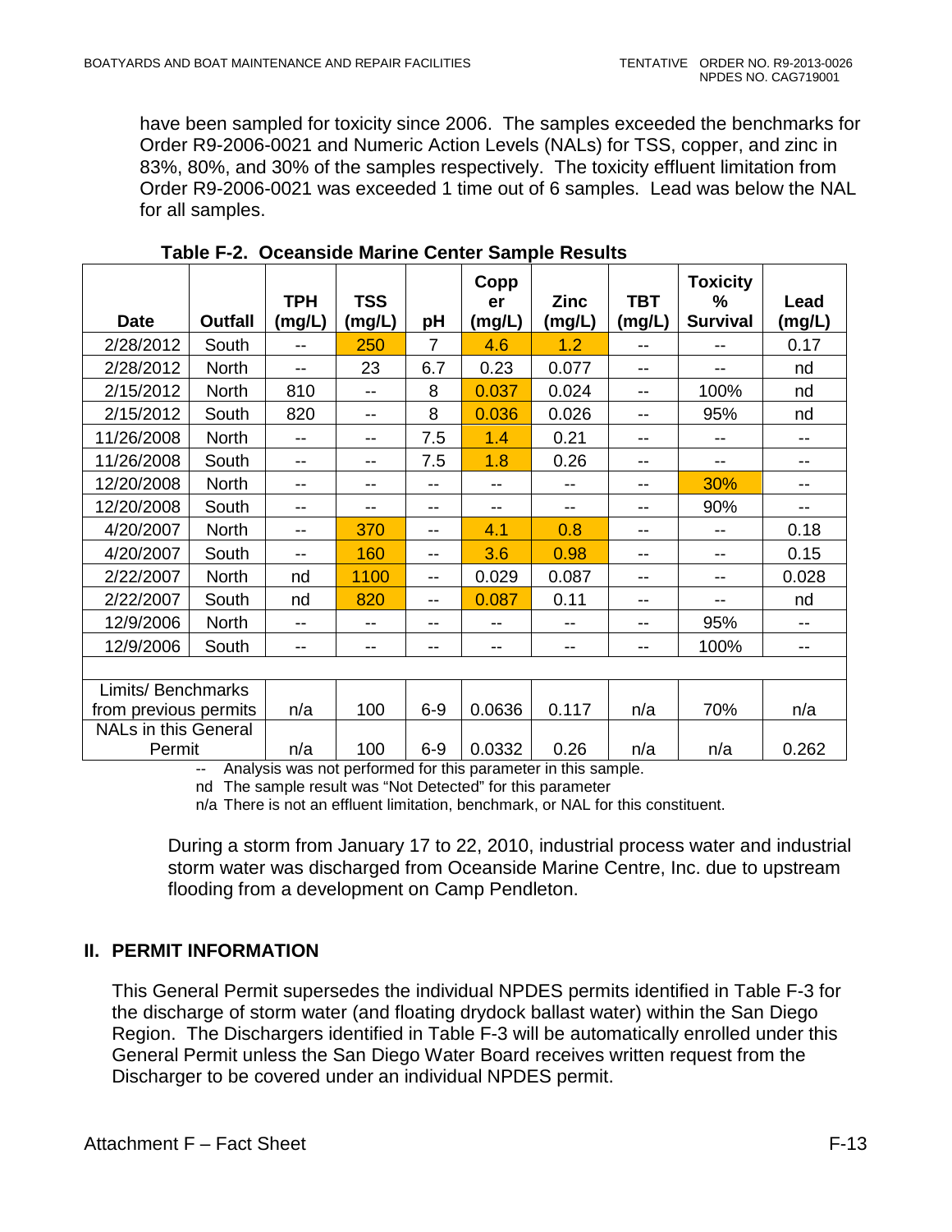have been sampled for toxicity since 2006. The samples exceeded the benchmarks for Order R9-2006-0021 and Numeric Action Levels (NALs) for TSS, copper, and zinc in 83%, 80%, and 30% of the samples respectively. The toxicity effluent limitation from Order R9-2006-0021 was exceeded 1 time out of 6 samples. Lead was below the NAL for all samples.

**Table F-2. Oceanside Marine Center Sample Results**

| Date | Outfall | TPH (mg/L) | TSS (mg/L) | pH | Copper (mg/L) | Zinc (mg/L) | TBT (mg/L) | Toxicity % Survival | Lead (mg/L) |
|---|---|---|---|---|---|---|---|---|---|
| 2/28/2012 | South | -- | 250 | 7 | 4.6 | 1.2 | -- | -- | 0.17 |
| 2/28/2012 | North | -- | 23 | 6.7 | 0.23 | 0.077 | -- | -- | nd |
| 2/15/2012 | North | 810 | -- | 8 | 0.037 | 0.024 | -- | 100% | nd |
| 2/15/2012 | South | 820 | -- | 8 | 0.036 | 0.026 | -- | 95% | nd |
| 11/26/2008 | North | -- | -- | 7.5 | 1.4 | 0.21 | -- | -- | -- |
| 11/26/2008 | South | -- | -- | 7.5 | 1.8 | 0.26 | -- | -- | -- |
| 12/20/2008 | North | -- | -- | -- | -- | -- | -- | 30% | -- |
| 12/20/2008 | South | -- | -- | -- | -- | -- | -- | 90% | -- |
| 4/20/2007 | North | -- | 370 | -- | 4.1 | 0.8 | -- | -- | 0.18 |
| 4/20/2007 | South | -- | 160 | -- | 3.6 | 0.98 | -- | -- | 0.15 |
| 2/22/2007 | North | nd | 1100 | -- | 0.029 | 0.087 | -- | -- | 0.028 |
| 2/22/2007 | South | nd | 820 | -- | 0.087 | 0.11 | -- | -- | nd |
| 12/9/2006 | North | -- | -- | -- | -- | -- | -- | 95% | -- |
| 12/9/2006 | South | -- | -- | -- | -- | -- | -- | 100% | -- |
| | | | | | | | | | |
| Limits/ Benchmarks from previous permits | | n/a | 100 | 6-9 | 0.0636 | 0.117 | n/a | 70% | n/a |
| NALs in this General Permit | | n/a | 100 | 6-9 | 0.0332 | 0.26 | n/a | n/a | 0.262 |

-- Analysis was not performed for this parameter in this sample.

nd The sample result was "Not Detected" for this parameter

n/a There is not an effluent limitation, benchmark, or NAL for this constituent.

During a storm from January 17 to 22, 2010, industrial process water and industrial storm water was discharged from Oceanside Marine Centre, Inc. due to upstream flooding from a development on Camp Pendleton.

## II. PERMIT INFORMATION

This General Permit supersedes the individual NPDES permits identified in Table F-3 for the discharge of storm water (and floating drydock ballast water) within the San Diego Region. The Dischargers identified in Table F-3 will be automatically enrolled under this General Permit unless the San Diego Water Board receives written request from the Discharger to be covered under an individual NPDES permit.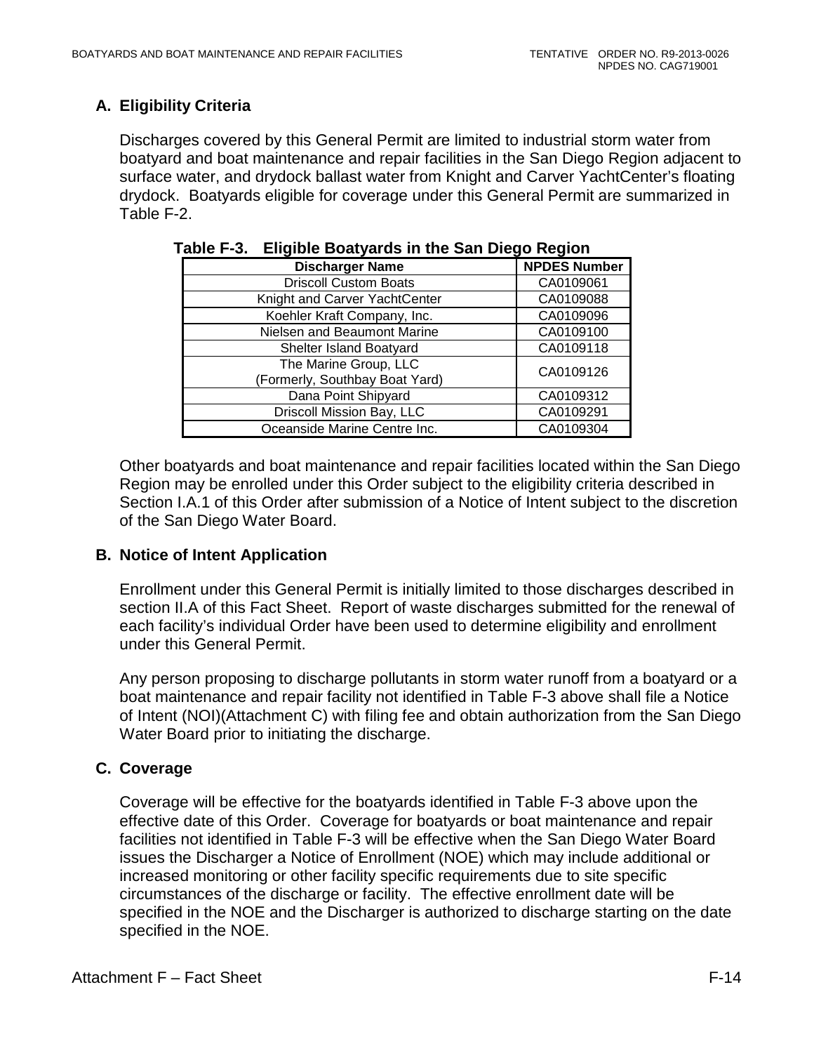### A. Eligibility Criteria

Discharges covered by this General Permit are limited to industrial storm water from boatyard and boat maintenance and repair facilities in the San Diego Region adjacent to surface water, and drydock ballast water from Knight and Carver YachtCenter's floating drydock. Boatyards eligible for coverage under this General Permit are summarized in Table F-2.

**Table F-3. Eligible Boatyards in the San Diego Region**

| Discharger Name | NPDES Number |
|---|---|
| Driscoll Custom Boats | CA0109061 |
| Knight and Carver YachtCenter | CA0109088 |
| Koehler Kraft Company, Inc. | CA0109096 |
| Nielsen and Beaumont Marine | CA0109100 |
| Shelter Island Boatyard | CA0109118 |
| The Marine Group, LLC (Formerly, Southbay Boat Yard) | CA0109126 |
| Dana Point Shipyard | CA0109312 |
| Driscoll Mission Bay, LLC | CA0109291 |
| Oceanside Marine Centre Inc. | CA0109304 |

Other boatyards and boat maintenance and repair facilities located within the San Diego Region may be enrolled under this Order subject to the eligibility criteria described in Section I.A.1 of this Order after submission of a Notice of Intent subject to the discretion of the San Diego Water Board.

### B. Notice of Intent Application

Enrollment under this General Permit is initially limited to those discharges described in section II.A of this Fact Sheet. Report of waste discharges submitted for the renewal of each facility's individual Order have been used to determine eligibility and enrollment under this General Permit.

Any person proposing to discharge pollutants in storm water runoff from a boatyard or a boat maintenance and repair facility not identified in Table F-3 above shall file a Notice of Intent (NOI)(Attachment C) with filing fee and obtain authorization from the San Diego Water Board prior to initiating the discharge.

### C. Coverage

Coverage will be effective for the boatyards identified in Table F-3 above upon the effective date of this Order. Coverage for boatyards or boat maintenance and repair facilities not identified in Table F-3 will be effective when the San Diego Water Board issues the Discharger a Notice of Enrollment (NOE) which may include additional or increased monitoring or other facility specific requirements due to site specific circumstances of the discharge or facility. The effective enrollment date will be specified in the NOE and the Discharger is authorized to discharge starting on the date specified in the NOE.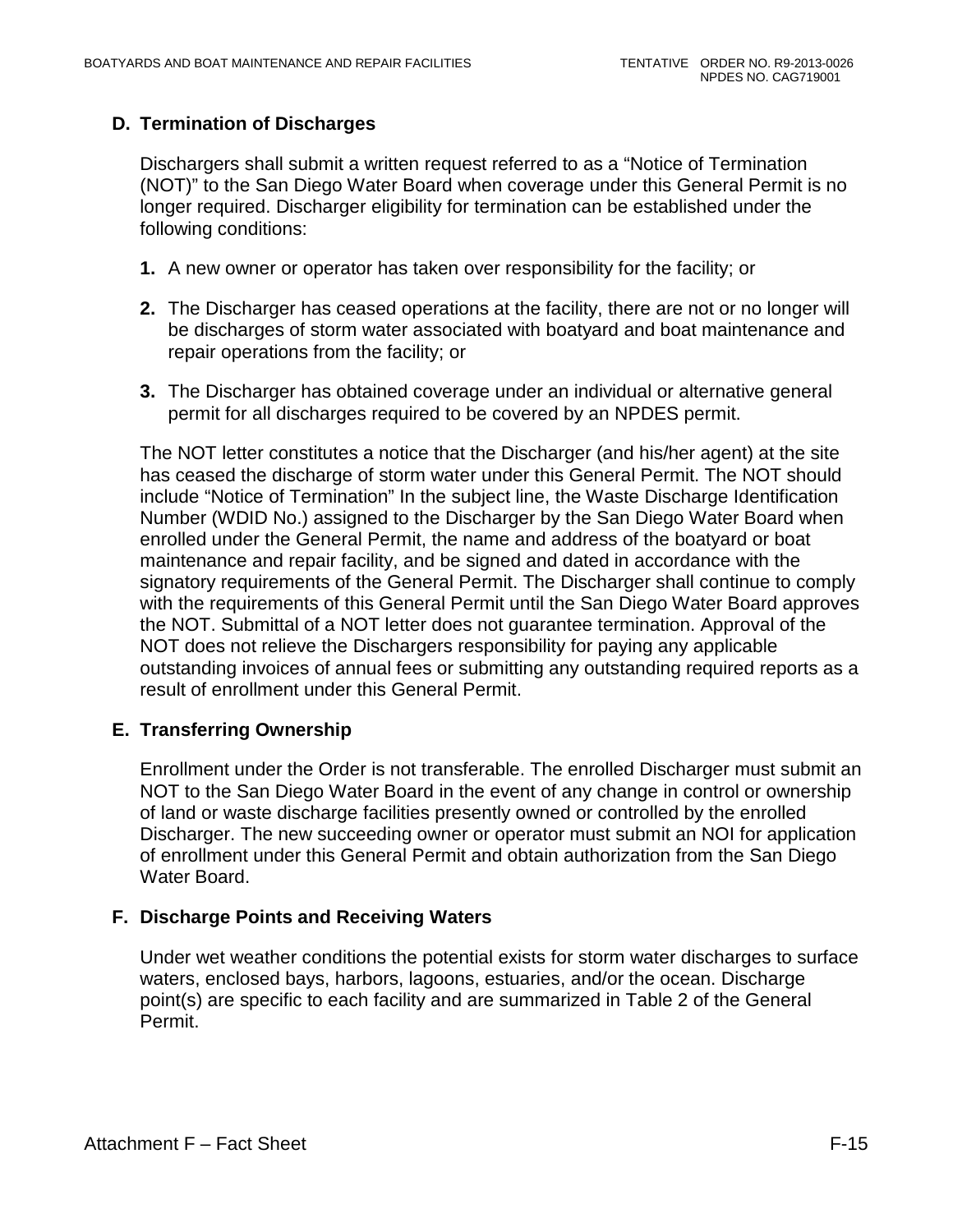### D. Termination of Discharges

Dischargers shall submit a written request referred to as a "Notice of Termination (NOT)" to the San Diego Water Board when coverage under this General Permit is no longer required. Discharger eligibility for termination can be established under the following conditions:

1. A new owner or operator has taken over responsibility for the facility; or

2. The Discharger has ceased operations at the facility, there are not or no longer will be discharges of storm water associated with boatyard and boat maintenance and repair operations from the facility; or

3. The Discharger has obtained coverage under an individual or alternative general permit for all discharges required to be covered by an NPDES permit.

The NOT letter constitutes a notice that the Discharger (and his/her agent) at the site has ceased the discharge of storm water under this General Permit. The NOT should include "Notice of Termination" In the subject line, the Waste Discharge Identification Number (WDID No.) assigned to the Discharger by the San Diego Water Board when enrolled under the General Permit, the name and address of the boatyard or boat maintenance and repair facility, and be signed and dated in accordance with the signatory requirements of the General Permit. The Discharger shall continue to comply with the requirements of this General Permit until the San Diego Water Board approves the NOT. Submittal of a NOT letter does not guarantee termination. Approval of the NOT does not relieve the Dischargers responsibility for paying any applicable outstanding invoices of annual fees or submitting any outstanding required reports as a result of enrollment under this General Permit.

### E. Transferring Ownership

Enrollment under the Order is not transferable. The enrolled Discharger must submit an NOT to the San Diego Water Board in the event of any change in control or ownership of land or waste discharge facilities presently owned or controlled by the enrolled Discharger. The new succeeding owner or operator must submit an NOI for application of enrollment under this General Permit and obtain authorization from the San Diego Water Board.

### F. Discharge Points and Receiving Waters

Under wet weather conditions the potential exists for storm water discharges to surface waters, enclosed bays, harbors, lagoons, estuaries, and/or the ocean. Discharge point(s) are specific to each facility and are summarized in Table 2 of the General Permit.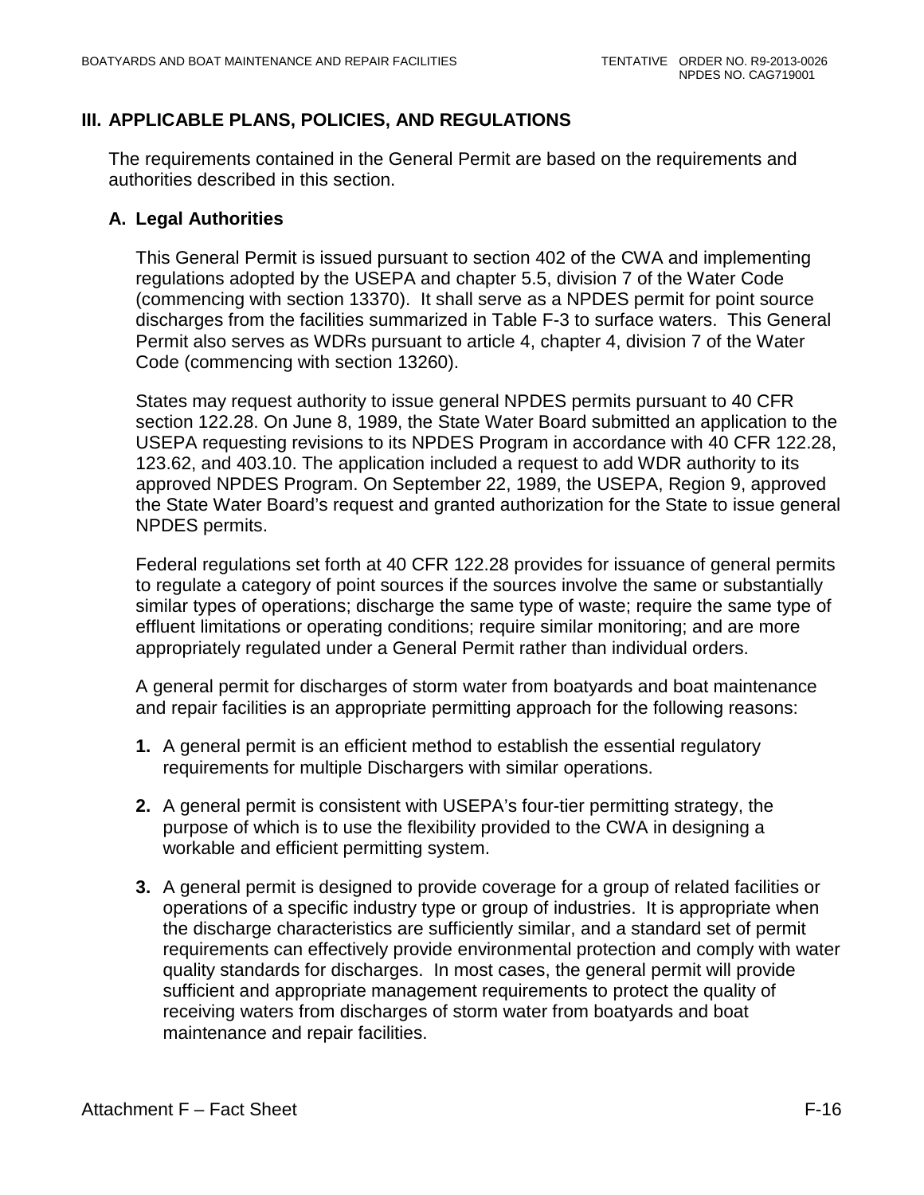## III. APPLICABLE PLANS, POLICIES, AND REGULATIONS

The requirements contained in the General Permit are based on the requirements and authorities described in this section.

### A. Legal Authorities

This General Permit is issued pursuant to section 402 of the CWA and implementing regulations adopted by the USEPA and chapter 5.5, division 7 of the Water Code (commencing with section 13370). It shall serve as a NPDES permit for point source discharges from the facilities summarized in Table F-3 to surface waters. This General Permit also serves as WDRs pursuant to article 4, chapter 4, division 7 of the Water Code (commencing with section 13260).

States may request authority to issue general NPDES permits pursuant to 40 CFR section 122.28. On June 8, 1989, the State Water Board submitted an application to the USEPA requesting revisions to its NPDES Program in accordance with 40 CFR 122.28, 123.62, and 403.10. The application included a request to add WDR authority to its approved NPDES Program. On September 22, 1989, the USEPA, Region 9, approved the State Water Board's request and granted authorization for the State to issue general NPDES permits.

Federal regulations set forth at 40 CFR 122.28 provides for issuance of general permits to regulate a category of point sources if the sources involve the same or substantially similar types of operations; discharge the same type of waste; require the same type of effluent limitations or operating conditions; require similar monitoring; and are more appropriately regulated under a General Permit rather than individual orders.

A general permit for discharges of storm water from boatyards and boat maintenance and repair facilities is an appropriate permitting approach for the following reasons:

1. A general permit is an efficient method to establish the essential regulatory requirements for multiple Dischargers with similar operations.
2. A general permit is consistent with USEPA's four-tier permitting strategy, the purpose of which is to use the flexibility provided to the CWA in designing a workable and efficient permitting system.
3. A general permit is designed to provide coverage for a group of related facilities or operations of a specific industry type or group of industries. It is appropriate when the discharge characteristics are sufficiently similar, and a standard set of permit requirements can effectively provide environmental protection and comply with water quality standards for discharges. In most cases, the general permit will provide sufficient and appropriate management requirements to protect the quality of receiving waters from discharges of storm water from boatyards and boat maintenance and repair facilities.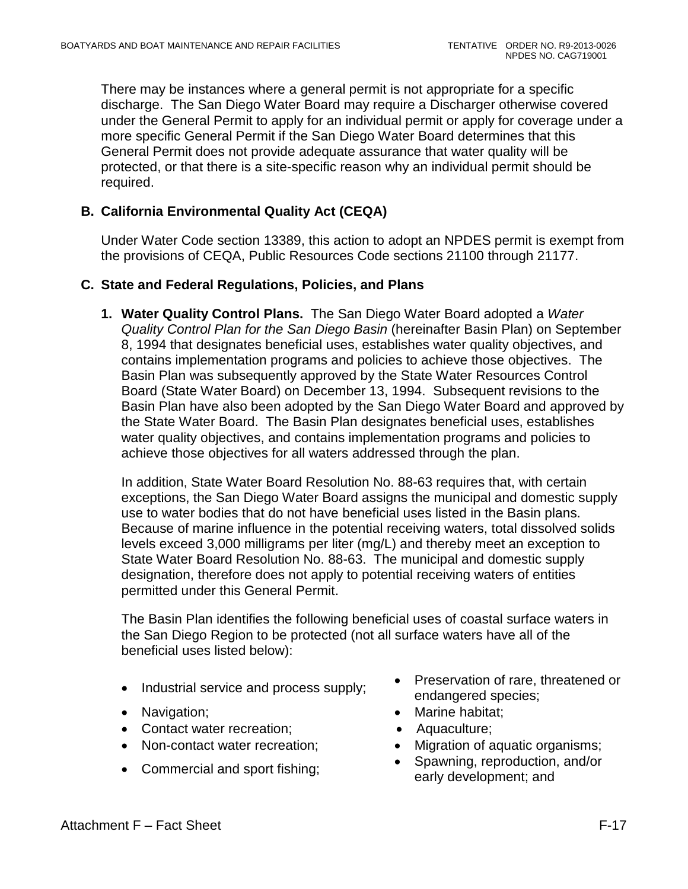There may be instances where a general permit is not appropriate for a specific discharge. The San Diego Water Board may require a Discharger otherwise covered under the General Permit to apply for an individual permit or apply for coverage under a more specific General Permit if the San Diego Water Board determines that this General Permit does not provide adequate assurance that water quality will be protected, or that there is a site-specific reason why an individual permit should be required.

## B. California Environmental Quality Act (CEQA)

Under Water Code section 13389, this action to adopt an NPDES permit is exempt from the provisions of CEQA, Public Resources Code sections 21100 through 21177.

## C. State and Federal Regulations, Policies, and Plans

**1. Water Quality Control Plans.** The San Diego Water Board adopted a *Water Quality Control Plan for the San Diego Basin* (hereinafter Basin Plan) on September 8, 1994 that designates beneficial uses, establishes water quality objectives, and contains implementation programs and policies to achieve those objectives. The Basin Plan was subsequently approved by the State Water Resources Control Board (State Water Board) on December 13, 1994. Subsequent revisions to the Basin Plan have also been adopted by the San Diego Water Board and approved by the State Water Board. The Basin Plan designates beneficial uses, establishes water quality objectives, and contains implementation programs and policies to achieve those objectives for all waters addressed through the plan.

In addition, State Water Board Resolution No. 88-63 requires that, with certain exceptions, the San Diego Water Board assigns the municipal and domestic supply use to water bodies that do not have beneficial uses listed in the Basin plans. Because of marine influence in the potential receiving waters, total dissolved solids levels exceed 3,000 milligrams per liter (mg/L) and thereby meet an exception to State Water Board Resolution No. 88-63. The municipal and domestic supply designation, therefore does not apply to potential receiving waters of entities permitted under this General Permit.

The Basin Plan identifies the following beneficial uses of coastal surface waters in the San Diego Region to be protected (not all surface waters have all of the beneficial uses listed below):

- Industrial service and process supply;
- Navigation;
- Contact water recreation;
- Non-contact water recreation;
- Commercial and sport fishing;
- Preservation of rare, threatened or endangered species;
- Marine habitat;
- Aquaculture;
- Migration of aquatic organisms;
- Spawning, reproduction, and/or early development; and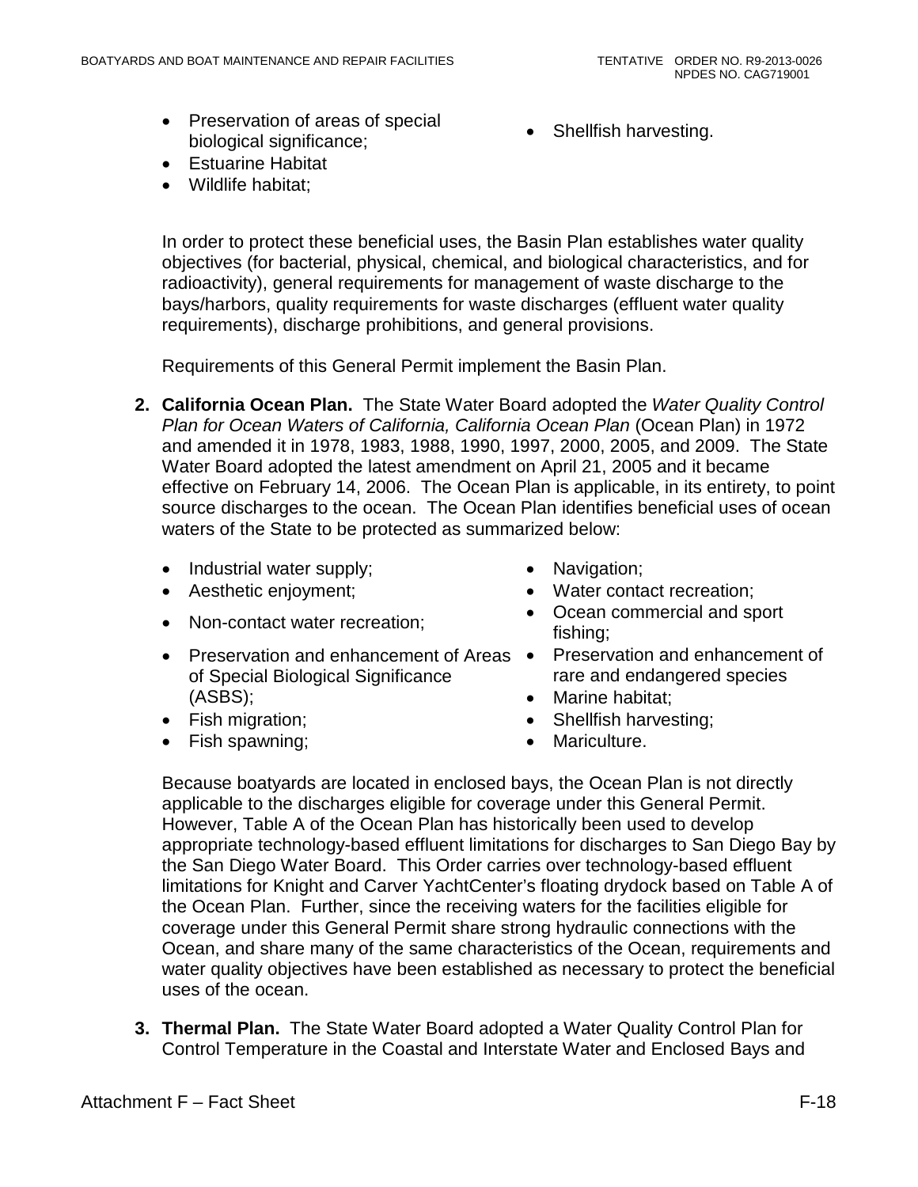- Preservation of areas of special biological significance;
- Estuarine Habitat
- Wildlife habitat;
- Shellfish harvesting.

In order to protect these beneficial uses, the Basin Plan establishes water quality objectives (for bacterial, physical, chemical, and biological characteristics, and for radioactivity), general requirements for management of waste discharge to the bays/harbors, quality requirements for waste discharges (effluent water quality requirements), discharge prohibitions, and general provisions.

Requirements of this General Permit implement the Basin Plan.

2. **California Ocean Plan.** The State Water Board adopted the *Water Quality Control Plan for Ocean Waters of California, California Ocean Plan* (Ocean Plan) in 1972 and amended it in 1978, 1983, 1988, 1990, 1997, 2000, 2005, and 2009. The State Water Board adopted the latest amendment on April 21, 2005 and it became effective on February 14, 2006. The Ocean Plan is applicable, in its entirety, to point source discharges to the ocean. The Ocean Plan identifies beneficial uses of ocean waters of the State to be protected as summarized below:

   - Industrial water supply;
   - Aesthetic enjoyment;
   - Non-contact water recreation;
   - Preservation and enhancement of Areas of Special Biological Significance (ASBS);
   - Fish migration;
   - Fish spawning;
   - Navigation;
   - Water contact recreation;
   - Ocean commercial and sport fishing;
   - Preservation and enhancement of rare and endangered species
   - Marine habitat;
   - Shellfish harvesting;
   - Mariculture.

   Because boatyards are located in enclosed bays, the Ocean Plan is not directly applicable to the discharges eligible for coverage under this General Permit. However, Table A of the Ocean Plan has historically been used to develop appropriate technology-based effluent limitations for discharges to San Diego Bay by the San Diego Water Board. This Order carries over technology-based effluent limitations for Knight and Carver YachtCenter's floating drydock based on Table A of the Ocean Plan. Further, since the receiving waters for the facilities eligible for coverage under this General Permit share strong hydraulic connections with the Ocean, and share many of the same characteristics of the Ocean, requirements and water quality objectives have been established as necessary to protect the beneficial uses of the ocean.

3. **Thermal Plan.** The State Water Board adopted a Water Quality Control Plan for Control Temperature in the Coastal and Interstate Water and Enclosed Bays and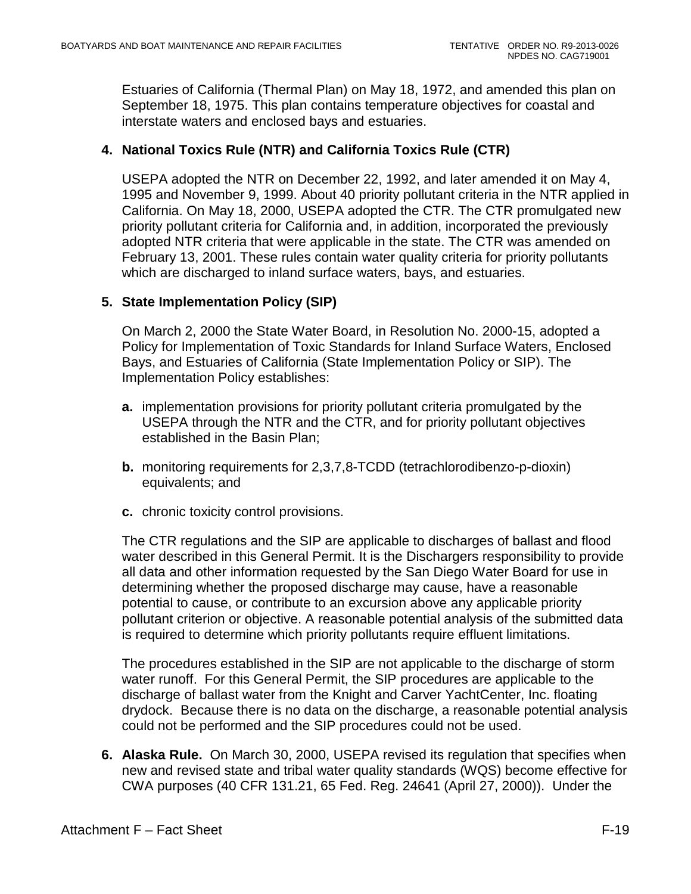Estuaries of California (Thermal Plan) on May 18, 1972, and amended this plan on September 18, 1975. This plan contains temperature objectives for coastal and interstate waters and enclosed bays and estuaries.

**4. National Toxics Rule (NTR) and California Toxics Rule (CTR)**

USEPA adopted the NTR on December 22, 1992, and later amended it on May 4, 1995 and November 9, 1999. About 40 priority pollutant criteria in the NTR applied in California. On May 18, 2000, USEPA adopted the CTR. The CTR promulgated new priority pollutant criteria for California and, in addition, incorporated the previously adopted NTR criteria that were applicable in the state. The CTR was amended on February 13, 2001. These rules contain water quality criteria for priority pollutants which are discharged to inland surface waters, bays, and estuaries.

**5. State Implementation Policy (SIP)**

On March 2, 2000 the State Water Board, in Resolution No. 2000-15, adopted a Policy for Implementation of Toxic Standards for Inland Surface Waters, Enclosed Bays, and Estuaries of California (State Implementation Policy or SIP). The Implementation Policy establishes:

**a.** implementation provisions for priority pollutant criteria promulgated by the USEPA through the NTR and the CTR, and for priority pollutant objectives established in the Basin Plan;

**b.** monitoring requirements for 2,3,7,8-TCDD (tetrachlorodibenzo-p-dioxin) equivalents; and

**c.** chronic toxicity control provisions.

The CTR regulations and the SIP are applicable to discharges of ballast and flood water described in this General Permit. It is the Dischargers responsibility to provide all data and other information requested by the San Diego Water Board for use in determining whether the proposed discharge may cause, have a reasonable potential to cause, or contribute to an excursion above any applicable priority pollutant criterion or objective. A reasonable potential analysis of the submitted data is required to determine which priority pollutants require effluent limitations.

The procedures established in the SIP are not applicable to the discharge of storm water runoff. For this General Permit, the SIP procedures are applicable to the discharge of ballast water from the Knight and Carver YachtCenter, Inc. floating drydock. Because there is no data on the discharge, a reasonable potential analysis could not be performed and the SIP procedures could not be used.

**6. Alaska Rule.** On March 30, 2000, USEPA revised its regulation that specifies when new and revised state and tribal water quality standards (WQS) become effective for CWA purposes (40 CFR 131.21, 65 Fed. Reg. 24641 (April 27, 2000)). Under the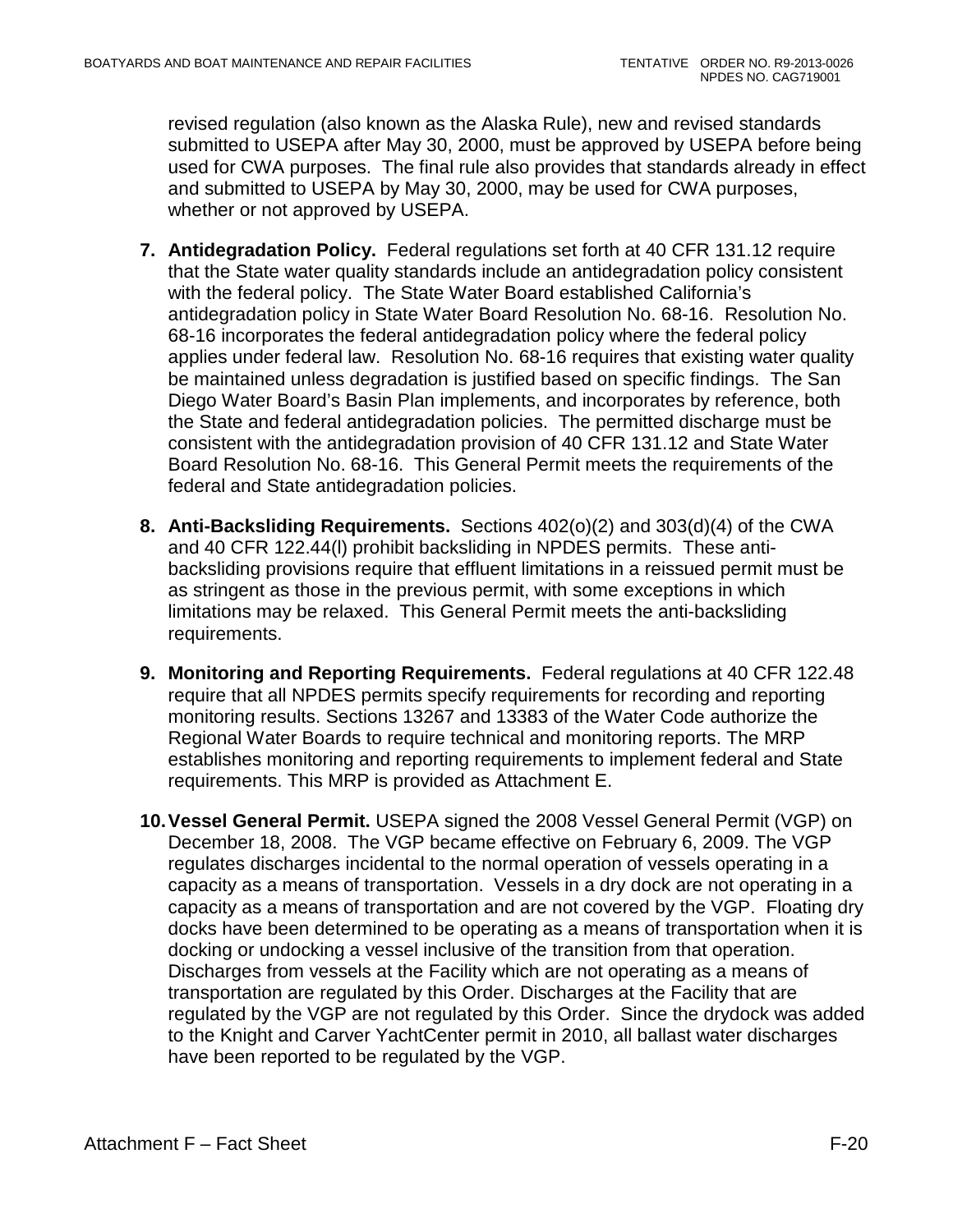revised regulation (also known as the Alaska Rule), new and revised standards submitted to USEPA after May 30, 2000, must be approved by USEPA before being used for CWA purposes. The final rule also provides that standards already in effect and submitted to USEPA by May 30, 2000, may be used for CWA purposes, whether or not approved by USEPA.

7. **Antidegradation Policy.** Federal regulations set forth at 40 CFR 131.12 require that the State water quality standards include an antidegradation policy consistent with the federal policy. The State Water Board established California's antidegradation policy in State Water Board Resolution No. 68-16. Resolution No. 68-16 incorporates the federal antidegradation policy where the federal policy applies under federal law. Resolution No. 68-16 requires that existing water quality be maintained unless degradation is justified based on specific findings. The San Diego Water Board's Basin Plan implements, and incorporates by reference, both the State and federal antidegradation policies. The permitted discharge must be consistent with the antidegradation provision of 40 CFR 131.12 and State Water Board Resolution No. 68-16. This General Permit meets the requirements of the federal and State antidegradation policies.

8. **Anti-Backsliding Requirements.** Sections 402(o)(2) and 303(d)(4) of the CWA and 40 CFR 122.44(l) prohibit backsliding in NPDES permits. These anti-backsliding provisions require that effluent limitations in a reissued permit must be as stringent as those in the previous permit, with some exceptions in which limitations may be relaxed. This General Permit meets the anti-backsliding requirements.

9. **Monitoring and Reporting Requirements.** Federal regulations at 40 CFR 122.48 require that all NPDES permits specify requirements for recording and reporting monitoring results. Sections 13267 and 13383 of the Water Code authorize the Regional Water Boards to require technical and monitoring reports. The MRP establishes monitoring and reporting requirements to implement federal and State requirements. This MRP is provided as Attachment E.

10. **Vessel General Permit.** USEPA signed the 2008 Vessel General Permit (VGP) on December 18, 2008. The VGP became effective on February 6, 2009. The VGP regulates discharges incidental to the normal operation of vessels operating in a capacity as a means of transportation. Vessels in a dry dock are not operating in a capacity as a means of transportation and are not covered by the VGP. Floating dry docks have been determined to be operating as a means of transportation when it is docking or undocking a vessel inclusive of the transition from that operation. Discharges from vessels at the Facility which are not operating as a means of transportation are regulated by this Order. Discharges at the Facility that are regulated by the VGP are not regulated by this Order. Since the drydock was added to the Knight and Carver YachtCenter permit in 2010, all ballast water discharges have been reported to be regulated by the VGP.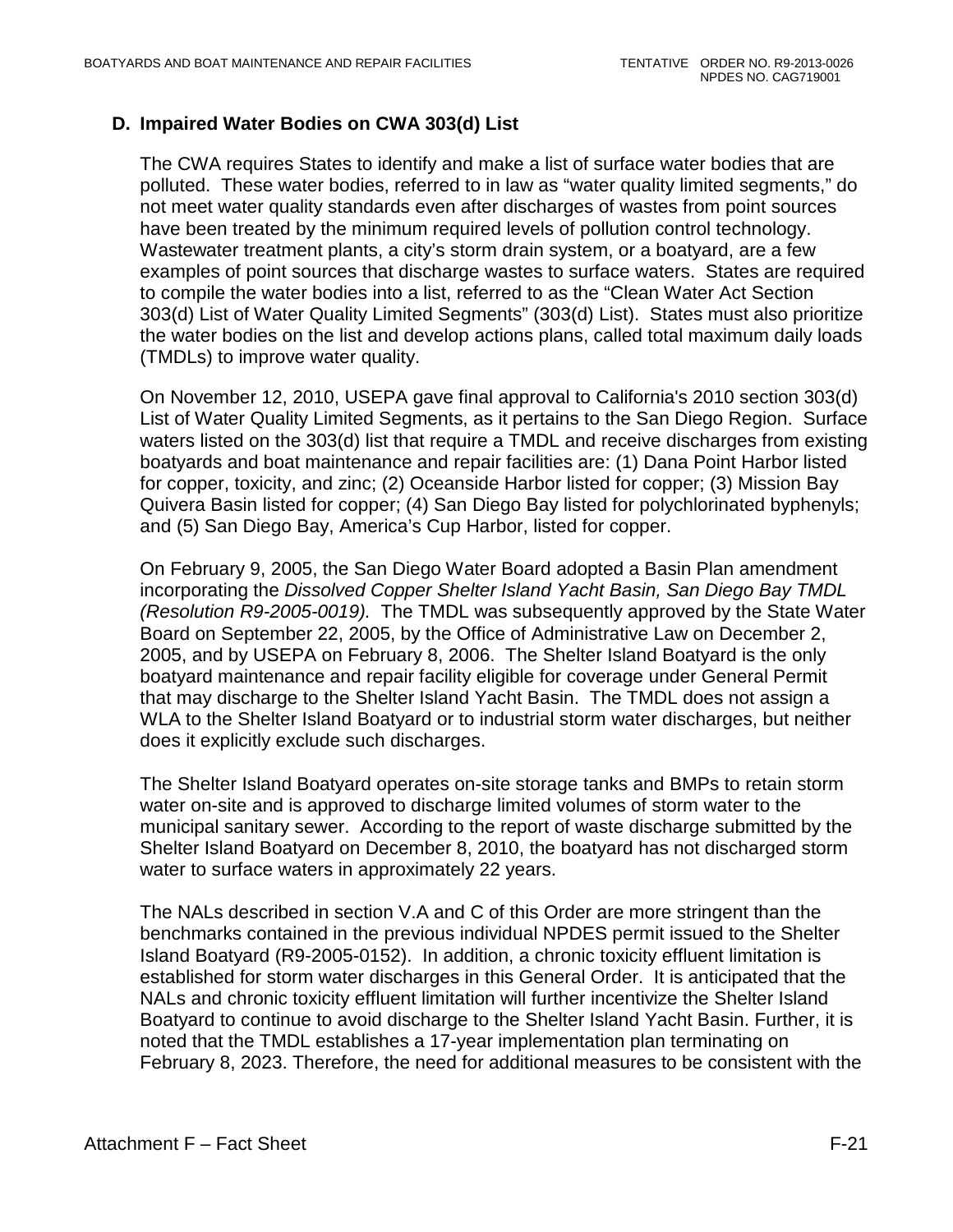### D. Impaired Water Bodies on CWA 303(d) List

The CWA requires States to identify and make a list of surface water bodies that are polluted. These water bodies, referred to in law as "water quality limited segments," do not meet water quality standards even after discharges of wastes from point sources have been treated by the minimum required levels of pollution control technology. Wastewater treatment plants, a city's storm drain system, or a boatyard, are a few examples of point sources that discharge wastes to surface waters. States are required to compile the water bodies into a list, referred to as the "Clean Water Act Section 303(d) List of Water Quality Limited Segments" (303(d) List). States must also prioritize the water bodies on the list and develop actions plans, called total maximum daily loads (TMDLs) to improve water quality.

On November 12, 2010, USEPA gave final approval to California's 2010 section 303(d) List of Water Quality Limited Segments, as it pertains to the San Diego Region. Surface waters listed on the 303(d) list that require a TMDL and receive discharges from existing boatyards and boat maintenance and repair facilities are: (1) Dana Point Harbor listed for copper, toxicity, and zinc; (2) Oceanside Harbor listed for copper; (3) Mission Bay Quivera Basin listed for copper; (4) San Diego Bay listed for polychlorinated byphenyls; and (5) San Diego Bay, America's Cup Harbor, listed for copper.

On February 9, 2005, the San Diego Water Board adopted a Basin Plan amendment incorporating the *Dissolved Copper Shelter Island Yacht Basin, San Diego Bay TMDL (Resolution R9-2005-0019).* The TMDL was subsequently approved by the State Water Board on September 22, 2005, by the Office of Administrative Law on December 2, 2005, and by USEPA on February 8, 2006. The Shelter Island Boatyard is the only boatyard maintenance and repair facility eligible for coverage under General Permit that may discharge to the Shelter Island Yacht Basin. The TMDL does not assign a WLA to the Shelter Island Boatyard or to industrial storm water discharges, but neither does it explicitly exclude such discharges.

The Shelter Island Boatyard operates on-site storage tanks and BMPs to retain storm water on-site and is approved to discharge limited volumes of storm water to the municipal sanitary sewer. According to the report of waste discharge submitted by the Shelter Island Boatyard on December 8, 2010, the boatyard has not discharged storm water to surface waters in approximately 22 years.

The NALs described in section V.A and C of this Order are more stringent than the benchmarks contained in the previous individual NPDES permit issued to the Shelter Island Boatyard (R9-2005-0152). In addition, a chronic toxicity effluent limitation is established for storm water discharges in this General Order. It is anticipated that the NALs and chronic toxicity effluent limitation will further incentivize the Shelter Island Boatyard to continue to avoid discharge to the Shelter Island Yacht Basin. Further, it is noted that the TMDL establishes a 17-year implementation plan terminating on February 8, 2023. Therefore, the need for additional measures to be consistent with the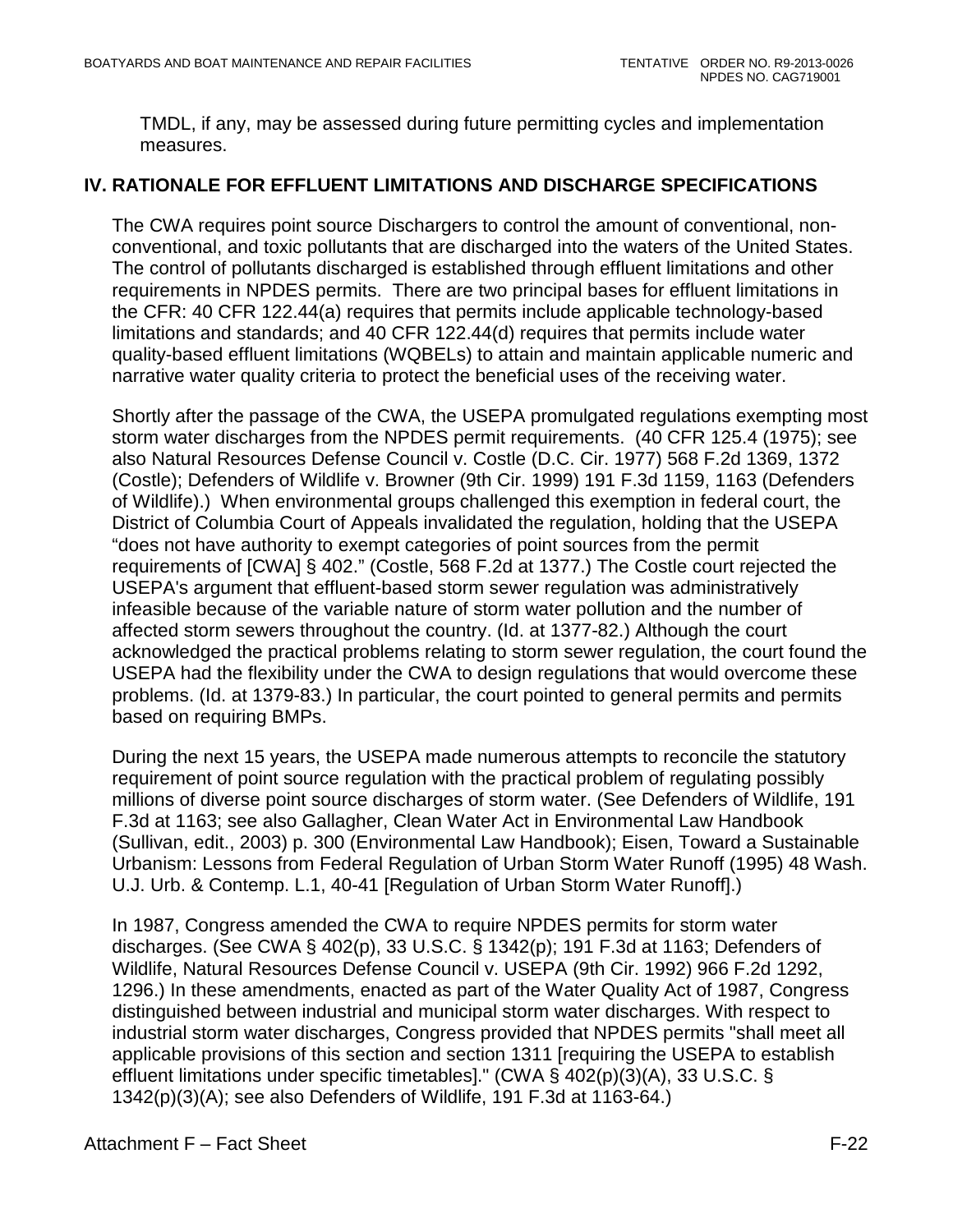TMDL, if any, may be assessed during future permitting cycles and implementation measures.

## IV. RATIONALE FOR EFFLUENT LIMITATIONS AND DISCHARGE SPECIFICATIONS

The CWA requires point source Dischargers to control the amount of conventional, non-conventional, and toxic pollutants that are discharged into the waters of the United States. The control of pollutants discharged is established through effluent limitations and other requirements in NPDES permits. There are two principal bases for effluent limitations in the CFR: 40 CFR 122.44(a) requires that permits include applicable technology-based limitations and standards; and 40 CFR 122.44(d) requires that permits include water quality-based effluent limitations (WQBELs) to attain and maintain applicable numeric and narrative water quality criteria to protect the beneficial uses of the receiving water.

Shortly after the passage of the CWA, the USEPA promulgated regulations exempting most storm water discharges from the NPDES permit requirements. (40 CFR 125.4 (1975); see also Natural Resources Defense Council v. Costle (D.C. Cir. 1977) 568 F.2d 1369, 1372 (Costle); Defenders of Wildlife v. Browner (9th Cir. 1999) 191 F.3d 1159, 1163 (Defenders of Wildlife).) When environmental groups challenged this exemption in federal court, the District of Columbia Court of Appeals invalidated the regulation, holding that the USEPA "does not have authority to exempt categories of point sources from the permit requirements of [CWA] § 402." (Costle, 568 F.2d at 1377.) The Costle court rejected the USEPA's argument that effluent-based storm sewer regulation was administratively infeasible because of the variable nature of storm water pollution and the number of affected storm sewers throughout the country. (Id. at 1377-82.) Although the court acknowledged the practical problems relating to storm sewer regulation, the court found the USEPA had the flexibility under the CWA to design regulations that would overcome these problems. (Id. at 1379-83.) In particular, the court pointed to general permits and permits based on requiring BMPs.

During the next 15 years, the USEPA made numerous attempts to reconcile the statutory requirement of point source regulation with the practical problem of regulating possibly millions of diverse point source discharges of storm water. (See Defenders of Wildlife, 191 F.3d at 1163; see also Gallagher, Clean Water Act in Environmental Law Handbook (Sullivan, edit., 2003) p. 300 (Environmental Law Handbook); Eisen, Toward a Sustainable Urbanism: Lessons from Federal Regulation of Urban Storm Water Runoff (1995) 48 Wash. U.J. Urb. & Contemp. L.1, 40-41 [Regulation of Urban Storm Water Runoff].)

In 1987, Congress amended the CWA to require NPDES permits for storm water discharges. (See CWA § 402(p), 33 U.S.C. § 1342(p); 191 F.3d at 1163; Defenders of Wildlife, Natural Resources Defense Council v. USEPA (9th Cir. 1992) 966 F.2d 1292, 1296.) In these amendments, enacted as part of the Water Quality Act of 1987, Congress distinguished between industrial and municipal storm water discharges. With respect to industrial storm water discharges, Congress provided that NPDES permits "shall meet all applicable provisions of this section and section 1311 [requiring the USEPA to establish effluent limitations under specific timetables]." (CWA § 402(p)(3)(A), 33 U.S.C. § 1342(p)(3)(A); see also Defenders of Wildlife, 191 F.3d at 1163-64.)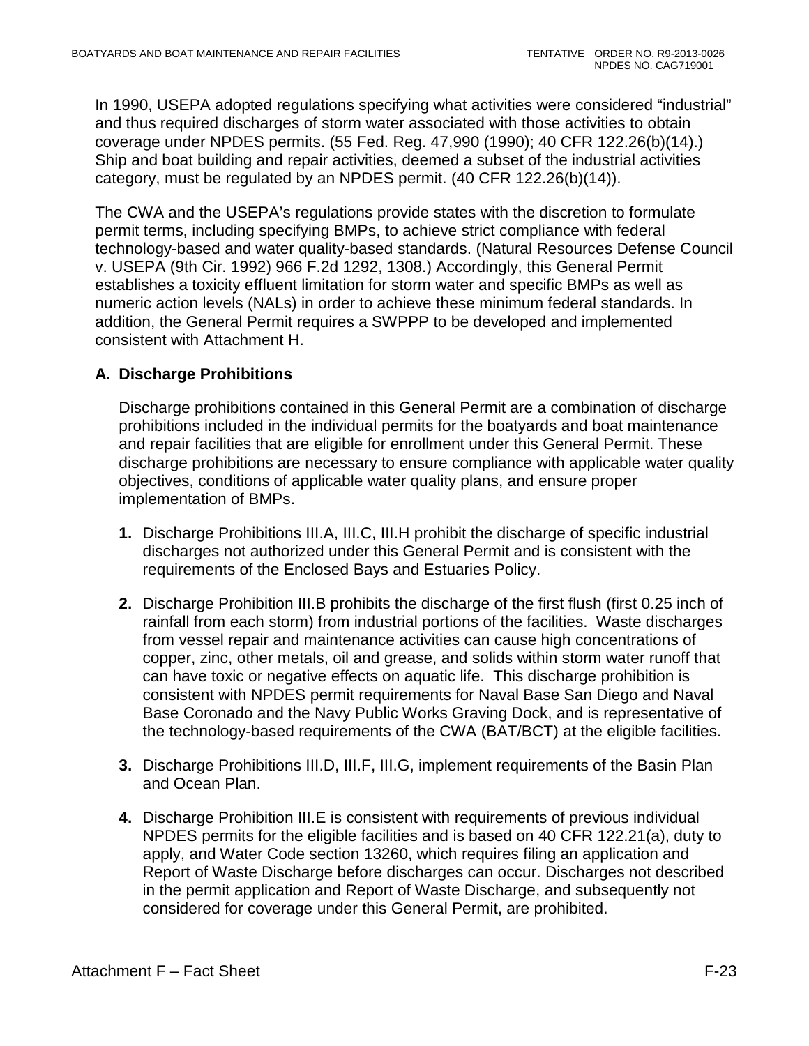In 1990, USEPA adopted regulations specifying what activities were considered "industrial" and thus required discharges of storm water associated with those activities to obtain coverage under NPDES permits. (55 Fed. Reg. 47,990 (1990); 40 CFR 122.26(b)(14).) Ship and boat building and repair activities, deemed a subset of the industrial activities category, must be regulated by an NPDES permit. (40 CFR 122.26(b)(14)).

The CWA and the USEPA's regulations provide states with the discretion to formulate permit terms, including specifying BMPs, to achieve strict compliance with federal technology-based and water quality-based standards. (Natural Resources Defense Council v. USEPA (9th Cir. 1992) 966 F.2d 1292, 1308.) Accordingly, this General Permit establishes a toxicity effluent limitation for storm water and specific BMPs as well as numeric action levels (NALs) in order to achieve these minimum federal standards. In addition, the General Permit requires a SWPPP to be developed and implemented consistent with Attachment H.

## A. Discharge Prohibitions

Discharge prohibitions contained in this General Permit are a combination of discharge prohibitions included in the individual permits for the boatyards and boat maintenance and repair facilities that are eligible for enrollment under this General Permit. These discharge prohibitions are necessary to ensure compliance with applicable water quality objectives, conditions of applicable water quality plans, and ensure proper implementation of BMPs.

1. Discharge Prohibitions III.A, III.C, III.H prohibit the discharge of specific industrial discharges not authorized under this General Permit and is consistent with the requirements of the Enclosed Bays and Estuaries Policy.

2. Discharge Prohibition III.B prohibits the discharge of the first flush (first 0.25 inch of rainfall from each storm) from industrial portions of the facilities. Waste discharges from vessel repair and maintenance activities can cause high concentrations of copper, zinc, other metals, oil and grease, and solids within storm water runoff that can have toxic or negative effects on aquatic life. This discharge prohibition is consistent with NPDES permit requirements for Naval Base San Diego and Naval Base Coronado and the Navy Public Works Graving Dock, and is representative of the technology-based requirements of the CWA (BAT/BCT) at the eligible facilities.

3. Discharge Prohibitions III.D, III.F, III.G, implement requirements of the Basin Plan and Ocean Plan.

4. Discharge Prohibition III.E is consistent with requirements of previous individual NPDES permits for the eligible facilities and is based on 40 CFR 122.21(a), duty to apply, and Water Code section 13260, which requires filing an application and Report of Waste Discharge before discharges can occur. Discharges not described in the permit application and Report of Waste Discharge, and subsequently not considered for coverage under this General Permit, are prohibited.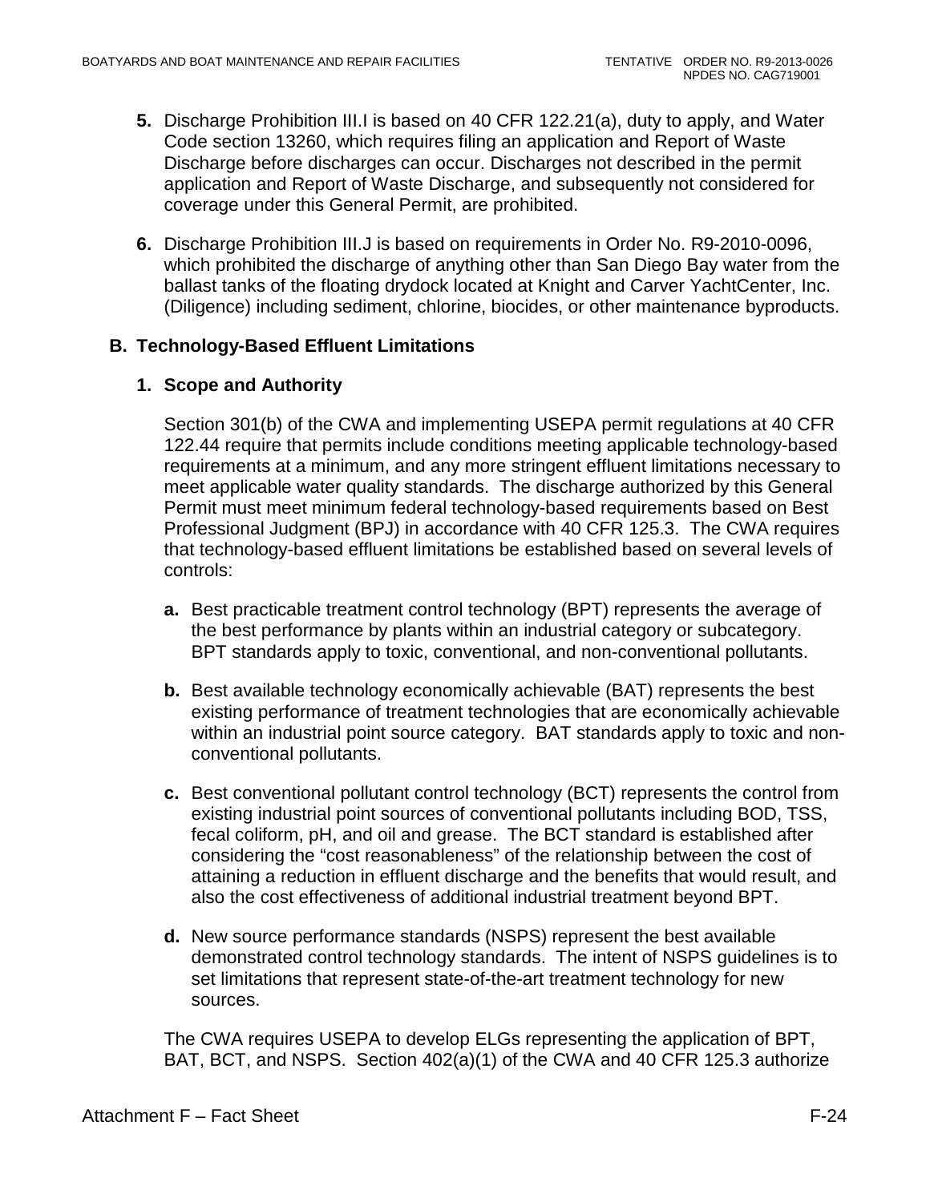5. Discharge Prohibition III.I is based on 40 CFR 122.21(a), duty to apply, and Water Code section 13260, which requires filing an application and Report of Waste Discharge before discharges can occur. Discharges not described in the permit application and Report of Waste Discharge, and subsequently not considered for coverage under this General Permit, are prohibited.

6. Discharge Prohibition III.J is based on requirements in Order No. R9-2010-0096, which prohibited the discharge of anything other than San Diego Bay water from the ballast tanks of the floating drydock located at Knight and Carver YachtCenter, Inc. (Diligence) including sediment, chlorine, biocides, or other maintenance byproducts.

## B. Technology-Based Effluent Limitations

### 1. Scope and Authority

Section 301(b) of the CWA and implementing USEPA permit regulations at 40 CFR 122.44 require that permits include conditions meeting applicable technology-based requirements at a minimum, and any more stringent effluent limitations necessary to meet applicable water quality standards. The discharge authorized by this General Permit must meet minimum federal technology-based requirements based on Best Professional Judgment (BPJ) in accordance with 40 CFR 125.3. The CWA requires that technology-based effluent limitations be established based on several levels of controls:

**a.** Best practicable treatment control technology (BPT) represents the average of the best performance by plants within an industrial category or subcategory. BPT standards apply to toxic, conventional, and non-conventional pollutants.

**b.** Best available technology economically achievable (BAT) represents the best existing performance of treatment technologies that are economically achievable within an industrial point source category. BAT standards apply to toxic and non-conventional pollutants.

**c.** Best conventional pollutant control technology (BCT) represents the control from existing industrial point sources of conventional pollutants including BOD, TSS, fecal coliform, pH, and oil and grease. The BCT standard is established after considering the "cost reasonableness" of the relationship between the cost of attaining a reduction in effluent discharge and the benefits that would result, and also the cost effectiveness of additional industrial treatment beyond BPT.

**d.** New source performance standards (NSPS) represent the best available demonstrated control technology standards. The intent of NSPS guidelines is to set limitations that represent state-of-the-art treatment technology for new sources.

The CWA requires USEPA to develop ELGs representing the application of BPT, BAT, BCT, and NSPS. Section 402(a)(1) of the CWA and 40 CFR 125.3 authorize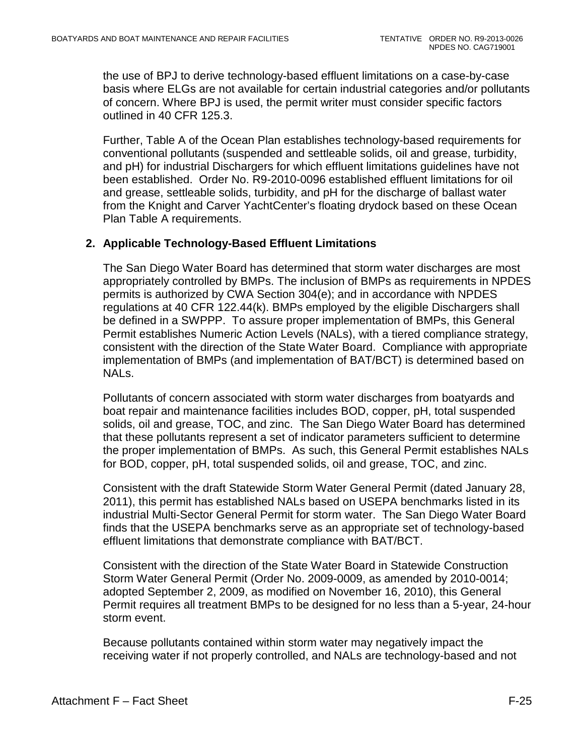the use of BPJ to derive technology-based effluent limitations on a case-by-case basis where ELGs are not available for certain industrial categories and/or pollutants of concern. Where BPJ is used, the permit writer must consider specific factors outlined in 40 CFR 125.3.

Further, Table A of the Ocean Plan establishes technology-based requirements for conventional pollutants (suspended and settleable solids, oil and grease, turbidity, and pH) for industrial Dischargers for which effluent limitations guidelines have not been established. Order No. R9-2010-0096 established effluent limitations for oil and grease, settleable solids, turbidity, and pH for the discharge of ballast water from the Knight and Carver YachtCenter's floating drydock based on these Ocean Plan Table A requirements.

## 2. Applicable Technology-Based Effluent Limitations

The San Diego Water Board has determined that storm water discharges are most appropriately controlled by BMPs. The inclusion of BMPs as requirements in NPDES permits is authorized by CWA Section 304(e); and in accordance with NPDES regulations at 40 CFR 122.44(k). BMPs employed by the eligible Dischargers shall be defined in a SWPPP. To assure proper implementation of BMPs, this General Permit establishes Numeric Action Levels (NALs), with a tiered compliance strategy, consistent with the direction of the State Water Board. Compliance with appropriate implementation of BMPs (and implementation of BAT/BCT) is determined based on NALs.

Pollutants of concern associated with storm water discharges from boatyards and boat repair and maintenance facilities includes BOD, copper, pH, total suspended solids, oil and grease, TOC, and zinc. The San Diego Water Board has determined that these pollutants represent a set of indicator parameters sufficient to determine the proper implementation of BMPs. As such, this General Permit establishes NALs for BOD, copper, pH, total suspended solids, oil and grease, TOC, and zinc.

Consistent with the draft Statewide Storm Water General Permit (dated January 28, 2011), this permit has established NALs based on USEPA benchmarks listed in its industrial Multi-Sector General Permit for storm water. The San Diego Water Board finds that the USEPA benchmarks serve as an appropriate set of technology-based effluent limitations that demonstrate compliance with BAT/BCT.

Consistent with the direction of the State Water Board in Statewide Construction Storm Water General Permit (Order No. 2009-0009, as amended by 2010-0014; adopted September 2, 2009, as modified on November 16, 2010), this General Permit requires all treatment BMPs to be designed for no less than a 5-year, 24-hour storm event.

Because pollutants contained within storm water may negatively impact the receiving water if not properly controlled, and NALs are technology-based and not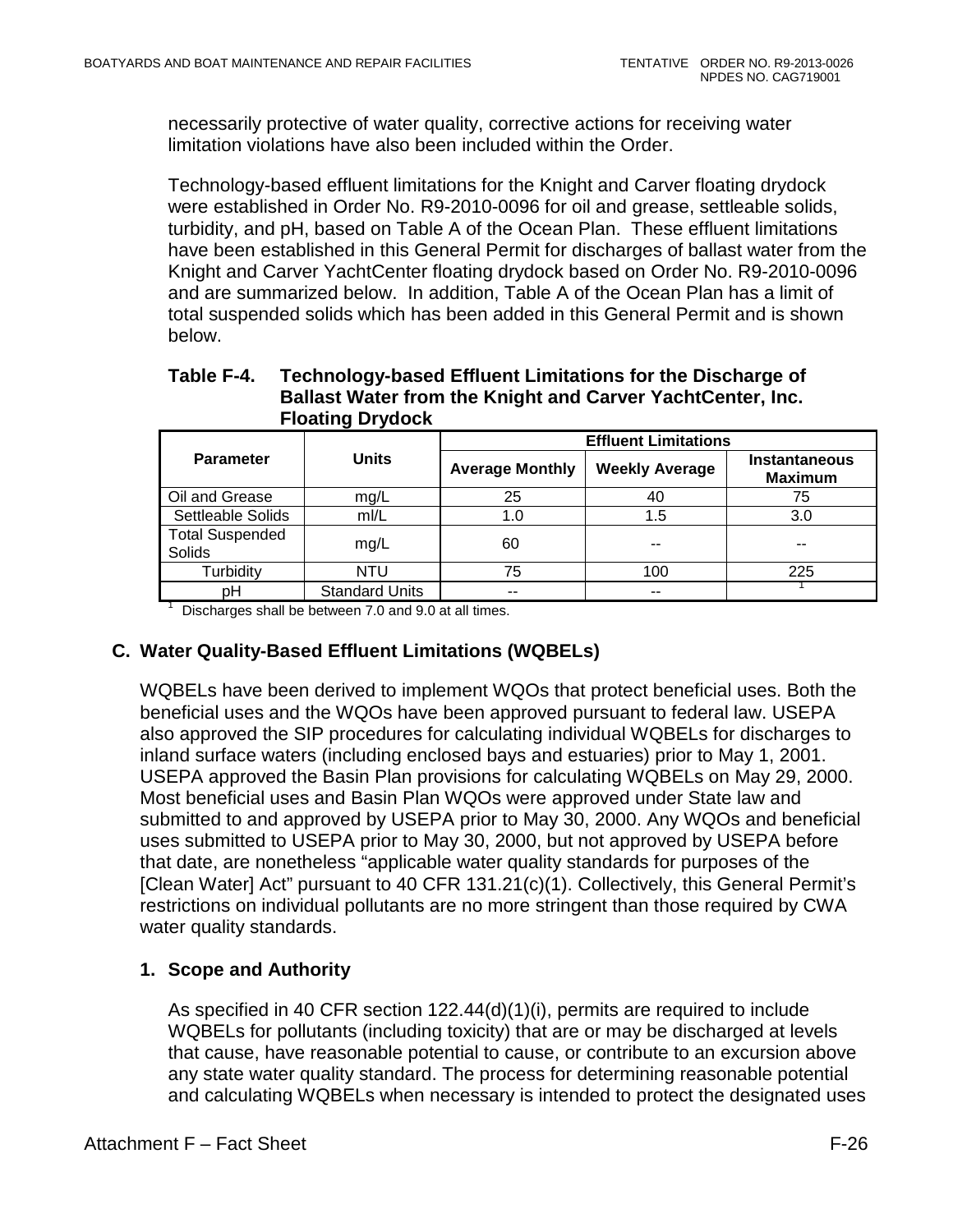necessarily protective of water quality, corrective actions for receiving water limitation violations have also been included within the Order.

Technology-based effluent limitations for the Knight and Carver floating drydock were established in Order No. R9-2010-0096 for oil and grease, settleable solids, turbidity, and pH, based on Table A of the Ocean Plan. These effluent limitations have been established in this General Permit for discharges of ballast water from the Knight and Carver YachtCenter floating drydock based on Order No. R9-2010-0096 and are summarized below. In addition, Table A of the Ocean Plan has a limit of total suspended solids which has been added in this General Permit and is shown below.

**Table F-4. Technology-based Effluent Limitations for the Discharge of Ballast Water from the Knight and Carver YachtCenter, Inc. Floating Drydock**

| Parameter | Units | Effluent Limitations | | |
|---|---|---|---|---|
| | | Average Monthly | Weekly Average | Instantaneous Maximum |
| Oil and Grease | mg/L | 25 | 40 | 75 |
| Settleable Solids | ml/L | 1.0 | 1.5 | 3.0 |
| Total Suspended Solids | mg/L | 60 | -- | -- |
| Turbidity | NTU | 75 | 100 | 225 |
| pH | Standard Units | -- | -- | [1] |

[1] Discharges shall be between 7.0 and 9.0 at all times.

## C. Water Quality-Based Effluent Limitations (WQBELs)

WQBELs have been derived to implement WQOs that protect beneficial uses. Both the beneficial uses and the WQOs have been approved pursuant to federal law. USEPA also approved the SIP procedures for calculating individual WQBELs for discharges to inland surface waters (including enclosed bays and estuaries) prior to May 1, 2001. USEPA approved the Basin Plan provisions for calculating WQBELs on May 29, 2000. Most beneficial uses and Basin Plan WQOs were approved under State law and submitted to and approved by USEPA prior to May 30, 2000. Any WQOs and beneficial uses submitted to USEPA prior to May 30, 2000, but not approved by USEPA before that date, are nonetheless "applicable water quality standards for purposes of the [Clean Water] Act" pursuant to 40 CFR 131.21(c)(1). Collectively, this General Permit's restrictions on individual pollutants are no more stringent than those required by CWA water quality standards.

### 1. Scope and Authority

As specified in 40 CFR section 122.44(d)(1)(i), permits are required to include WQBELs for pollutants (including toxicity) that are or may be discharged at levels that cause, have reasonable potential to cause, or contribute to an excursion above any state water quality standard. The process for determining reasonable potential and calculating WQBELs when necessary is intended to protect the designated uses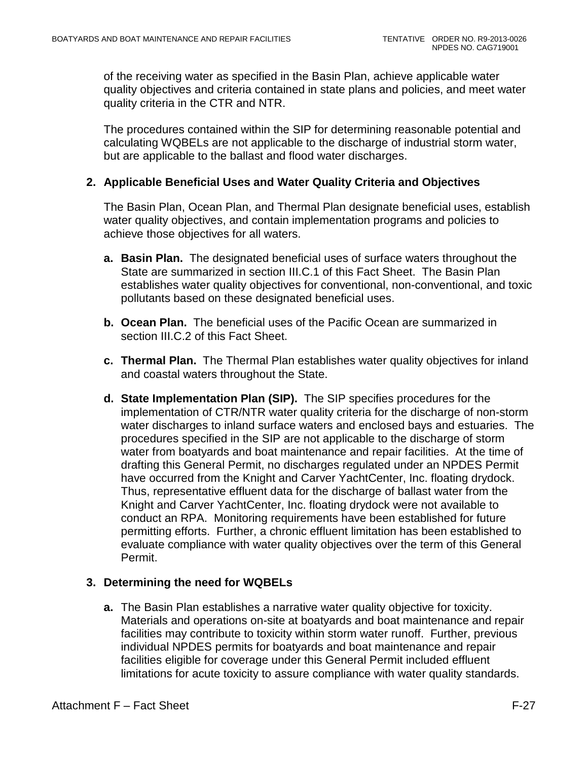of the receiving water as specified in the Basin Plan, achieve applicable water quality objectives and criteria contained in state plans and policies, and meet water quality criteria in the CTR and NTR.

The procedures contained within the SIP for determining reasonable potential and calculating WQBELs are not applicable to the discharge of industrial storm water, but are applicable to the ballast and flood water discharges.

**2. Applicable Beneficial Uses and Water Quality Criteria and Objectives**

The Basin Plan, Ocean Plan, and Thermal Plan designate beneficial uses, establish water quality objectives, and contain implementation programs and policies to achieve those objectives for all waters.

**a. Basin Plan.** The designated beneficial uses of surface waters throughout the State are summarized in section III.C.1 of this Fact Sheet. The Basin Plan establishes water quality objectives for conventional, non-conventional, and toxic pollutants based on these designated beneficial uses.

**b. Ocean Plan.** The beneficial uses of the Pacific Ocean are summarized in section III.C.2 of this Fact Sheet.

**c. Thermal Plan.** The Thermal Plan establishes water quality objectives for inland and coastal waters throughout the State.

**d. State Implementation Plan (SIP).** The SIP specifies procedures for the implementation of CTR/NTR water quality criteria for the discharge of non-storm water discharges to inland surface waters and enclosed bays and estuaries. The procedures specified in the SIP are not applicable to the discharge of storm water from boatyards and boat maintenance and repair facilities. At the time of drafting this General Permit, no discharges regulated under an NPDES Permit have occurred from the Knight and Carver YachtCenter, Inc. floating drydock. Thus, representative effluent data for the discharge of ballast water from the Knight and Carver YachtCenter, Inc. floating drydock were not available to conduct an RPA. Monitoring requirements have been established for future permitting efforts. Further, a chronic effluent limitation has been established to evaluate compliance with water quality objectives over the term of this General Permit.

**3. Determining the need for WQBELs**

**a.** The Basin Plan establishes a narrative water quality objective for toxicity. Materials and operations on-site at boatyards and boat maintenance and repair facilities may contribute to toxicity within storm water runoff. Further, previous individual NPDES permits for boatyards and boat maintenance and repair facilities eligible for coverage under this General Permit included effluent limitations for acute toxicity to assure compliance with water quality standards.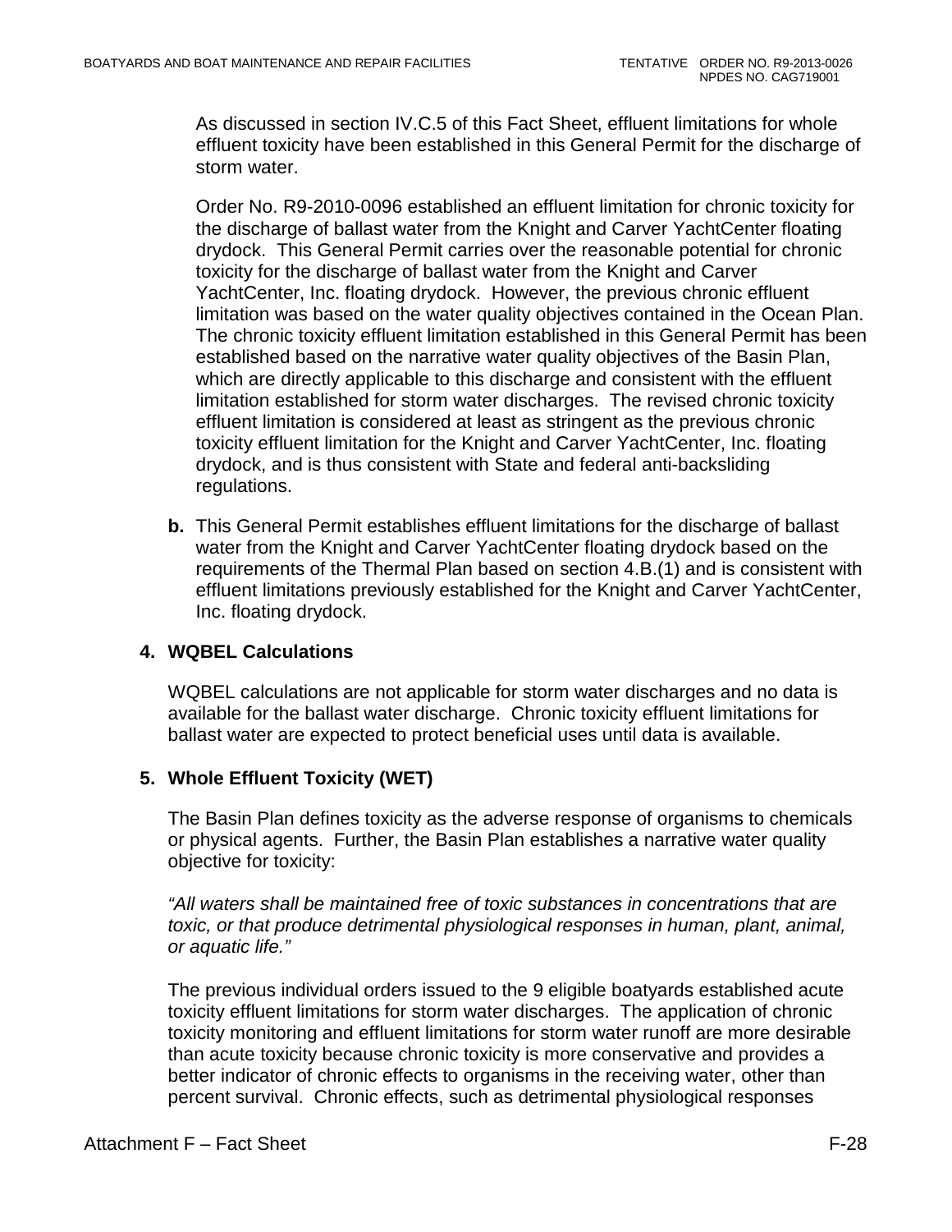As discussed in section IV.C.5 of this Fact Sheet, effluent limitations for whole effluent toxicity have been established in this General Permit for the discharge of storm water.

Order No. R9-2010-0096 established an effluent limitation for chronic toxicity for the discharge of ballast water from the Knight and Carver YachtCenter floating drydock. This General Permit carries over the reasonable potential for chronic toxicity for the discharge of ballast water from the Knight and Carver YachtCenter, Inc. floating drydock. However, the previous chronic effluent limitation was based on the water quality objectives contained in the Ocean Plan. The chronic toxicity effluent limitation established in this General Permit has been established based on the narrative water quality objectives of the Basin Plan, which are directly applicable to this discharge and consistent with the effluent limitation established for storm water discharges. The revised chronic toxicity effluent limitation is considered at least as stringent as the previous chronic toxicity effluent limitation for the Knight and Carver YachtCenter, Inc. floating drydock, and is thus consistent with State and federal anti-backsliding regulations.

**b.** This General Permit establishes effluent limitations for the discharge of ballast water from the Knight and Carver YachtCenter floating drydock based on the requirements of the Thermal Plan based on section 4.B.(1) and is consistent with effluent limitations previously established for the Knight and Carver YachtCenter, Inc. floating drydock.

### 4. WQBEL Calculations

WQBEL calculations are not applicable for storm water discharges and no data is available for the ballast water discharge. Chronic toxicity effluent limitations for ballast water are expected to protect beneficial uses until data is available.

### 5. Whole Effluent Toxicity (WET)

The Basin Plan defines toxicity as the adverse response of organisms to chemicals or physical agents. Further, the Basin Plan establishes a narrative water quality objective for toxicity:

*"All waters shall be maintained free of toxic substances in concentrations that are toxic, or that produce detrimental physiological responses in human, plant, animal, or aquatic life."*

The previous individual orders issued to the 9 eligible boatyards established acute toxicity effluent limitations for storm water discharges. The application of chronic toxicity monitoring and effluent limitations for storm water runoff are more desirable than acute toxicity because chronic toxicity is more conservative and provides a better indicator of chronic effects to organisms in the receiving water, other than percent survival. Chronic effects, such as detrimental physiological responses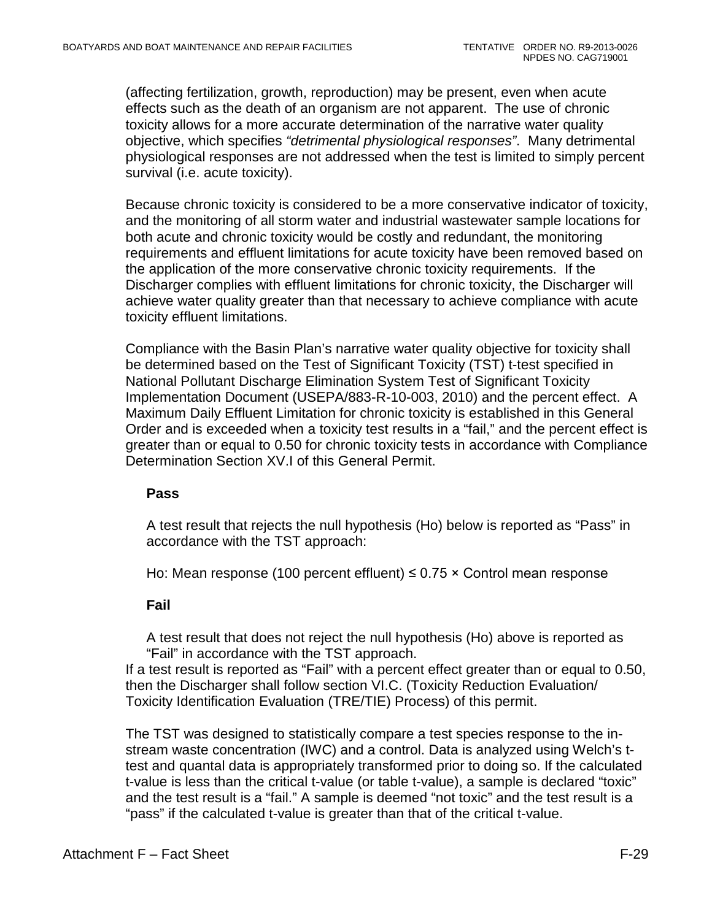(affecting fertilization, growth, reproduction) may be present, even when acute effects such as the death of an organism are not apparent. The use of chronic toxicity allows for a more accurate determination of the narrative water quality objective, which specifies *"detrimental physiological responses"*. Many detrimental physiological responses are not addressed when the test is limited to simply percent survival (i.e. acute toxicity).

Because chronic toxicity is considered to be a more conservative indicator of toxicity, and the monitoring of all storm water and industrial wastewater sample locations for both acute and chronic toxicity would be costly and redundant, the monitoring requirements and effluent limitations for acute toxicity have been removed based on the application of the more conservative chronic toxicity requirements. If the Discharger complies with effluent limitations for chronic toxicity, the Discharger will achieve water quality greater than that necessary to achieve compliance with acute toxicity effluent limitations.

Compliance with the Basin Plan's narrative water quality objective for toxicity shall be determined based on the Test of Significant Toxicity (TST) t-test specified in National Pollutant Discharge Elimination System Test of Significant Toxicity Implementation Document (USEPA/883-R-10-003, 2010) and the percent effect. A Maximum Daily Effluent Limitation for chronic toxicity is established in this General Order and is exceeded when a toxicity test results in a "fail," and the percent effect is greater than or equal to 0.50 for chronic toxicity tests in accordance with Compliance Determination Section XV.I of this General Permit.

**Pass**

A test result that rejects the null hypothesis (Ho) below is reported as "Pass" in accordance with the TST approach:

Ho: Mean response (100 percent effluent) ≤ 0.75 × Control mean response

**Fail**

A test result that does not reject the null hypothesis (Ho) above is reported as "Fail" in accordance with the TST approach.

If a test result is reported as "Fail" with a percent effect greater than or equal to 0.50, then the Discharger shall follow section VI.C. (Toxicity Reduction Evaluation/ Toxicity Identification Evaluation (TRE/TIE) Process) of this permit.

The TST was designed to statistically compare a test species response to the in-stream waste concentration (IWC) and a control. Data is analyzed using Welch's t-test and quantal data is appropriately transformed prior to doing so. If the calculated t-value is less than the critical t-value (or table t-value), a sample is declared "toxic" and the test result is a "fail." A sample is deemed "not toxic" and the test result is a "pass" if the calculated t-value is greater than that of the critical t-value.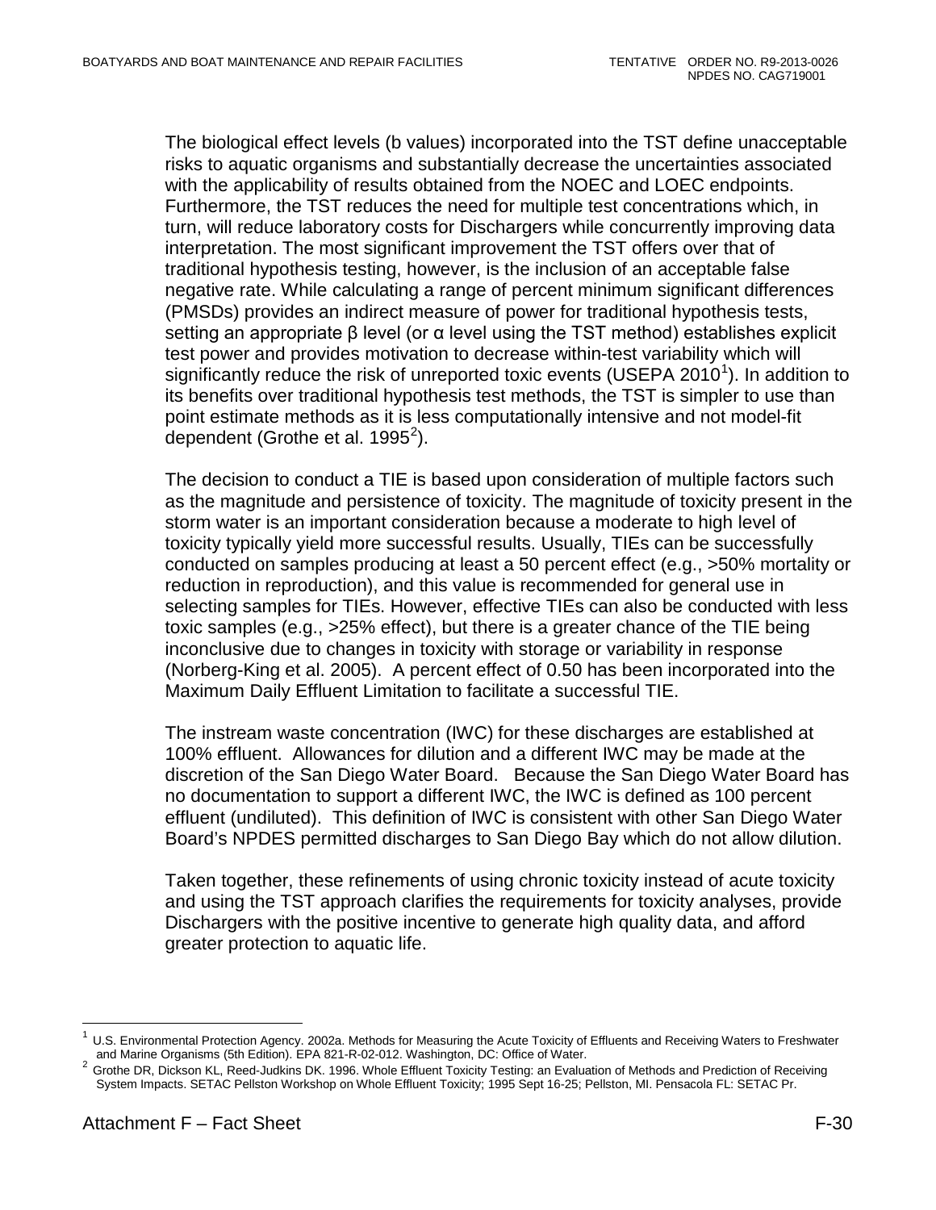The biological effect levels (b values) incorporated into the TST define unacceptable risks to aquatic organisms and substantially decrease the uncertainties associated with the applicability of results obtained from the NOEC and LOEC endpoints. Furthermore, the TST reduces the need for multiple test concentrations which, in turn, will reduce laboratory costs for Dischargers while concurrently improving data interpretation. The most significant improvement the TST offers over that of traditional hypothesis testing, however, is the inclusion of an acceptable false negative rate. While calculating a range of percent minimum significant differences (PMSDs) provides an indirect measure of power for traditional hypothesis tests, setting an appropriate β level (or α level using the TST method) establishes explicit test power and provides motivation to decrease within-test variability which will significantly reduce the risk of unreported toxic events (USEPA 2010[1]). In addition to its benefits over traditional hypothesis test methods, the TST is simpler to use than point estimate methods as it is less computationally intensive and not model-fit dependent (Grothe et al. 1995[2]).

The decision to conduct a TIE is based upon consideration of multiple factors such as the magnitude and persistence of toxicity. The magnitude of toxicity present in the storm water is an important consideration because a moderate to high level of toxicity typically yield more successful results. Usually, TIEs can be successfully conducted on samples producing at least a 50 percent effect (e.g., >50% mortality or reduction in reproduction), and this value is recommended for general use in selecting samples for TIEs. However, effective TIEs can also be conducted with less toxic samples (e.g., >25% effect), but there is a greater chance of the TIE being inconclusive due to changes in toxicity with storage or variability in response (Norberg-King et al. 2005). A percent effect of 0.50 has been incorporated into the Maximum Daily Effluent Limitation to facilitate a successful TIE.

The instream waste concentration (IWC) for these discharges are established at 100% effluent. Allowances for dilution and a different IWC may be made at the discretion of the San Diego Water Board. Because the San Diego Water Board has no documentation to support a different IWC, the IWC is defined as 100 percent effluent (undiluted). This definition of IWC is consistent with other San Diego Water Board's NPDES permitted discharges to San Diego Bay which do not allow dilution.

Taken together, these refinements of using chronic toxicity instead of acute toxicity and using the TST approach clarifies the requirements for toxicity analyses, provide Dischargers with the positive incentive to generate high quality data, and afford greater protection to aquatic life.

---

[1] U.S. Environmental Protection Agency. 2002a. Methods for Measuring the Acute Toxicity of Effluents and Receiving Waters to Freshwater and Marine Organisms (5th Edition). EPA 821-R-02-012. Washington, DC: Office of Water.

[2] Grothe DR, Dickson KL, Reed-Judkins DK. 1996. Whole Effluent Toxicity Testing: an Evaluation of Methods and Prediction of Receiving System Impacts. SETAC Pellston Workshop on Whole Effluent Toxicity; 1995 Sept 16-25; Pellston, MI. Pensacola FL: SETAC Pr.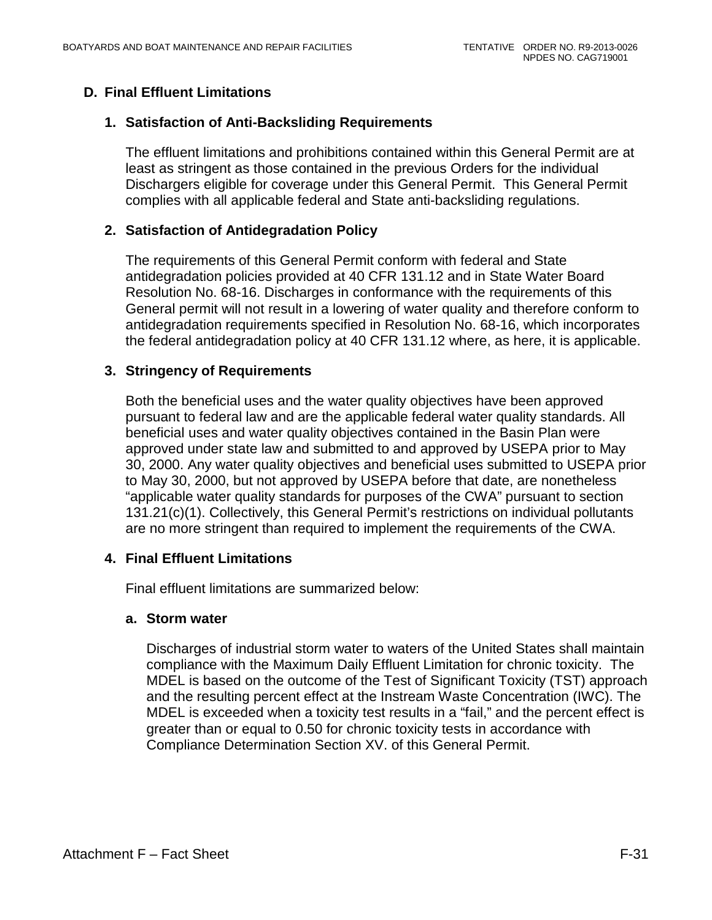## D. Final Effluent Limitations

### 1. Satisfaction of Anti-Backsliding Requirements

The effluent limitations and prohibitions contained within this General Permit are at least as stringent as those contained in the previous Orders for the individual Dischargers eligible for coverage under this General Permit. This General Permit complies with all applicable federal and State anti-backsliding regulations.

### 2. Satisfaction of Antidegradation Policy

The requirements of this General Permit conform with federal and State antidegradation policies provided at 40 CFR 131.12 and in State Water Board Resolution No. 68-16. Discharges in conformance with the requirements of this General permit will not result in a lowering of water quality and therefore conform to antidegradation requirements specified in Resolution No. 68-16, which incorporates the federal antidegradation policy at 40 CFR 131.12 where, as here, it is applicable.

### 3. Stringency of Requirements

Both the beneficial uses and the water quality objectives have been approved pursuant to federal law and are the applicable federal water quality standards. All beneficial uses and water quality objectives contained in the Basin Plan were approved under state law and submitted to and approved by USEPA prior to May 30, 2000. Any water quality objectives and beneficial uses submitted to USEPA prior to May 30, 2000, but not approved by USEPA before that date, are nonetheless "applicable water quality standards for purposes of the CWA" pursuant to section 131.21(c)(1). Collectively, this General Permit's restrictions on individual pollutants are no more stringent than required to implement the requirements of the CWA.

### 4. Final Effluent Limitations

Final effluent limitations are summarized below:

#### a. Storm water

Discharges of industrial storm water to waters of the United States shall maintain compliance with the Maximum Daily Effluent Limitation for chronic toxicity. The MDEL is based on the outcome of the Test of Significant Toxicity (TST) approach and the resulting percent effect at the Instream Waste Concentration (IWC). The MDEL is exceeded when a toxicity test results in a "fail," and the percent effect is greater than or equal to 0.50 for chronic toxicity tests in accordance with Compliance Determination Section XV. of this General Permit.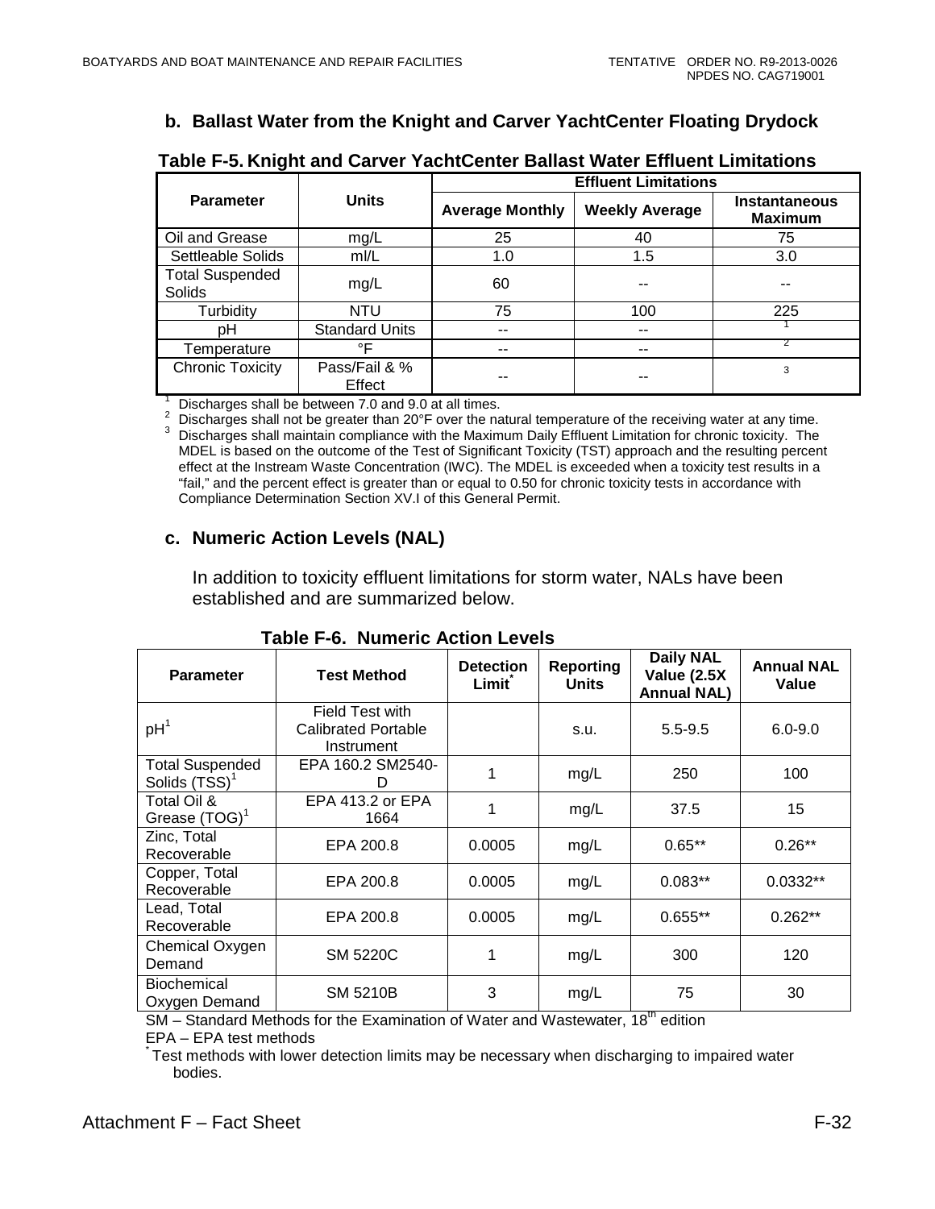### b. Ballast Water from the Knight and Carver YachtCenter Floating Drydock

**Table F-5. Knight and Carver YachtCenter Ballast Water Effluent Limitations**

| Parameter | Units | Effluent Limitations | | |
|---|---|---|---|---|
| | | Average Monthly | Weekly Average | Instantaneous Maximum |
| Oil and Grease | mg/L | 25 | 40 | 75 |
| Settleable Solids | ml/L | 1.0 | 1.5 | 3.0 |
| Total Suspended Solids | mg/L | 60 | -- | -- |
| Turbidity | NTU | 75 | 100 | 225 |
| pH | Standard Units | -- | -- | [1] |
| Temperature | °F | -- | -- | [2] |
| Chronic Toxicity | Pass/Fail & % Effect | -- | -- | [3] |

[1] Discharges shall be between 7.0 and 9.0 at all times.
[2] Discharges shall not be greater than 20°F over the natural temperature of the receiving water at any time.
[3] Discharges shall maintain compliance with the Maximum Daily Effluent Limitation for chronic toxicity. The MDEL is based on the outcome of the Test of Significant Toxicity (TST) approach and the resulting percent effect at the Instream Waste Concentration (IWC). The MDEL is exceeded when a toxicity test results in a "fail," and the percent effect is greater than or equal to 0.50 for chronic toxicity tests in accordance with Compliance Determination Section XV.I of this General Permit.

### c. Numeric Action Levels (NAL)

In addition to toxicity effluent limitations for storm water, NALs have been established and are summarized below.

**Table F-6. Numeric Action Levels**

| Parameter | Test Method | Detection Limit* | Reporting Units | Daily NAL Value (2.5X Annual NAL) | Annual NAL Value |
|---|---|---|---|---|---|
| pH[1] | Field Test with Calibrated Portable Instrument | | s.u. | 5.5-9.5 | 6.0-9.0 |
| Total Suspended Solids (TSS)[1] | EPA 160.2 SM2540-D | 1 | mg/L | 250 | 100 |
| Total Oil & Grease (TOG)[1] | EPA 413.2 or EPA 1664 | 1 | mg/L | 37.5 | 15 |
| Zinc, Total Recoverable | EPA 200.8 | 0.0005 | mg/L | 0.65** | 0.26** |
| Copper, Total Recoverable | EPA 200.8 | 0.0005 | mg/L | 0.083** | 0.0332** |
| Lead, Total Recoverable | EPA 200.8 | 0.0005 | mg/L | 0.655** | 0.262** |
| Chemical Oxygen Demand | SM 5220C | 1 | mg/L | 300 | 120 |
| Biochemical Oxygen Demand | SM 5210B | 3 | mg/L | 75 | 30 |

SM – Standard Methods for the Examination of Water and Wastewater, 18th edition
EPA – EPA test methods
* Test methods with lower detection limits may be necessary when discharging to impaired water bodies.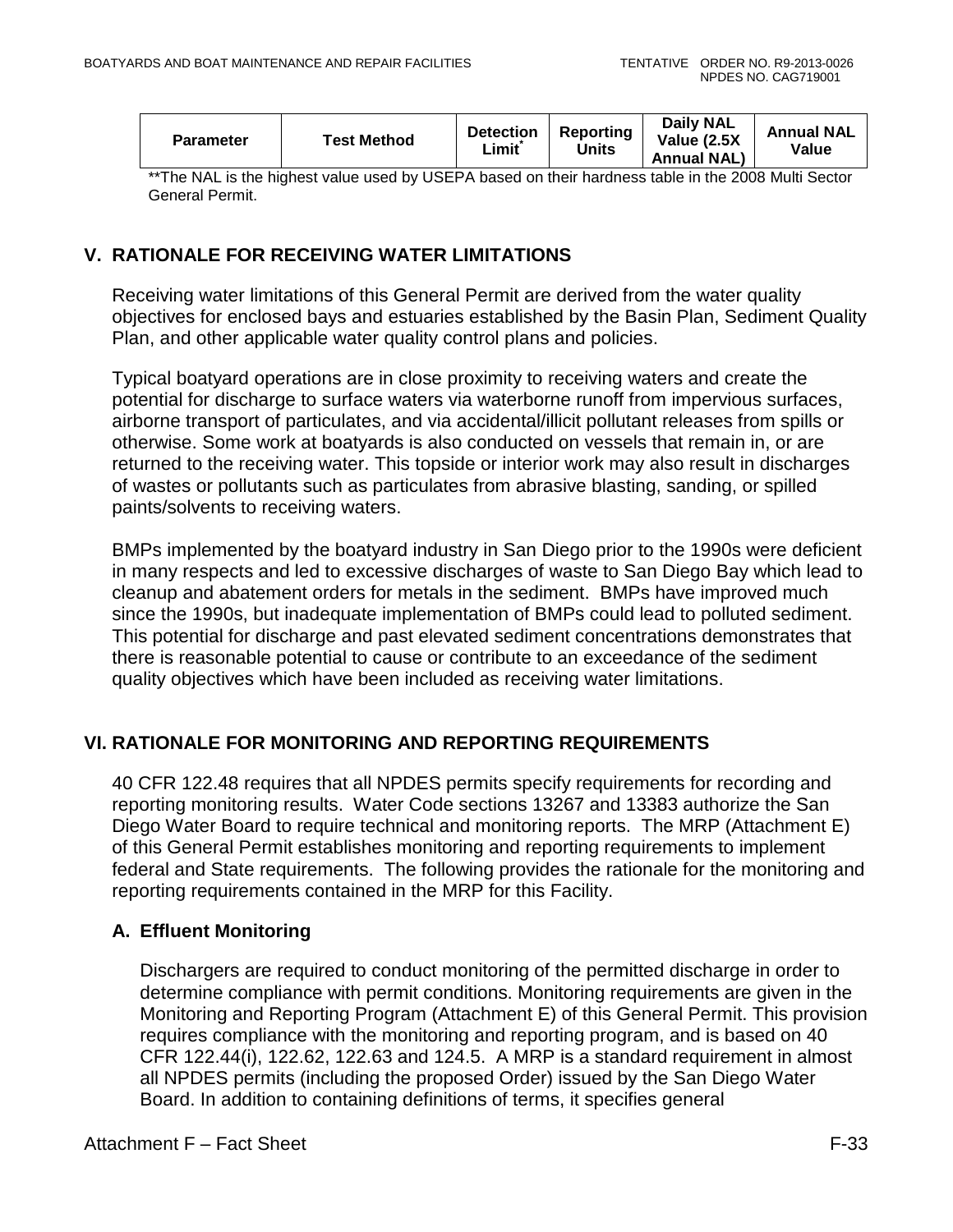| Parameter | Test Method | Detection Limit* | Reporting Units | Daily NAL Value (2.5X Annual NAL) | Annual NAL Value |
|---|---|---|---|---|---|

**The NAL is the highest value used by USEPA based on their hardness table in the 2008 Multi Sector General Permit.

## V. RATIONALE FOR RECEIVING WATER LIMITATIONS

Receiving water limitations of this General Permit are derived from the water quality objectives for enclosed bays and estuaries established by the Basin Plan, Sediment Quality Plan, and other applicable water quality control plans and policies.

Typical boatyard operations are in close proximity to receiving waters and create the potential for discharge to surface waters via waterborne runoff from impervious surfaces, airborne transport of particulates, and via accidental/illicit pollutant releases from spills or otherwise. Some work at boatyards is also conducted on vessels that remain in, or are returned to the receiving water. This topside or interior work may also result in discharges of wastes or pollutants such as particulates from abrasive blasting, sanding, or spilled paints/solvents to receiving waters.

BMPs implemented by the boatyard industry in San Diego prior to the 1990s were deficient in many respects and led to excessive discharges of waste to San Diego Bay which lead to cleanup and abatement orders for metals in the sediment. BMPs have improved much since the 1990s, but inadequate implementation of BMPs could lead to polluted sediment. This potential for discharge and past elevated sediment concentrations demonstrates that there is reasonable potential to cause or contribute to an exceedance of the sediment quality objectives which have been included as receiving water limitations.

## VI. RATIONALE FOR MONITORING AND REPORTING REQUIREMENTS

40 CFR 122.48 requires that all NPDES permits specify requirements for recording and reporting monitoring results. Water Code sections 13267 and 13383 authorize the San Diego Water Board to require technical and monitoring reports. The MRP (Attachment E) of this General Permit establishes monitoring and reporting requirements to implement federal and State requirements. The following provides the rationale for the monitoring and reporting requirements contained in the MRP for this Facility.

### A. Effluent Monitoring

Dischargers are required to conduct monitoring of the permitted discharge in order to determine compliance with permit conditions. Monitoring requirements are given in the Monitoring and Reporting Program (Attachment E) of this General Permit. This provision requires compliance with the monitoring and reporting program, and is based on 40 CFR 122.44(i), 122.62, 122.63 and 124.5. A MRP is a standard requirement in almost all NPDES permits (including the proposed Order) issued by the San Diego Water Board. In addition to containing definitions of terms, it specifies general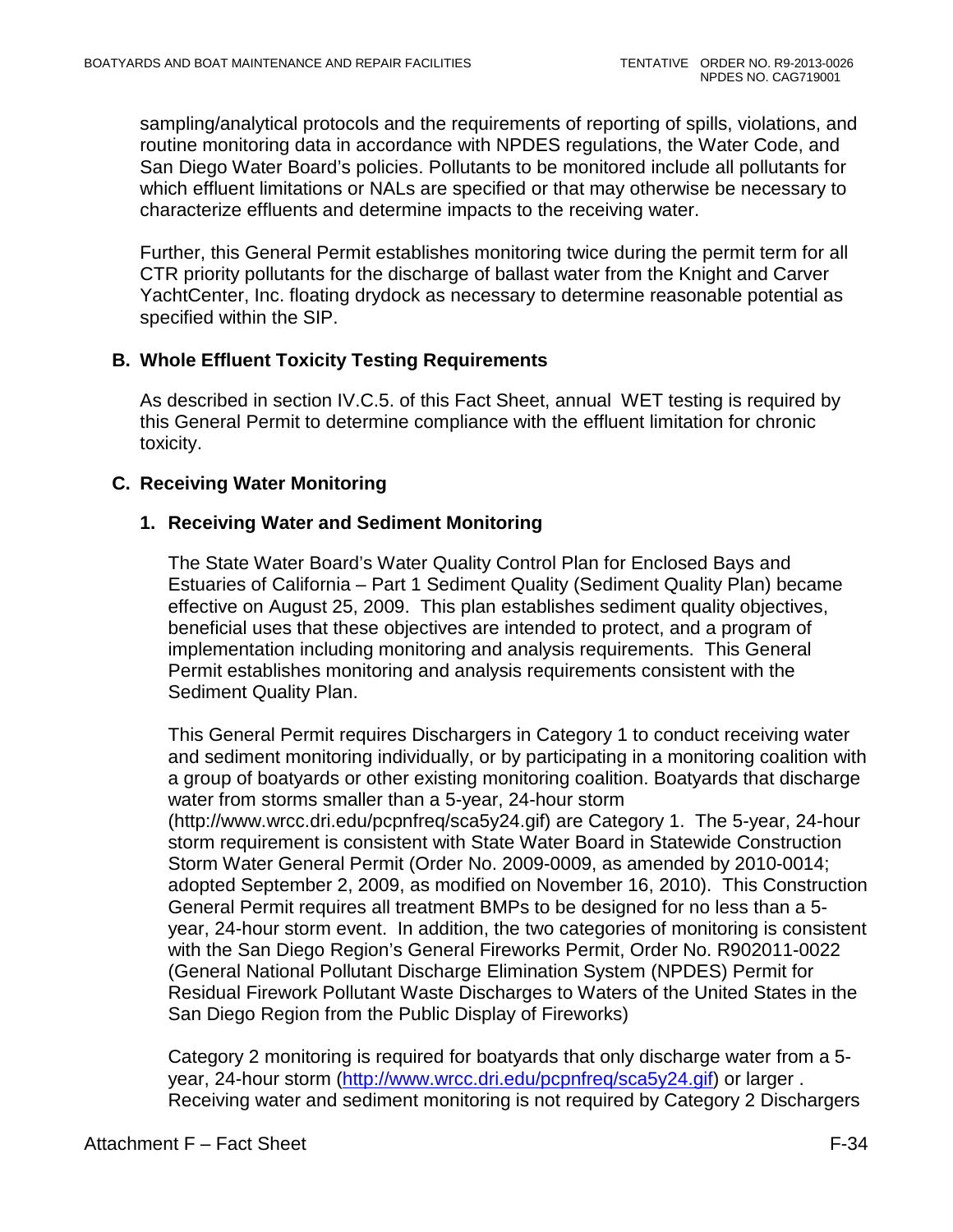sampling/analytical protocols and the requirements of reporting of spills, violations, and routine monitoring data in accordance with NPDES regulations, the Water Code, and San Diego Water Board's policies. Pollutants to be monitored include all pollutants for which effluent limitations or NALs are specified or that may otherwise be necessary to characterize effluents and determine impacts to the receiving water.

Further, this General Permit establishes monitoring twice during the permit term for all CTR priority pollutants for the discharge of ballast water from the Knight and Carver YachtCenter, Inc. floating drydock as necessary to determine reasonable potential as specified within the SIP.

## B. Whole Effluent Toxicity Testing Requirements

As described in section IV.C.5. of this Fact Sheet, annual WET testing is required by this General Permit to determine compliance with the effluent limitation for chronic toxicity.

## C. Receiving Water Monitoring

### 1. Receiving Water and Sediment Monitoring

The State Water Board's Water Quality Control Plan for Enclosed Bays and Estuaries of California – Part 1 Sediment Quality (Sediment Quality Plan) became effective on August 25, 2009. This plan establishes sediment quality objectives, beneficial uses that these objectives are intended to protect, and a program of implementation including monitoring and analysis requirements. This General Permit establishes monitoring and analysis requirements consistent with the Sediment Quality Plan.

This General Permit requires Dischargers in Category 1 to conduct receiving water and sediment monitoring individually, or by participating in a monitoring coalition with a group of boatyards or other existing monitoring coalition. Boatyards that discharge water from storms smaller than a 5-year, 24-hour storm (http://www.wrcc.dri.edu/pcpnfreq/sca5y24.gif) are Category 1. The 5-year, 24-hour storm requirement is consistent with State Water Board in Statewide Construction Storm Water General Permit (Order No. 2009-0009, as amended by 2010-0014; adopted September 2, 2009, as modified on November 16, 2010). This Construction General Permit requires all treatment BMPs to be designed for no less than a 5-year, 24-hour storm event. In addition, the two categories of monitoring is consistent with the San Diego Region's General Fireworks Permit, Order No. R902011-0022 (General National Pollutant Discharge Elimination System (NPDES) Permit for Residual Firework Pollutant Waste Discharges to Waters of the United States in the San Diego Region from the Public Display of Fireworks)

Category 2 monitoring is required for boatyards that only discharge water from a 5-year, 24-hour storm (http://www.wrcc.dri.edu/pcpnfreq/sca5y24.gif) or larger . Receiving water and sediment monitoring is not required by Category 2 Dischargers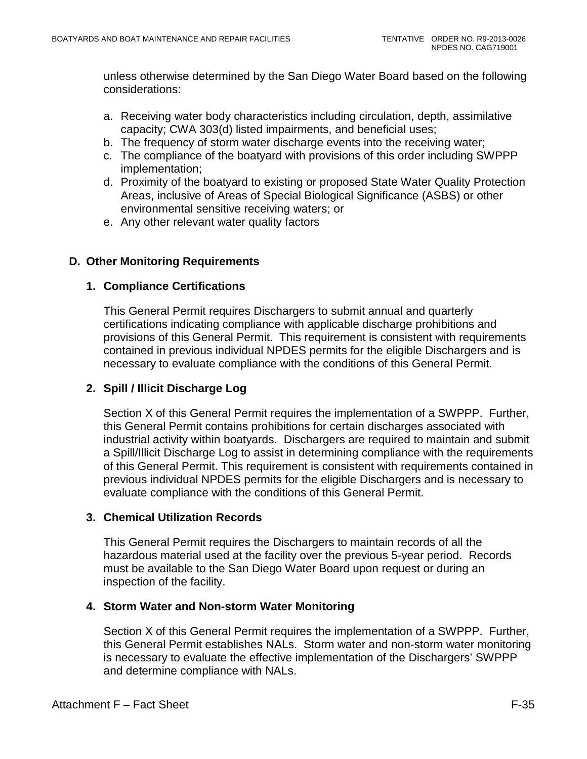unless otherwise determined by the San Diego Water Board based on the following considerations:

a. Receiving water body characteristics including circulation, depth, assimilative capacity; CWA 303(d) listed impairments, and beneficial uses;
b. The frequency of storm water discharge events into the receiving water;
c. The compliance of the boatyard with provisions of this order including SWPPP implementation;
d. Proximity of the boatyard to existing or proposed State Water Quality Protection Areas, inclusive of Areas of Special Biological Significance (ASBS) or other environmental sensitive receiving waters; or
e. Any other relevant water quality factors

## D. Other Monitoring Requirements

### 1. Compliance Certifications

This General Permit requires Dischargers to submit annual and quarterly certifications indicating compliance with applicable discharge prohibitions and provisions of this General Permit. This requirement is consistent with requirements contained in previous individual NPDES permits for the eligible Dischargers and is necessary to evaluate compliance with the conditions of this General Permit.

### 2. Spill / Illicit Discharge Log

Section X of this General Permit requires the implementation of a SWPPP. Further, this General Permit contains prohibitions for certain discharges associated with industrial activity within boatyards. Dischargers are required to maintain and submit a Spill/Illicit Discharge Log to assist in determining compliance with the requirements of this General Permit. This requirement is consistent with requirements contained in previous individual NPDES permits for the eligible Dischargers and is necessary to evaluate compliance with the conditions of this General Permit.

### 3. Chemical Utilization Records

This General Permit requires the Dischargers to maintain records of all the hazardous material used at the facility over the previous 5-year period. Records must be available to the San Diego Water Board upon request or during an inspection of the facility.

### 4. Storm Water and Non-storm Water Monitoring

Section X of this General Permit requires the implementation of a SWPPP. Further, this General Permit establishes NALs. Storm water and non-storm water monitoring is necessary to evaluate the effective implementation of the Dischargers' SWPPP and determine compliance with NALs.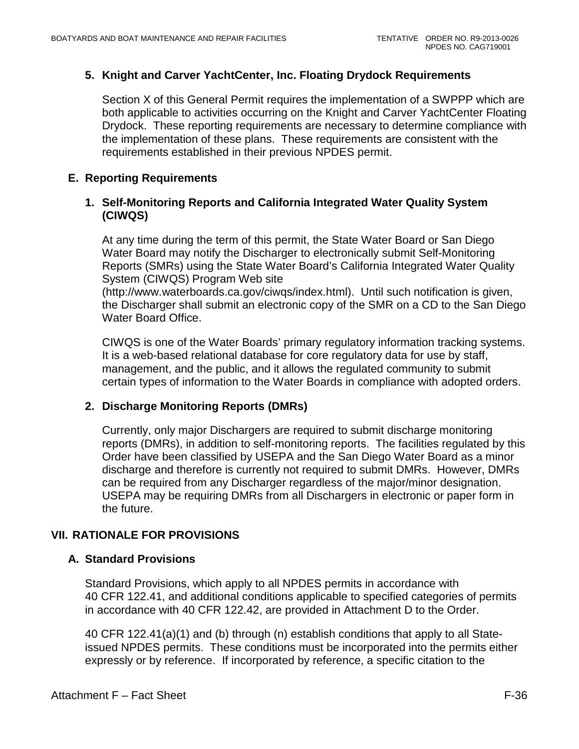### 5. Knight and Carver YachtCenter, Inc. Floating Drydock Requirements

Section X of this General Permit requires the implementation of a SWPPP which are both applicable to activities occurring on the Knight and Carver YachtCenter Floating Drydock. These reporting requirements are necessary to determine compliance with the implementation of these plans. These requirements are consistent with the requirements established in their previous NPDES permit.

## E. Reporting Requirements

### 1. Self-Monitoring Reports and California Integrated Water Quality System (CIWQS)

At any time during the term of this permit, the State Water Board or San Diego Water Board may notify the Discharger to electronically submit Self-Monitoring Reports (SMRs) using the State Water Board's California Integrated Water Quality System (CIWQS) Program Web site (http://www.waterboards.ca.gov/ciwqs/index.html). Until such notification is given, the Discharger shall submit an electronic copy of the SMR on a CD to the San Diego Water Board Office.

CIWQS is one of the Water Boards' primary regulatory information tracking systems. It is a web-based relational database for core regulatory data for use by staff, management, and the public, and it allows the regulated community to submit certain types of information to the Water Boards in compliance with adopted orders.

### 2. Discharge Monitoring Reports (DMRs)

Currently, only major Dischargers are required to submit discharge monitoring reports (DMRs), in addition to self-monitoring reports. The facilities regulated by this Order have been classified by USEPA and the San Diego Water Board as a minor discharge and therefore is currently not required to submit DMRs. However, DMRs can be required from any Discharger regardless of the major/minor designation. USEPA may be requiring DMRs from all Dischargers in electronic or paper form in the future.

# VII. RATIONALE FOR PROVISIONS

## A. Standard Provisions

Standard Provisions, which apply to all NPDES permits in accordance with 40 CFR 122.41, and additional conditions applicable to specified categories of permits in accordance with 40 CFR 122.42, are provided in Attachment D to the Order.

40 CFR 122.41(a)(1) and (b) through (n) establish conditions that apply to all State-issued NPDES permits. These conditions must be incorporated into the permits either expressly or by reference. If incorporated by reference, a specific citation to the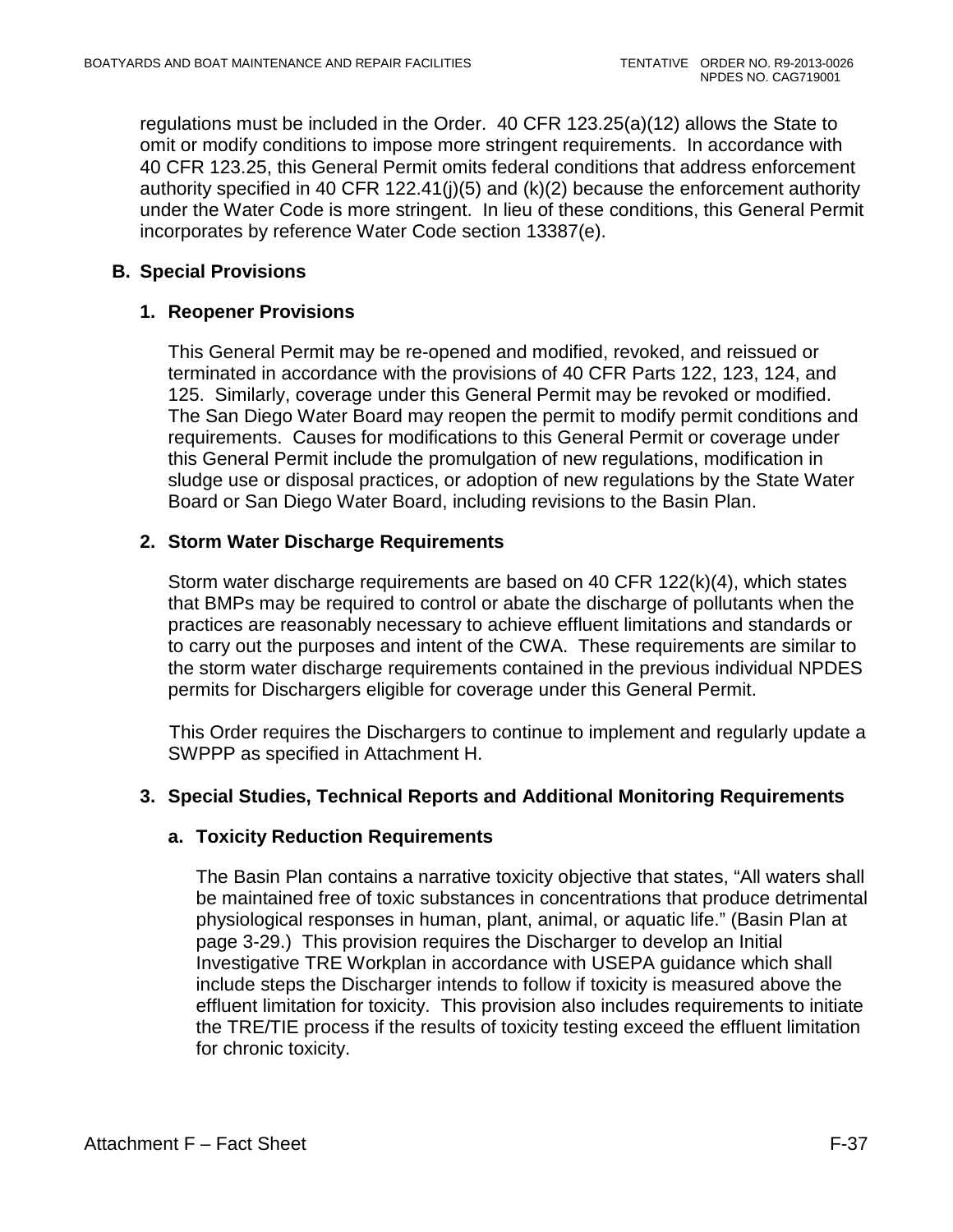regulations must be included in the Order. 40 CFR 123.25(a)(12) allows the State to omit or modify conditions to impose more stringent requirements. In accordance with 40 CFR 123.25, this General Permit omits federal conditions that address enforcement authority specified in 40 CFR 122.41(j)(5) and (k)(2) because the enforcement authority under the Water Code is more stringent. In lieu of these conditions, this General Permit incorporates by reference Water Code section 13387(e).

## B. Special Provisions

### 1. Reopener Provisions

This General Permit may be re-opened and modified, revoked, and reissued or terminated in accordance with the provisions of 40 CFR Parts 122, 123, 124, and 125. Similarly, coverage under this General Permit may be revoked or modified. The San Diego Water Board may reopen the permit to modify permit conditions and requirements. Causes for modifications to this General Permit or coverage under this General Permit include the promulgation of new regulations, modification in sludge use or disposal practices, or adoption of new regulations by the State Water Board or San Diego Water Board, including revisions to the Basin Plan.

### 2. Storm Water Discharge Requirements

Storm water discharge requirements are based on 40 CFR 122(k)(4), which states that BMPs may be required to control or abate the discharge of pollutants when the practices are reasonably necessary to achieve effluent limitations and standards or to carry out the purposes and intent of the CWA. These requirements are similar to the storm water discharge requirements contained in the previous individual NPDES permits for Dischargers eligible for coverage under this General Permit.

This Order requires the Dischargers to continue to implement and regularly update a SWPPP as specified in Attachment H.

### 3. Special Studies, Technical Reports and Additional Monitoring Requirements

#### a. Toxicity Reduction Requirements

The Basin Plan contains a narrative toxicity objective that states, "All waters shall be maintained free of toxic substances in concentrations that produce detrimental physiological responses in human, plant, animal, or aquatic life." (Basin Plan at page 3-29.) This provision requires the Discharger to develop an Initial Investigative TRE Workplan in accordance with USEPA guidance which shall include steps the Discharger intends to follow if toxicity is measured above the effluent limitation for toxicity. This provision also includes requirements to initiate the TRE/TIE process if the results of toxicity testing exceed the effluent limitation for chronic toxicity.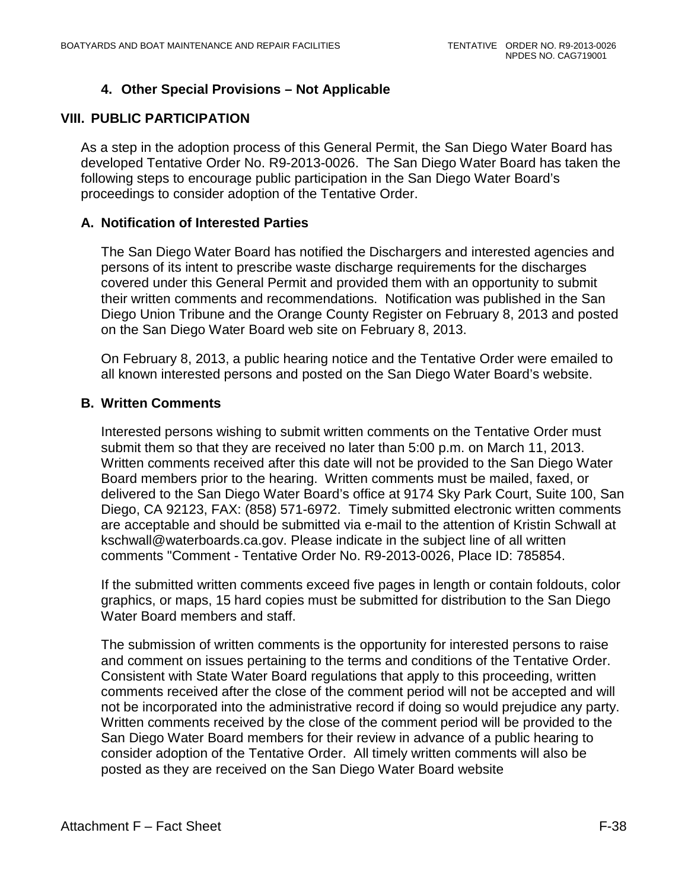### 4. Other Special Provisions – Not Applicable

## VIII. PUBLIC PARTICIPATION

As a step in the adoption process of this General Permit, the San Diego Water Board has developed Tentative Order No. R9-2013-0026. The San Diego Water Board has taken the following steps to encourage public participation in the San Diego Water Board's proceedings to consider adoption of the Tentative Order.

### A. Notification of Interested Parties

The San Diego Water Board has notified the Dischargers and interested agencies and persons of its intent to prescribe waste discharge requirements for the discharges covered under this General Permit and provided them with an opportunity to submit their written comments and recommendations. Notification was published in the San Diego Union Tribune and the Orange County Register on February 8, 2013 and posted on the San Diego Water Board web site on February 8, 2013.

On February 8, 2013, a public hearing notice and the Tentative Order were emailed to all known interested persons and posted on the San Diego Water Board's website.

### B. Written Comments

Interested persons wishing to submit written comments on the Tentative Order must submit them so that they are received no later than 5:00 p.m. on March 11, 2013. Written comments received after this date will not be provided to the San Diego Water Board members prior to the hearing. Written comments must be mailed, faxed, or delivered to the San Diego Water Board's office at 9174 Sky Park Court, Suite 100, San Diego, CA 92123, FAX: (858) 571-6972. Timely submitted electronic written comments are acceptable and should be submitted via e-mail to the attention of Kristin Schwall at kschwall@waterboards.ca.gov. Please indicate in the subject line of all written comments "Comment - Tentative Order No. R9-2013-0026, Place ID: 785854.

If the submitted written comments exceed five pages in length or contain foldouts, color graphics, or maps, 15 hard copies must be submitted for distribution to the San Diego Water Board members and staff.

The submission of written comments is the opportunity for interested persons to raise and comment on issues pertaining to the terms and conditions of the Tentative Order. Consistent with State Water Board regulations that apply to this proceeding, written comments received after the close of the comment period will not be accepted and will not be incorporated into the administrative record if doing so would prejudice any party. Written comments received by the close of the comment period will be provided to the San Diego Water Board members for their review in advance of a public hearing to consider adoption of the Tentative Order. All timely written comments will also be posted as they are received on the San Diego Water Board website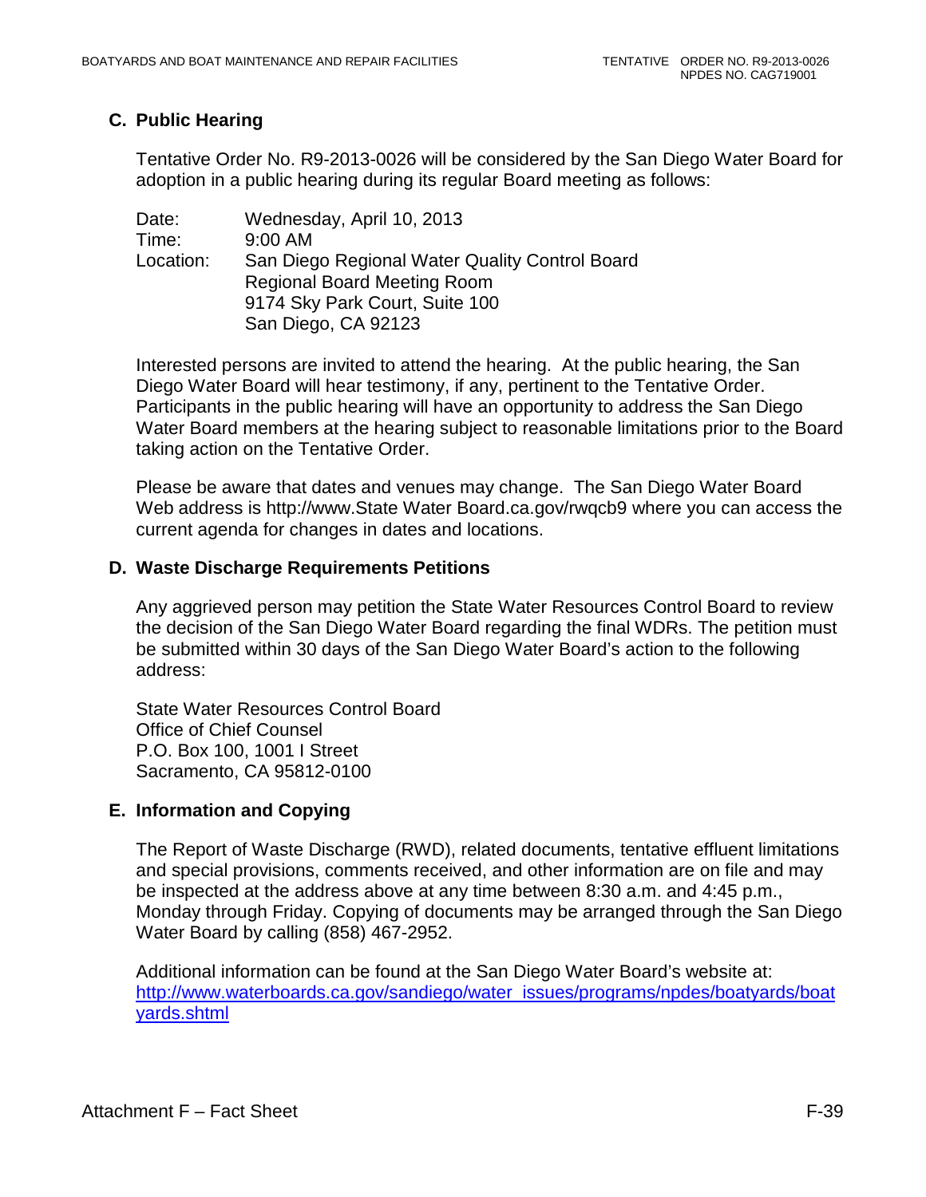### C. Public Hearing

Tentative Order No. R9-2013-0026 will be considered by the San Diego Water Board for adoption in a public hearing during its regular Board meeting as follows:

Date: Wednesday, April 10, 2013
Time: 9:00 AM
Location: San Diego Regional Water Quality Control Board
Regional Board Meeting Room
9174 Sky Park Court, Suite 100
San Diego, CA 92123

Interested persons are invited to attend the hearing. At the public hearing, the San Diego Water Board will hear testimony, if any, pertinent to the Tentative Order. Participants in the public hearing will have an opportunity to address the San Diego Water Board members at the hearing subject to reasonable limitations prior to the Board taking action on the Tentative Order.

Please be aware that dates and venues may change. The San Diego Water Board Web address is http://www.State Water Board.ca.gov/rwqcb9 where you can access the current agenda for changes in dates and locations.

### D. Waste Discharge Requirements Petitions

Any aggrieved person may petition the State Water Resources Control Board to review the decision of the San Diego Water Board regarding the final WDRs. The petition must be submitted within 30 days of the San Diego Water Board's action to the following address:

State Water Resources Control Board
Office of Chief Counsel
P.O. Box 100, 1001 I Street
Sacramento, CA 95812-0100

### E. Information and Copying

The Report of Waste Discharge (RWD), related documents, tentative effluent limitations and special provisions, comments received, and other information are on file and may be inspected at the address above at any time between 8:30 a.m. and 4:45 p.m., Monday through Friday. Copying of documents may be arranged through the San Diego Water Board by calling (858) 467-2952.

Additional information can be found at the San Diego Water Board's website at: http://www.waterboards.ca.gov/sandiego/water_issues/programs/npdes/boatyards/boatyards.shtml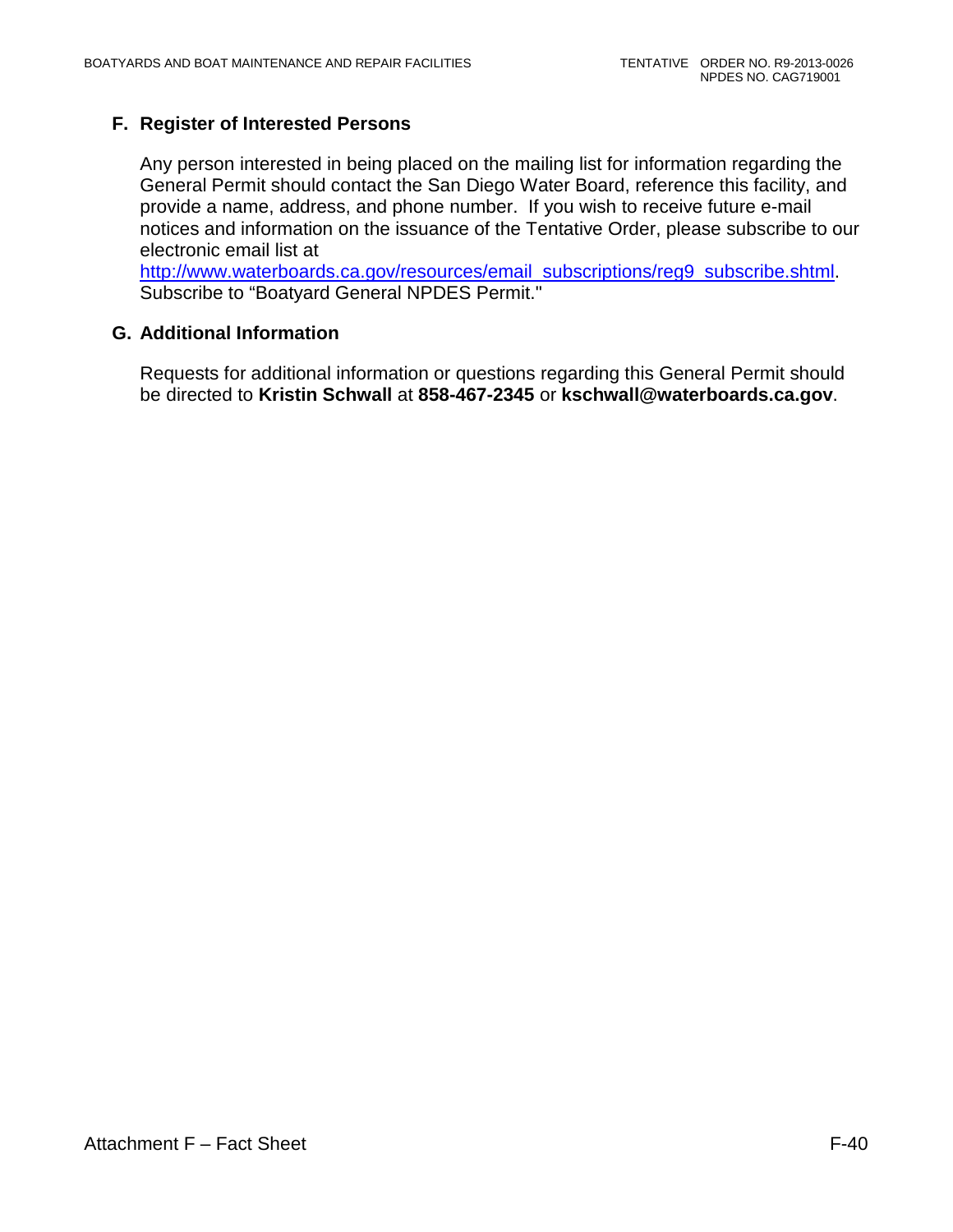## F. Register of Interested Persons

Any person interested in being placed on the mailing list for information regarding the General Permit should contact the San Diego Water Board, reference this facility, and provide a name, address, and phone number. If you wish to receive future e-mail notices and information on the issuance of the Tentative Order, please subscribe to our electronic email list at http://www.waterboards.ca.gov/resources/email_subscriptions/reg9_subscribe.shtml. Subscribe to "Boatyard General NPDES Permit."

## G. Additional Information

Requests for additional information or questions regarding this General Permit should be directed to **Kristin Schwall** at **858-467-2345** or **kschwall@waterboards.ca.gov**.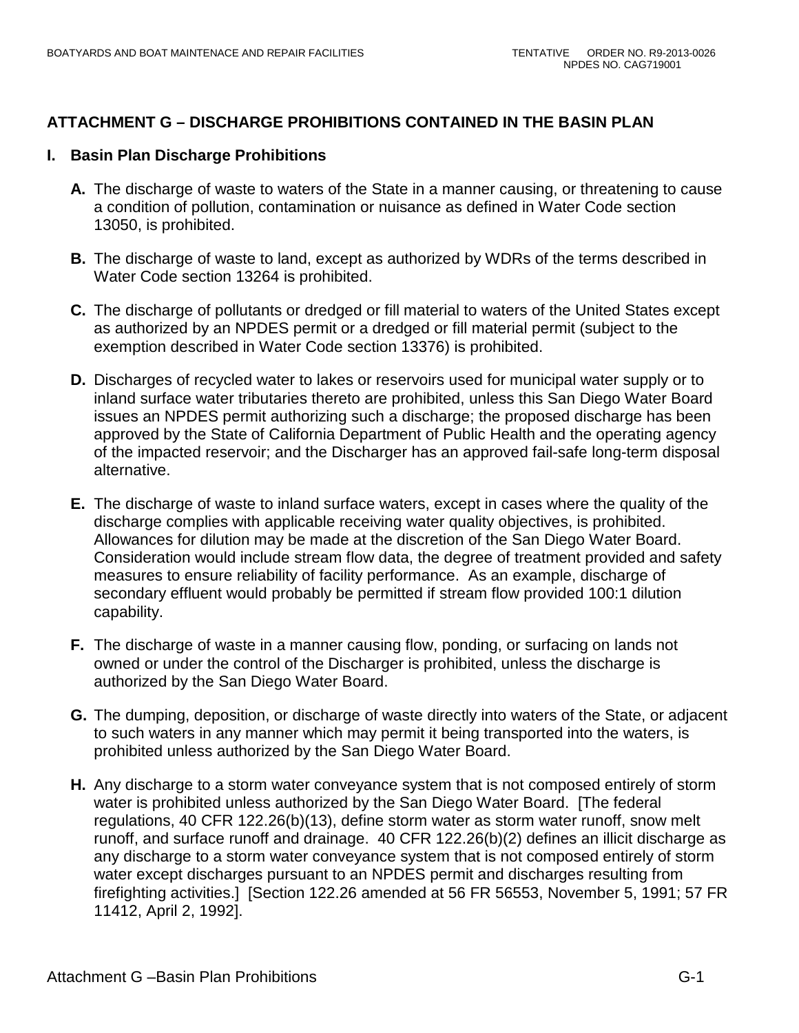## ATTACHMENT G – DISCHARGE PROHIBITIONS CONTAINED IN THE BASIN PLAN

### I. Basin Plan Discharge Prohibitions

**A.** The discharge of waste to waters of the State in a manner causing, or threatening to cause a condition of pollution, contamination or nuisance as defined in Water Code section 13050, is prohibited.

**B.** The discharge of waste to land, except as authorized by WDRs of the terms described in Water Code section 13264 is prohibited.

**C.** The discharge of pollutants or dredged or fill material to waters of the United States except as authorized by an NPDES permit or a dredged or fill material permit (subject to the exemption described in Water Code section 13376) is prohibited.

**D.** Discharges of recycled water to lakes or reservoirs used for municipal water supply or to inland surface water tributaries thereto are prohibited, unless this San Diego Water Board issues an NPDES permit authorizing such a discharge; the proposed discharge has been approved by the State of California Department of Public Health and the operating agency of the impacted reservoir; and the Discharger has an approved fail-safe long-term disposal alternative.

**E.** The discharge of waste to inland surface waters, except in cases where the quality of the discharge complies with applicable receiving water quality objectives, is prohibited. Allowances for dilution may be made at the discretion of the San Diego Water Board. Consideration would include stream flow data, the degree of treatment provided and safety measures to ensure reliability of facility performance. As an example, discharge of secondary effluent would probably be permitted if stream flow provided 100:1 dilution capability.

**F.** The discharge of waste in a manner causing flow, ponding, or surfacing on lands not owned or under the control of the Discharger is prohibited, unless the discharge is authorized by the San Diego Water Board.

**G.** The dumping, deposition, or discharge of waste directly into waters of the State, or adjacent to such waters in any manner which may permit it being transported into the waters, is prohibited unless authorized by the San Diego Water Board.

**H.** Any discharge to a storm water conveyance system that is not composed entirely of storm water is prohibited unless authorized by the San Diego Water Board. [The federal regulations, 40 CFR 122.26(b)(13), define storm water as storm water runoff, snow melt runoff, and surface runoff and drainage. 40 CFR 122.26(b)(2) defines an illicit discharge as any discharge to a storm water conveyance system that is not composed entirely of storm water except discharges pursuant to an NPDES permit and discharges resulting from firefighting activities.] [Section 122.26 amended at 56 FR 56553, November 5, 1991; 57 FR 11412, April 2, 1992].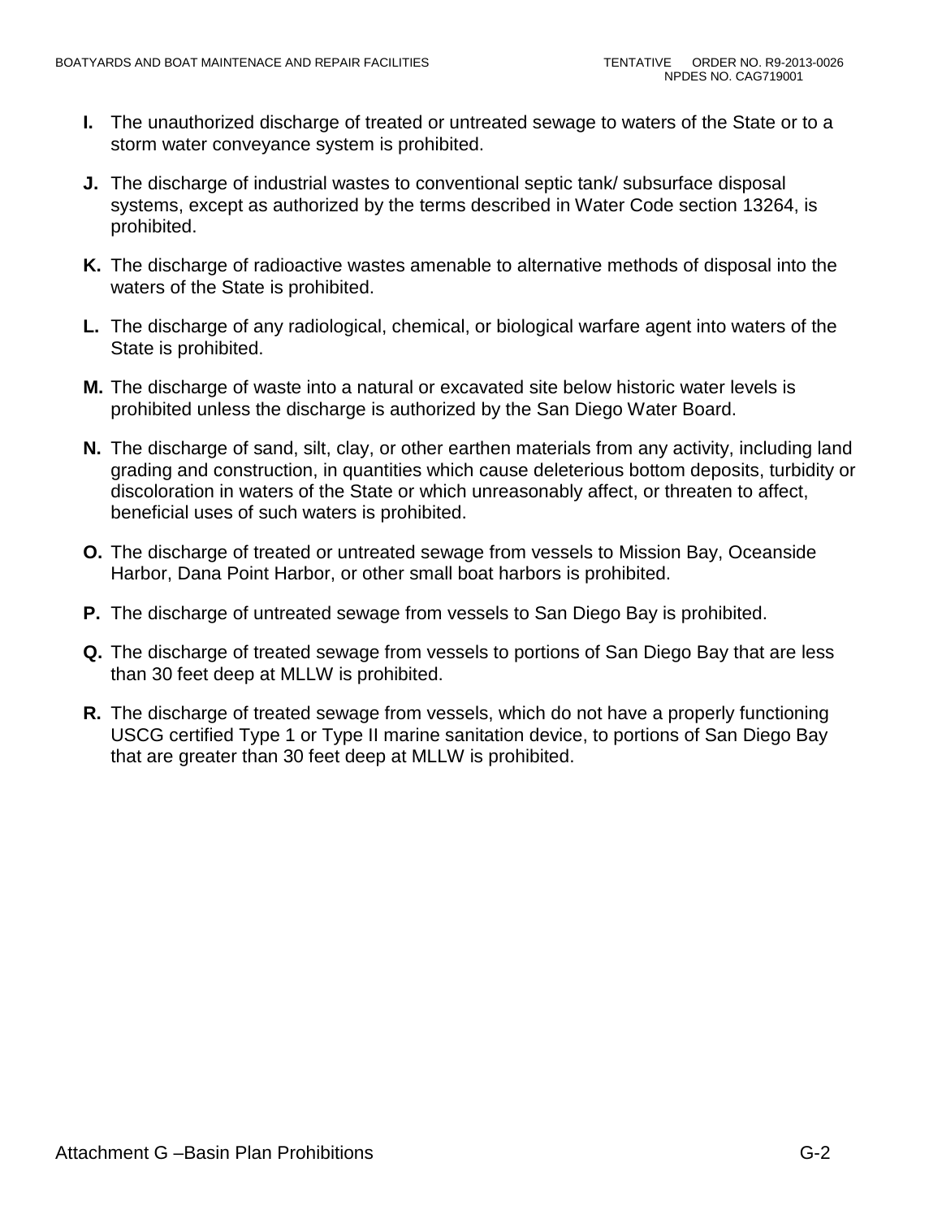**I.** The unauthorized discharge of treated or untreated sewage to waters of the State or to a storm water conveyance system is prohibited.

**J.** The discharge of industrial wastes to conventional septic tank/ subsurface disposal systems, except as authorized by the terms described in Water Code section 13264, is prohibited.

**K.** The discharge of radioactive wastes amenable to alternative methods of disposal into the waters of the State is prohibited.

**L.** The discharge of any radiological, chemical, or biological warfare agent into waters of the State is prohibited.

**M.** The discharge of waste into a natural or excavated site below historic water levels is prohibited unless the discharge is authorized by the San Diego Water Board.

**N.** The discharge of sand, silt, clay, or other earthen materials from any activity, including land grading and construction, in quantities which cause deleterious bottom deposits, turbidity or discoloration in waters of the State or which unreasonably affect, or threaten to affect, beneficial uses of such waters is prohibited.

**O.** The discharge of treated or untreated sewage from vessels to Mission Bay, Oceanside Harbor, Dana Point Harbor, or other small boat harbors is prohibited.

**P.** The discharge of untreated sewage from vessels to San Diego Bay is prohibited.

**Q.** The discharge of treated sewage from vessels to portions of San Diego Bay that are less than 30 feet deep at MLLW is prohibited.

**R.** The discharge of treated sewage from vessels, which do not have a properly functioning USCG certified Type 1 or Type II marine sanitation device, to portions of San Diego Bay that are greater than 30 feet deep at MLLW is prohibited.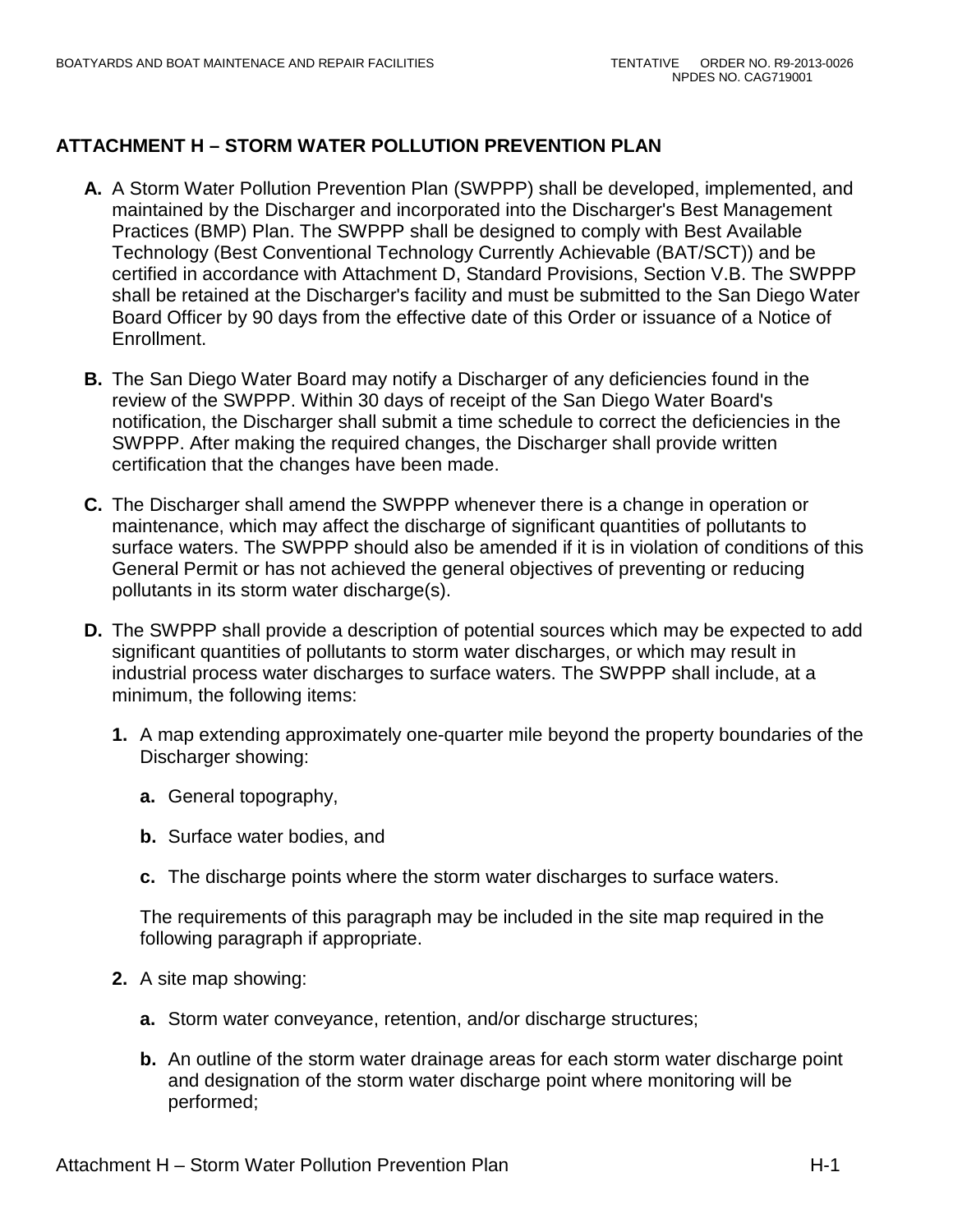## ATTACHMENT H – STORM WATER POLLUTION PREVENTION PLAN

**A.** A Storm Water Pollution Prevention Plan (SWPPP) shall be developed, implemented, and maintained by the Discharger and incorporated into the Discharger's Best Management Practices (BMP) Plan. The SWPPP shall be designed to comply with Best Available Technology (Best Conventional Technology Currently Achievable (BAT/SCT)) and be certified in accordance with Attachment D, Standard Provisions, Section V.B. The SWPPP shall be retained at the Discharger's facility and must be submitted to the San Diego Water Board Officer by 90 days from the effective date of this Order or issuance of a Notice of Enrollment.

**B.** The San Diego Water Board may notify a Discharger of any deficiencies found in the review of the SWPPP. Within 30 days of receipt of the San Diego Water Board's notification, the Discharger shall submit a time schedule to correct the deficiencies in the SWPPP. After making the required changes, the Discharger shall provide written certification that the changes have been made.

**C.** The Discharger shall amend the SWPPP whenever there is a change in operation or maintenance, which may affect the discharge of significant quantities of pollutants to surface waters. The SWPPP should also be amended if it is in violation of conditions of this General Permit or has not achieved the general objectives of preventing or reducing pollutants in its storm water discharge(s).

**D.** The SWPPP shall provide a description of potential sources which may be expected to add significant quantities of pollutants to storm water discharges, or which may result in industrial process water discharges to surface waters. The SWPPP shall include, at a minimum, the following items:

**1.** A map extending approximately one-quarter mile beyond the property boundaries of the Discharger showing:

**a.** General topography,

**b.** Surface water bodies, and

**c.** The discharge points where the storm water discharges to surface waters.

The requirements of this paragraph may be included in the site map required in the following paragraph if appropriate.

**2.** A site map showing:

**a.** Storm water conveyance, retention, and/or discharge structures;

**b.** An outline of the storm water drainage areas for each storm water discharge point and designation of the storm water discharge point where monitoring will be performed;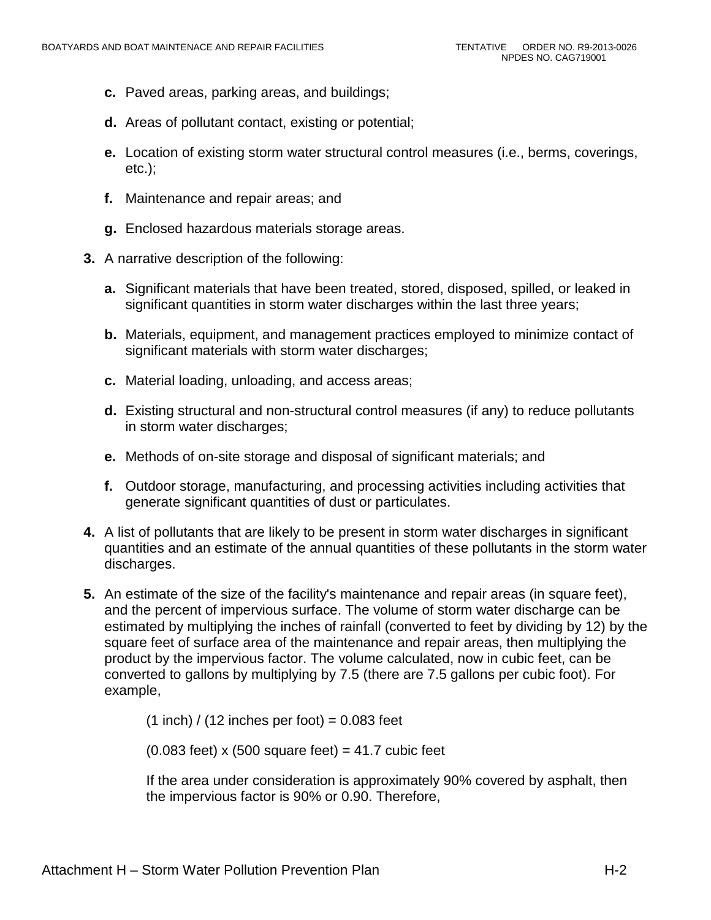**c.** Paved areas, parking areas, and buildings;

   **d.** Areas of pollutant contact, existing or potential;

   **e.** Location of existing storm water structural control measures (i.e., berms, coverings, etc.);

   **f.** Maintenance and repair areas; and

   **g.** Enclosed hazardous materials storage areas.

**3.** A narrative description of the following:

   **a.** Significant materials that have been treated, stored, disposed, spilled, or leaked in significant quantities in storm water discharges within the last three years;

   **b.** Materials, equipment, and management practices employed to minimize contact of significant materials with storm water discharges;

   **c.** Material loading, unloading, and access areas;

   **d.** Existing structural and non-structural control measures (if any) to reduce pollutants in storm water discharges;

   **e.** Methods of on-site storage and disposal of significant materials; and

   **f.** Outdoor storage, manufacturing, and processing activities including activities that generate significant quantities of dust or particulates.

**4.** A list of pollutants that are likely to be present in storm water discharges in significant quantities and an estimate of the annual quantities of these pollutants in the storm water discharges.

**5.** An estimate of the size of the facility's maintenance and repair areas (in square feet), and the percent of impervious surface. The volume of storm water discharge can be estimated by multiplying the inches of rainfall (converted to feet by dividing by 12) by the square feet of surface area of the maintenance and repair areas, then multiplying the product by the impervious factor. The volume calculated, now in cubic feet, can be converted to gallons by multiplying by 7.5 (there are 7.5 gallons per cubic foot). For example,

   (1 inch) / (12 inches per foot) = 0.083 feet

   (0.083 feet) x (500 square feet) = 41.7 cubic feet

   If the area under consideration is approximately 90% covered by asphalt, then the impervious factor is 90% or 0.90. Therefore,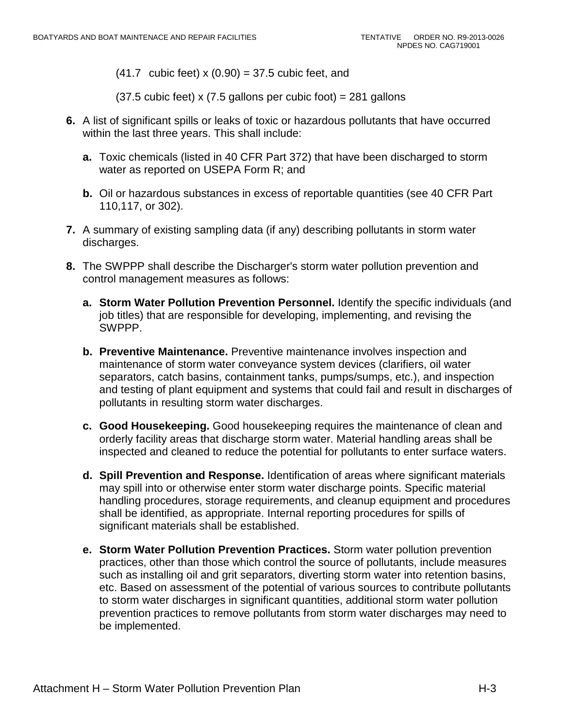(41.7 cubic feet) x (0.90) = 37.5 cubic feet, and

(37.5 cubic feet) x (7.5 gallons per cubic foot) = 281 gallons

**6.** A list of significant spills or leaks of toxic or hazardous pollutants that have occurred within the last three years. This shall include:

   **a.** Toxic chemicals (listed in 40 CFR Part 372) that have been discharged to storm water as reported on USEPA Form R; and

   **b.** Oil or hazardous substances in excess of reportable quantities (see 40 CFR Part 110,117, or 302).

**7.** A summary of existing sampling data (if any) describing pollutants in storm water discharges.

**8.** The SWPPP shall describe the Discharger's storm water pollution prevention and control management measures as follows:

   **a. Storm Water Pollution Prevention Personnel.** Identify the specific individuals (and job titles) that are responsible for developing, implementing, and revising the SWPPP.

   **b. Preventive Maintenance.** Preventive maintenance involves inspection and maintenance of storm water conveyance system devices (clarifiers, oil water separators, catch basins, containment tanks, pumps/sumps, etc.), and inspection and testing of plant equipment and systems that could fail and result in discharges of pollutants in resulting storm water discharges.

   **c. Good Housekeeping.** Good housekeeping requires the maintenance of clean and orderly facility areas that discharge storm water. Material handling areas shall be inspected and cleaned to reduce the potential for pollutants to enter surface waters.

   **d. Spill Prevention and Response.** Identification of areas where significant materials may spill into or otherwise enter storm water discharge points. Specific material handling procedures, storage requirements, and cleanup equipment and procedures shall be identified, as appropriate. Internal reporting procedures for spills of significant materials shall be established.

   **e. Storm Water Pollution Prevention Practices.** Storm water pollution prevention practices, other than those which control the source of pollutants, include measures such as installing oil and grit separators, diverting storm water into retention basins, etc. Based on assessment of the potential of various sources to contribute pollutants to storm water discharges in significant quantities, additional storm water pollution prevention practices to remove pollutants from storm water discharges may need to be implemented.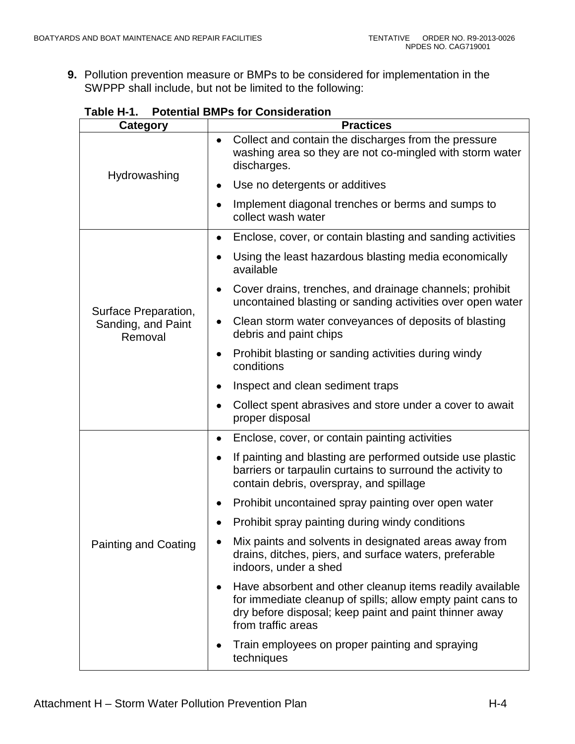**9.** Pollution prevention measure or BMPs to be considered for implementation in the SWPPP shall include, but not be limited to the following:

**Table H-1. Potential BMPs for Consideration**

| Category | Practices |
|---|---|
| Hydrowashing | • Collect and contain the discharges from the pressure washing area so they are not co-mingled with storm water discharges.<br>• Use no detergents or additives<br>• Implement diagonal trenches or berms and sumps to collect wash water |
| Surface Preparation, Sanding, and Paint Removal | • Enclose, cover, or contain blasting and sanding activities<br>• Using the least hazardous blasting media economically available<br>• Cover drains, trenches, and drainage channels; prohibit uncontained blasting or sanding activities over open water<br>• Clean storm water conveyances of deposits of blasting debris and paint chips<br>• Prohibit blasting or sanding activities during windy conditions<br>• Inspect and clean sediment traps<br>• Collect spent abrasives and store under a cover to await proper disposal |
| Painting and Coating | • Enclose, cover, or contain painting activities<br>• If painting and blasting are performed outside use plastic barriers or tarpaulin curtains to surround the activity to contain debris, overspray, and spillage<br>• Prohibit uncontained spray painting over open water<br>• Prohibit spray painting during windy conditions<br>• Mix paints and solvents in designated areas away from drains, ditches, piers, and surface waters, preferable indoors, under a shed<br>• Have absorbent and other cleanup items readily available for immediate cleanup of spills; allow empty paint cans to dry before disposal; keep paint and paint thinner away from traffic areas<br>• Train employees on proper painting and spraying techniques |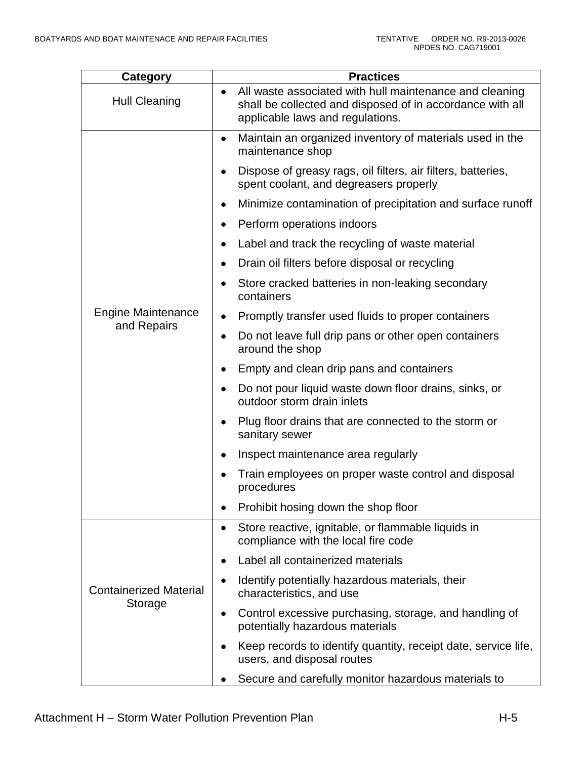| Category | Practices |
|---|---|
| Hull Cleaning | • All waste associated with hull maintenance and cleaning shall be collected and disposed of in accordance with all applicable laws and regulations. |
| Engine Maintenance and Repairs | • Maintain an organized inventory of materials used in the maintenance shop<br>• Dispose of greasy rags, oil filters, air filters, batteries, spent coolant, and degreasers properly<br>• Minimize contamination of precipitation and surface runoff<br>• Perform operations indoors<br>• Label and track the recycling of waste material<br>• Drain oil filters before disposal or recycling<br>• Store cracked batteries in non-leaking secondary containers<br>• Promptly transfer used fluids to proper containers<br>• Do not leave full drip pans or other open containers around the shop<br>• Empty and clean drip pans and containers<br>• Do not pour liquid waste down floor drains, sinks, or outdoor storm drain inlets<br>• Plug floor drains that are connected to the storm or sanitary sewer<br>• Inspect maintenance area regularly<br>• Train employees on proper waste control and disposal procedures<br>• Prohibit hosing down the shop floor |
| Containerized Material Storage | • Store reactive, ignitable, or flammable liquids in compliance with the local fire code<br>• Label all containerized materials<br>• Identify potentially hazardous materials, their characteristics, and use<br>• Control excessive purchasing, storage, and handling of potentially hazardous materials<br>• Keep records to identify quantity, receipt date, service life, users, and disposal routes<br>• Secure and carefully monitor hazardous materials to |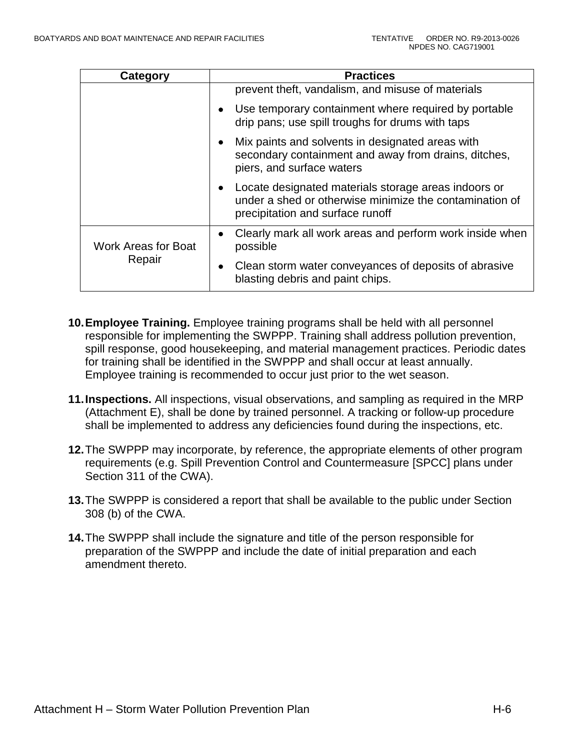| Category | Practices |
| --- | --- |
| | prevent theft, vandalism, and misuse of materials<br>• Use temporary containment where required by portable drip pans; use spill troughs for drums with taps<br>• Mix paints and solvents in designated areas with secondary containment and away from drains, ditches, piers, and surface waters<br>• Locate designated materials storage areas indoors or under a shed or otherwise minimize the contamination of precipitation and surface runoff |
| Work Areas for Boat Repair | • Clearly mark all work areas and perform work inside when possible<br>• Clean storm water conveyances of deposits of abrasive blasting debris and paint chips. |

10. **Employee Training.** Employee training programs shall be held with all personnel responsible for implementing the SWPPP. Training shall address pollution prevention, spill response, good housekeeping, and material management practices. Periodic dates for training shall be identified in the SWPPP and shall occur at least annually. Employee training is recommended to occur just prior to the wet season.

11. **Inspections.** All inspections, visual observations, and sampling as required in the MRP (Attachment E), shall be done by trained personnel. A tracking or follow-up procedure shall be implemented to address any deficiencies found during the inspections, etc.

12. The SWPPP may incorporate, by reference, the appropriate elements of other program requirements (e.g. Spill Prevention Control and Countermeasure [SPCC] plans under Section 311 of the CWA).

13. The SWPPP is considered a report that shall be available to the public under Section 308 (b) of the CWA.

14. The SWPPP shall include the signature and title of the person responsible for preparation of the SWPPP and include the date of initial preparation and each amendment thereto.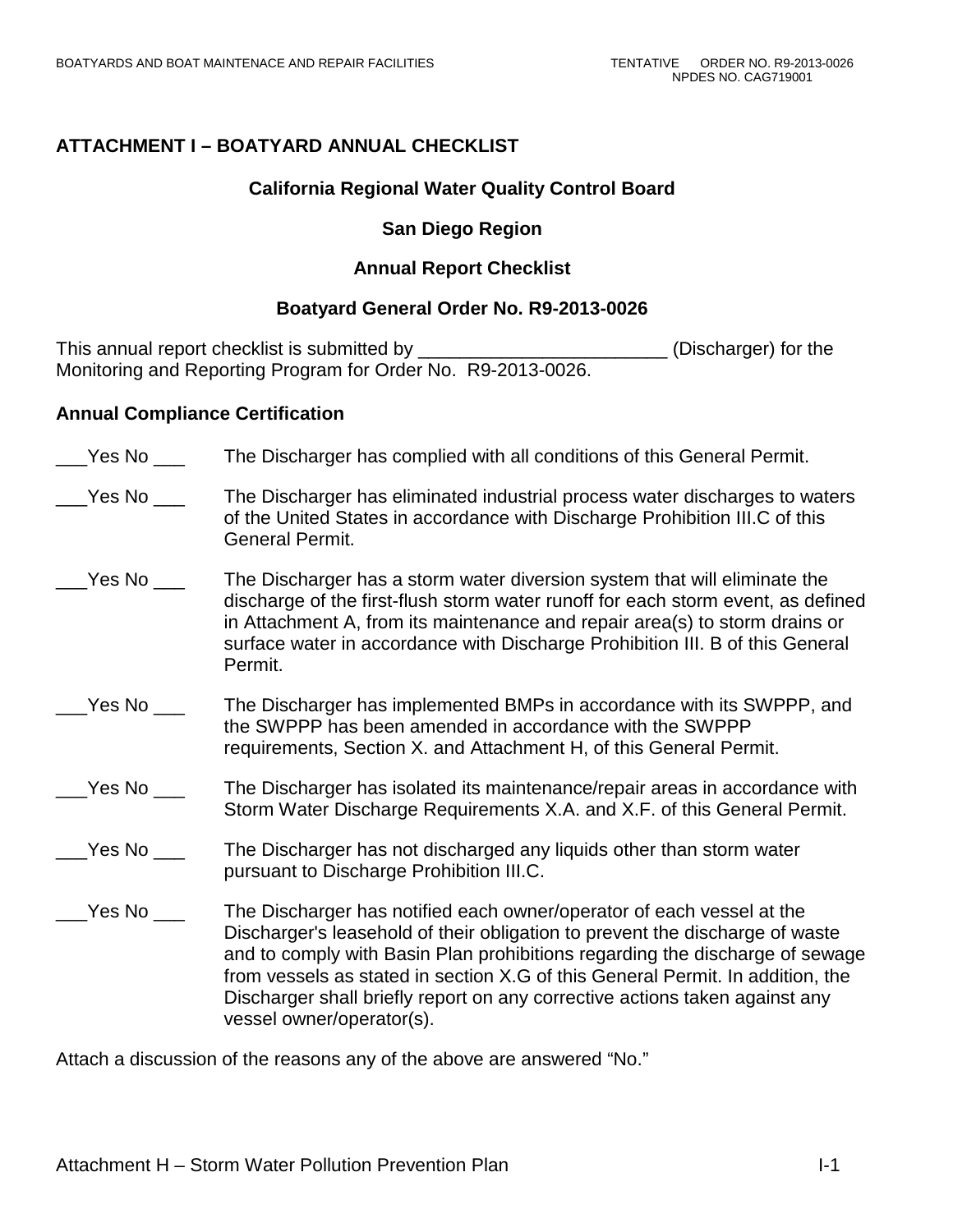## ATTACHMENT I – BOATYARD ANNUAL CHECKLIST

### California Regional Water Quality Control Board

### San Diego Region

### Annual Report Checklist

### Boatyard General Order No. R9-2013-0026

This annual report checklist is submitted by ________________________ (Discharger) for the Monitoring and Reporting Program for Order No. R9-2013-0026.

**Annual Compliance Certification**

___Yes No ___ The Discharger has complied with all conditions of this General Permit.

___Yes No ___ The Discharger has eliminated industrial process water discharges to waters of the United States in accordance with Discharge Prohibition III.C of this General Permit.

___Yes No ___ The Discharger has a storm water diversion system that will eliminate the discharge of the first-flush storm water runoff for each storm event, as defined in Attachment A, from its maintenance and repair area(s) to storm drains or surface water in accordance with Discharge Prohibition III. B of this General Permit.

___Yes No ___ The Discharger has implemented BMPs in accordance with its SWPPP, and the SWPPP has been amended in accordance with the SWPPP requirements, Section X. and Attachment H, of this General Permit.

___Yes No ___ The Discharger has isolated its maintenance/repair areas in accordance with Storm Water Discharge Requirements X.A. and X.F. of this General Permit.

___Yes No ___ The Discharger has not discharged any liquids other than storm water pursuant to Discharge Prohibition III.C.

___Yes No ___ The Discharger has notified each owner/operator of each vessel at the Discharger's leasehold of their obligation to prevent the discharge of waste and to comply with Basin Plan prohibitions regarding the discharge of sewage from vessels as stated in section X.G of this General Permit. In addition, the Discharger shall briefly report on any corrective actions taken against any vessel owner/operator(s).

Attach a discussion of the reasons any of the above are answered "No."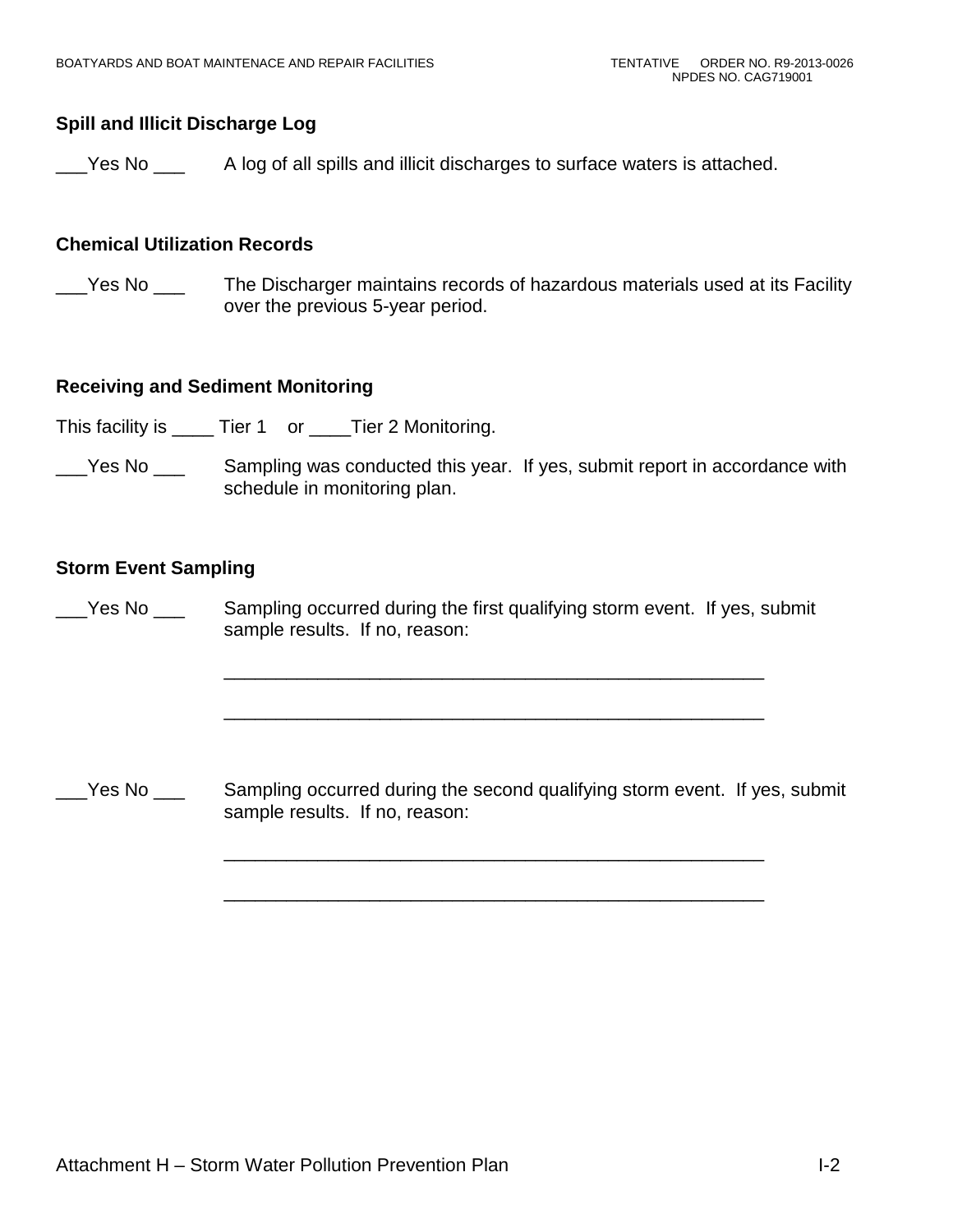### Spill and Illicit Discharge Log

___Yes No ___ A log of all spills and illicit discharges to surface waters is attached.

### Chemical Utilization Records

___Yes No ___ The Discharger maintains records of hazardous materials used at its Facility over the previous 5-year period.

### Receiving and Sediment Monitoring

This facility is ____ Tier 1 or ____Tier 2 Monitoring.

___Yes No ___ Sampling was conducted this year. If yes, submit report in accordance with schedule in monitoring plan.

### Storm Event Sampling

___Yes No ___ Sampling occurred during the first qualifying storm event. If yes, submit sample results. If no, reason:

_____________________________________________________

_____________________________________________________

___Yes No ___ Sampling occurred during the second qualifying storm event. If yes, submit sample results. If no, reason:

_____________________________________________________

_____________________________________________________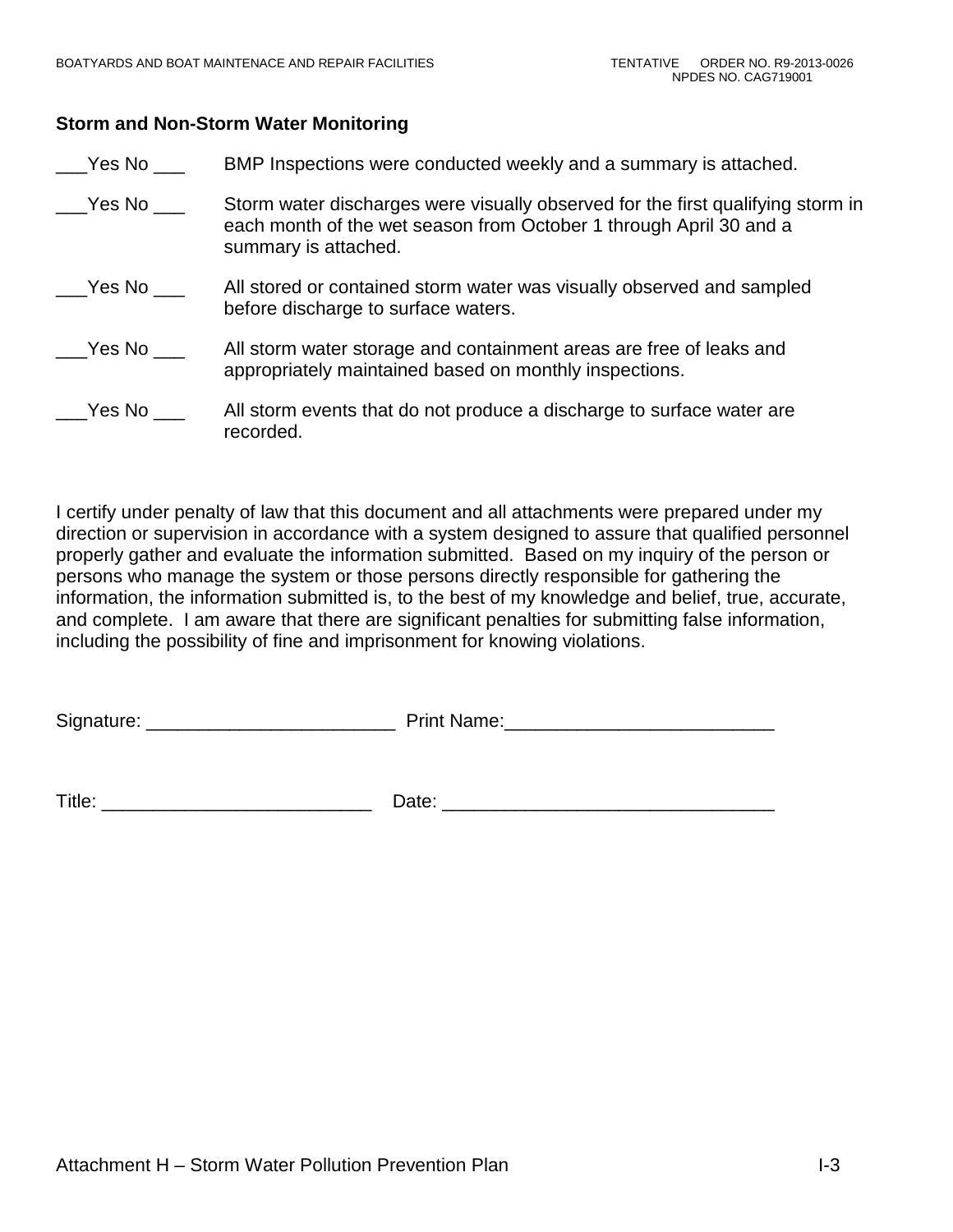**Storm and Non-Storm Water Monitoring**

___Yes No ___ BMP Inspections were conducted weekly and a summary is attached.

___Yes No ___ Storm water discharges were visually observed for the first qualifying storm in each month of the wet season from October 1 through April 30 and a summary is attached.

___Yes No ___ All stored or contained storm water was visually observed and sampled before discharge to surface waters.

___Yes No ___ All storm water storage and containment areas are free of leaks and appropriately maintained based on monthly inspections.

___Yes No ___ All storm events that do not produce a discharge to surface water are recorded.

I certify under penalty of law that this document and all attachments were prepared under my direction or supervision in accordance with a system designed to assure that qualified personnel properly gather and evaluate the information submitted. Based on my inquiry of the person or persons who manage the system or those persons directly responsible for gathering the information, the information submitted is, to the best of my knowledge and belief, true, accurate, and complete. I am aware that there are significant penalties for submitting false information, including the possibility of fine and imprisonment for knowing violations.

Signature: ________________________ Print Name:__________________________

Title: __________________________ Date: ________________________________